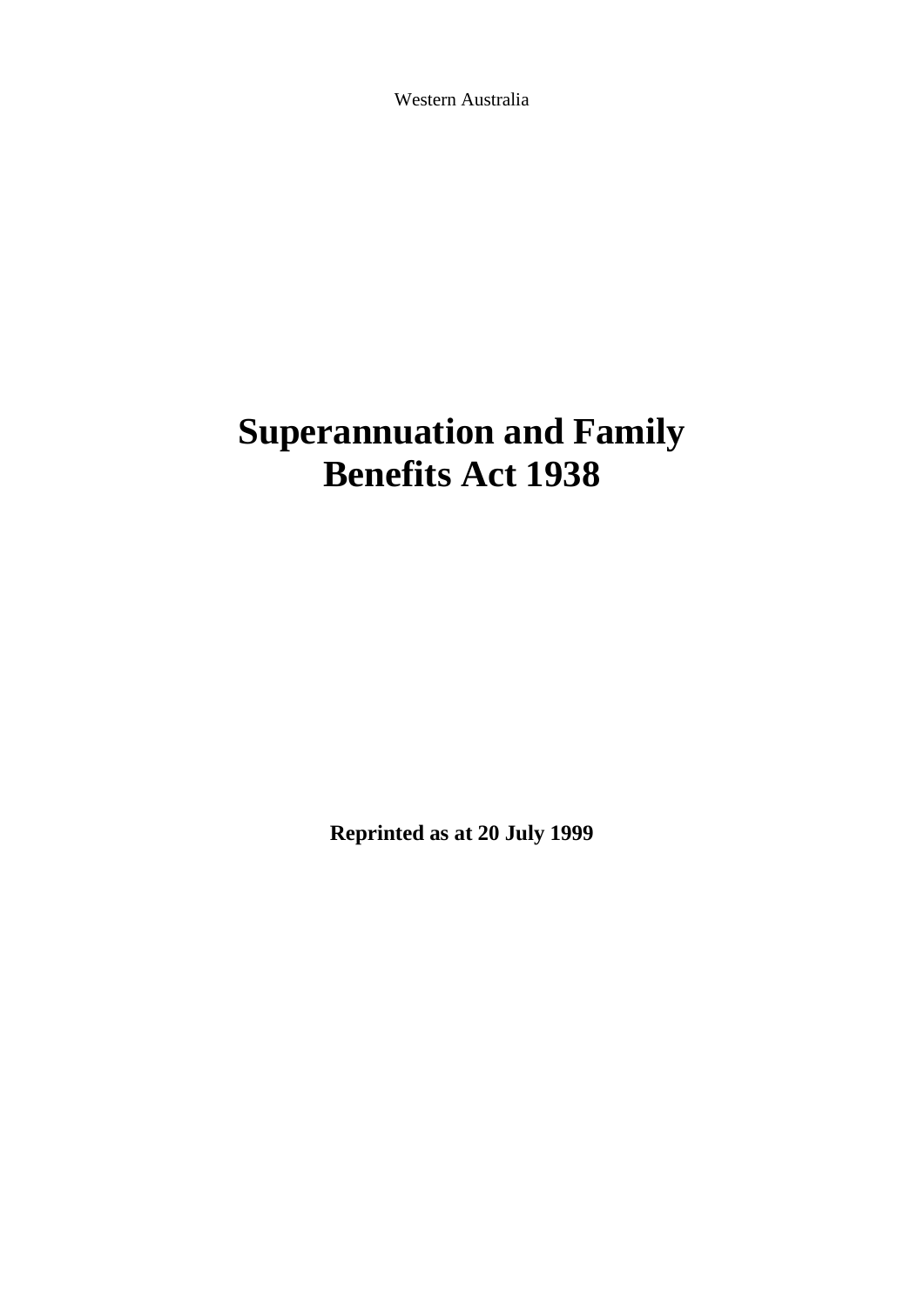Western Australia

# Superannuation and Family Benefits Act 1938

**Reprinted as at 20 July 1999**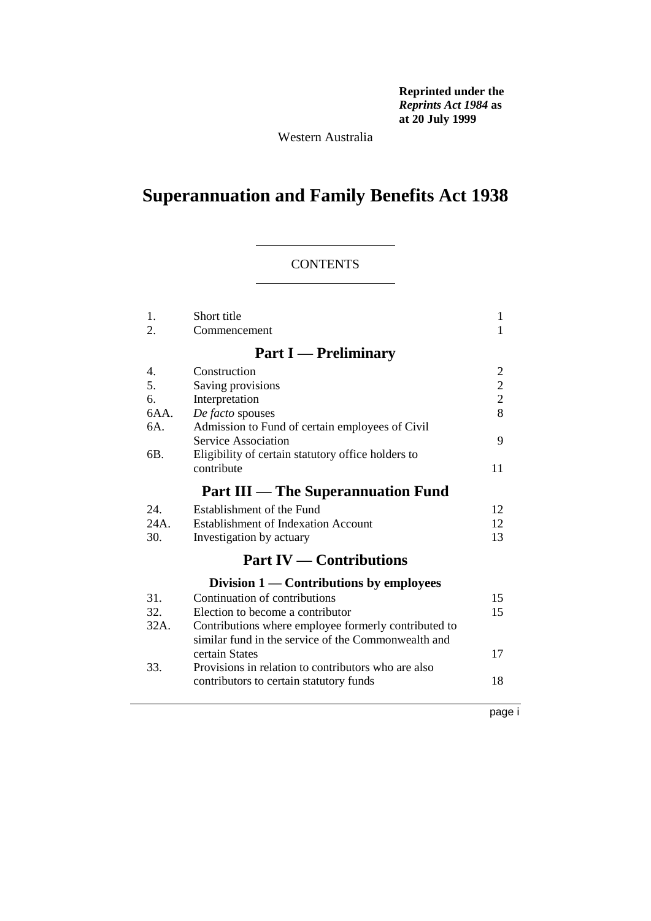**Reprinted under the *Reprints Act 1984* as at 20 July 1999**

Western Australia

# Superannuation and Family Benefits Act 1938

CONTENTS

| | | |
|---|---|---|
| 1. | Short title | 1 |
| 2. | Commencement | 1 |

## Part I — Preliminary

| | | |
|---|---|---|
| 4. | Construction | 2 |
| 5. | Saving provisions | 2 |
| 6. | Interpretation | 2 |
| 6AA. | *De facto* spouses | 8 |
| 6A. | Admission to Fund of certain employees of Civil Service Association | 9 |
| 6B. | Eligibility of certain statutory office holders to contribute | 11 |

## Part III — The Superannuation Fund

| | | |
|---|---|---|
| 24. | Establishment of the Fund | 12 |
| 24A. | Establishment of Indexation Account | 12 |
| 30. | Investigation by actuary | 13 |

## Part IV — Contributions

### Division 1 — Contributions by employees

| | | |
|---|---|---|
| 31. | Continuation of contributions | 15 |
| 32. | Election to become a contributor | 15 |
| 32A. | Contributions where employee formerly contributed to similar fund in the service of the Commonwealth and certain States | 17 |
| 33. | Provisions in relation to contributors who are also contributors to certain statutory funds | 18 |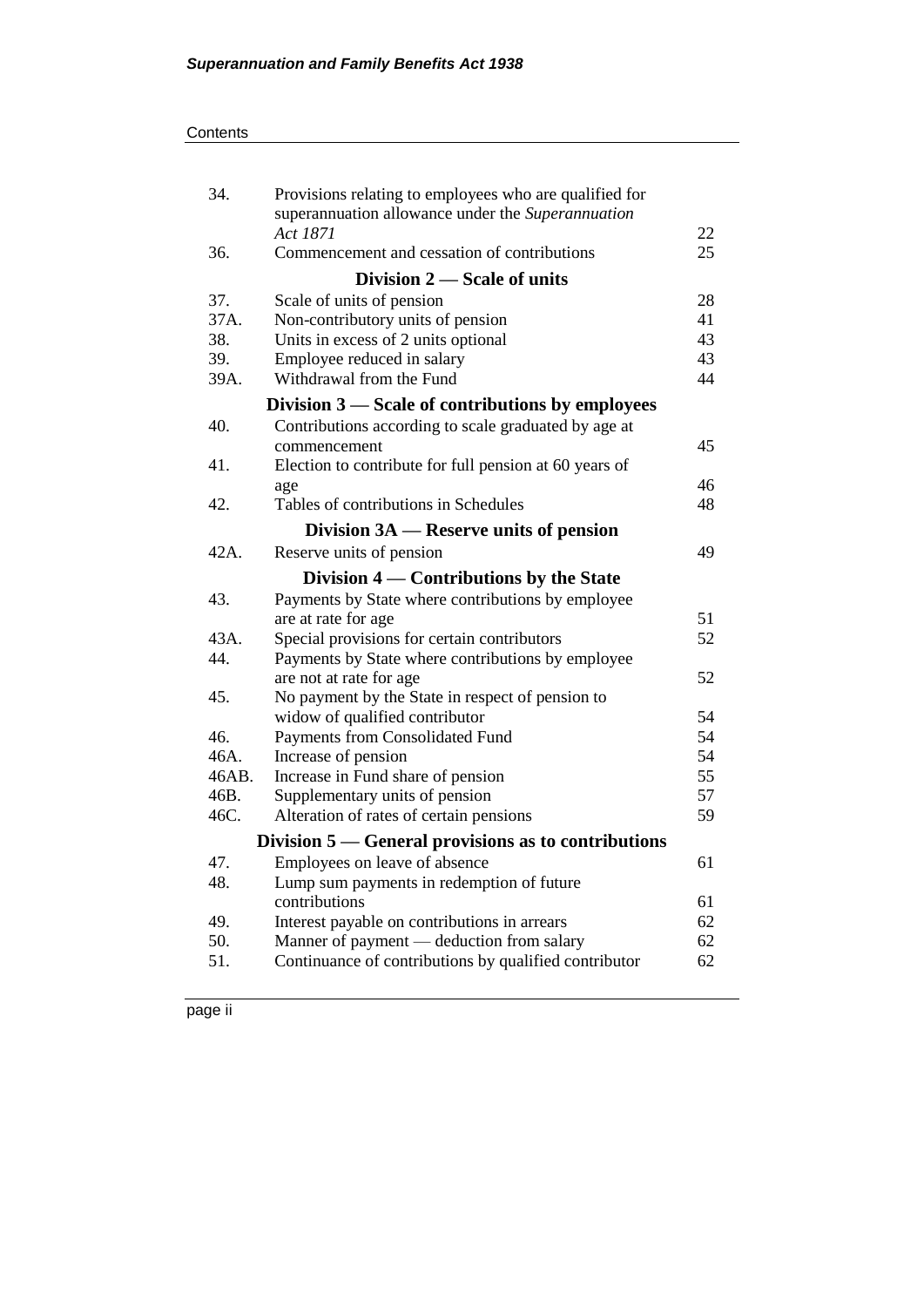| | | |
|---|---|---|
| 34. | Provisions relating to employees who are qualified for superannuation allowance under the *Superannuation Act 1871* | 22 |
| 36. | Commencement and cessation of contributions | 25 |
| | **Division 2 — Scale of units** | |
| 37. | Scale of units of pension | 28 |
| 37A. | Non-contributory units of pension | 41 |
| 38. | Units in excess of 2 units optional | 43 |
| 39. | Employee reduced in salary | 43 |
| 39A. | Withdrawal from the Fund | 44 |
| | **Division 3 — Scale of contributions by employees** | |
| 40. | Contributions according to scale graduated by age at commencement | 45 |
| 41. | Election to contribute for full pension at 60 years of age | 46 |
| 42. | Tables of contributions in Schedules | 48 |
| | **Division 3A — Reserve units of pension** | |
| 42A. | Reserve units of pension | 49 |
| | **Division 4 — Contributions by the State** | |
| 43. | Payments by State where contributions by employee are at rate for age | 51 |
| 43A. | Special provisions for certain contributors | 52 |
| 44. | Payments by State where contributions by employee are not at rate for age | 52 |
| 45. | No payment by the State in respect of pension to widow of qualified contributor | 54 |
| 46. | Payments from Consolidated Fund | 54 |
| 46A. | Increase of pension | 54 |
| 46AB. | Increase in Fund share of pension | 55 |
| 46B. | Supplementary units of pension | 57 |
| 46C. | Alteration of rates of certain pensions | 59 |
| | **Division 5 — General provisions as to contributions** | |
| 47. | Employees on leave of absence | 61 |
| 48. | Lump sum payments in redemption of future contributions | 61 |
| 49. | Interest payable on contributions in arrears | 62 |
| 50. | Manner of payment — deduction from salary | 62 |
| 51. | Continuance of contributions by qualified contributor | 62 |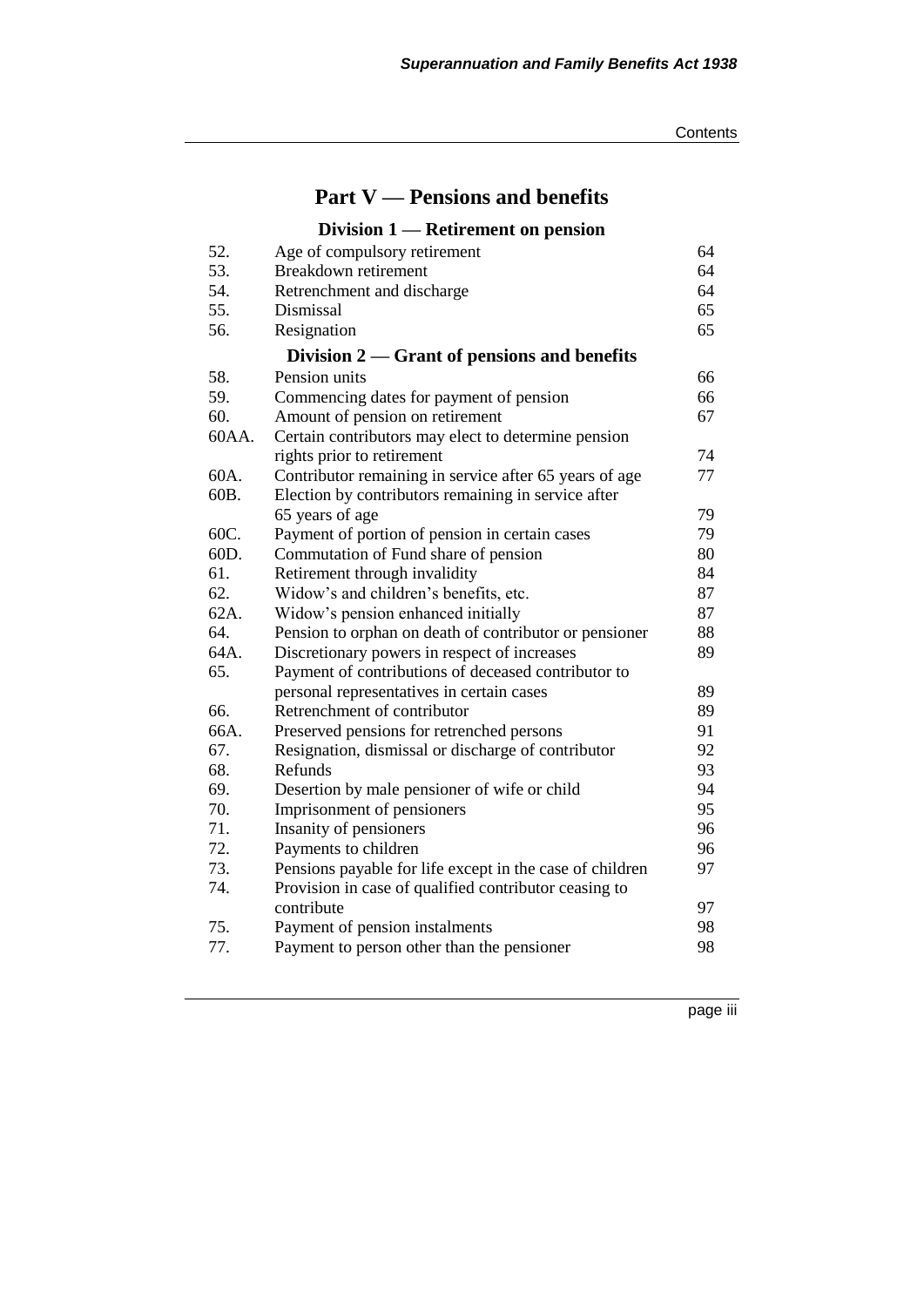# Part V — Pensions and benefits

## Division 1 — Retirement on pension

| | | |
|---|---|---|
| 52. | Age of compulsory retirement | 64 |
| 53. | Breakdown retirement | 64 |
| 54. | Retrenchment and discharge | 64 |
| 55. | Dismissal | 65 |
| 56. | Resignation | 65 |

## Division 2 — Grant of pensions and benefits

| | | |
|---|---|---|
| 58. | Pension units | 66 |
| 59. | Commencing dates for payment of pension | 66 |
| 60. | Amount of pension on retirement | 67 |
| 60AA. | Certain contributors may elect to determine pension rights prior to retirement | 74 |
| 60A. | Contributor remaining in service after 65 years of age | 77 |
| 60B. | Election by contributors remaining in service after 65 years of age | 79 |
| 60C. | Payment of portion of pension in certain cases | 79 |
| 60D. | Commutation of Fund share of pension | 80 |
| 61. | Retirement through invalidity | 84 |
| 62. | Widow's and children's benefits, etc. | 87 |
| 62A. | Widow's pension enhanced initially | 87 |
| 64. | Pension to orphan on death of contributor or pensioner | 88 |
| 64A. | Discretionary powers in respect of increases | 89 |
| 65. | Payment of contributions of deceased contributor to personal representatives in certain cases | 89 |
| 66. | Retrenchment of contributor | 89 |
| 66A. | Preserved pensions for retrenched persons | 91 |
| 67. | Resignation, dismissal or discharge of contributor | 92 |
| 68. | Refunds | 93 |
| 69. | Desertion by male pensioner of wife or child | 94 |
| 70. | Imprisonment of pensioners | 95 |
| 71. | Insanity of pensioners | 96 |
| 72. | Payments to children | 96 |
| 73. | Pensions payable for life except in the case of children | 97 |
| 74. | Provision in case of qualified contributor ceasing to contribute | 97 |
| 75. | Payment of pension instalments | 98 |
| 77. | Payment to person other than the pensioner | 98 |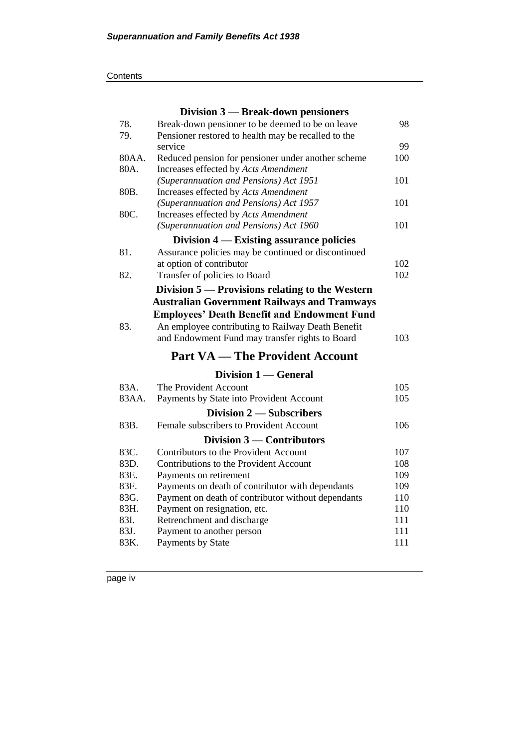### Division 3 — Break-down pensioners

| | | |
|---|---|---|
| 78. | Break-down pensioner to be deemed to be on leave | 98 |
| 79. | Pensioner restored to health may be recalled to the service | 99 |
| 80AA. | Reduced pension for pensioner under another scheme | 100 |
| 80A. | Increases effected by *Acts Amendment (Superannuation and Pensions) Act 1951* | 101 |
| 80B. | Increases effected by *Acts Amendment (Superannuation and Pensions) Act 1957* | 101 |
| 80C. | Increases effected by *Acts Amendment (Superannuation and Pensions) Act 1960* | 101 |

### Division 4 — Existing assurance policies

| | | |
|---|---|---|
| 81. | Assurance policies may be continued or discontinued at option of contributor | 102 |
| 82. | Transfer of policies to Board | 102 |

### Division 5 — Provisions relating to the Western Australian Government Railways and Tramways Employees' Death Benefit and Endowment Fund

| | | |
|---|---|---|
| 83. | An employee contributing to Railway Death Benefit and Endowment Fund may transfer rights to Board | 103 |

## Part VA — The Provident Account

### Division 1 — General

| | | |
|---|---|---|
| 83A. | The Provident Account | 105 |
| 83AA. | Payments by State into Provident Account | 105 |

### Division 2 — Subscribers

| | | |
|---|---|---|
| 83B. | Female subscribers to Provident Account | 106 |

### Division 3 — Contributors

| | | |
|---|---|---|
| 83C. | Contributors to the Provident Account | 107 |
| 83D. | Contributions to the Provident Account | 108 |
| 83E. | Payments on retirement | 109 |
| 83F. | Payments on death of contributor with dependants | 109 |
| 83G. | Payment on death of contributor without dependants | 110 |
| 83H. | Payment on resignation, etc. | 110 |
| 83I. | Retrenchment and discharge | 111 |
| 83J. | Payment to another person | 111 |
| 83K. | Payments by State | 111 |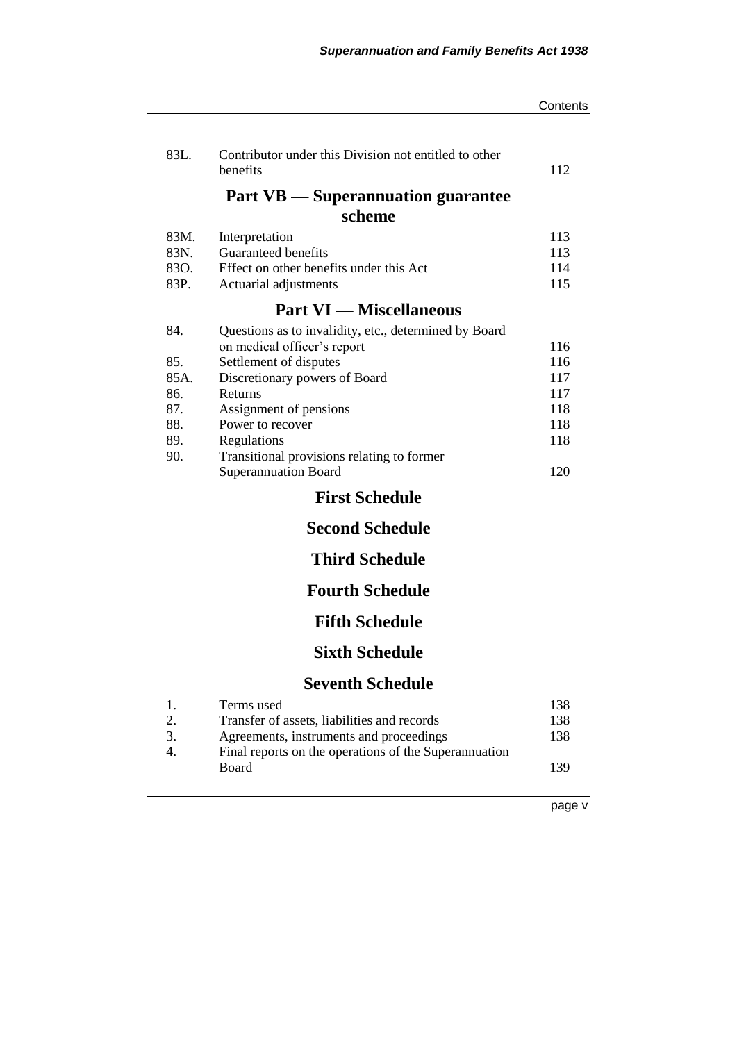| | | |
|---|---|---|
| 83L. | Contributor under this Division not entitled to other benefits | 112 |

## Part VB — Superannuation guarantee scheme

| | | |
|---|---|---|
| 83M. | Interpretation | 113 |
| 83N. | Guaranteed benefits | 113 |
| 83O. | Effect on other benefits under this Act | 114 |
| 83P. | Actuarial adjustments | 115 |

## Part VI — Miscellaneous

| | | |
|---|---|---|
| 84. | Questions as to invalidity, etc., determined by Board on medical officer's report | 116 |
| 85. | Settlement of disputes | 116 |
| 85A. | Discretionary powers of Board | 117 |
| 86. | Returns | 117 |
| 87. | Assignment of pensions | 118 |
| 88. | Power to recover | 118 |
| 89. | Regulations | 118 |
| 90. | Transitional provisions relating to former Superannuation Board | 120 |

## First Schedule

## Second Schedule

## Third Schedule

## Fourth Schedule

## Fifth Schedule

## Sixth Schedule

## Seventh Schedule

| | | |
|---|---|---|
| 1. | Terms used | 138 |
| 2. | Transfer of assets, liabilities and records | 138 |
| 3. | Agreements, instruments and proceedings | 138 |
| 4. | Final reports on the operations of the Superannuation Board | 139 |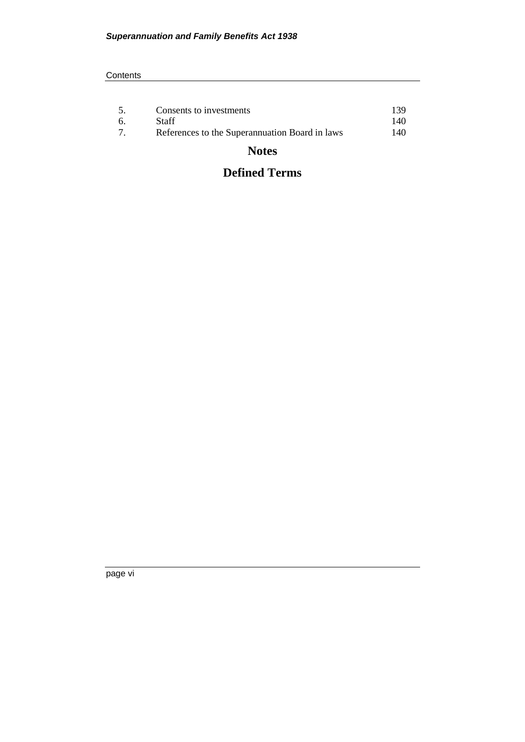| | | |
|---|---|---|
| 5. | Consents to investments | 139 |
| 6. | Staff | 140 |
| 7. | References to the Superannuation Board in laws | 140 |

## Notes

## Defined Terms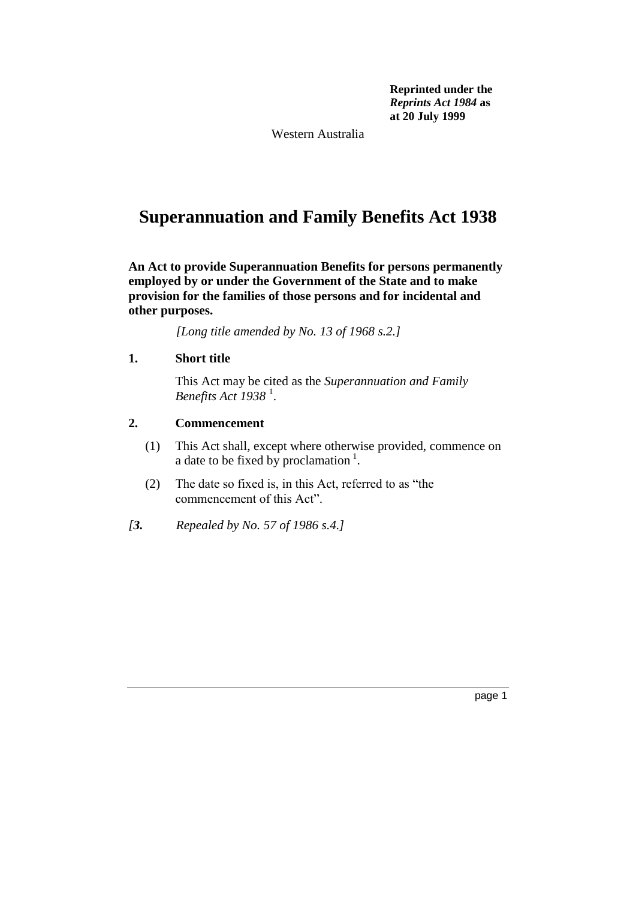**Reprinted under the *Reprints Act 1984* as at 20 July 1999**

Western Australia

# Superannuation and Family Benefits Act 1938

**An Act to provide Superannuation Benefits for persons permanently employed by or under the Government of the State and to make provision for the families of those persons and for incidental and other purposes.**

*[Long title amended by No. 13 of 1968 s.2.]*

## 1. Short title

This Act may be cited as the *Superannuation and Family Benefits Act 1938* [1].

## 2. Commencement

(1) This Act shall, except where otherwise provided, commence on a date to be fixed by proclamation [1].

(2) The date so fixed is, in this Act, referred to as "the commencement of this Act".

*[**3.** Repealed by No. 57 of 1986 s.4.]*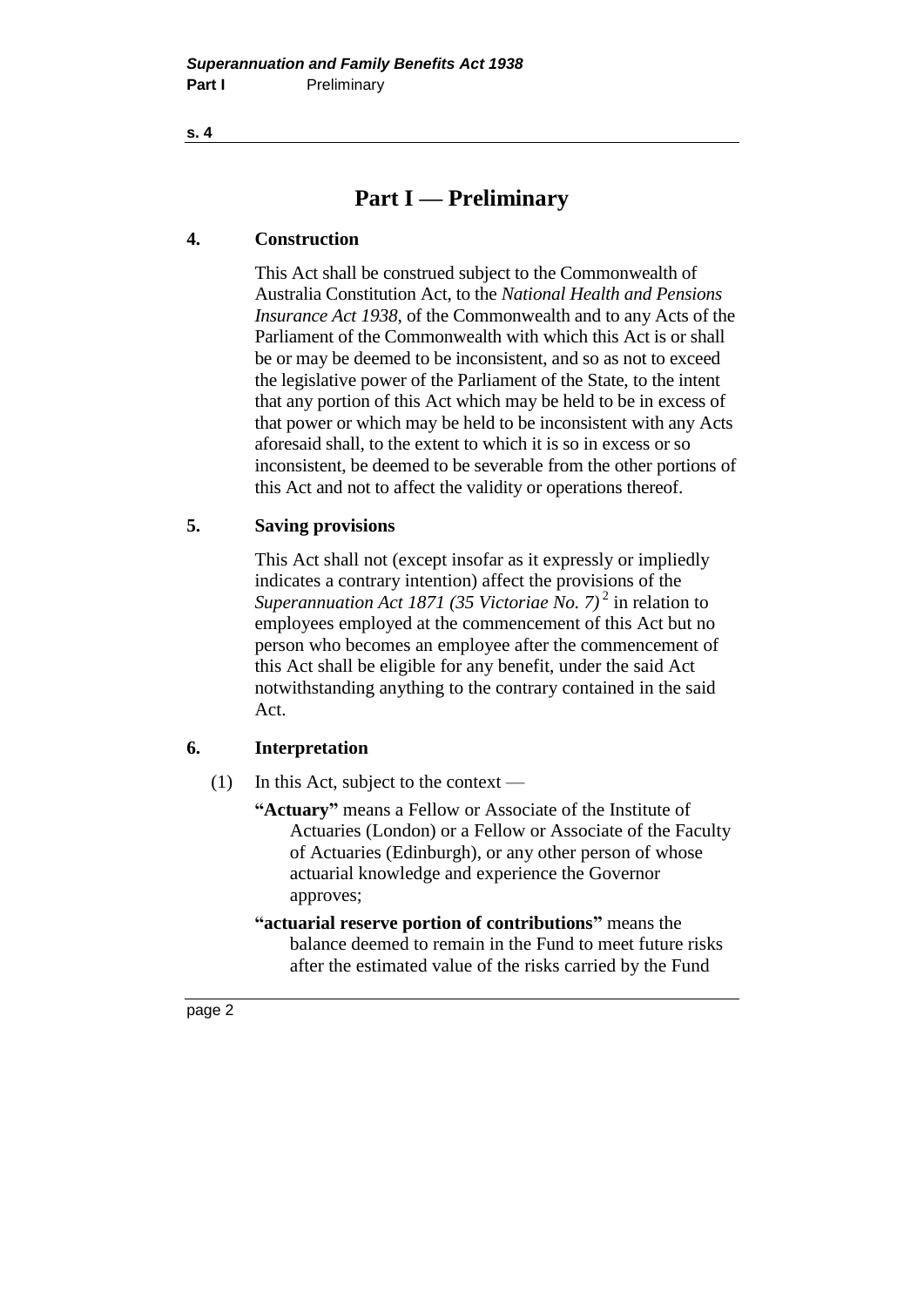# Part I — Preliminary

## 4. Construction

This Act shall be construed subject to the Commonwealth of Australia Constitution Act, to the *National Health and Pensions Insurance Act 1938*, of the Commonwealth and to any Acts of the Parliament of the Commonwealth with which this Act is or shall be or may be deemed to be inconsistent, and so as not to exceed the legislative power of the Parliament of the State, to the intent that any portion of this Act which may be held to be in excess of that power or which may be held to be inconsistent with any Acts aforesaid shall, to the extent to which it is so in excess or so inconsistent, be deemed to be severable from the other portions of this Act and not to affect the validity or operations thereof.

## 5. Saving provisions

This Act shall not (except insofar as it expressly or impliedly indicates a contrary intention) affect the provisions of the *Superannuation Act 1871 (35 Victoriae No. 7)* [2] in relation to employees employed at the commencement of this Act but no person who becomes an employee after the commencement of this Act shall be eligible for any benefit, under the said Act notwithstanding anything to the contrary contained in the said Act.

## 6. Interpretation

(1) In this Act, subject to the context —

**"Actuary"** means a Fellow or Associate of the Institute of Actuaries (London) or a Fellow or Associate of the Faculty of Actuaries (Edinburgh), or any other person of whose actuarial knowledge and experience the Governor approves;

**"actuarial reserve portion of contributions"** means the balance deemed to remain in the Fund to meet future risks after the estimated value of the risks carried by the Fund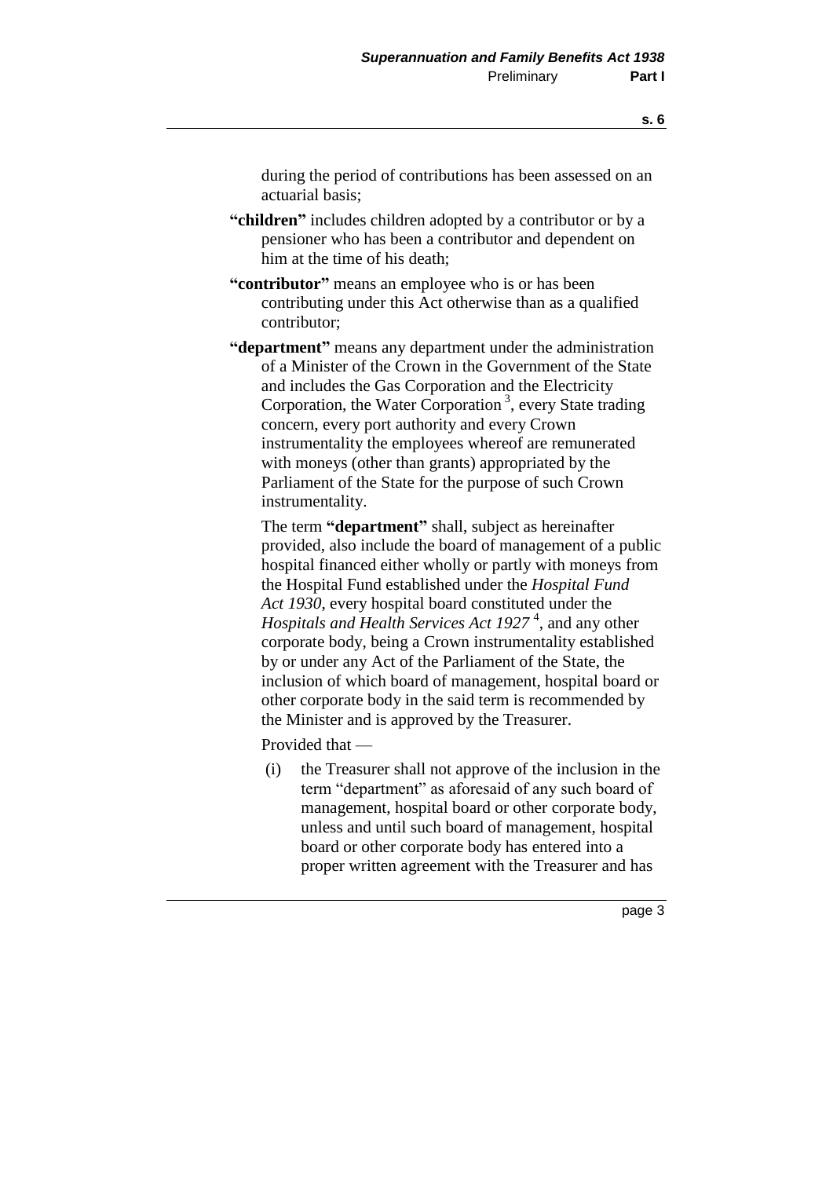during the period of contributions has been assessed on an actuarial basis;

**"children"** includes children adopted by a contributor or by a pensioner who has been a contributor and dependent on him at the time of his death;

**"contributor"** means an employee who is or has been contributing under this Act otherwise than as a qualified contributor;

**"department"** means any department under the administration of a Minister of the Crown in the Government of the State and includes the Gas Corporation and the Electricity Corporation, the Water Corporation [3], every State trading concern, every port authority and every Crown instrumentality the employees whereof are remunerated with moneys (other than grants) appropriated by the Parliament of the State for the purpose of such Crown instrumentality.

The term **"department"** shall, subject as hereinafter provided, also include the board of management of a public hospital financed either wholly or partly with moneys from the Hospital Fund established under the *Hospital Fund Act 1930*, every hospital board constituted under the *Hospitals and Health Services Act 1927* [4], and any other corporate body, being a Crown instrumentality established by or under any Act of the Parliament of the State, the inclusion of which board of management, hospital board or other corporate body in the said term is recommended by the Minister and is approved by the Treasurer.

Provided that —

(i) the Treasurer shall not approve of the inclusion in the term "department" as aforesaid of any such board of management, hospital board or other corporate body, unless and until such board of management, hospital board or other corporate body has entered into a proper written agreement with the Treasurer and has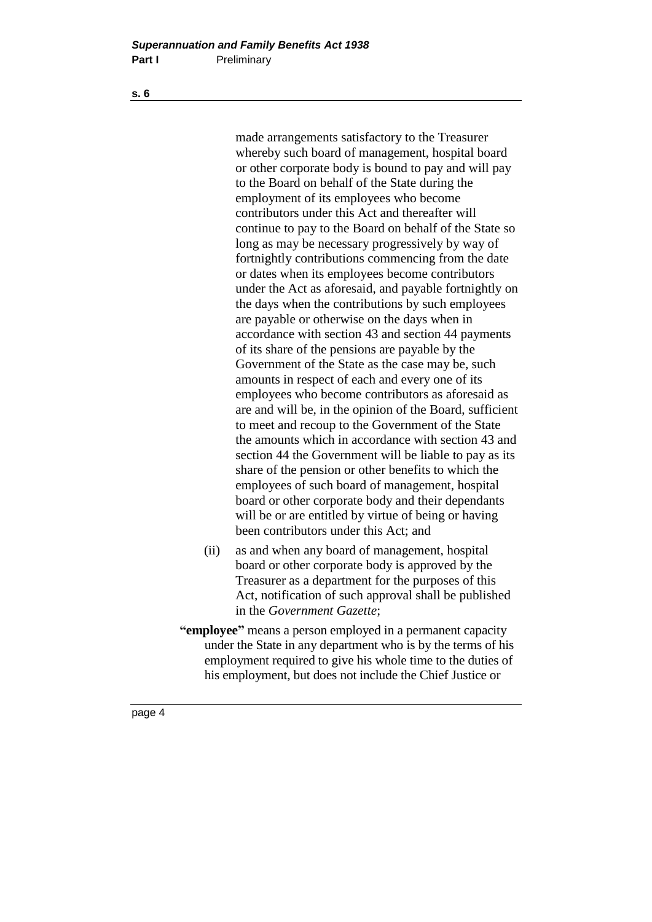made arrangements satisfactory to the Treasurer whereby such board of management, hospital board or other corporate body is bound to pay and will pay to the Board on behalf of the State during the employment of its employees who become contributors under this Act and thereafter will continue to pay to the Board on behalf of the State so long as may be necessary progressively by way of fortnightly contributions commencing from the date or dates when its employees become contributors under the Act as aforesaid, and payable fortnightly on the days when the contributions by such employees are payable or otherwise on the days when in accordance with section 43 and section 44 payments of its share of the pensions are payable by the Government of the State as the case may be, such amounts in respect of each and every one of its employees who become contributors as aforesaid as are and will be, in the opinion of the Board, sufficient to meet and recoup to the Government of the State the amounts which in accordance with section 43 and section 44 the Government will be liable to pay as its share of the pension or other benefits to which the employees of such board of management, hospital board or other corporate body and their dependants will be or are entitled by virtue of being or having been contributors under this Act; and

(ii) as and when any board of management, hospital board or other corporate body is approved by the Treasurer as a department for the purposes of this Act, notification of such approval shall be published in the *Government Gazette*;

**"employee"** means a person employed in a permanent capacity under the State in any department who is by the terms of his employment required to give his whole time to the duties of his employment, but does not include the Chief Justice or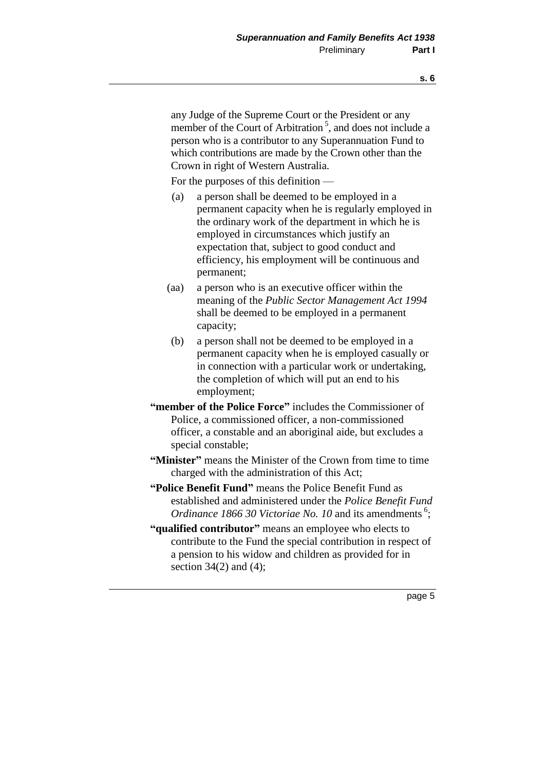any Judge of the Supreme Court or the President or any member of the Court of Arbitration [5], and does not include a person who is a contributor to any Superannuation Fund to which contributions are made by the Crown other than the Crown in right of Western Australia.

For the purposes of this definition —

(a) a person shall be deemed to be employed in a permanent capacity when he is regularly employed in the ordinary work of the department in which he is employed in circumstances which justify an expectation that, subject to good conduct and efficiency, his employment will be continuous and permanent;

(aa) a person who is an executive officer within the meaning of the *Public Sector Management Act 1994* shall be deemed to be employed in a permanent capacity;

(b) a person shall not be deemed to be employed in a permanent capacity when he is employed casually or in connection with a particular work or undertaking, the completion of which will put an end to his employment;

**"member of the Police Force"** includes the Commissioner of Police, a commissioned officer, a non-commissioned officer, a constable and an aboriginal aide, but excludes a special constable;

**"Minister"** means the Minister of the Crown from time to time charged with the administration of this Act;

**"Police Benefit Fund"** means the Police Benefit Fund as established and administered under the *Police Benefit Fund Ordinance 1866 30 Victoriae No. 10* and its amendments [6];

**"qualified contributor"** means an employee who elects to contribute to the Fund the special contribution in respect of a pension to his widow and children as provided for in section 34(2) and (4);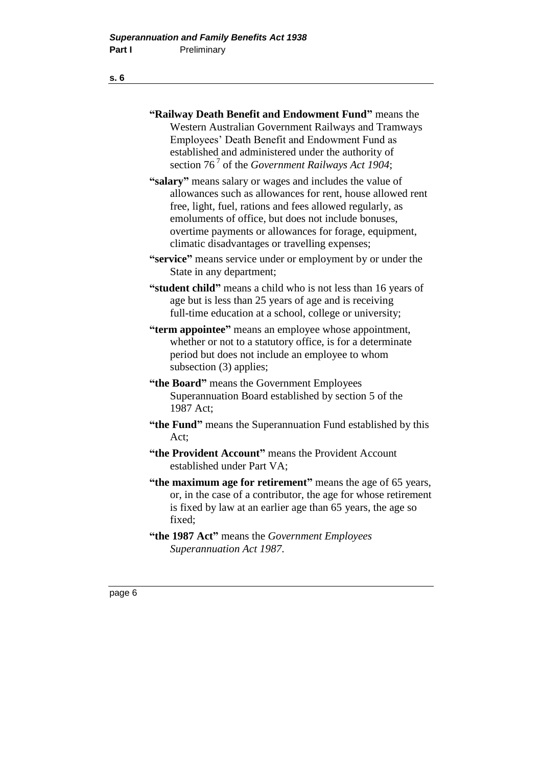**"Railway Death Benefit and Endowment Fund"** means the Western Australian Government Railways and Tramways Employees' Death Benefit and Endowment Fund as established and administered under the authority of section 76 [7] of the *Government Railways Act 1904*;

**"salary"** means salary or wages and includes the value of allowances such as allowances for rent, house allowed rent free, light, fuel, rations and fees allowed regularly, as emoluments of office, but does not include bonuses, overtime payments or allowances for forage, equipment, climatic disadvantages or travelling expenses;

**"service"** means service under or employment by or under the State in any department;

**"student child"** means a child who is not less than 16 years of age but is less than 25 years of age and is receiving full-time education at a school, college or university;

**"term appointee"** means an employee whose appointment, whether or not to a statutory office, is for a determinate period but does not include an employee to whom subsection (3) applies;

**"the Board"** means the Government Employees Superannuation Board established by section 5 of the 1987 Act;

**"the Fund"** means the Superannuation Fund established by this Act;

**"the Provident Account"** means the Provident Account established under Part VA;

**"the maximum age for retirement"** means the age of 65 years, or, in the case of a contributor, the age for whose retirement is fixed by law at an earlier age than 65 years, the age so fixed;

**"the 1987 Act"** means the *Government Employees Superannuation Act 1987*.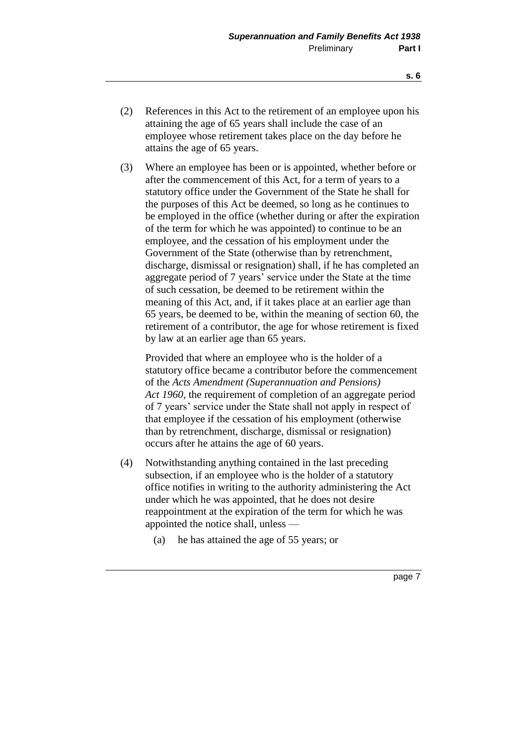(2) References in this Act to the retirement of an employee upon his attaining the age of 65 years shall include the case of an employee whose retirement takes place on the day before he attains the age of 65 years.

(3) Where an employee has been or is appointed, whether before or after the commencement of this Act, for a term of years to a statutory office under the Government of the State he shall for the purposes of this Act be deemed, so long as he continues to be employed in the office (whether during or after the expiration of the term for which he was appointed) to continue to be an employee, and the cessation of his employment under the Government of the State (otherwise than by retrenchment, discharge, dismissal or resignation) shall, if he has completed an aggregate period of 7 years' service under the State at the time of such cessation, be deemed to be retirement within the meaning of this Act, and, if it takes place at an earlier age than 65 years, be deemed to be, within the meaning of section 60, the retirement of a contributor, the age for whose retirement is fixed by law at an earlier age than 65 years.

Provided that where an employee who is the holder of a statutory office became a contributor before the commencement of the *Acts Amendment (Superannuation and Pensions) Act 1960*, the requirement of completion of an aggregate period of 7 years' service under the State shall not apply in respect of that employee if the cessation of his employment (otherwise than by retrenchment, discharge, dismissal or resignation) occurs after he attains the age of 60 years.

(4) Notwithstanding anything contained in the last preceding subsection, if an employee who is the holder of a statutory office notifies in writing to the authority administering the Act under which he was appointed, that he does not desire reappointment at the expiration of the term for which he was appointed the notice shall, unless —

(a) he has attained the age of 55 years; or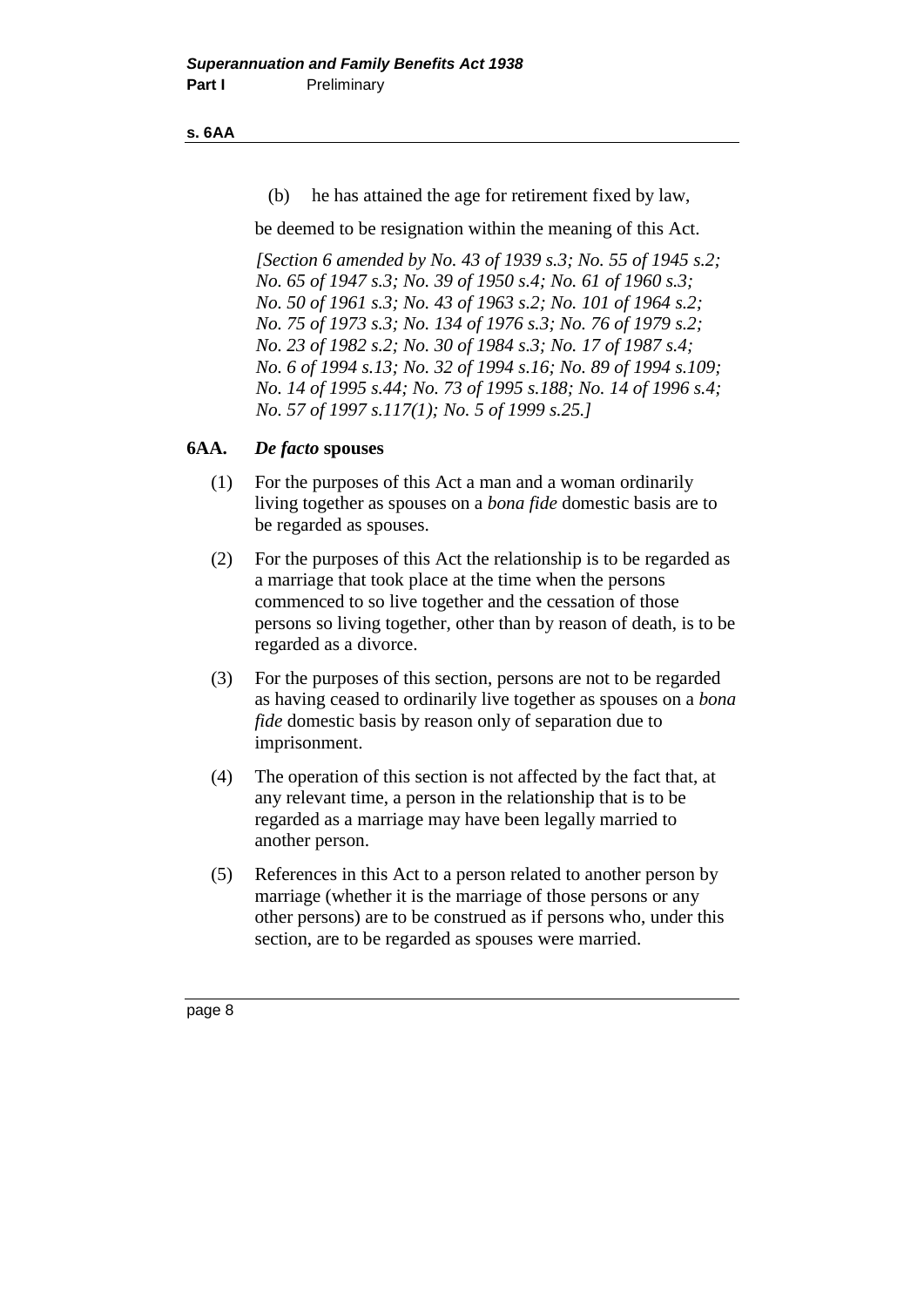(b) he has attained the age for retirement fixed by law,

be deemed to be resignation within the meaning of this Act.

*[Section 6 amended by No. 43 of 1939 s.3; No. 55 of 1945 s.2; No. 65 of 1947 s.3; No. 39 of 1950 s.4; No. 61 of 1960 s.3; No. 50 of 1961 s.3; No. 43 of 1963 s.2; No. 101 of 1964 s.2; No. 75 of 1973 s.3; No. 134 of 1976 s.3; No. 76 of 1979 s.2; No. 23 of 1982 s.2; No. 30 of 1984 s.3; No. 17 of 1987 s.4; No. 6 of 1994 s.13; No. 32 of 1994 s.16; No. 89 of 1994 s.109; No. 14 of 1995 s.44; No. 73 of 1995 s.188; No. 14 of 1996 s.4; No. 57 of 1997 s.117(1); No. 5 of 1999 s.25.]*

### 6AA. *De facto* spouses

(1) For the purposes of this Act a man and a woman ordinarily living together as spouses on a *bona fide* domestic basis are to be regarded as spouses.

(2) For the purposes of this Act the relationship is to be regarded as a marriage that took place at the time when the persons commenced to so live together and the cessation of those persons so living together, other than by reason of death, is to be regarded as a divorce.

(3) For the purposes of this section, persons are not to be regarded as having ceased to ordinarily live together as spouses on a *bona fide* domestic basis by reason only of separation due to imprisonment.

(4) The operation of this section is not affected by the fact that, at any relevant time, a person in the relationship that is to be regarded as a marriage may have been legally married to another person.

(5) References in this Act to a person related to another person by marriage (whether it is the marriage of those persons or any other persons) are to be construed as if persons who, under this section, are to be regarded as spouses were married.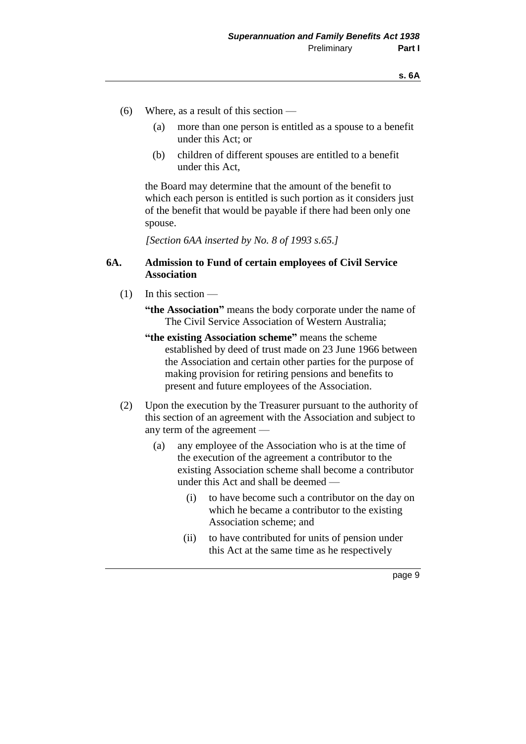(6) Where, as a result of this section —

   (a) more than one person is entitled as a spouse to a benefit under this Act; or

   (b) children of different spouses are entitled to a benefit under this Act,

   the Board may determine that the amount of the benefit to which each person is entitled is such portion as it considers just of the benefit that would be payable if there had been only one spouse.

   *[Section 6AA inserted by No. 8 of 1993 s.65.]*

### 6A. Admission to Fund of certain employees of Civil Service Association

(1) In this section —

   **"the Association"** means the body corporate under the name of The Civil Service Association of Western Australia;

   **"the existing Association scheme"** means the scheme established by deed of trust made on 23 June 1966 between the Association and certain other parties for the purpose of making provision for retiring pensions and benefits to present and future employees of the Association.

(2) Upon the execution by the Treasurer pursuant to the authority of this section of an agreement with the Association and subject to any term of the agreement —

   (a) any employee of the Association who is at the time of the execution of the agreement a contributor to the existing Association scheme shall become a contributor under this Act and shall be deemed —

      (i) to have become such a contributor on the day on which he became a contributor to the existing Association scheme; and

      (ii) to have contributed for units of pension under this Act at the same time as he respectively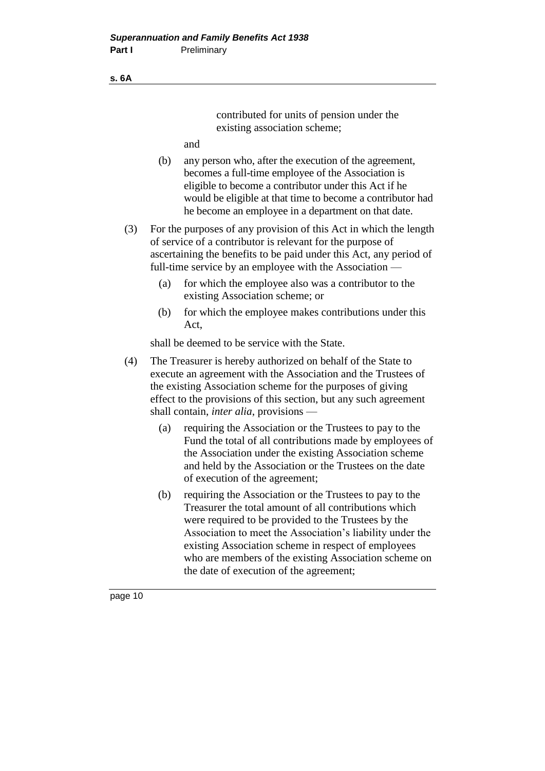contributed for units of pension under the existing association scheme;

and

(b) any person who, after the execution of the agreement, becomes a full-time employee of the Association is eligible to become a contributor under this Act if he would be eligible at that time to become a contributor had he become an employee in a department on that date.

(3) For the purposes of any provision of this Act in which the length of service of a contributor is relevant for the purpose of ascertaining the benefits to be paid under this Act, any period of full-time service by an employee with the Association —

(a) for which the employee also was a contributor to the existing Association scheme; or

(b) for which the employee makes contributions under this Act,

shall be deemed to be service with the State.

(4) The Treasurer is hereby authorized on behalf of the State to execute an agreement with the Association and the Trustees of the existing Association scheme for the purposes of giving effect to the provisions of this section, but any such agreement shall contain, *inter alia*, provisions —

(a) requiring the Association or the Trustees to pay to the Fund the total of all contributions made by employees of the Association under the existing Association scheme and held by the Association or the Trustees on the date of execution of the agreement;

(b) requiring the Association or the Trustees to pay to the Treasurer the total amount of all contributions which were required to be provided to the Trustees by the Association to meet the Association's liability under the existing Association scheme in respect of employees who are members of the existing Association scheme on the date of execution of the agreement;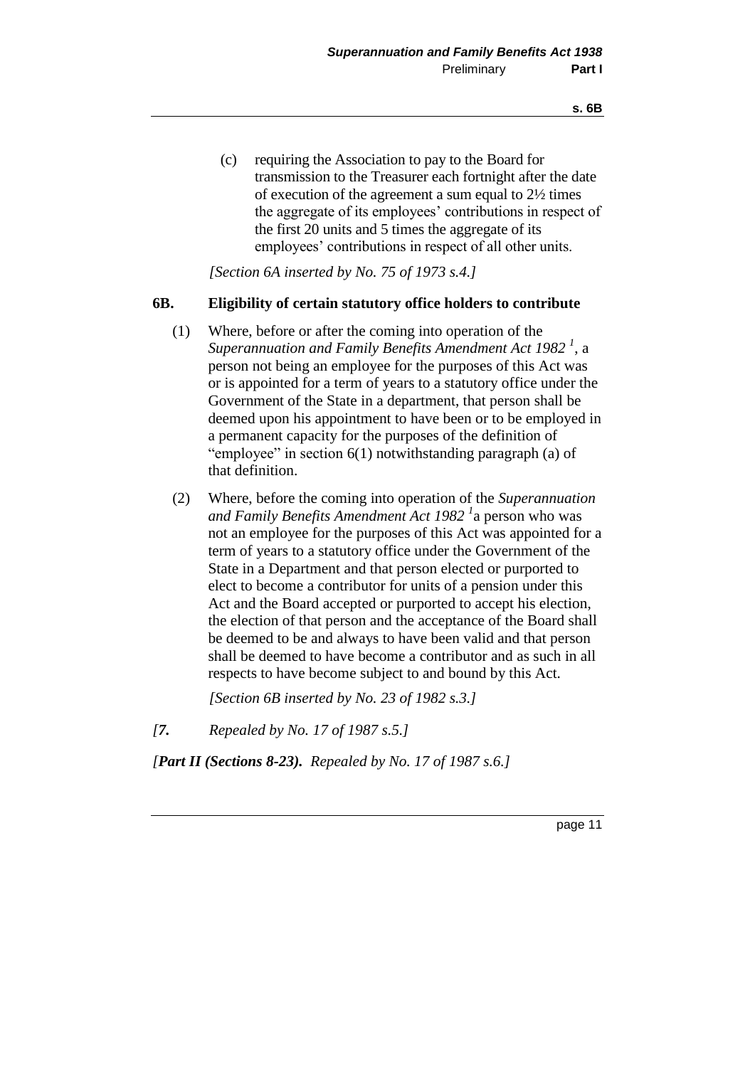(c) requiring the Association to pay to the Board for transmission to the Treasurer each fortnight after the date of execution of the agreement a sum equal to 2½ times the aggregate of its employees' contributions in respect of the first 20 units and 5 times the aggregate of its employees' contributions in respect of all other units.

*[Section 6A inserted by No. 75 of 1973 s.4.]*

### 6B. Eligibility of certain statutory office holders to contribute

(1) Where, before or after the coming into operation of the *Superannuation and Family Benefits Amendment Act 1982* [1], a person not being an employee for the purposes of this Act was or is appointed for a term of years to a statutory office under the Government of the State in a department, that person shall be deemed upon his appointment to have been or to be employed in a permanent capacity for the purposes of the definition of "employee" in section 6(1) notwithstanding paragraph (a) of that definition.

(2) Where, before the coming into operation of the *Superannuation and Family Benefits Amendment Act 1982* [1] a person who was not an employee for the purposes of this Act was appointed for a term of years to a statutory office under the Government of the State in a Department and that person elected or purported to elect to become a contributor for units of a pension under this Act and the Board accepted or purported to accept his election, the election of that person and the acceptance of the Board shall be deemed to be and always to have been valid and that person shall be deemed to have become a contributor and as such in all respects to have become subject to and bound by this Act.

*[Section 6B inserted by No. 23 of 1982 s.3.]*

*[**7.** Repealed by No. 17 of 1987 s.5.]*

*[**Part II (Sections 8-23).** Repealed by No. 17 of 1987 s.6.]*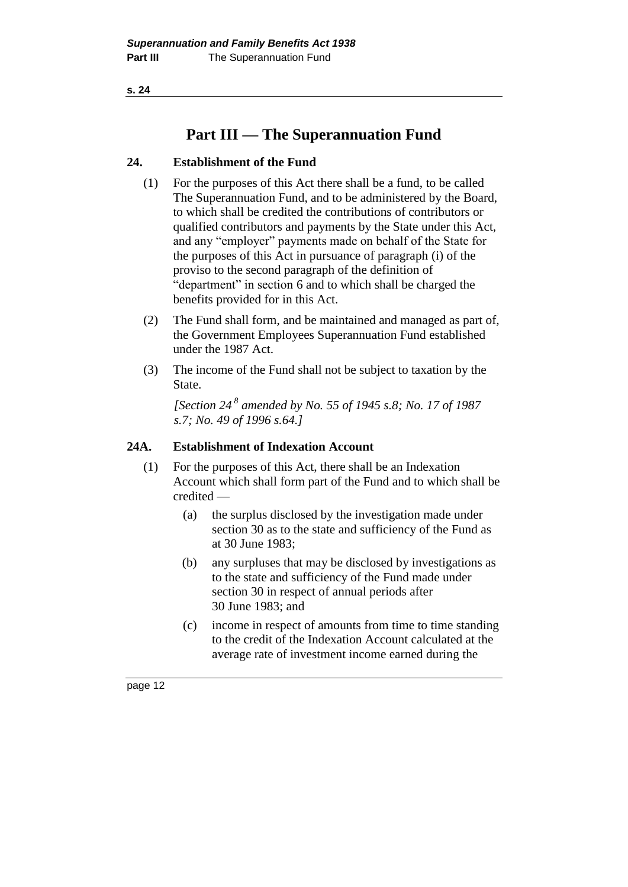# Part III — The Superannuation Fund

## 24. Establishment of the Fund

(1) For the purposes of this Act there shall be a fund, to be called The Superannuation Fund, and to be administered by the Board, to which shall be credited the contributions of contributors or qualified contributors and payments by the State under this Act, and any "employer" payments made on behalf of the State for the purposes of this Act in pursuance of paragraph (i) of the proviso to the second paragraph of the definition of "department" in section 6 and to which shall be charged the benefits provided for in this Act.

(2) The Fund shall form, and be maintained and managed as part of, the Government Employees Superannuation Fund established under the 1987 Act.

(3) The income of the Fund shall not be subject to taxation by the State.

*[Section 24 [8] amended by No. 55 of 1945 s.8; No. 17 of 1987 s.7; No. 49 of 1996 s.64.]*

## 24A. Establishment of Indexation Account

(1) For the purposes of this Act, there shall be an Indexation Account which shall form part of the Fund and to which shall be credited —

(a) the surplus disclosed by the investigation made under section 30 as to the state and sufficiency of the Fund as at 30 June 1983;

(b) any surpluses that may be disclosed by investigations as to the state and sufficiency of the Fund made under section 30 in respect of annual periods after 30 June 1983; and

(c) income in respect of amounts from time to time standing to the credit of the Indexation Account calculated at the average rate of investment income earned during the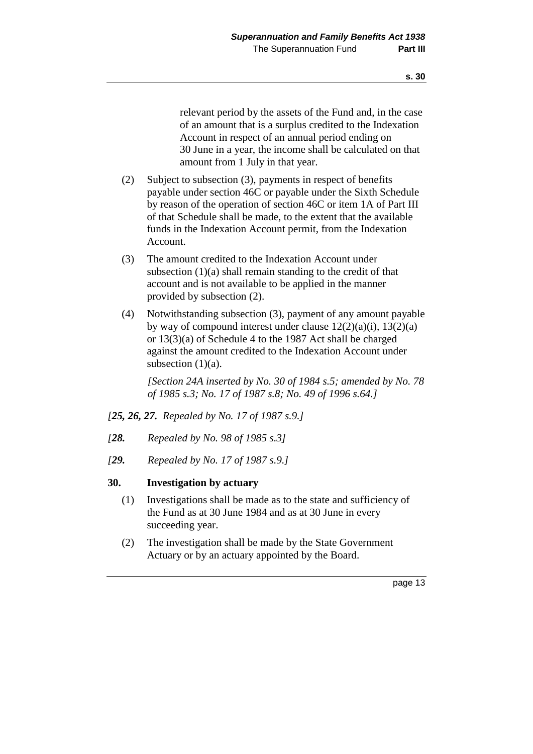relevant period by the assets of the Fund and, in the case of an amount that is a surplus credited to the Indexation Account in respect of an annual period ending on 30 June in a year, the income shall be calculated on that amount from 1 July in that year.

(2) Subject to subsection (3), payments in respect of benefits payable under section 46C or payable under the Sixth Schedule by reason of the operation of section 46C or item 1A of Part III of that Schedule shall be made, to the extent that the available funds in the Indexation Account permit, from the Indexation Account.

(3) The amount credited to the Indexation Account under subsection (1)(a) shall remain standing to the credit of that account and is not available to be applied in the manner provided by subsection (2).

(4) Notwithstanding subsection (3), payment of any amount payable by way of compound interest under clause 12(2)(a)(i), 13(2)(a) or 13(3)(a) of Schedule 4 to the 1987 Act shall be charged against the amount credited to the Indexation Account under subsection (1)(a).

*[Section 24A inserted by No. 30 of 1984 s.5; amended by No. 78 of 1985 s.3; No. 17 of 1987 s.8; No. 49 of 1996 s.64.]*

*[**25, 26, 27.** Repealed by No. 17 of 1987 s.9.]*

*[**28.** Repealed by No. 98 of 1985 s.3]*

*[**29.** Repealed by No. 17 of 1987 s.9.]*

### 30. Investigation by actuary

(1) Investigations shall be made as to the state and sufficiency of the Fund as at 30 June 1984 and as at 30 June in every succeeding year.

(2) The investigation shall be made by the State Government Actuary or by an actuary appointed by the Board.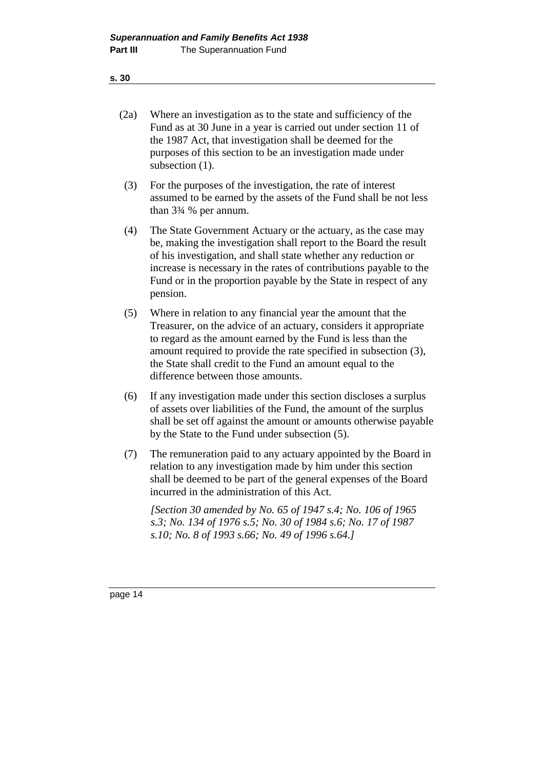(2a) Where an investigation as to the state and sufficiency of the Fund as at 30 June in a year is carried out under section 11 of the 1987 Act, that investigation shall be deemed for the purposes of this section to be an investigation made under subsection (1).

(3) For the purposes of the investigation, the rate of interest assumed to be earned by the assets of the Fund shall be not less than 3¾ % per annum.

(4) The State Government Actuary or the actuary, as the case may be, making the investigation shall report to the Board the result of his investigation, and shall state whether any reduction or increase is necessary in the rates of contributions payable to the Fund or in the proportion payable by the State in respect of any pension.

(5) Where in relation to any financial year the amount that the Treasurer, on the advice of an actuary, considers it appropriate to regard as the amount earned by the Fund is less than the amount required to provide the rate specified in subsection (3), the State shall credit to the Fund an amount equal to the difference between those amounts.

(6) If any investigation made under this section discloses a surplus of assets over liabilities of the Fund, the amount of the surplus shall be set off against the amount or amounts otherwise payable by the State to the Fund under subsection (5).

(7) The remuneration paid to any actuary appointed by the Board in relation to any investigation made by him under this section shall be deemed to be part of the general expenses of the Board incurred in the administration of this Act.

*[Section 30 amended by No. 65 of 1947 s.4; No. 106 of 1965 s.3; No. 134 of 1976 s.5; No. 30 of 1984 s.6; No. 17 of 1987 s.10; No. 8 of 1993 s.66; No. 49 of 1996 s.64.]*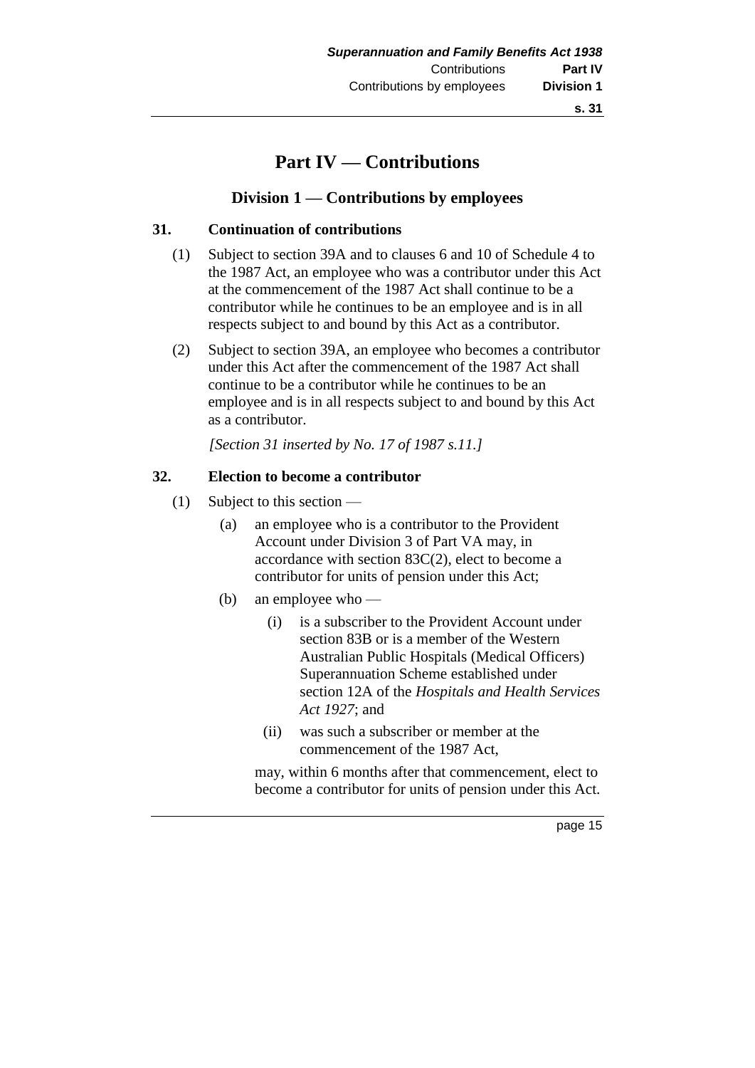# Part IV — Contributions

## Division 1 — Contributions by employees

### 31. Continuation of contributions

(1) Subject to section 39A and to clauses 6 and 10 of Schedule 4 to the 1987 Act, an employee who was a contributor under this Act at the commencement of the 1987 Act shall continue to be a contributor while he continues to be an employee and is in all respects subject to and bound by this Act as a contributor.

(2) Subject to section 39A, an employee who becomes a contributor under this Act after the commencement of the 1987 Act shall continue to be a contributor while he continues to be an employee and is in all respects subject to and bound by this Act as a contributor.

*[Section 31 inserted by No. 17 of 1987 s.11.]*

### 32. Election to become a contributor

(1) Subject to this section —

(a) an employee who is a contributor to the Provident Account under Division 3 of Part VA may, in accordance with section 83C(2), elect to become a contributor for units of pension under this Act;

(b) an employee who —

(i) is a subscriber to the Provident Account under section 83B or is a member of the Western Australian Public Hospitals (Medical Officers) Superannuation Scheme established under section 12A of the *Hospitals and Health Services Act 1927*; and

(ii) was such a subscriber or member at the commencement of the 1987 Act,

may, within 6 months after that commencement, elect to become a contributor for units of pension under this Act.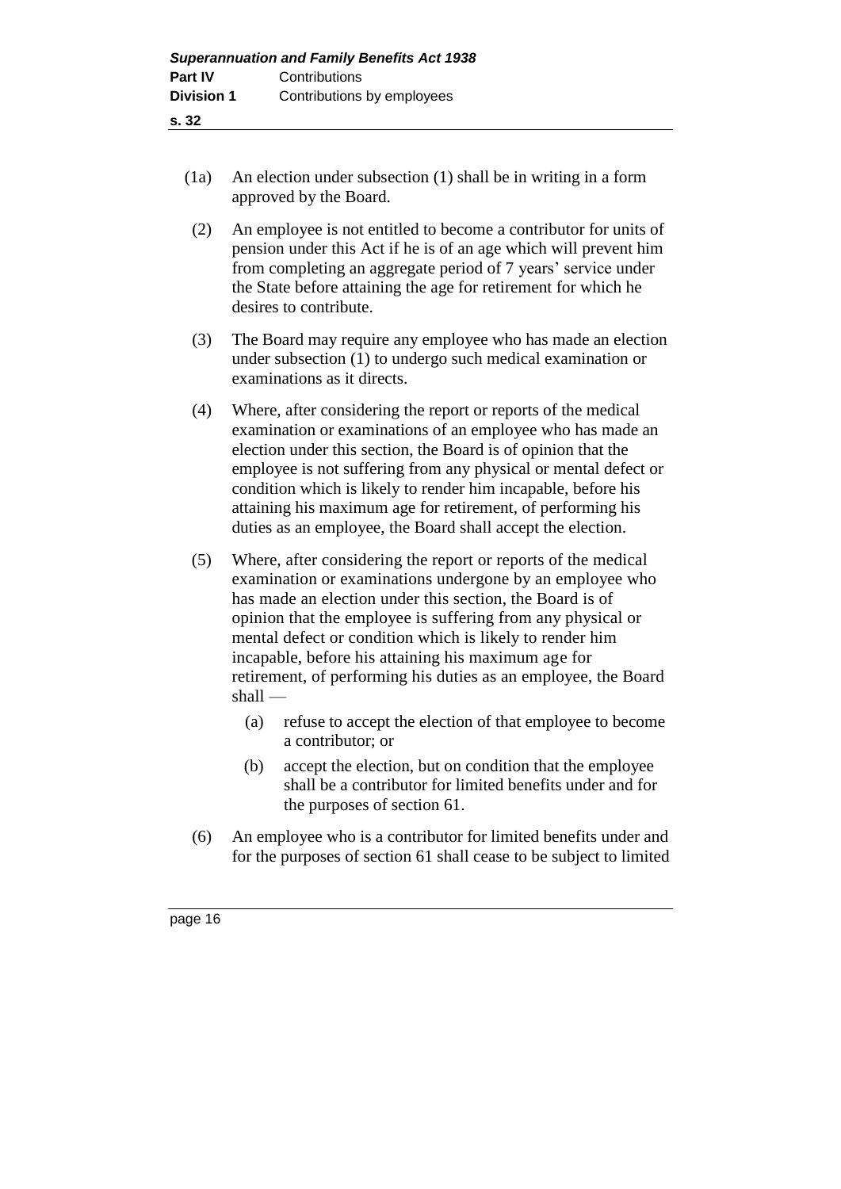(1a) An election under subsection (1) shall be in writing in a form approved by the Board.

(2) An employee is not entitled to become a contributor for units of pension under this Act if he is of an age which will prevent him from completing an aggregate period of 7 years' service under the State before attaining the age for retirement for which he desires to contribute.

(3) The Board may require any employee who has made an election under subsection (1) to undergo such medical examination or examinations as it directs.

(4) Where, after considering the report or reports of the medical examination or examinations of an employee who has made an election under this section, the Board is of opinion that the employee is not suffering from any physical or mental defect or condition which is likely to render him incapable, before his attaining his maximum age for retirement, of performing his duties as an employee, the Board shall accept the election.

(5) Where, after considering the report or reports of the medical examination or examinations undergone by an employee who has made an election under this section, the Board is of opinion that the employee is suffering from any physical or mental defect or condition which is likely to render him incapable, before his attaining his maximum age for retirement, of performing his duties as an employee, the Board shall —

   (a) refuse to accept the election of that employee to become a contributor; or

   (b) accept the election, but on condition that the employee shall be a contributor for limited benefits under and for the purposes of section 61.

(6) An employee who is a contributor for limited benefits under and for the purposes of section 61 shall cease to be subject to limited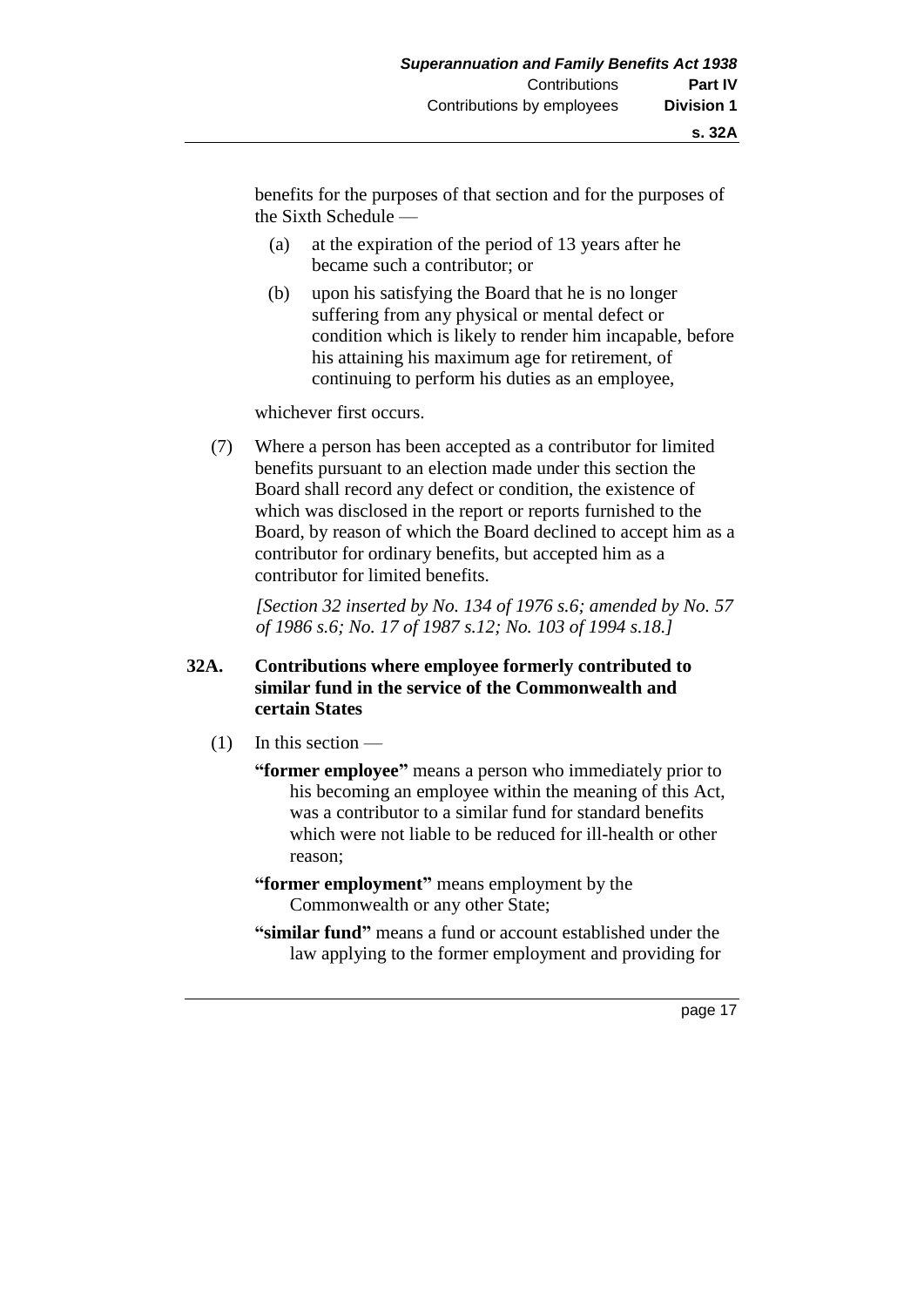benefits for the purposes of that section and for the purposes of the Sixth Schedule —

(a) at the expiration of the period of 13 years after he became such a contributor; or

(b) upon his satisfying the Board that he is no longer suffering from any physical or mental defect or condition which is likely to render him incapable, before his attaining his maximum age for retirement, of continuing to perform his duties as an employee,

whichever first occurs.

(7) Where a person has been accepted as a contributor for limited benefits pursuant to an election made under this section the Board shall record any defect or condition, the existence of which was disclosed in the report or reports furnished to the Board, by reason of which the Board declined to accept him as a contributor for ordinary benefits, but accepted him as a contributor for limited benefits.

*[Section 32 inserted by No. 134 of 1976 s.6; amended by No. 57 of 1986 s.6; No. 17 of 1987 s.12; No. 103 of 1994 s.18.]*

### 32A. Contributions where employee formerly contributed to similar fund in the service of the Commonwealth and certain States

(1) In this section —

**"former employee"** means a person who immediately prior to his becoming an employee within the meaning of this Act, was a contributor to a similar fund for standard benefits which were not liable to be reduced for ill-health or other reason;

**"former employment"** means employment by the Commonwealth or any other State;

**"similar fund"** means a fund or account established under the law applying to the former employment and providing for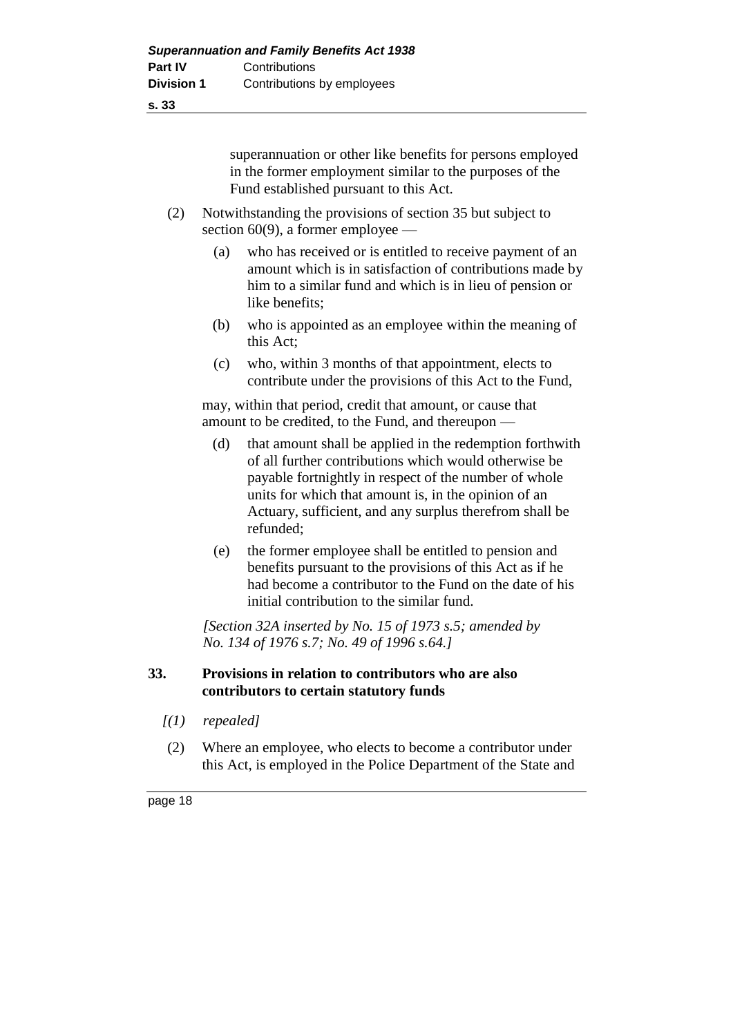superannuation or other like benefits for persons employed in the former employment similar to the purposes of the Fund established pursuant to this Act.

(2) Notwithstanding the provisions of section 35 but subject to section 60(9), a former employee —

(a) who has received or is entitled to receive payment of an amount which is in satisfaction of contributions made by him to a similar fund and which is in lieu of pension or like benefits;

(b) who is appointed as an employee within the meaning of this Act;

(c) who, within 3 months of that appointment, elects to contribute under the provisions of this Act to the Fund,

may, within that period, credit that amount, or cause that amount to be credited, to the Fund, and thereupon —

(d) that amount shall be applied in the redemption forthwith of all further contributions which would otherwise be payable fortnightly in respect of the number of whole units for which that amount is, in the opinion of an Actuary, sufficient, and any surplus therefrom shall be refunded;

(e) the former employee shall be entitled to pension and benefits pursuant to the provisions of this Act as if he had become a contributor to the Fund on the date of his initial contribution to the similar fund.

*[Section 32A inserted by No. 15 of 1973 s.5; amended by No. 134 of 1976 s.7; No. 49 of 1996 s.64.]*

### 33. Provisions in relation to contributors who are also contributors to certain statutory funds

*[(1) repealed]*

(2) Where an employee, who elects to become a contributor under this Act, is employed in the Police Department of the State and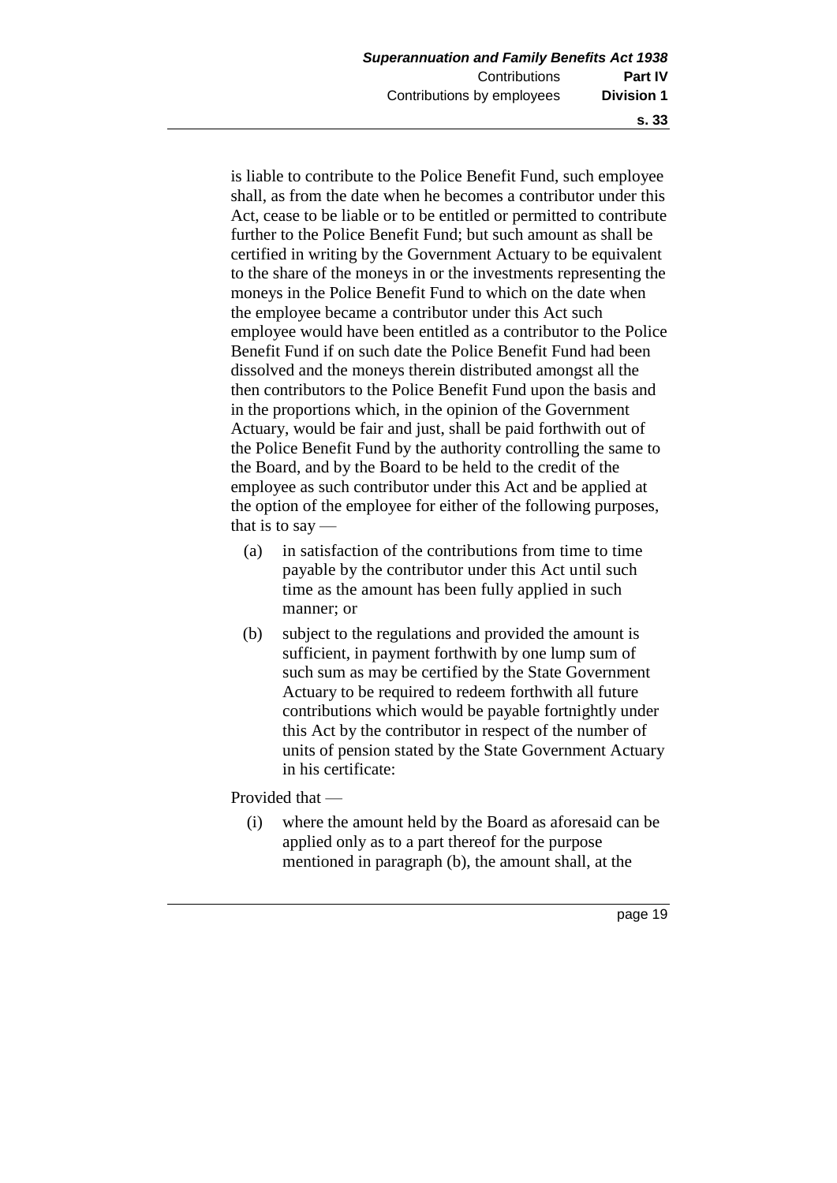is liable to contribute to the Police Benefit Fund, such employee shall, as from the date when he becomes a contributor under this Act, cease to be liable or to be entitled or permitted to contribute further to the Police Benefit Fund; but such amount as shall be certified in writing by the Government Actuary to be equivalent to the share of the moneys in or the investments representing the moneys in the Police Benefit Fund to which on the date when the employee became a contributor under this Act such employee would have been entitled as a contributor to the Police Benefit Fund if on such date the Police Benefit Fund had been dissolved and the moneys therein distributed amongst all the then contributors to the Police Benefit Fund upon the basis and in the proportions which, in the opinion of the Government Actuary, would be fair and just, shall be paid forthwith out of the Police Benefit Fund by the authority controlling the same to the Board, and by the Board to be held to the credit of the employee as such contributor under this Act and be applied at the option of the employee for either of the following purposes, that is to say —

(a) in satisfaction of the contributions from time to time payable by the contributor under this Act until such time as the amount has been fully applied in such manner; or

(b) subject to the regulations and provided the amount is sufficient, in payment forthwith by one lump sum of such sum as may be certified by the State Government Actuary to be required to redeem forthwith all future contributions which would be payable fortnightly under this Act by the contributor in respect of the number of units of pension stated by the State Government Actuary in his certificate:

Provided that —

(i) where the amount held by the Board as aforesaid can be applied only as to a part thereof for the purpose mentioned in paragraph (b), the amount shall, at the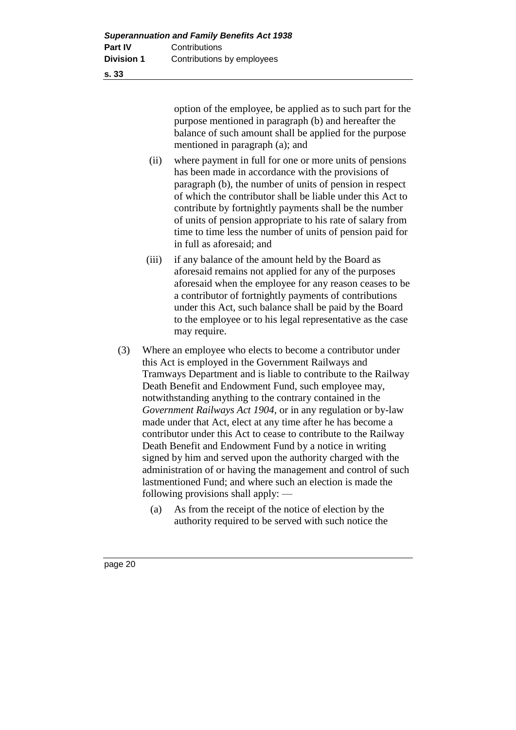option of the employee, be applied as to such part for the purpose mentioned in paragraph (b) and hereafter the balance of such amount shall be applied for the purpose mentioned in paragraph (a); and

(ii) where payment in full for one or more units of pensions has been made in accordance with the provisions of paragraph (b), the number of units of pension in respect of which the contributor shall be liable under this Act to contribute by fortnightly payments shall be the number of units of pension appropriate to his rate of salary from time to time less the number of units of pension paid for in full as aforesaid; and

(iii) if any balance of the amount held by the Board as aforesaid remains not applied for any of the purposes aforesaid when the employee for any reason ceases to be a contributor of fortnightly payments of contributions under this Act, such balance shall be paid by the Board to the employee or to his legal representative as the case may require.

(3) Where an employee who elects to become a contributor under this Act is employed in the Government Railways and Tramways Department and is liable to contribute to the Railway Death Benefit and Endowment Fund, such employee may, notwithstanding anything to the contrary contained in the *Government Railways Act 1904*, or in any regulation or by-law made under that Act, elect at any time after he has become a contributor under this Act to cease to contribute to the Railway Death Benefit and Endowment Fund by a notice in writing signed by him and served upon the authority charged with the administration of or having the management and control of such lastmentioned Fund; and where such an election is made the following provisions shall apply: —

(a) As from the receipt of the notice of election by the authority required to be served with such notice the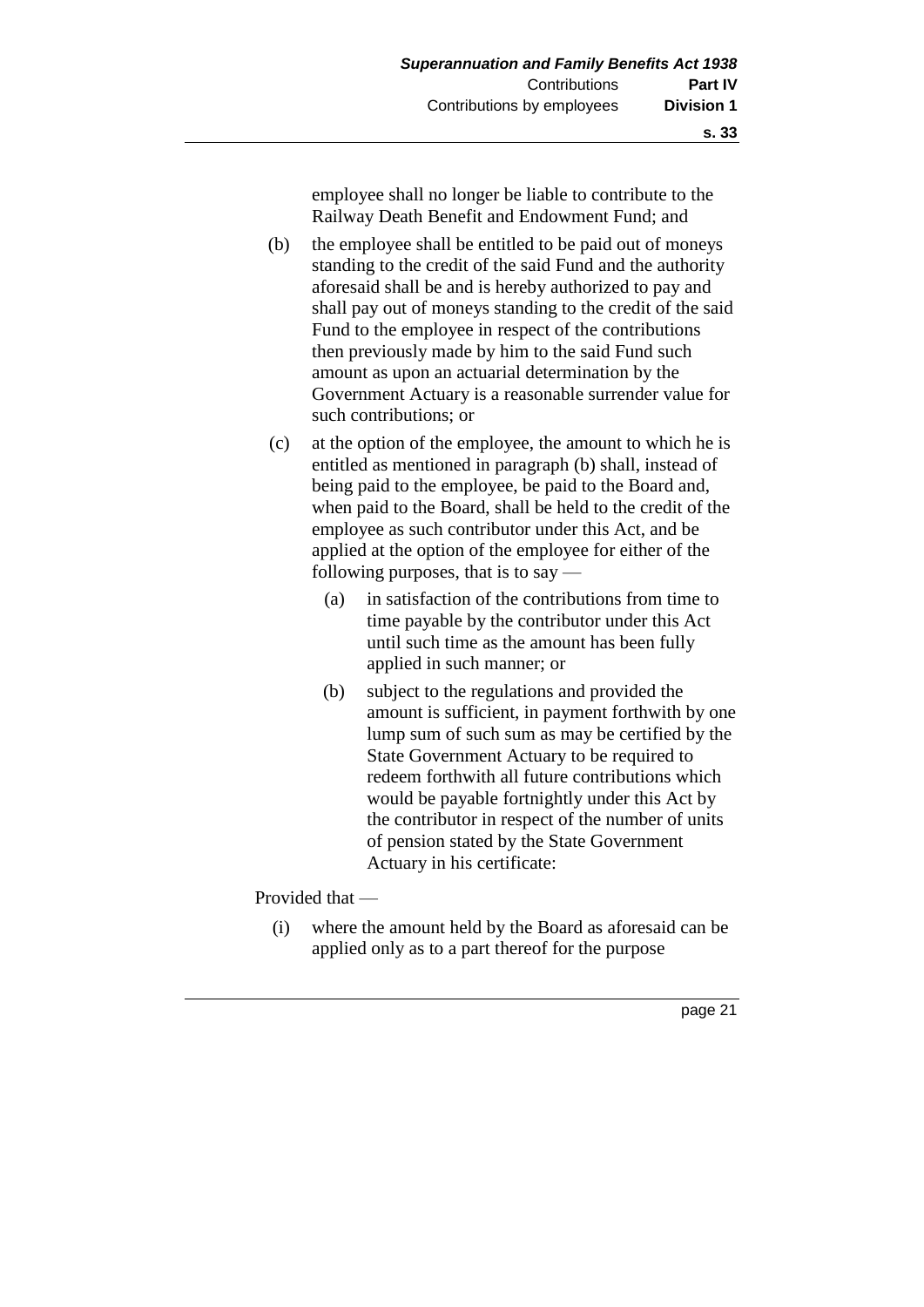employee shall no longer be liable to contribute to the Railway Death Benefit and Endowment Fund; and

(b) the employee shall be entitled to be paid out of moneys standing to the credit of the said Fund and the authority aforesaid shall be and is hereby authorized to pay and shall pay out of moneys standing to the credit of the said Fund to the employee in respect of the contributions then previously made by him to the said Fund such amount as upon an actuarial determination by the Government Actuary is a reasonable surrender value for such contributions; or

(c) at the option of the employee, the amount to which he is entitled as mentioned in paragraph (b) shall, instead of being paid to the employee, be paid to the Board and, when paid to the Board, shall be held to the credit of the employee as such contributor under this Act, and be applied at the option of the employee for either of the following purposes, that is to say —

   (a) in satisfaction of the contributions from time to time payable by the contributor under this Act until such time as the amount has been fully applied in such manner; or

   (b) subject to the regulations and provided the amount is sufficient, in payment forthwith by one lump sum of such sum as may be certified by the State Government Actuary to be required to redeem forthwith all future contributions which would be payable fortnightly under this Act by the contributor in respect of the number of units of pension stated by the State Government Actuary in his certificate:

Provided that —

(i) where the amount held by the Board as aforesaid can be applied only as to a part thereof for the purpose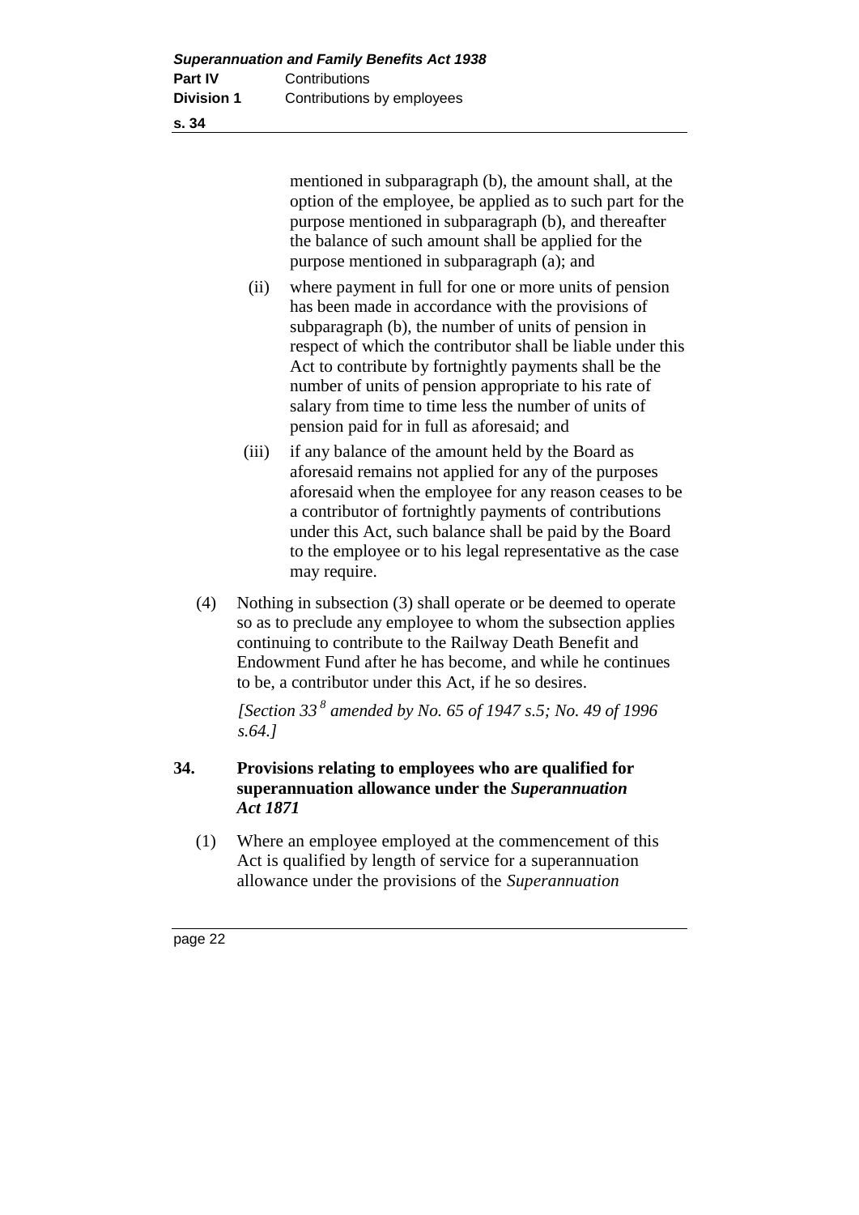mentioned in subparagraph (b), the amount shall, at the option of the employee, be applied as to such part for the purpose mentioned in subparagraph (b), and thereafter the balance of such amount shall be applied for the purpose mentioned in subparagraph (a); and

(ii) where payment in full for one or more units of pension has been made in accordance with the provisions of subparagraph (b), the number of units of pension in respect of which the contributor shall be liable under this Act to contribute by fortnightly payments shall be the number of units of pension appropriate to his rate of salary from time to time less the number of units of pension paid for in full as aforesaid; and

(iii) if any balance of the amount held by the Board as aforesaid remains not applied for any of the purposes aforesaid when the employee for any reason ceases to be a contributor of fortnightly payments of contributions under this Act, such balance shall be paid by the Board to the employee or to his legal representative as the case may require.

(4) Nothing in subsection (3) shall operate or be deemed to operate so as to preclude any employee to whom the subsection applies continuing to contribute to the Railway Death Benefit and Endowment Fund after he has become, and while he continues to be, a contributor under this Act, if he so desires.

*[Section 33 [8] amended by No. 65 of 1947 s.5; No. 49 of 1996 s.64.]*

**34. Provisions relating to employees who are qualified for superannuation allowance under the *Superannuation Act 1871***

(1) Where an employee employed at the commencement of this Act is qualified by length of service for a superannuation allowance under the provisions of the *Superannuation*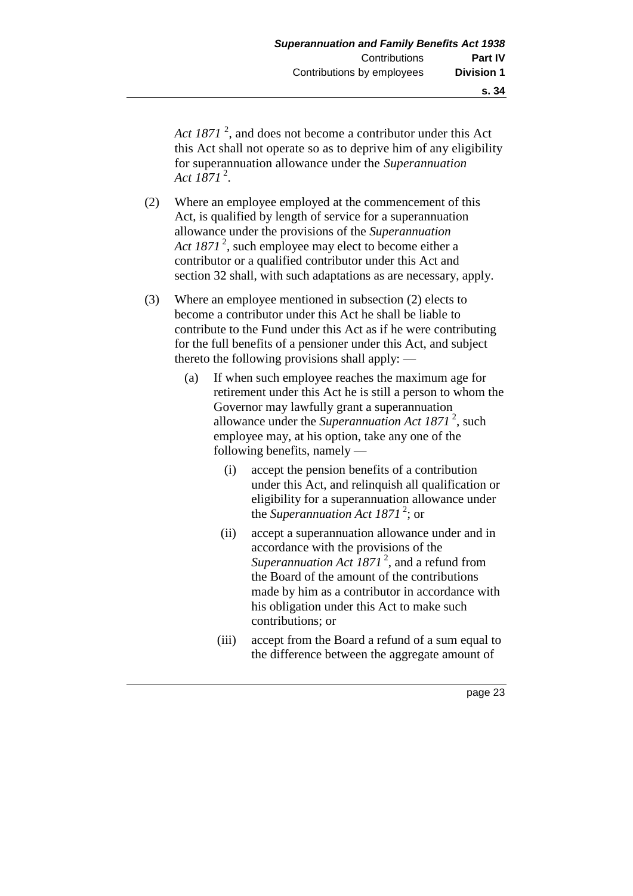*Act 1871* [2], and does not become a contributor under this Act this Act shall not operate so as to deprive him of any eligibility for superannuation allowance under the *Superannuation Act 1871* [2].

(2) Where an employee employed at the commencement of this Act, is qualified by length of service for a superannuation allowance under the provisions of the *Superannuation Act 1871* [2], such employee may elect to become either a contributor or a qualified contributor under this Act and section 32 shall, with such adaptations as are necessary, apply.

(3) Where an employee mentioned in subsection (2) elects to become a contributor under this Act he shall be liable to contribute to the Fund under this Act as if he were contributing for the full benefits of a pensioner under this Act, and subject thereto the following provisions shall apply: —

(a) If when such employee reaches the maximum age for retirement under this Act he is still a person to whom the Governor may lawfully grant a superannuation allowance under the *Superannuation Act 1871* [2], such employee may, at his option, take any one of the following benefits, namely —

(i) accept the pension benefits of a contribution under this Act, and relinquish all qualification or eligibility for a superannuation allowance under the *Superannuation Act 1871* [2]; or

(ii) accept a superannuation allowance under and in accordance with the provisions of the *Superannuation Act 1871* [2], and a refund from the Board of the amount of the contributions made by him as a contributor in accordance with his obligation under this Act to make such contributions; or

(iii) accept from the Board a refund of a sum equal to the difference between the aggregate amount of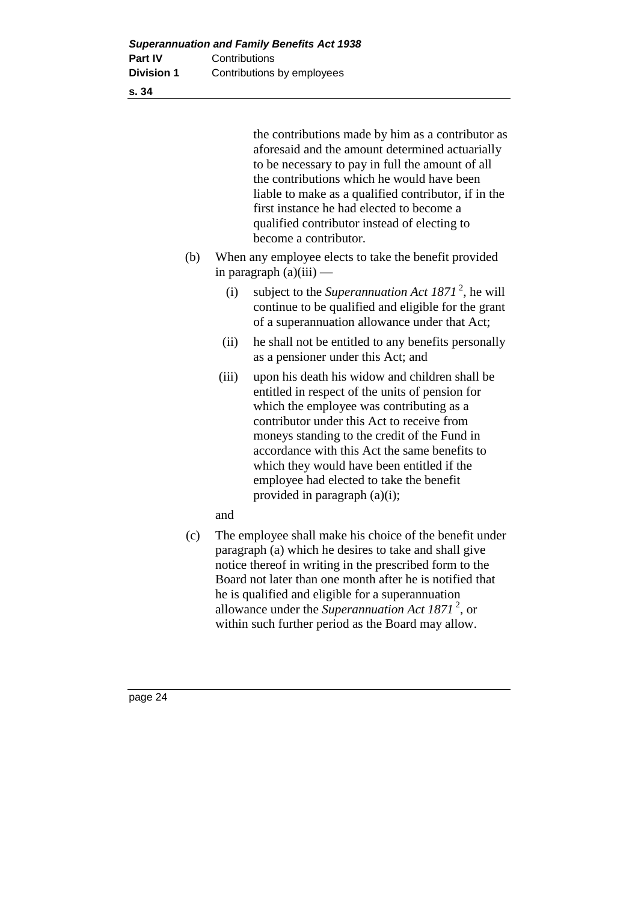the contributions made by him as a contributor as aforesaid and the amount determined actuarially to be necessary to pay in full the amount of all the contributions which he would have been liable to make as a qualified contributor, if in the first instance he had elected to become a qualified contributor instead of electing to become a contributor.

(b) When any employee elects to take the benefit provided in paragraph (a)(iii) —

   (i) subject to the *Superannuation Act 1871* [2], he will continue to be qualified and eligible for the grant of a superannuation allowance under that Act;

   (ii) he shall not be entitled to any benefits personally as a pensioner under this Act; and

   (iii) upon his death his widow and children shall be entitled in respect of the units of pension for which the employee was contributing as a contributor under this Act to receive from moneys standing to the credit of the Fund in accordance with this Act the same benefits to which they would have been entitled if the employee had elected to take the benefit provided in paragraph (a)(i);

   and

(c) The employee shall make his choice of the benefit under paragraph (a) which he desires to take and shall give notice thereof in writing in the prescribed form to the Board not later than one month after he is notified that he is qualified and eligible for a superannuation allowance under the *Superannuation Act 1871* [2], or within such further period as the Board may allow.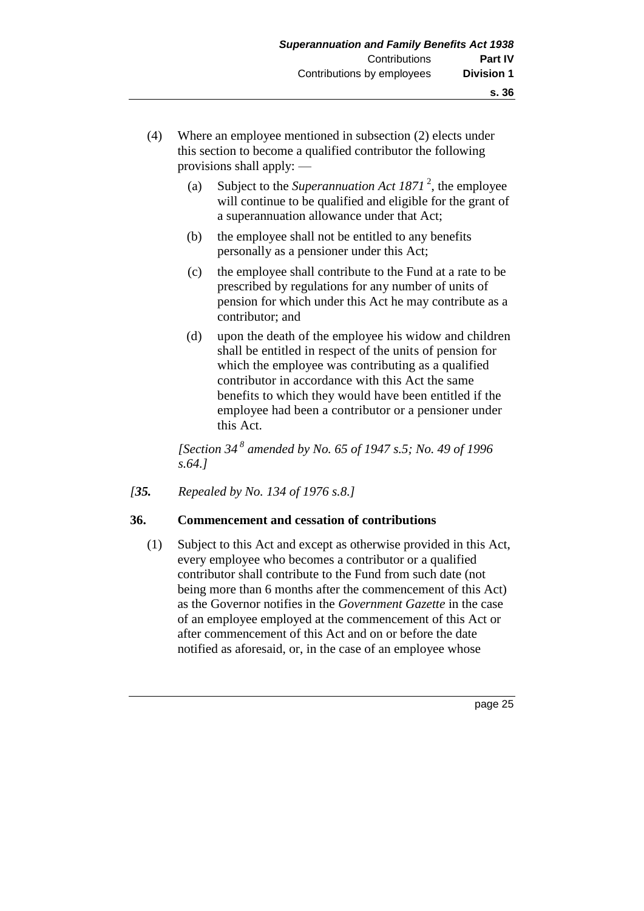(4) Where an employee mentioned in subsection (2) elects under this section to become a qualified contributor the following provisions shall apply: —

(a) Subject to the *Superannuation Act 1871* [2], the employee will continue to be qualified and eligible for the grant of a superannuation allowance under that Act;

(b) the employee shall not be entitled to any benefits personally as a pensioner under this Act;

(c) the employee shall contribute to the Fund at a rate to be prescribed by regulations for any number of units of pension for which under this Act he may contribute as a contributor; and

(d) upon the death of the employee his widow and children shall be entitled in respect of the units of pension for which the employee was contributing as a qualified contributor in accordance with this Act the same benefits to which they would have been entitled if the employee had been a contributor or a pensioner under this Act.

*[Section 34* [8] *amended by No. 65 of 1947 s.5; No. 49 of 1996 s.64.]*

*[**35.** Repealed by No. 134 of 1976 s.8.]*

## 36. Commencement and cessation of contributions

(1) Subject to this Act and except as otherwise provided in this Act, every employee who becomes a contributor or a qualified contributor shall contribute to the Fund from such date (not being more than 6 months after the commencement of this Act) as the Governor notifies in the *Government Gazette* in the case of an employee employed at the commencement of this Act or after commencement of this Act and on or before the date notified as aforesaid, or, in the case of an employee whose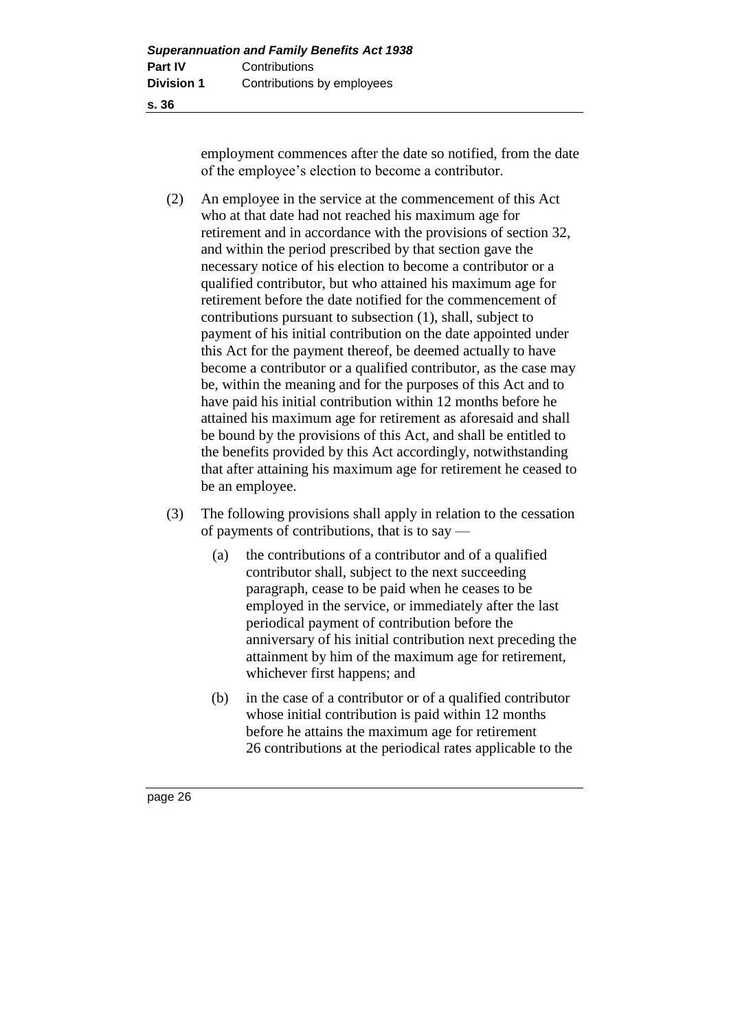employment commences after the date so notified, from the date of the employee's election to become a contributor.

(2) An employee in the service at the commencement of this Act who at that date had not reached his maximum age for retirement and in accordance with the provisions of section 32, and within the period prescribed by that section gave the necessary notice of his election to become a contributor or a qualified contributor, but who attained his maximum age for retirement before the date notified for the commencement of contributions pursuant to subsection (1), shall, subject to payment of his initial contribution on the date appointed under this Act for the payment thereof, be deemed actually to have become a contributor or a qualified contributor, as the case may be, within the meaning and for the purposes of this Act and to have paid his initial contribution within 12 months before he attained his maximum age for retirement as aforesaid and shall be bound by the provisions of this Act, and shall be entitled to the benefits provided by this Act accordingly, notwithstanding that after attaining his maximum age for retirement he ceased to be an employee.

(3) The following provisions shall apply in relation to the cessation of payments of contributions, that is to say —

(a) the contributions of a contributor and of a qualified contributor shall, subject to the next succeeding paragraph, cease to be paid when he ceases to be employed in the service, or immediately after the last periodical payment of contribution before the anniversary of his initial contribution next preceding the attainment by him of the maximum age for retirement, whichever first happens; and

(b) in the case of a contributor or of a qualified contributor whose initial contribution is paid within 12 months before he attains the maximum age for retirement 26 contributions at the periodical rates applicable to the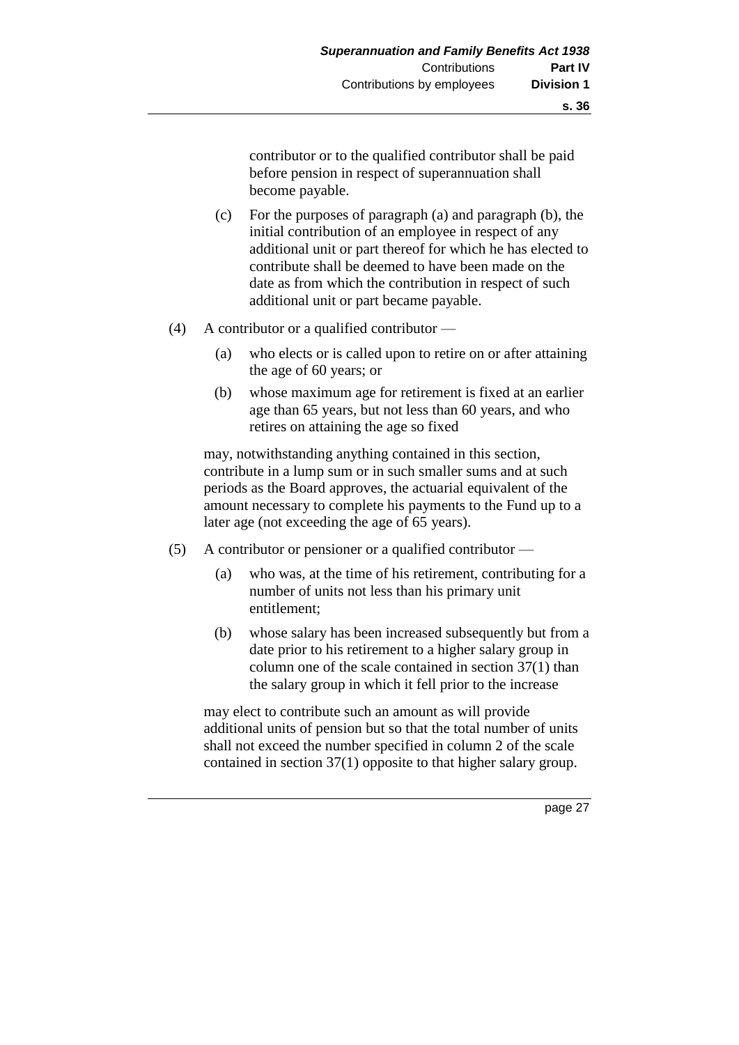contributor or to the qualified contributor shall be paid before pension in respect of superannuation shall become payable.

(c) For the purposes of paragraph (a) and paragraph (b), the initial contribution of an employee in respect of any additional unit or part thereof for which he has elected to contribute shall be deemed to have been made on the date as from which the contribution in respect of such additional unit or part became payable.

(4) A contributor or a qualified contributor —

(a) who elects or is called upon to retire on or after attaining the age of 60 years; or

(b) whose maximum age for retirement is fixed at an earlier age than 65 years, but not less than 60 years, and who retires on attaining the age so fixed

may, notwithstanding anything contained in this section, contribute in a lump sum or in such smaller sums and at such periods as the Board approves, the actuarial equivalent of the amount necessary to complete his payments to the Fund up to a later age (not exceeding the age of 65 years).

(5) A contributor or pensioner or a qualified contributor —

(a) who was, at the time of his retirement, contributing for a number of units not less than his primary unit entitlement;

(b) whose salary has been increased subsequently but from a date prior to his retirement to a higher salary group in column one of the scale contained in section 37(1) than the salary group in which it fell prior to the increase

may elect to contribute such an amount as will provide additional units of pension but so that the total number of units shall not exceed the number specified in column 2 of the scale contained in section 37(1) opposite to that higher salary group.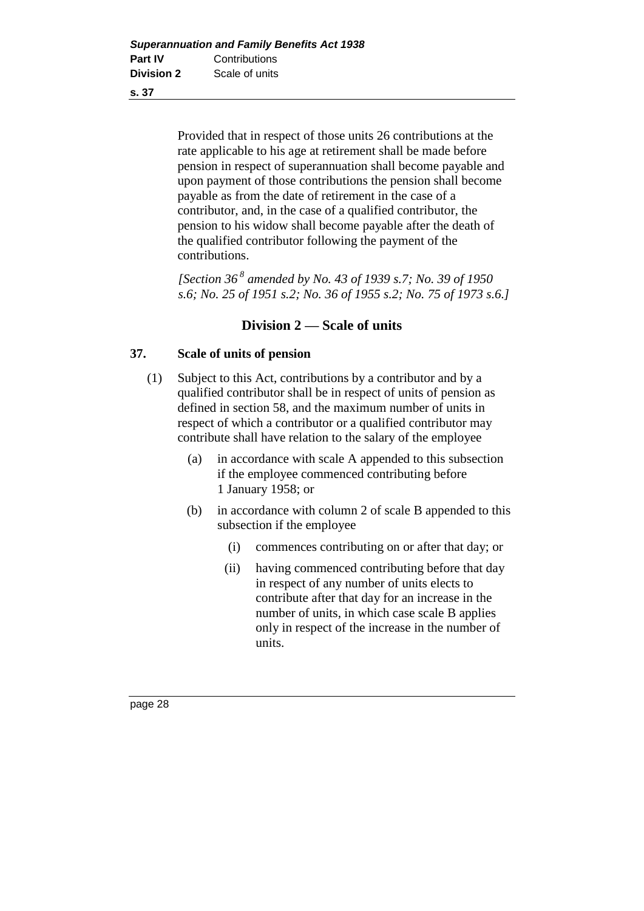Provided that in respect of those units 26 contributions at the rate applicable to his age at retirement shall be made before pension in respect of superannuation shall become payable and upon payment of those contributions the pension shall become payable as from the date of retirement in the case of a contributor, and, in the case of a qualified contributor, the pension to his widow shall become payable after the death of the qualified contributor following the payment of the contributions.

*[Section 36[8] amended by No. 43 of 1939 s.7; No. 39 of 1950 s.6; No. 25 of 1951 s.2; No. 36 of 1955 s.2; No. 75 of 1973 s.6.]*

## Division 2 — Scale of units

### 37. Scale of units of pension

(1) Subject to this Act, contributions by a contributor and by a qualified contributor shall be in respect of units of pension as defined in section 58, and the maximum number of units in respect of which a contributor or a qualified contributor may contribute shall have relation to the salary of the employee

(a) in accordance with scale A appended to this subsection if the employee commenced contributing before 1 January 1958; or

(b) in accordance with column 2 of scale B appended to this subsection if the employee

(i) commences contributing on or after that day; or

(ii) having commenced contributing before that day in respect of any number of units elects to contribute after that day for an increase in the number of units, in which case scale B applies only in respect of the increase in the number of units.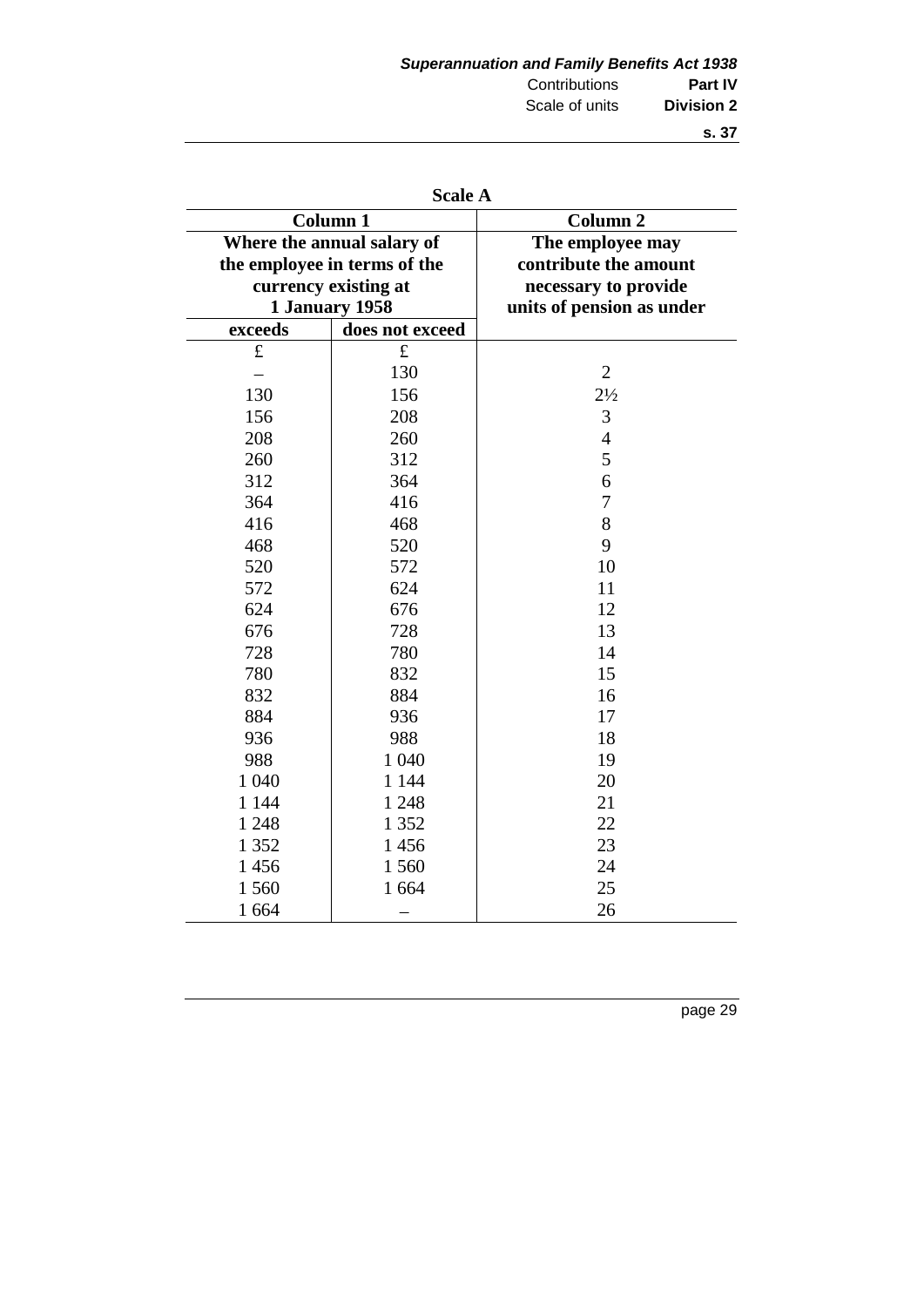**Scale A**

| Column 1 | | Column 2 |
|---|---|---|
| Where the annual salary of the employee in terms of the currency existing at 1 January 1958 | | The employee may contribute the amount necessary to provide units of pension as under |
| exceeds | does not exceed | |
| £ | £ | |
| – | 130 | 2 |
| 130 | 156 | 2½ |
| 156 | 208 | 3 |
| 208 | 260 | 4 |
| 260 | 312 | 5 |
| 312 | 364 | 6 |
| 364 | 416 | 7 |
| 416 | 468 | 8 |
| 468 | 520 | 9 |
| 520 | 572 | 10 |
| 572 | 624 | 11 |
| 624 | 676 | 12 |
| 676 | 728 | 13 |
| 728 | 780 | 14 |
| 780 | 832 | 15 |
| 832 | 884 | 16 |
| 884 | 936 | 17 |
| 936 | 988 | 18 |
| 988 | 1 040 | 19 |
| 1 040 | 1 144 | 20 |
| 1 144 | 1 248 | 21 |
| 1 248 | 1 352 | 22 |
| 1 352 | 1 456 | 23 |
| 1 456 | 1 560 | 24 |
| 1 560 | 1 664 | 25 |
| 1 664 | – | 26 |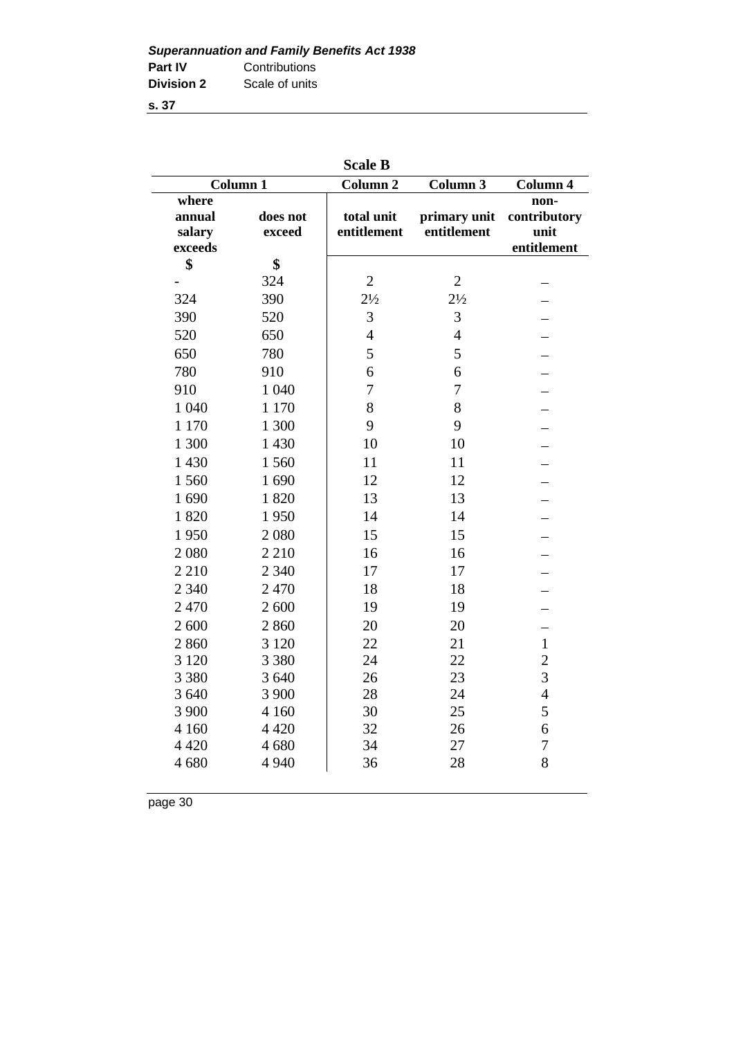**Scale B**

| Column 1 | | Column 2 | Column 3 | Column 4 |
|---|---|---|---|---|
| where annual salary exceeds | does not exceed | total unit entitlement | primary unit entitlement | non-contributory unit entitlement |
| $ | $ | | | |
| - | 324 | 2 | 2 | – |
| 324 | 390 | 2½ | 2½ | – |
| 390 | 520 | 3 | 3 | – |
| 520 | 650 | 4 | 4 | – |
| 650 | 780 | 5 | 5 | – |
| 780 | 910 | 6 | 6 | – |
| 910 | 1 040 | 7 | 7 | – |
| 1 040 | 1 170 | 8 | 8 | – |
| 1 170 | 1 300 | 9 | 9 | – |
| 1 300 | 1 430 | 10 | 10 | – |
| 1 430 | 1 560 | 11 | 11 | – |
| 1 560 | 1 690 | 12 | 12 | – |
| 1 690 | 1 820 | 13 | 13 | – |
| 1 820 | 1 950 | 14 | 14 | – |
| 1 950 | 2 080 | 15 | 15 | – |
| 2 080 | 2 210 | 16 | 16 | – |
| 2 210 | 2 340 | 17 | 17 | – |
| 2 340 | 2 470 | 18 | 18 | – |
| 2 470 | 2 600 | 19 | 19 | – |
| 2 600 | 2 860 | 20 | 20 | – |
| 2 860 | 3 120 | 22 | 21 | 1 |
| 3 120 | 3 380 | 24 | 22 | 2 |
| 3 380 | 3 640 | 26 | 23 | 3 |
| 3 640 | 3 900 | 28 | 24 | 4 |
| 3 900 | 4 160 | 30 | 25 | 5 |
| 4 160 | 4 420 | 32 | 26 | 6 |
| 4 420 | 4 680 | 34 | 27 | 7 |
| 4 680 | 4 940 | 36 | 28 | 8 |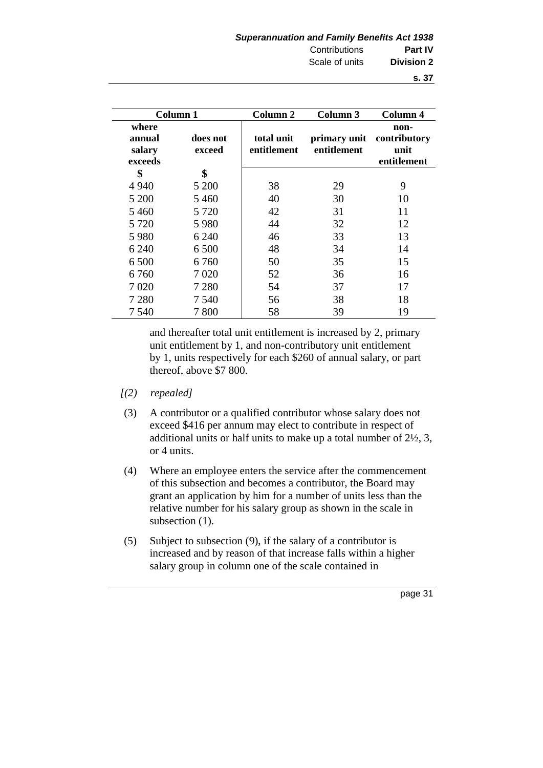| Column 1 | | Column 2 | Column 3 | Column 4 |
|---|---|---|---|---|
| where annual salary exceeds | does not exceed | total unit entitlement | primary unit entitlement | non-contributory unit entitlement |
| $ | $ | | | |
| 4 940 | 5 200 | 38 | 29 | 9 |
| 5 200 | 5 460 | 40 | 30 | 10 |
| 5 460 | 5 720 | 42 | 31 | 11 |
| 5 720 | 5 980 | 44 | 32 | 12 |
| 5 980 | 6 240 | 46 | 33 | 13 |
| 6 240 | 6 500 | 48 | 34 | 14 |
| 6 500 | 6 760 | 50 | 35 | 15 |
| 6 760 | 7 020 | 52 | 36 | 16 |
| 7 020 | 7 280 | 54 | 37 | 17 |
| 7 280 | 7 540 | 56 | 38 | 18 |
| 7 540 | 7 800 | 58 | 39 | 19 |

and thereafter total unit entitlement is increased by 2, primary unit entitlement by 1, and non-contributory unit entitlement by 1, units respectively for each $260 of annual salary, or part thereof, above $7 800.

*[(2) repealed]*

(3) A contributor or a qualified contributor whose salary does not exceed $416 per annum may elect to contribute in respect of additional units or half units to make up a total number of 2½, 3, or 4 units.

(4) Where an employee enters the service after the commencement of this subsection and becomes a contributor, the Board may grant an application by him for a number of units less than the relative number for his salary group as shown in the scale in subsection (1).

(5) Subject to subsection (9), if the salary of a contributor is increased and by reason of that increase falls within a higher salary group in column one of the scale contained in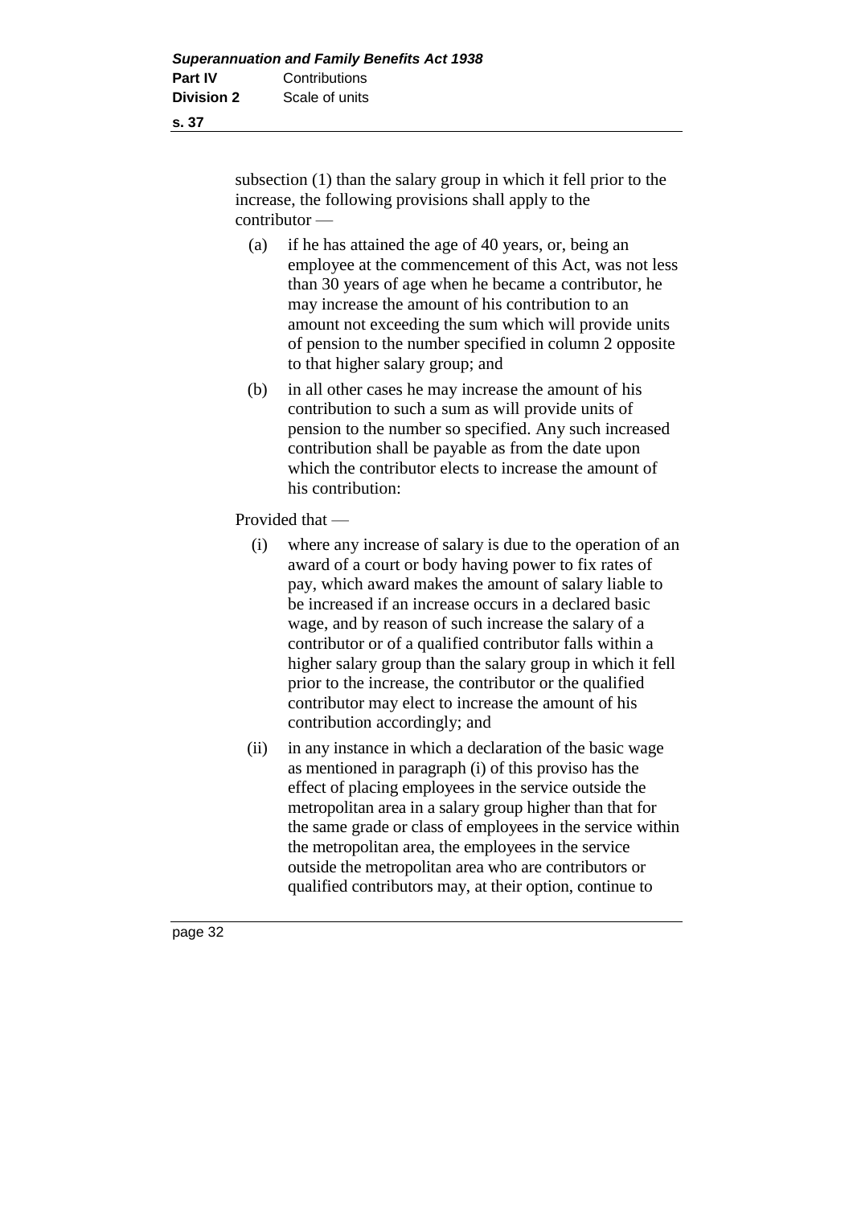subsection (1) than the salary group in which it fell prior to the increase, the following provisions shall apply to the contributor —

(a) if he has attained the age of 40 years, or, being an employee at the commencement of this Act, was not less than 30 years of age when he became a contributor, he may increase the amount of his contribution to an amount not exceeding the sum which will provide units of pension to the number specified in column 2 opposite to that higher salary group; and

(b) in all other cases he may increase the amount of his contribution to such a sum as will provide units of pension to the number so specified. Any such increased contribution shall be payable as from the date upon which the contributor elects to increase the amount of his contribution:

Provided that —

(i) where any increase of salary is due to the operation of an award of a court or body having power to fix rates of pay, which award makes the amount of salary liable to be increased if an increase occurs in a declared basic wage, and by reason of such increase the salary of a contributor or of a qualified contributor falls within a higher salary group than the salary group in which it fell prior to the increase, the contributor or the qualified contributor may elect to increase the amount of his contribution accordingly; and

(ii) in any instance in which a declaration of the basic wage as mentioned in paragraph (i) of this proviso has the effect of placing employees in the service outside the metropolitan area in a salary group higher than that for the same grade or class of employees in the service within the metropolitan area, the employees in the service outside the metropolitan area who are contributors or qualified contributors may, at their option, continue to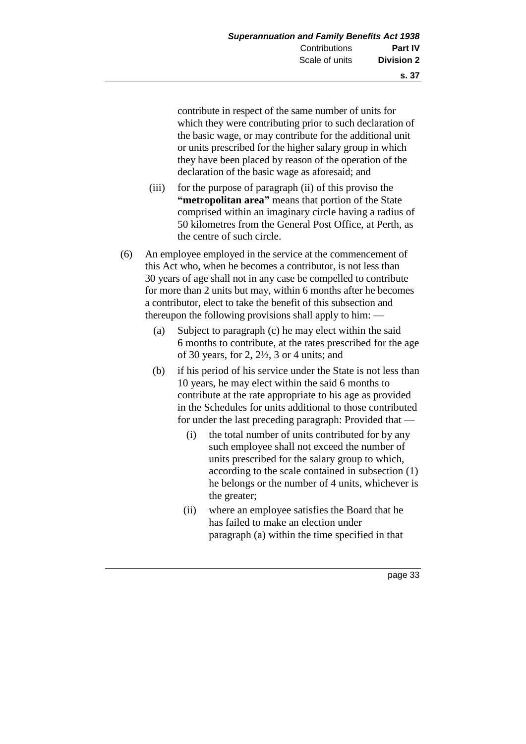contribute in respect of the same number of units for which they were contributing prior to such declaration of the basic wage, or may contribute for the additional unit or units prescribed for the higher salary group in which they have been placed by reason of the operation of the declaration of the basic wage as aforesaid; and

(iii) for the purpose of paragraph (ii) of this proviso the **"metropolitan area"** means that portion of the State comprised within an imaginary circle having a radius of 50 kilometres from the General Post Office, at Perth, as the centre of such circle.

(6) An employee employed in the service at the commencement of this Act who, when he becomes a contributor, is not less than 30 years of age shall not in any case be compelled to contribute for more than 2 units but may, within 6 months after he becomes a contributor, elect to take the benefit of this subsection and thereupon the following provisions shall apply to him: —

(a) Subject to paragraph (c) he may elect within the said 6 months to contribute, at the rates prescribed for the age of 30 years, for 2, 2½, 3 or 4 units; and

(b) if his period of his service under the State is not less than 10 years, he may elect within the said 6 months to contribute at the rate appropriate to his age as provided in the Schedules for units additional to those contributed for under the last preceding paragraph: Provided that —

(i) the total number of units contributed for by any such employee shall not exceed the number of units prescribed for the salary group to which, according to the scale contained in subsection (1) he belongs or the number of 4 units, whichever is the greater;

(ii) where an employee satisfies the Board that he has failed to make an election under paragraph (a) within the time specified in that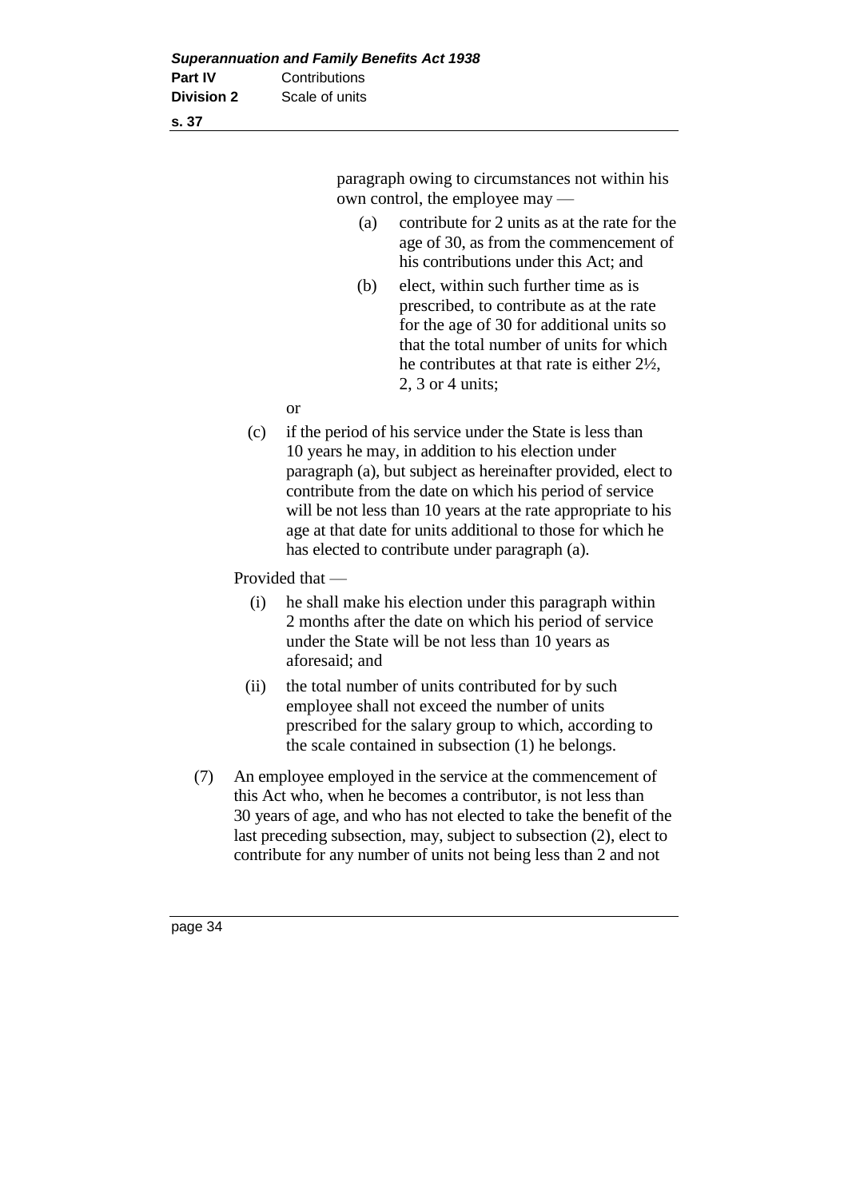paragraph owing to circumstances not within his own control, the employee may —

(a) contribute for 2 units as at the rate for the age of 30, as from the commencement of his contributions under this Act; and

(b) elect, within such further time as is prescribed, to contribute as at the rate for the age of 30 for additional units so that the total number of units for which he contributes at that rate is either 2½, 2, 3 or 4 units;

or

(c) if the period of his service under the State is less than 10 years he may, in addition to his election under paragraph (a), but subject as hereinafter provided, elect to contribute from the date on which his period of service will be not less than 10 years at the rate appropriate to his age at that date for units additional to those for which he has elected to contribute under paragraph (a).

Provided that —

(i) he shall make his election under this paragraph within 2 months after the date on which his period of service under the State will be not less than 10 years as aforesaid; and

(ii) the total number of units contributed for by such employee shall not exceed the number of units prescribed for the salary group to which, according to the scale contained in subsection (1) he belongs.

(7) An employee employed in the service at the commencement of this Act who, when he becomes a contributor, is not less than 30 years of age, and who has not elected to take the benefit of the last preceding subsection, may, subject to subsection (2), elect to contribute for any number of units not being less than 2 and not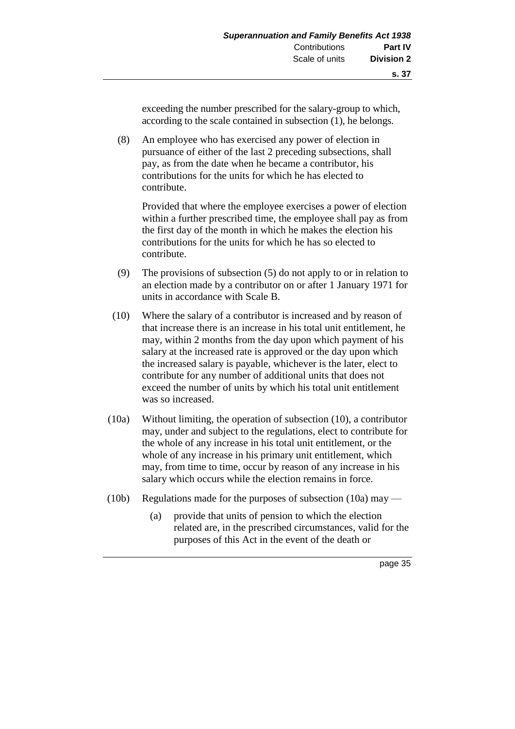exceeding the number prescribed for the salary-group to which, according to the scale contained in subsection (1), he belongs.

(8) An employee who has exercised any power of election in pursuance of either of the last 2 preceding subsections, shall pay, as from the date when he became a contributor, his contributions for the units for which he has elected to contribute.

Provided that where the employee exercises a power of election within a further prescribed time, the employee shall pay as from the first day of the month in which he makes the election his contributions for the units for which he has so elected to contribute.

(9) The provisions of subsection (5) do not apply to or in relation to an election made by a contributor on or after 1 January 1971 for units in accordance with Scale B.

(10) Where the salary of a contributor is increased and by reason of that increase there is an increase in his total unit entitlement, he may, within 2 months from the day upon which payment of his salary at the increased rate is approved or the day upon which the increased salary is payable, whichever is the later, elect to contribute for any number of additional units that does not exceed the number of units by which his total unit entitlement was so increased.

(10a) Without limiting, the operation of subsection (10), a contributor may, under and subject to the regulations, elect to contribute for the whole of any increase in his total unit entitlement, or the whole of any increase in his primary unit entitlement, which may, from time to time, occur by reason of any increase in his salary which occurs while the election remains in force.

(10b) Regulations made for the purposes of subsection (10a) may —

(a) provide that units of pension to which the election related are, in the prescribed circumstances, valid for the purposes of this Act in the event of the death or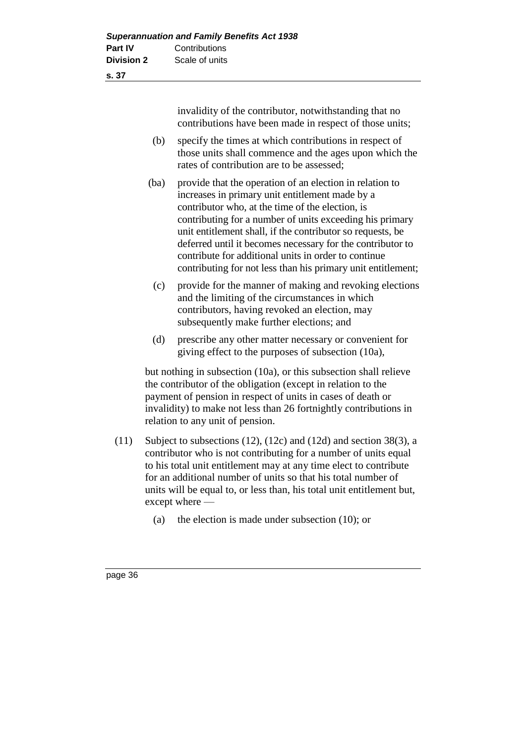invalidity of the contributor, notwithstanding that no contributions have been made in respect of those units;

(b) specify the times at which contributions in respect of those units shall commence and the ages upon which the rates of contribution are to be assessed;

(ba) provide that the operation of an election in relation to increases in primary unit entitlement made by a contributor who, at the time of the election, is contributing for a number of units exceeding his primary unit entitlement shall, if the contributor so requests, be deferred until it becomes necessary for the contributor to contribute for additional units in order to continue contributing for not less than his primary unit entitlement;

(c) provide for the manner of making and revoking elections and the limiting of the circumstances in which contributors, having revoked an election, may subsequently make further elections; and

(d) prescribe any other matter necessary or convenient for giving effect to the purposes of subsection (10a),

but nothing in subsection (10a), or this subsection shall relieve the contributor of the obligation (except in relation to the payment of pension in respect of units in cases of death or invalidity) to make not less than 26 fortnightly contributions in relation to any unit of pension.

(11) Subject to subsections (12), (12c) and (12d) and section 38(3), a contributor who is not contributing for a number of units equal to his total unit entitlement may at any time elect to contribute for an additional number of units so that his total number of units will be equal to, or less than, his total unit entitlement but, except where —

(a) the election is made under subsection (10); or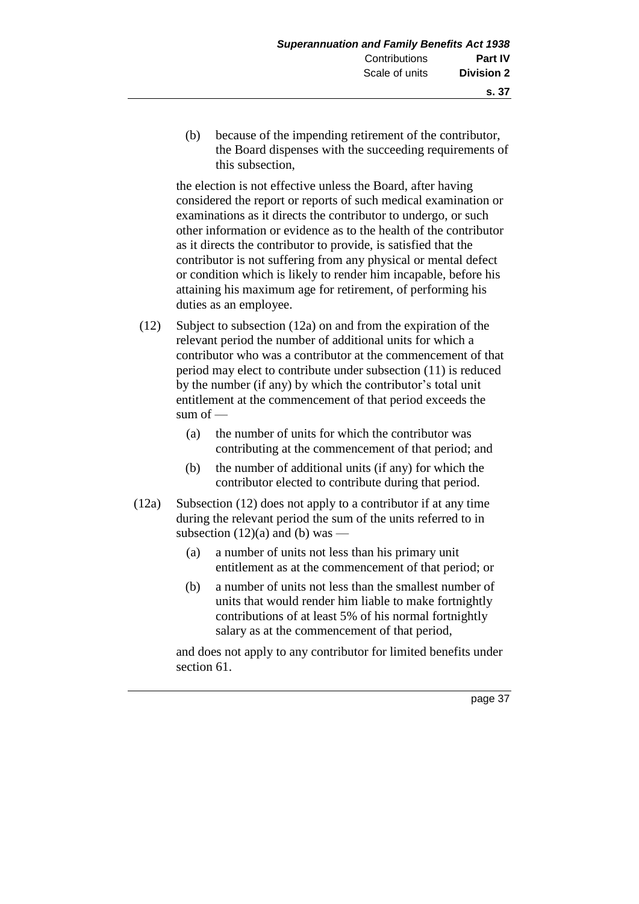(b) because of the impending retirement of the contributor, the Board dispenses with the succeeding requirements of this subsection,

the election is not effective unless the Board, after having considered the report or reports of such medical examination or examinations as it directs the contributor to undergo, or such other information or evidence as to the health of the contributor as it directs the contributor to provide, is satisfied that the contributor is not suffering from any physical or mental defect or condition which is likely to render him incapable, before his attaining his maximum age for retirement, of performing his duties as an employee.

(12) Subject to subsection (12a) on and from the expiration of the relevant period the number of additional units for which a contributor who was a contributor at the commencement of that period may elect to contribute under subsection (11) is reduced by the number (if any) by which the contributor's total unit entitlement at the commencement of that period exceeds the sum of —

(a) the number of units for which the contributor was contributing at the commencement of that period; and

(b) the number of additional units (if any) for which the contributor elected to contribute during that period.

(12a) Subsection (12) does not apply to a contributor if at any time during the relevant period the sum of the units referred to in subsection (12)(a) and (b) was —

(a) a number of units not less than his primary unit entitlement as at the commencement of that period; or

(b) a number of units not less than the smallest number of units that would render him liable to make fortnightly contributions of at least 5% of his normal fortnightly salary as at the commencement of that period,

and does not apply to any contributor for limited benefits under section 61.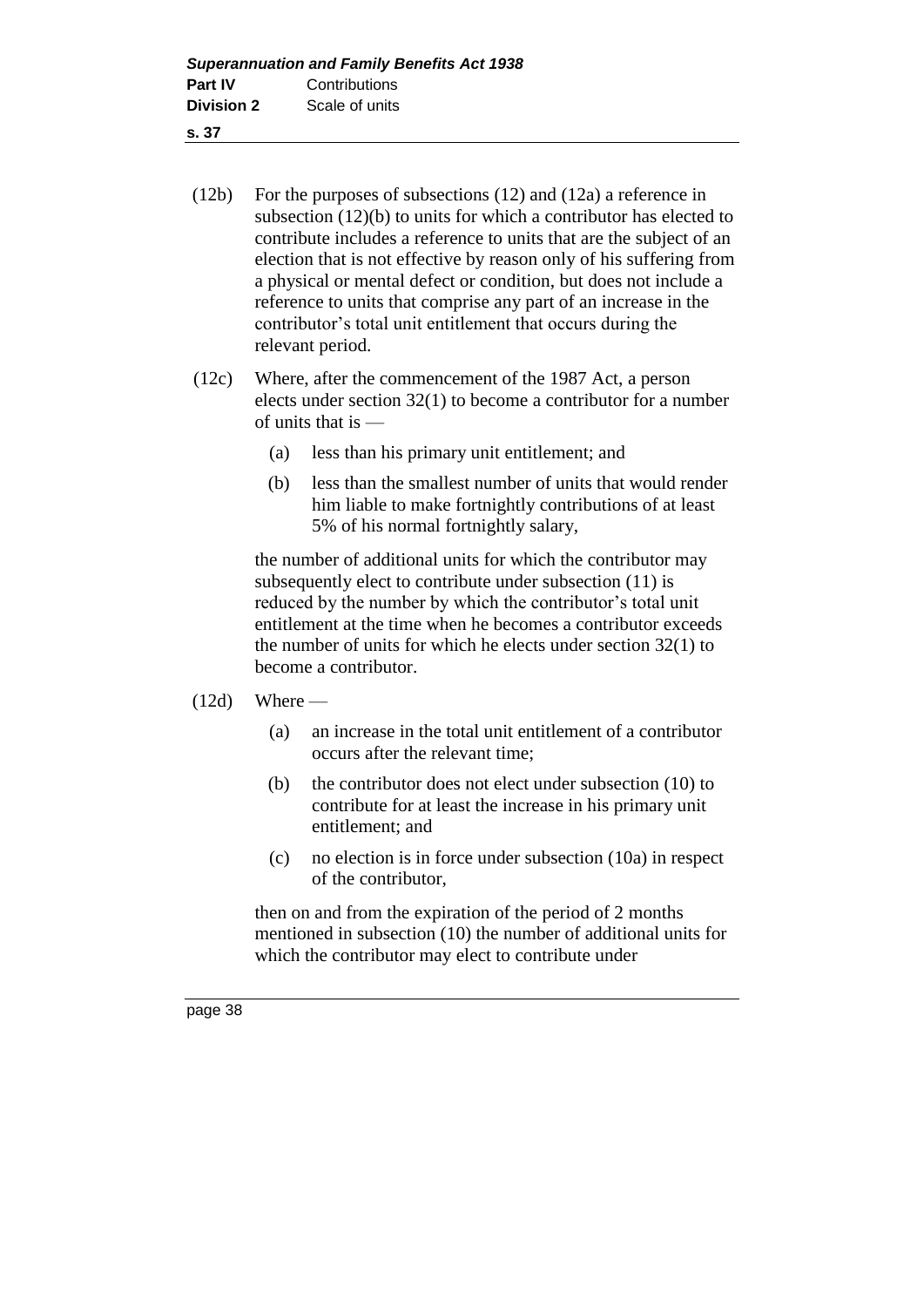(12b) For the purposes of subsections (12) and (12a) a reference in subsection (12)(b) to units for which a contributor has elected to contribute includes a reference to units that are the subject of an election that is not effective by reason only of his suffering from a physical or mental defect or condition, but does not include a reference to units that comprise any part of an increase in the contributor's total unit entitlement that occurs during the relevant period.

(12c) Where, after the commencement of the 1987 Act, a person elects under section 32(1) to become a contributor for a number of units that is —

- (a) less than his primary unit entitlement; and
- (b) less than the smallest number of units that would render him liable to make fortnightly contributions of at least 5% of his normal fortnightly salary,

the number of additional units for which the contributor may subsequently elect to contribute under subsection (11) is reduced by the number by which the contributor's total unit entitlement at the time when he becomes a contributor exceeds the number of units for which he elects under section 32(1) to become a contributor.

(12d) Where —

- (a) an increase in the total unit entitlement of a contributor occurs after the relevant time;
- (b) the contributor does not elect under subsection (10) to contribute for at least the increase in his primary unit entitlement; and
- (c) no election is in force under subsection (10a) in respect of the contributor,

then on and from the expiration of the period of 2 months mentioned in subsection (10) the number of additional units for which the contributor may elect to contribute under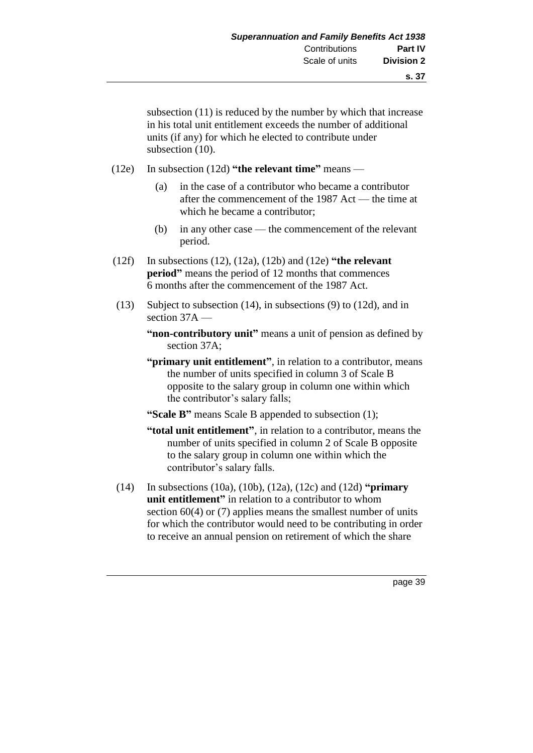subsection (11) is reduced by the number by which that increase in his total unit entitlement exceeds the number of additional units (if any) for which he elected to contribute under subsection (10).

(12e) In subsection (12d) **"the relevant time"** means —

(a) in the case of a contributor who became a contributor after the commencement of the 1987 Act — the time at which he became a contributor;

(b) in any other case — the commencement of the relevant period.

(12f) In subsections (12), (12a), (12b) and (12e) **"the relevant period"** means the period of 12 months that commences 6 months after the commencement of the 1987 Act.

(13) Subject to subsection (14), in subsections (9) to (12d), and in section 37A —

**"non-contributory unit"** means a unit of pension as defined by section 37A;

**"primary unit entitlement"**, in relation to a contributor, means the number of units specified in column 3 of Scale B opposite to the salary group in column one within which the contributor's salary falls;

**"Scale B"** means Scale B appended to subsection (1);

**"total unit entitlement"**, in relation to a contributor, means the number of units specified in column 2 of Scale B opposite to the salary group in column one within which the contributor's salary falls.

(14) In subsections (10a), (10b), (12a), (12c) and (12d) **"primary unit entitlement"** in relation to a contributor to whom section 60(4) or (7) applies means the smallest number of units for which the contributor would need to be contributing in order to receive an annual pension on retirement of which the share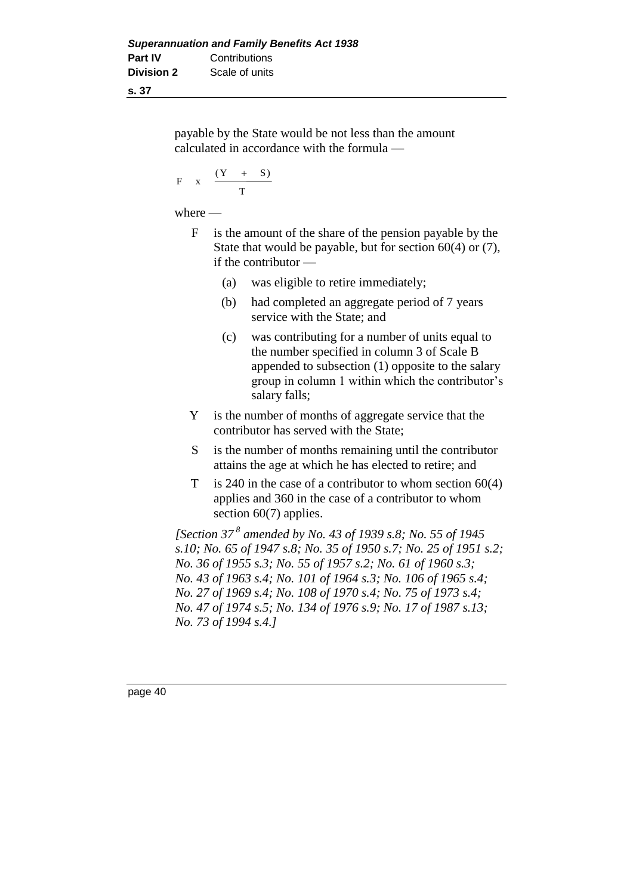payable by the State would be not less than the amount calculated in accordance with the formula —

$$F \times \frac{(Y + S)}{T}$$

where —

F is the amount of the share of the pension payable by the State that would be payable, but for section 60(4) or (7), if the contributor —

- (a) was eligible to retire immediately;
- (b) had completed an aggregate period of 7 years service with the State; and
- (c) was contributing for a number of units equal to the number specified in column 3 of Scale B appended to subsection (1) opposite to the salary group in column 1 within which the contributor's salary falls;

Y is the number of months of aggregate service that the contributor has served with the State;

S is the number of months remaining until the contributor attains the age at which he has elected to retire; and

T is 240 in the case of a contributor to whom section 60(4) applies and 360 in the case of a contributor to whom section 60(7) applies.

*[Section 37 [8] amended by No. 43 of 1939 s.8; No. 55 of 1945 s.10; No. 65 of 1947 s.8; No. 35 of 1950 s.7; No. 25 of 1951 s.2; No. 36 of 1955 s.3; No. 55 of 1957 s.2; No. 61 of 1960 s.3; No. 43 of 1963 s.4; No. 101 of 1964 s.3; No. 106 of 1965 s.4; No. 27 of 1969 s.4; No. 108 of 1970 s.4; No. 75 of 1973 s.4; No. 47 of 1974 s.5; No. 134 of 1976 s.9; No. 17 of 1987 s.13; No. 73 of 1994 s.4.]*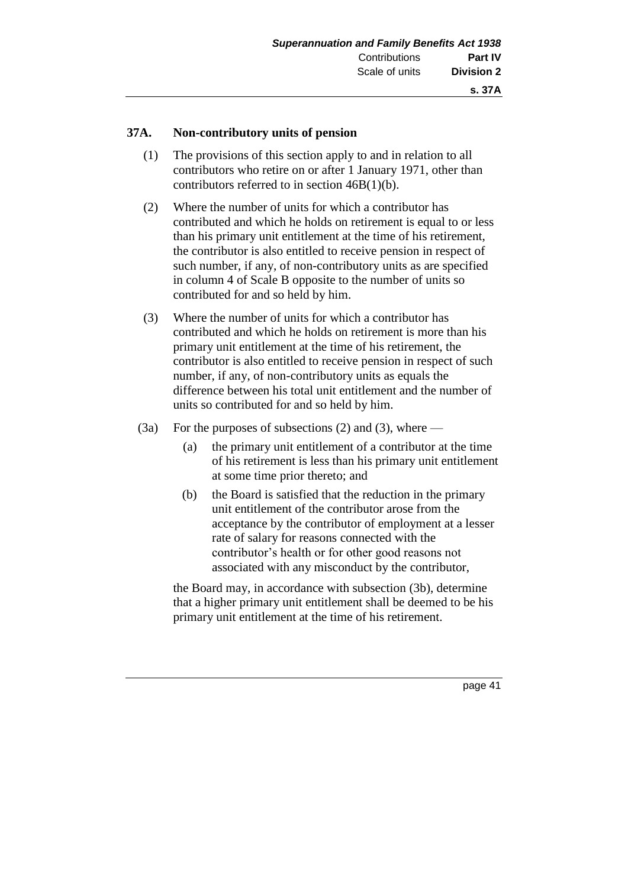**37A. Non-contributory units of pension**

(1) The provisions of this section apply to and in relation to all contributors who retire on or after 1 January 1971, other than contributors referred to in section 46B(1)(b).

(2) Where the number of units for which a contributor has contributed and which he holds on retirement is equal to or less than his primary unit entitlement at the time of his retirement, the contributor is also entitled to receive pension in respect of such number, if any, of non-contributory units as are specified in column 4 of Scale B opposite to the number of units so contributed for and so held by him.

(3) Where the number of units for which a contributor has contributed and which he holds on retirement is more than his primary unit entitlement at the time of his retirement, the contributor is also entitled to receive pension in respect of such number, if any, of non-contributory units as equals the difference between his total unit entitlement and the number of units so contributed for and so held by him.

(3a) For the purposes of subsections (2) and (3), where —

(a) the primary unit entitlement of a contributor at the time of his retirement is less than his primary unit entitlement at some time prior thereto; and

(b) the Board is satisfied that the reduction in the primary unit entitlement of the contributor arose from the acceptance by the contributor of employment at a lesser rate of salary for reasons connected with the contributor's health or for other good reasons not associated with any misconduct by the contributor,

the Board may, in accordance with subsection (3b), determine that a higher primary unit entitlement shall be deemed to be his primary unit entitlement at the time of his retirement.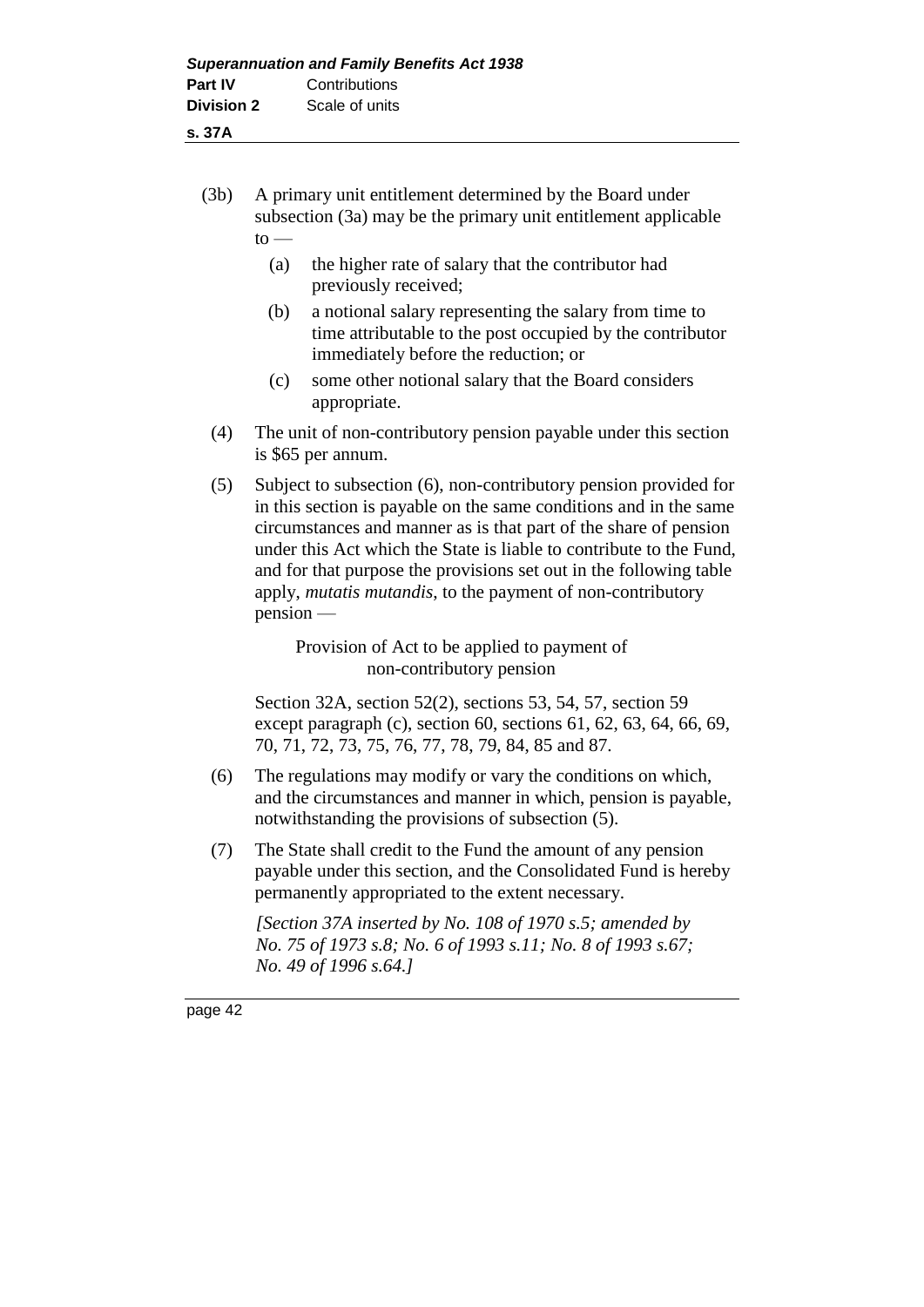(3b) A primary unit entitlement determined by the Board under subsection (3a) may be the primary unit entitlement applicable to —

   (a) the higher rate of salary that the contributor had previously received;

   (b) a notional salary representing the salary from time to time attributable to the post occupied by the contributor immediately before the reduction; or

   (c) some other notional salary that the Board considers appropriate.

(4) The unit of non-contributory pension payable under this section is $65 per annum.

(5) Subject to subsection (6), non-contributory pension provided for in this section is payable on the same conditions and in the same circumstances and manner as is that part of the share of pension under this Act which the State is liable to contribute to the Fund, and for that purpose the provisions set out in the following table apply, *mutatis mutandis*, to the payment of non-contributory pension —

Provision of Act to be applied to payment of non-contributory pension

Section 32A, section 52(2), sections 53, 54, 57, section 59 except paragraph (c), section 60, sections 61, 62, 63, 64, 66, 69, 70, 71, 72, 73, 75, 76, 77, 78, 79, 84, 85 and 87.

(6) The regulations may modify or vary the conditions on which, and the circumstances and manner in which, pension is payable, notwithstanding the provisions of subsection (5).

(7) The State shall credit to the Fund the amount of any pension payable under this section, and the Consolidated Fund is hereby permanently appropriated to the extent necessary.

*[Section 37A inserted by No. 108 of 1970 s.5; amended by No. 75 of 1973 s.8; No. 6 of 1993 s.11; No. 8 of 1993 s.67; No. 49 of 1996 s.64.]*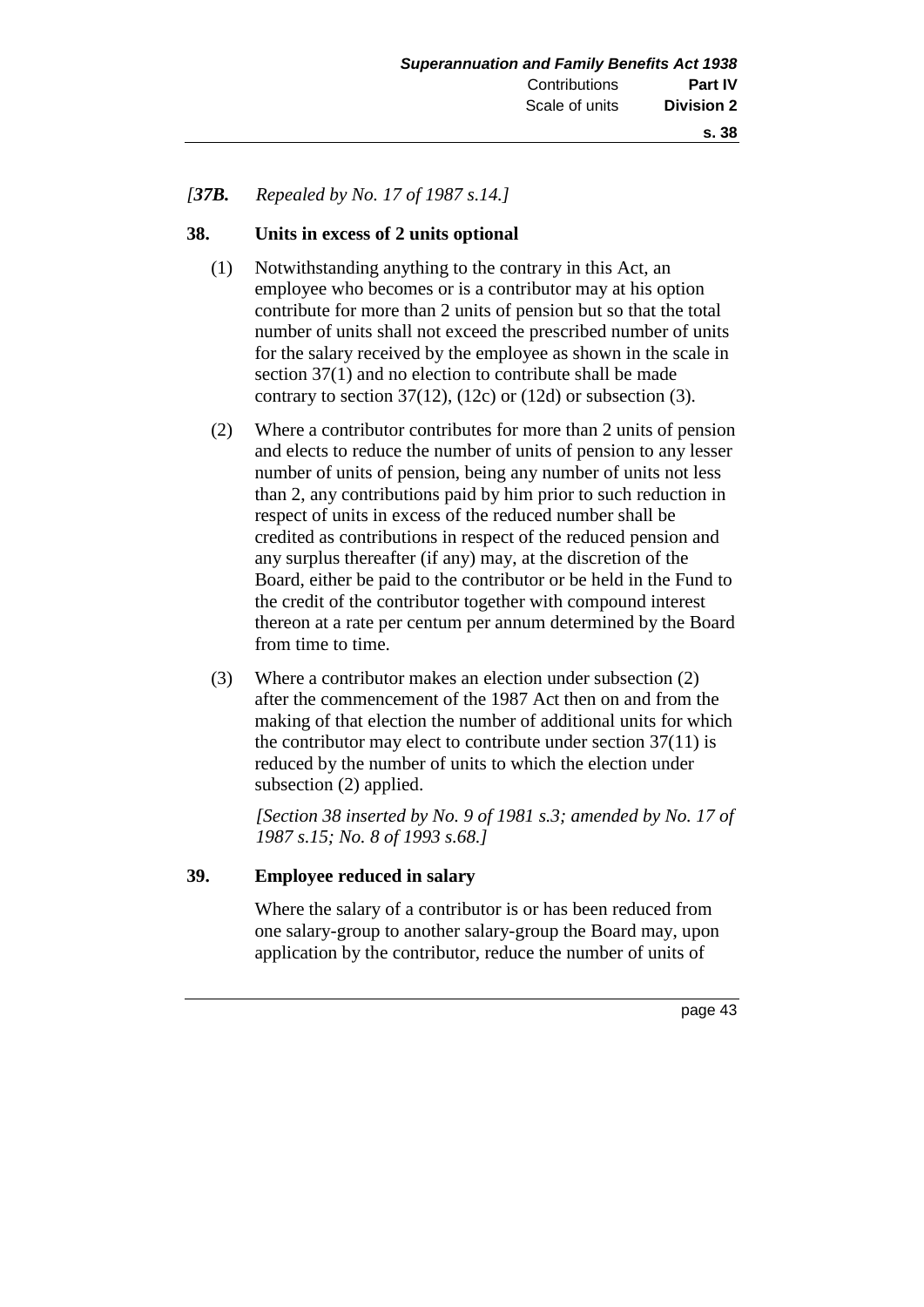*[**37B.** Repealed by No. 17 of 1987 s.14.]*

**38. Units in excess of 2 units optional**

(1) Notwithstanding anything to the contrary in this Act, an employee who becomes or is a contributor may at his option contribute for more than 2 units of pension but so that the total number of units shall not exceed the prescribed number of units for the salary received by the employee as shown in the scale in section 37(1) and no election to contribute shall be made contrary to section 37(12), (12c) or (12d) or subsection (3).

(2) Where a contributor contributes for more than 2 units of pension and elects to reduce the number of units of pension to any lesser number of units of pension, being any number of units not less than 2, any contributions paid by him prior to such reduction in respect of units in excess of the reduced number shall be credited as contributions in respect of the reduced pension and any surplus thereafter (if any) may, at the discretion of the Board, either be paid to the contributor or be held in the Fund to the credit of the contributor together with compound interest thereon at a rate per centum per annum determined by the Board from time to time.

(3) Where a contributor makes an election under subsection (2) after the commencement of the 1987 Act then on and from the making of that election the number of additional units for which the contributor may elect to contribute under section 37(11) is reduced by the number of units to which the election under subsection (2) applied.

*[Section 38 inserted by No. 9 of 1981 s.3; amended by No. 17 of 1987 s.15; No. 8 of 1993 s.68.]*

**39. Employee reduced in salary**

Where the salary of a contributor is or has been reduced from one salary-group to another salary-group the Board may, upon application by the contributor, reduce the number of units of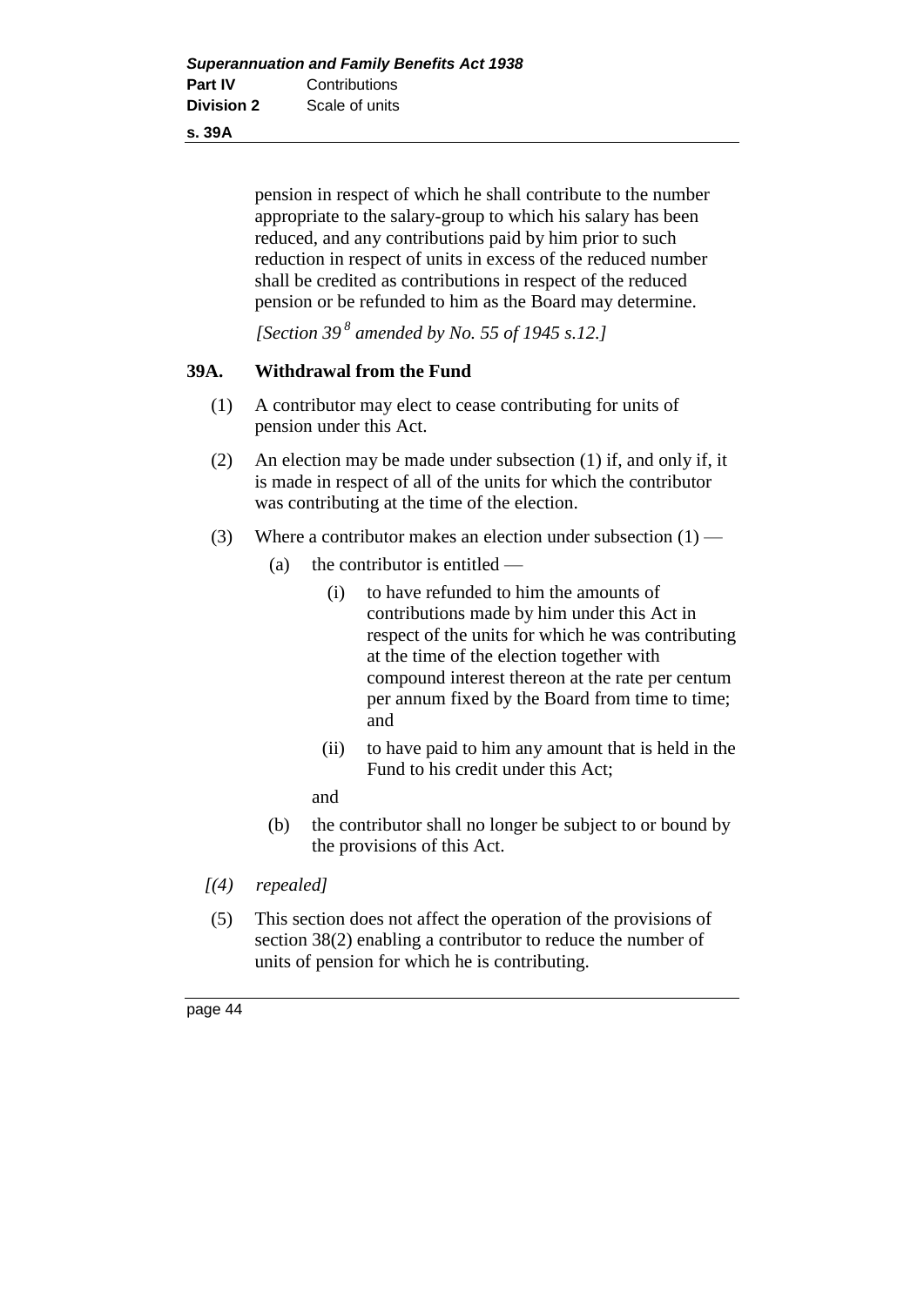pension in respect of which he shall contribute to the number appropriate to the salary-group to which his salary has been reduced, and any contributions paid by him prior to such reduction in respect of units in excess of the reduced number shall be credited as contributions in respect of the reduced pension or be refunded to him as the Board may determine.

*[Section 39 [8] amended by No. 55 of 1945 s.12.]*

### 39A. Withdrawal from the Fund

(1) A contributor may elect to cease contributing for units of pension under this Act.

(2) An election may be made under subsection (1) if, and only if, it is made in respect of all of the units for which the contributor was contributing at the time of the election.

(3) Where a contributor makes an election under subsection (1) —

(a) the contributor is entitled —

(i) to have refunded to him the amounts of contributions made by him under this Act in respect of the units for which he was contributing at the time of the election together with compound interest thereon at the rate per centum per annum fixed by the Board from time to time; and

(ii) to have paid to him any amount that is held in the Fund to his credit under this Act;

and

(b) the contributor shall no longer be subject to or bound by the provisions of this Act.

*[(4) repealed]*

(5) This section does not affect the operation of the provisions of section 38(2) enabling a contributor to reduce the number of units of pension for which he is contributing.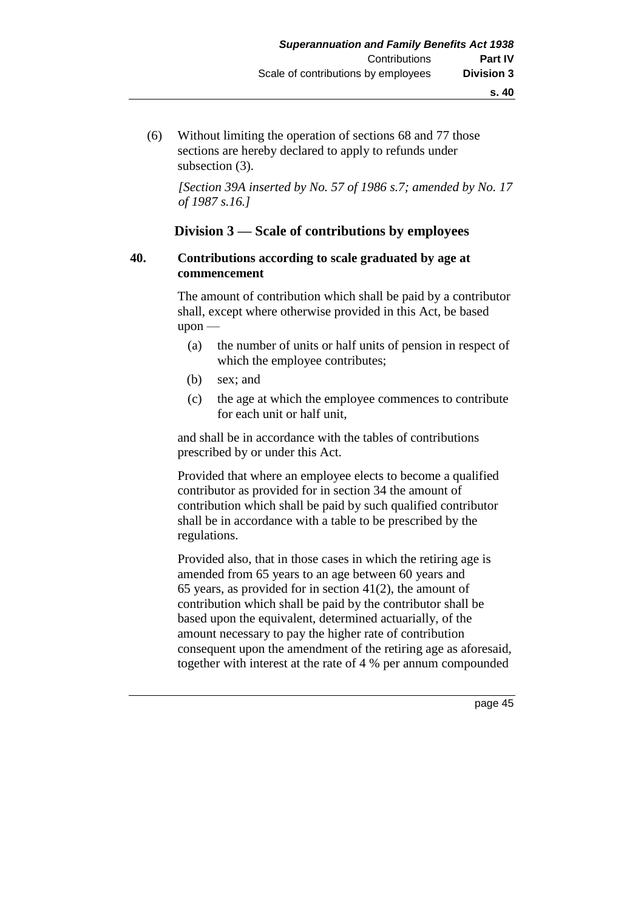(6) Without limiting the operation of sections 68 and 77 those sections are hereby declared to apply to refunds under subsection (3).

*[Section 39A inserted by No. 57 of 1986 s.7; amended by No. 17 of 1987 s.16.]*

## Division 3 — Scale of contributions by employees

### 40. Contributions according to scale graduated by age at commencement

The amount of contribution which shall be paid by a contributor shall, except where otherwise provided in this Act, be based upon —

(a) the number of units or half units of pension in respect of which the employee contributes;

(b) sex; and

(c) the age at which the employee commences to contribute for each unit or half unit,

and shall be in accordance with the tables of contributions prescribed by or under this Act.

Provided that where an employee elects to become a qualified contributor as provided for in section 34 the amount of contribution which shall be paid by such qualified contributor shall be in accordance with a table to be prescribed by the regulations.

Provided also, that in those cases in which the retiring age is amended from 65 years to an age between 60 years and 65 years, as provided for in section 41(2), the amount of contribution which shall be paid by the contributor shall be based upon the equivalent, determined actuarially, of the amount necessary to pay the higher rate of contribution consequent upon the amendment of the retiring age as aforesaid, together with interest at the rate of 4 % per annum compounded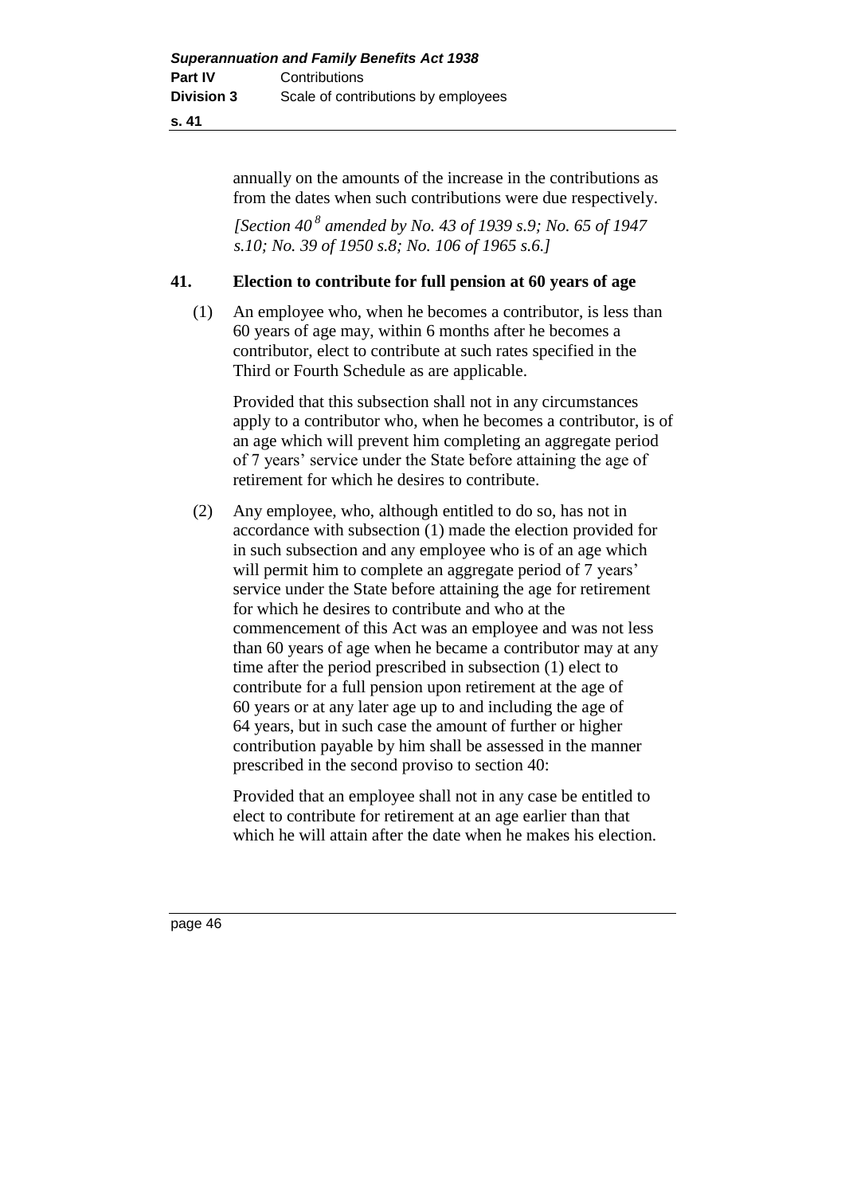annually on the amounts of the increase in the contributions as from the dates when such contributions were due respectively.

*[Section 40 [8] amended by No. 43 of 1939 s.9; No. 65 of 1947 s.10; No. 39 of 1950 s.8; No. 106 of 1965 s.6.]*

## 41. Election to contribute for full pension at 60 years of age

(1) An employee who, when he becomes a contributor, is less than 60 years of age may, within 6 months after he becomes a contributor, elect to contribute at such rates specified in the Third or Fourth Schedule as are applicable.

Provided that this subsection shall not in any circumstances apply to a contributor who, when he becomes a contributor, is of an age which will prevent him completing an aggregate period of 7 years' service under the State before attaining the age of retirement for which he desires to contribute.

(2) Any employee, who, although entitled to do so, has not in accordance with subsection (1) made the election provided for in such subsection and any employee who is of an age which will permit him to complete an aggregate period of 7 years' service under the State before attaining the age for retirement for which he desires to contribute and who at the commencement of this Act was an employee and was not less than 60 years of age when he became a contributor may at any time after the period prescribed in subsection (1) elect to contribute for a full pension upon retirement at the age of 60 years or at any later age up to and including the age of 64 years, but in such case the amount of further or higher contribution payable by him shall be assessed in the manner prescribed in the second proviso to section 40:

Provided that an employee shall not in any case be entitled to elect to contribute for retirement at an age earlier than that which he will attain after the date when he makes his election.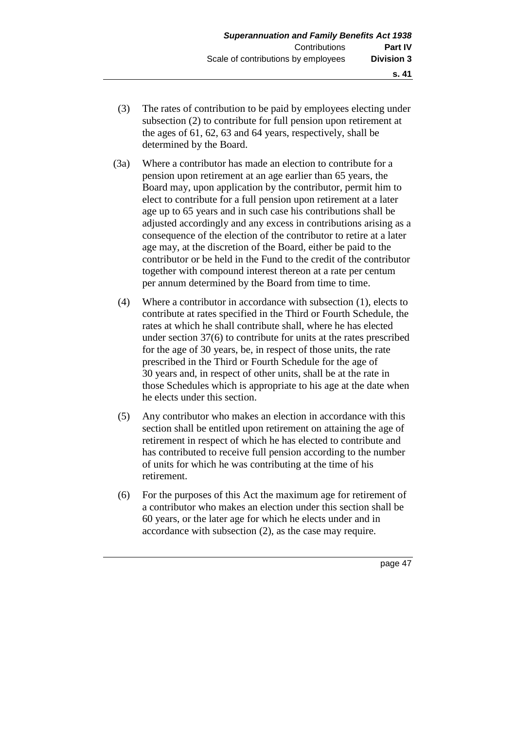(3) The rates of contribution to be paid by employees electing under subsection (2) to contribute for full pension upon retirement at the ages of 61, 62, 63 and 64 years, respectively, shall be determined by the Board.

(3a) Where a contributor has made an election to contribute for a pension upon retirement at an age earlier than 65 years, the Board may, upon application by the contributor, permit him to elect to contribute for a full pension upon retirement at a later age up to 65 years and in such case his contributions shall be adjusted accordingly and any excess in contributions arising as a consequence of the election of the contributor to retire at a later age may, at the discretion of the Board, either be paid to the contributor or be held in the Fund to the credit of the contributor together with compound interest thereon at a rate per centum per annum determined by the Board from time to time.

(4) Where a contributor in accordance with subsection (1), elects to contribute at rates specified in the Third or Fourth Schedule, the rates at which he shall contribute shall, where he has elected under section 37(6) to contribute for units at the rates prescribed for the age of 30 years, be, in respect of those units, the rate prescribed in the Third or Fourth Schedule for the age of 30 years and, in respect of other units, shall be at the rate in those Schedules which is appropriate to his age at the date when he elects under this section.

(5) Any contributor who makes an election in accordance with this section shall be entitled upon retirement on attaining the age of retirement in respect of which he has elected to contribute and has contributed to receive full pension according to the number of units for which he was contributing at the time of his retirement.

(6) For the purposes of this Act the maximum age for retirement of a contributor who makes an election under this section shall be 60 years, or the later age for which he elects under and in accordance with subsection (2), as the case may require.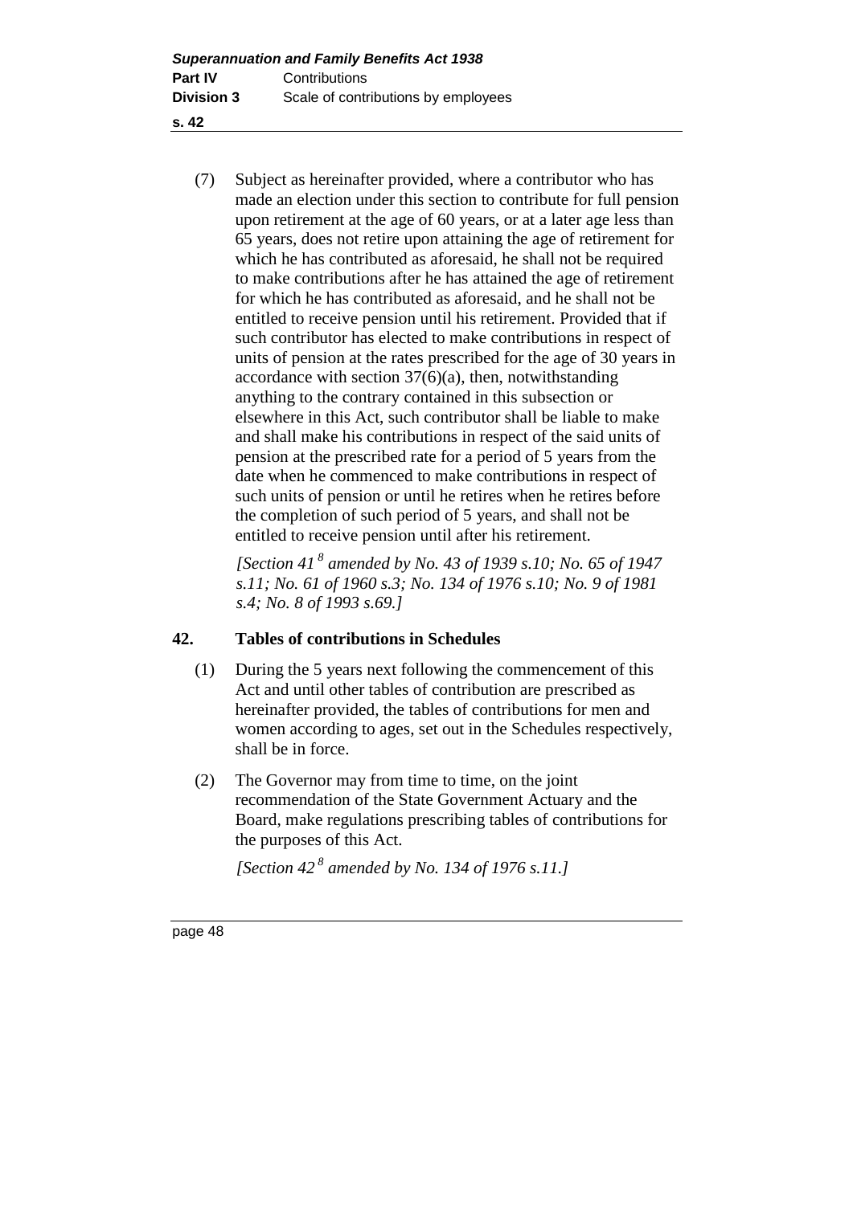(7) Subject as hereinafter provided, where a contributor who has made an election under this section to contribute for full pension upon retirement at the age of 60 years, or at a later age less than 65 years, does not retire upon attaining the age of retirement for which he has contributed as aforesaid, he shall not be required to make contributions after he has attained the age of retirement for which he has contributed as aforesaid, and he shall not be entitled to receive pension until his retirement. Provided that if such contributor has elected to make contributions in respect of units of pension at the rates prescribed for the age of 30 years in accordance with section 37(6)(a), then, notwithstanding anything to the contrary contained in this subsection or elsewhere in this Act, such contributor shall be liable to make and shall make his contributions in respect of the said units of pension at the prescribed rate for a period of 5 years from the date when he commenced to make contributions in respect of such units of pension or until he retires when he retires before the completion of such period of 5 years, and shall not be entitled to receive pension until after his retirement.

*[Section 41 [8] amended by No. 43 of 1939 s.10; No. 65 of 1947 s.11; No. 61 of 1960 s.3; No. 134 of 1976 s.10; No. 9 of 1981 s.4; No. 8 of 1993 s.69.]*

## 42. Tables of contributions in Schedules

(1) During the 5 years next following the commencement of this Act and until other tables of contribution are prescribed as hereinafter provided, the tables of contributions for men and women according to ages, set out in the Schedules respectively, shall be in force.

(2) The Governor may from time to time, on the joint recommendation of the State Government Actuary and the Board, make regulations prescribing tables of contributions for the purposes of this Act.

*[Section 42 [8] amended by No. 134 of 1976 s.11.]*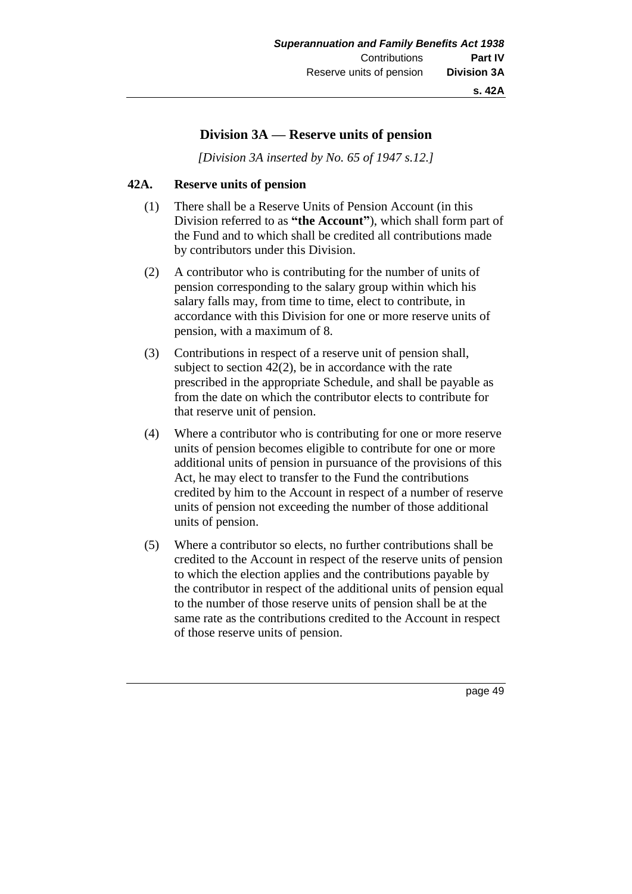## Division 3A — Reserve units of pension

*[Division 3A inserted by No. 65 of 1947 s.12.]*

### 42A. Reserve units of pension

(1) There shall be a Reserve Units of Pension Account (in this Division referred to as **"the Account"**), which shall form part of the Fund and to which shall be credited all contributions made by contributors under this Division.

(2) A contributor who is contributing for the number of units of pension corresponding to the salary group within which his salary falls may, from time to time, elect to contribute, in accordance with this Division for one or more reserve units of pension, with a maximum of 8.

(3) Contributions in respect of a reserve unit of pension shall, subject to section 42(2), be in accordance with the rate prescribed in the appropriate Schedule, and shall be payable as from the date on which the contributor elects to contribute for that reserve unit of pension.

(4) Where a contributor who is contributing for one or more reserve units of pension becomes eligible to contribute for one or more additional units of pension in pursuance of the provisions of this Act, he may elect to transfer to the Fund the contributions credited by him to the Account in respect of a number of reserve units of pension not exceeding the number of those additional units of pension.

(5) Where a contributor so elects, no further contributions shall be credited to the Account in respect of the reserve units of pension to which the election applies and the contributions payable by the contributor in respect of the additional units of pension equal to the number of those reserve units of pension shall be at the same rate as the contributions credited to the Account in respect of those reserve units of pension.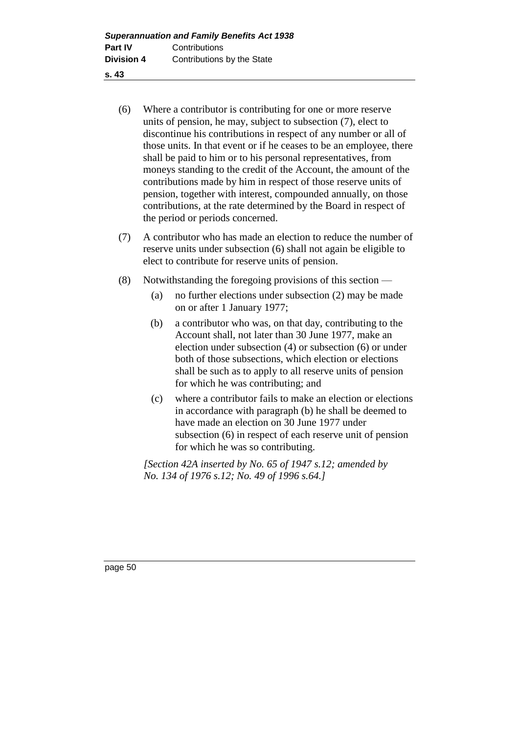(6) Where a contributor is contributing for one or more reserve units of pension, he may, subject to subsection (7), elect to discontinue his contributions in respect of any number or all of those units. In that event or if he ceases to be an employee, there shall be paid to him or to his personal representatives, from moneys standing to the credit of the Account, the amount of the contributions made by him in respect of those reserve units of pension, together with interest, compounded annually, on those contributions, at the rate determined by the Board in respect of the period or periods concerned.

(7) A contributor who has made an election to reduce the number of reserve units under subsection (6) shall not again be eligible to elect to contribute for reserve units of pension.

(8) Notwithstanding the foregoing provisions of this section —

  (a) no further elections under subsection (2) may be made on or after 1 January 1977;

  (b) a contributor who was, on that day, contributing to the Account shall, not later than 30 June 1977, make an election under subsection (4) or subsection (6) or under both of those subsections, which election or elections shall be such as to apply to all reserve units of pension for which he was contributing; and

  (c) where a contributor fails to make an election or elections in accordance with paragraph (b) he shall be deemed to have made an election on 30 June 1977 under subsection (6) in respect of each reserve unit of pension for which he was so contributing.

*[Section 42A inserted by No. 65 of 1947 s.12; amended by No. 134 of 1976 s.12; No. 49 of 1996 s.64.]*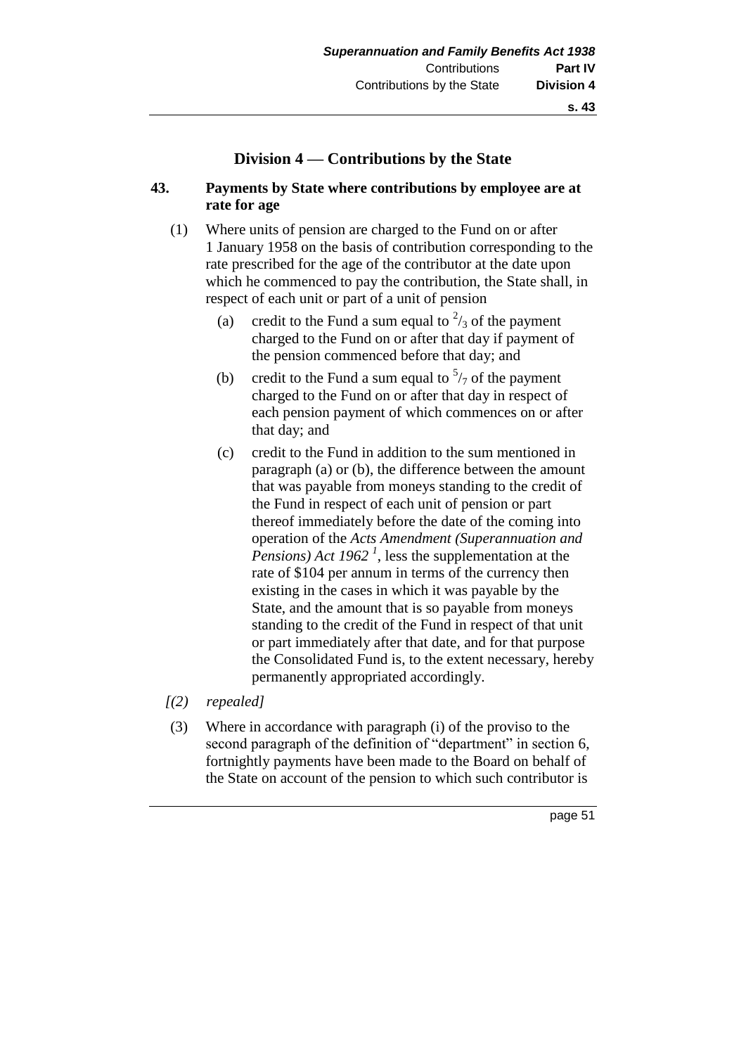## Division 4 — Contributions by the State

### 43. Payments by State where contributions by employee are at rate for age

(1) Where units of pension are charged to the Fund on or after 1 January 1958 on the basis of contribution corresponding to the rate prescribed for the age of the contributor at the date upon which he commenced to pay the contribution, the State shall, in respect of each unit or part of a unit of pension

(a) credit to the Fund a sum equal to $^2/_3$ of the payment charged to the Fund on or after that day if payment of the pension commenced before that day; and

(b) credit to the Fund a sum equal to $^5/_7$ of the payment charged to the Fund on or after that day in respect of each pension payment of which commences on or after that day; and

(c) credit to the Fund in addition to the sum mentioned in paragraph (a) or (b), the difference between the amount that was payable from moneys standing to the credit of the Fund in respect of each unit of pension or part thereof immediately before the date of the coming into operation of the *Acts Amendment (Superannuation and Pensions) Act 1962* [1], less the supplementation at the rate of $104 per annum in terms of the currency then existing in the cases in which it was payable by the State, and the amount that is so payable from moneys standing to the credit of the Fund in respect of that unit or part immediately after that date, and for that purpose the Consolidated Fund is, to the extent necessary, hereby permanently appropriated accordingly.

*[(2) repealed]*

(3) Where in accordance with paragraph (i) of the proviso to the second paragraph of the definition of "department" in section 6, fortnightly payments have been made to the Board on behalf of the State on account of the pension to which such contributor is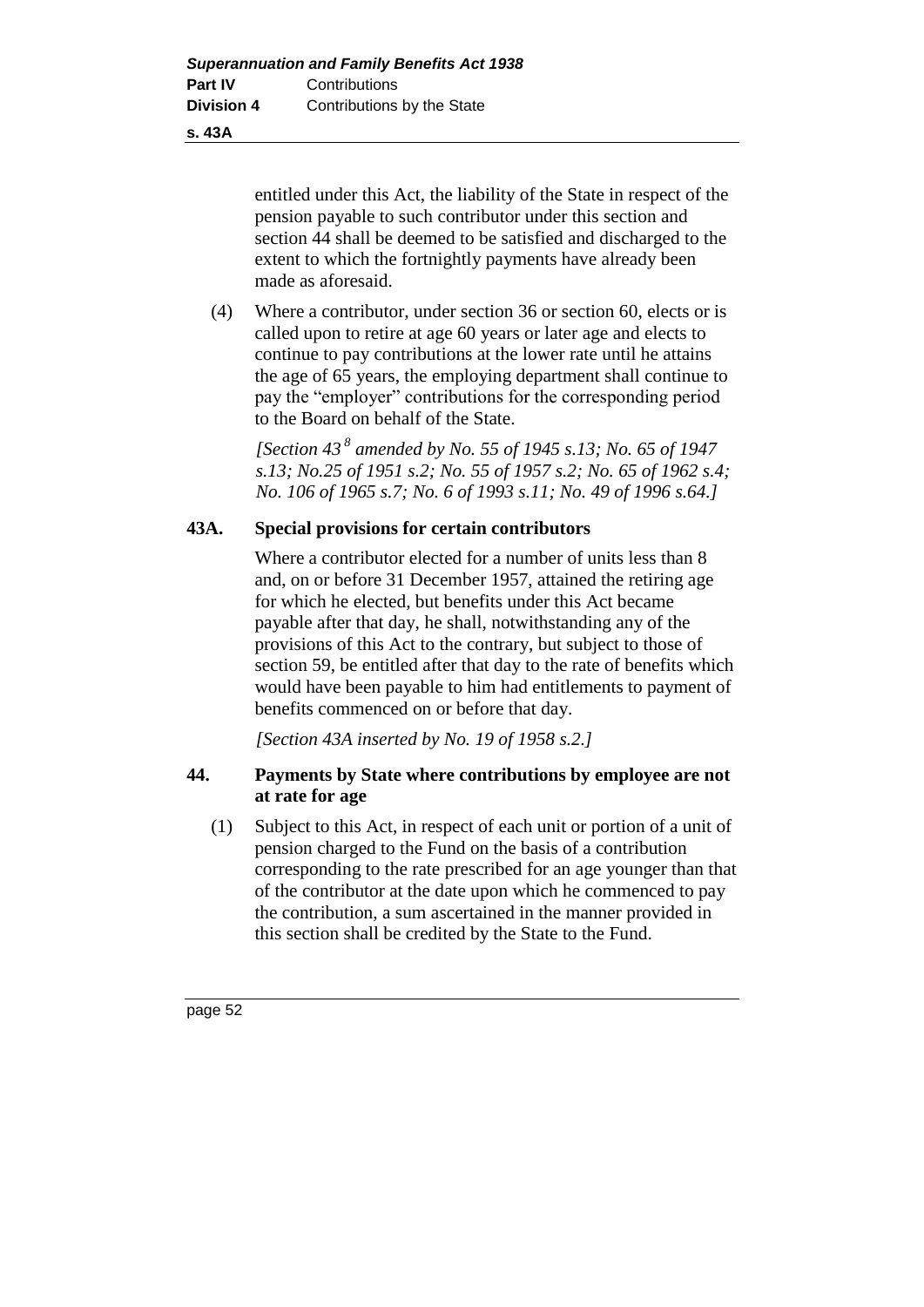entitled under this Act, the liability of the State in respect of the pension payable to such contributor under this section and section 44 shall be deemed to be satisfied and discharged to the extent to which the fortnightly payments have already been made as aforesaid.

(4) Where a contributor, under section 36 or section 60, elects or is called upon to retire at age 60 years or later age and elects to continue to pay contributions at the lower rate until he attains the age of 65 years, the employing department shall continue to pay the "employer" contributions for the corresponding period to the Board on behalf of the State.

*[Section 43 [8] amended by No. 55 of 1945 s.13; No. 65 of 1947 s.13; No.25 of 1951 s.2; No. 55 of 1957 s.2; No. 65 of 1962 s.4; No. 106 of 1965 s.7; No. 6 of 1993 s.11; No. 49 of 1996 s.64.]*

### 43A. Special provisions for certain contributors

Where a contributor elected for a number of units less than 8 and, on or before 31 December 1957, attained the retiring age for which he elected, but benefits under this Act became payable after that day, he shall, notwithstanding any of the provisions of this Act to the contrary, but subject to those of section 59, be entitled after that day to the rate of benefits which would have been payable to him had entitlements to payment of benefits commenced on or before that day.

*[Section 43A inserted by No. 19 of 1958 s.2.]*

### 44. Payments by State where contributions by employee are not at rate for age

(1) Subject to this Act, in respect of each unit or portion of a unit of pension charged to the Fund on the basis of a contribution corresponding to the rate prescribed for an age younger than that of the contributor at the date upon which he commenced to pay the contribution, a sum ascertained in the manner provided in this section shall be credited by the State to the Fund.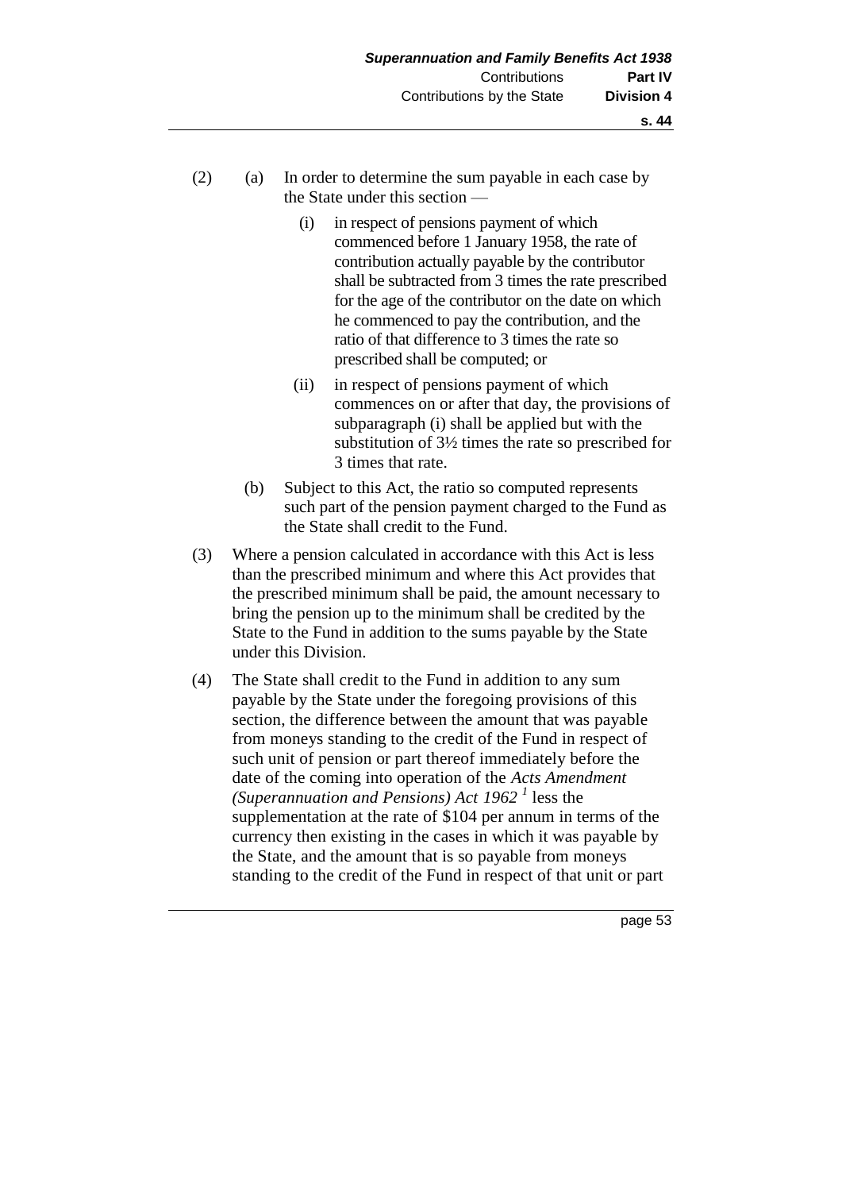(2) (a) In order to determine the sum payable in each case by the State under this section —

(i) in respect of pensions payment of which commenced before 1 January 1958, the rate of contribution actually payable by the contributor shall be subtracted from 3 times the rate prescribed for the age of the contributor on the date on which he commenced to pay the contribution, and the ratio of that difference to 3 times the rate so prescribed shall be computed; or

(ii) in respect of pensions payment of which commences on or after that day, the provisions of subparagraph (i) shall be applied but with the substitution of 3½ times the rate so prescribed for 3 times that rate.

(b) Subject to this Act, the ratio so computed represents such part of the pension payment charged to the Fund as the State shall credit to the Fund.

(3) Where a pension calculated in accordance with this Act is less than the prescribed minimum and where this Act provides that the prescribed minimum shall be paid, the amount necessary to bring the pension up to the minimum shall be credited by the State to the Fund in addition to the sums payable by the State under this Division.

(4) The State shall credit to the Fund in addition to any sum payable by the State under the foregoing provisions of this section, the difference between the amount that was payable from moneys standing to the credit of the Fund in respect of such unit of pension or part thereof immediately before the date of the coming into operation of the *Acts Amendment (Superannuation and Pensions) Act 1962* [1] less the supplementation at the rate of $104 per annum in terms of the currency then existing in the cases in which it was payable by the State, and the amount that is so payable from moneys standing to the credit of the Fund in respect of that unit or part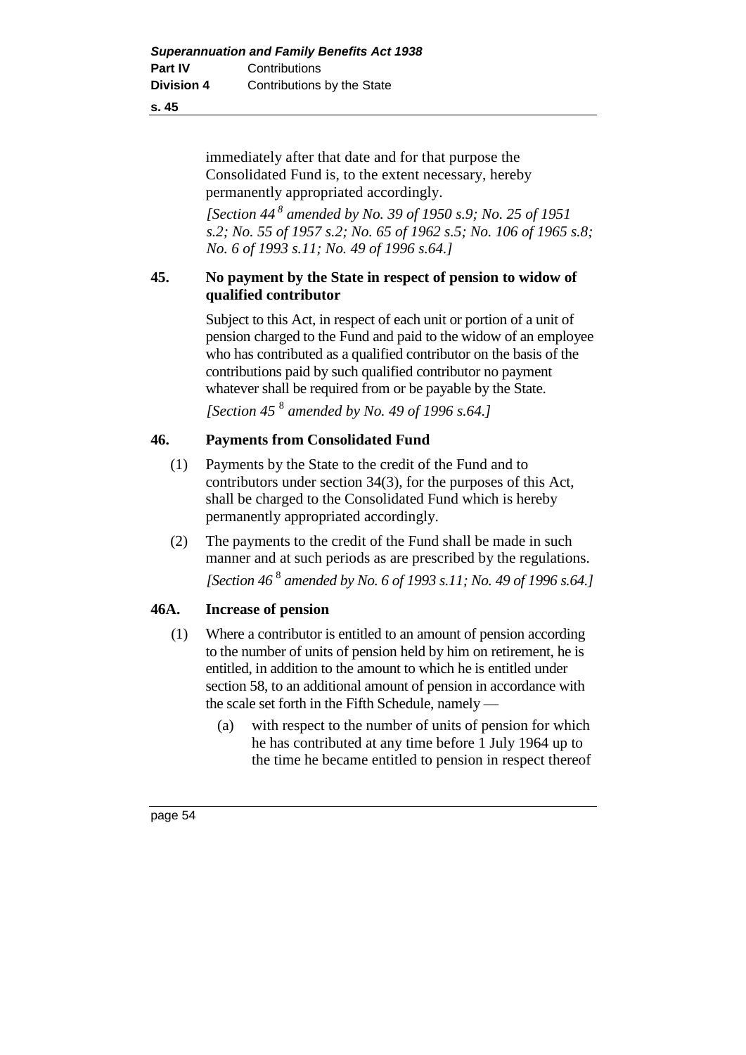immediately after that date and for that purpose the Consolidated Fund is, to the extent necessary, hereby permanently appropriated accordingly.

*[Section 44 [8] amended by No. 39 of 1950 s.9; No. 25 of 1951 s.2; No. 55 of 1957 s.2; No. 65 of 1962 s.5; No. 106 of 1965 s.8; No. 6 of 1993 s.11; No. 49 of 1996 s.64.]*

### 45. No payment by the State in respect of pension to widow of qualified contributor

Subject to this Act, in respect of each unit or portion of a unit of pension charged to the Fund and paid to the widow of an employee who has contributed as a qualified contributor on the basis of the contributions paid by such qualified contributor no payment whatever shall be required from or be payable by the State.

*[Section 45 [8] amended by No. 49 of 1996 s.64.]*

### 46. Payments from Consolidated Fund

(1) Payments by the State to the credit of the Fund and to contributors under section 34(3), for the purposes of this Act, shall be charged to the Consolidated Fund which is hereby permanently appropriated accordingly.

(2) The payments to the credit of the Fund shall be made in such manner and at such periods as are prescribed by the regulations.

*[Section 46 [8] amended by No. 6 of 1993 s.11; No. 49 of 1996 s.64.]*

### 46A. Increase of pension

(1) Where a contributor is entitled to an amount of pension according to the number of units of pension held by him on retirement, he is entitled, in addition to the amount to which he is entitled under section 58, to an additional amount of pension in accordance with the scale set forth in the Fifth Schedule, namely —

(a) with respect to the number of units of pension for which he has contributed at any time before 1 July 1964 up to the time he became entitled to pension in respect thereof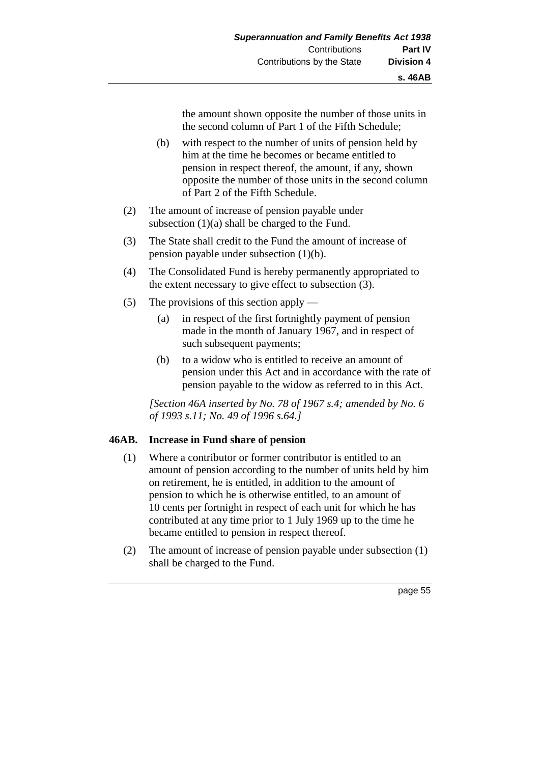the amount shown opposite the number of those units in the second column of Part 1 of the Fifth Schedule;

(b) with respect to the number of units of pension held by him at the time he becomes or became entitled to pension in respect thereof, the amount, if any, shown opposite the number of those units in the second column of Part 2 of the Fifth Schedule.

(2) The amount of increase of pension payable under subsection (1)(a) shall be charged to the Fund.

(3) The State shall credit to the Fund the amount of increase of pension payable under subsection (1)(b).

(4) The Consolidated Fund is hereby permanently appropriated to the extent necessary to give effect to subsection (3).

(5) The provisions of this section apply —

(a) in respect of the first fortnightly payment of pension made in the month of January 1967, and in respect of such subsequent payments;

(b) to a widow who is entitled to receive an amount of pension under this Act and in accordance with the rate of pension payable to the widow as referred to in this Act.

*[Section 46A inserted by No. 78 of 1967 s.4; amended by No. 6 of 1993 s.11; No. 49 of 1996 s.64.]*

### 46AB. Increase in Fund share of pension

(1) Where a contributor or former contributor is entitled to an amount of pension according to the number of units held by him on retirement, he is entitled, in addition to the amount of pension to which he is otherwise entitled, to an amount of 10 cents per fortnight in respect of each unit for which he has contributed at any time prior to 1 July 1969 up to the time he became entitled to pension in respect thereof.

(2) The amount of increase of pension payable under subsection (1) shall be charged to the Fund.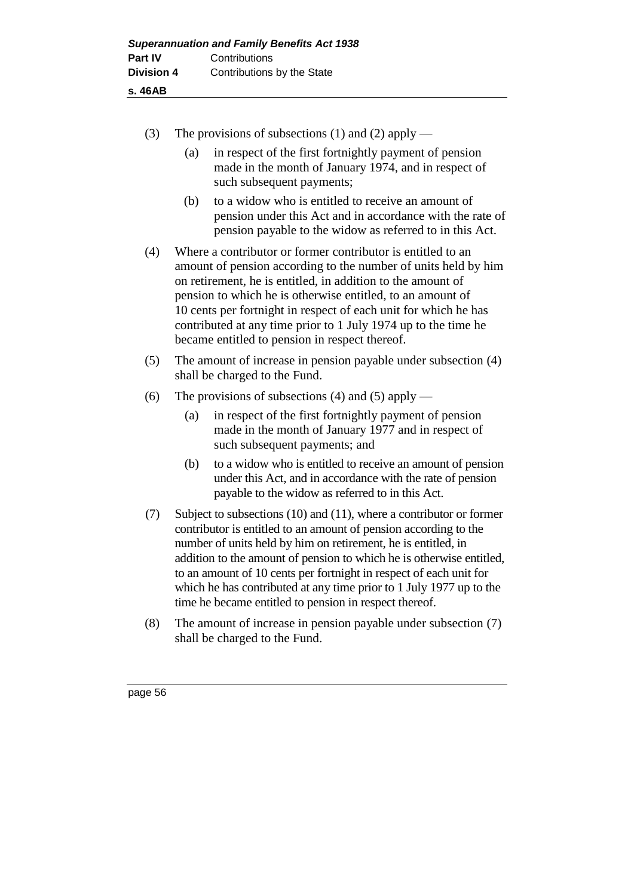(3) The provisions of subsections (1) and (2) apply —

(a) in respect of the first fortnightly payment of pension made in the month of January 1974, and in respect of such subsequent payments;

(b) to a widow who is entitled to receive an amount of pension under this Act and in accordance with the rate of pension payable to the widow as referred to in this Act.

(4) Where a contributor or former contributor is entitled to an amount of pension according to the number of units held by him on retirement, he is entitled, in addition to the amount of pension to which he is otherwise entitled, to an amount of 10 cents per fortnight in respect of each unit for which he has contributed at any time prior to 1 July 1974 up to the time he became entitled to pension in respect thereof.

(5) The amount of increase in pension payable under subsection (4) shall be charged to the Fund.

(6) The provisions of subsections (4) and (5) apply —

(a) in respect of the first fortnightly payment of pension made in the month of January 1977 and in respect of such subsequent payments; and

(b) to a widow who is entitled to receive an amount of pension under this Act, and in accordance with the rate of pension payable to the widow as referred to in this Act.

(7) Subject to subsections (10) and (11), where a contributor or former contributor is entitled to an amount of pension according to the number of units held by him on retirement, he is entitled, in addition to the amount of pension to which he is otherwise entitled, to an amount of 10 cents per fortnight in respect of each unit for which he has contributed at any time prior to 1 July 1977 up to the time he became entitled to pension in respect thereof.

(8) The amount of increase in pension payable under subsection (7) shall be charged to the Fund.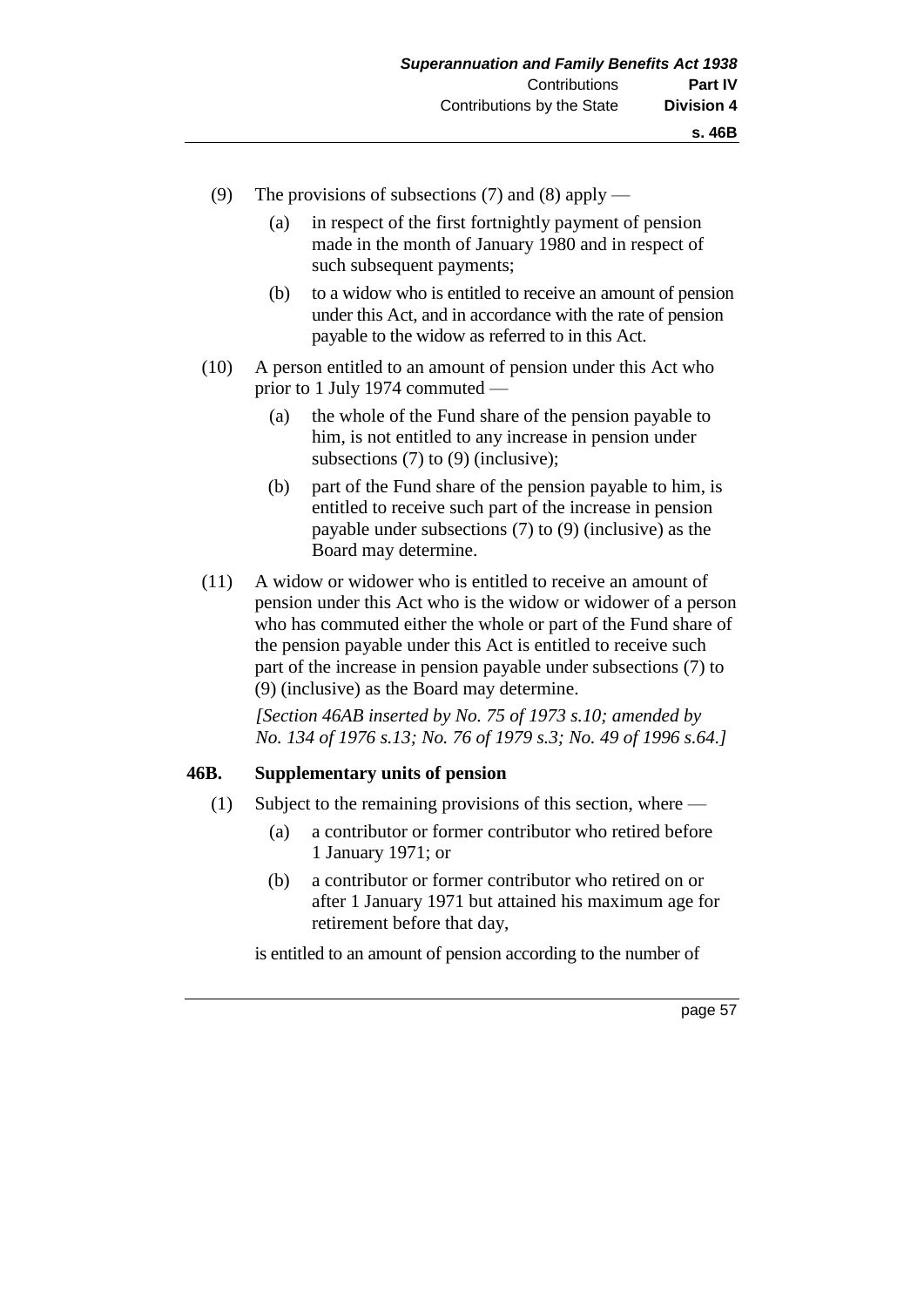(9) The provisions of subsections (7) and (8) apply —

   (a) in respect of the first fortnightly payment of pension made in the month of January 1980 and in respect of such subsequent payments;

   (b) to a widow who is entitled to receive an amount of pension under this Act, and in accordance with the rate of pension payable to the widow as referred to in this Act.

(10) A person entitled to an amount of pension under this Act who prior to 1 July 1974 commuted —

   (a) the whole of the Fund share of the pension payable to him, is not entitled to any increase in pension under subsections (7) to (9) (inclusive);

   (b) part of the Fund share of the pension payable to him, is entitled to receive such part of the increase in pension payable under subsections (7) to (9) (inclusive) as the Board may determine.

(11) A widow or widower who is entitled to receive an amount of pension under this Act who is the widow or widower of a person who has commuted either the whole or part of the Fund share of the pension payable under this Act is entitled to receive such part of the increase in pension payable under subsections (7) to (9) (inclusive) as the Board may determine.

*[Section 46AB inserted by No. 75 of 1973 s.10; amended by No. 134 of 1976 s.13; No. 76 of 1979 s.3; No. 49 of 1996 s.64.]*

### 46B. Supplementary units of pension

(1) Subject to the remaining provisions of this section, where —

   (a) a contributor or former contributor who retired before 1 January 1971; or

   (b) a contributor or former contributor who retired on or after 1 January 1971 but attained his maximum age for retirement before that day,

is entitled to an amount of pension according to the number of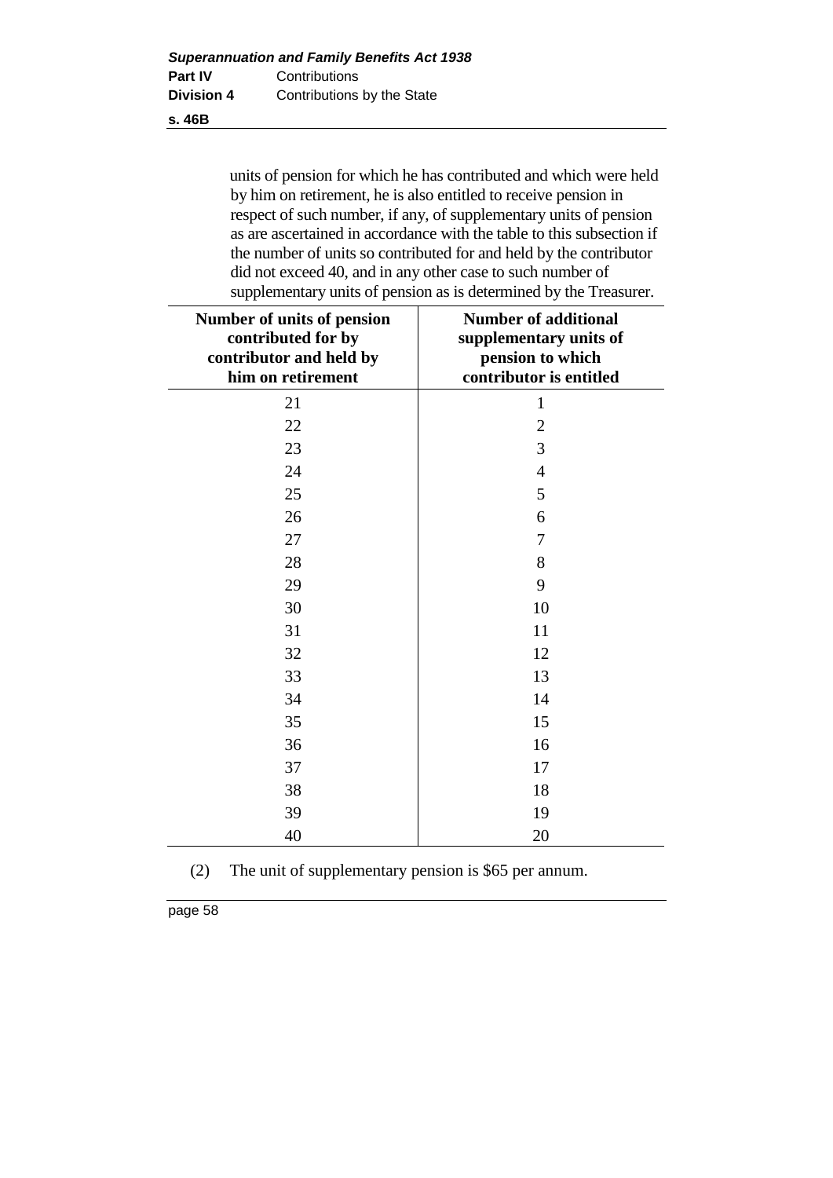units of pension for which he has contributed and which were held by him on retirement, he is also entitled to receive pension in respect of such number, if any, of supplementary units of pension as are ascertained in accordance with the table to this subsection if the number of units so contributed for and held by the contributor did not exceed 40, and in any other case to such number of supplementary units of pension as is determined by the Treasurer.

| Number of units of pension contributed for by contributor and held by him on retirement | Number of additional supplementary units of pension to which contributor is entitled |
|---|---|
| 21 | 1 |
| 22 | 2 |
| 23 | 3 |
| 24 | 4 |
| 25 | 5 |
| 26 | 6 |
| 27 | 7 |
| 28 | 8 |
| 29 | 9 |
| 30 | 10 |
| 31 | 11 |
| 32 | 12 |
| 33 | 13 |
| 34 | 14 |
| 35 | 15 |
| 36 | 16 |
| 37 | 17 |
| 38 | 18 |
| 39 | 19 |
| 40 | 20 |

(2) The unit of supplementary pension is $65 per annum.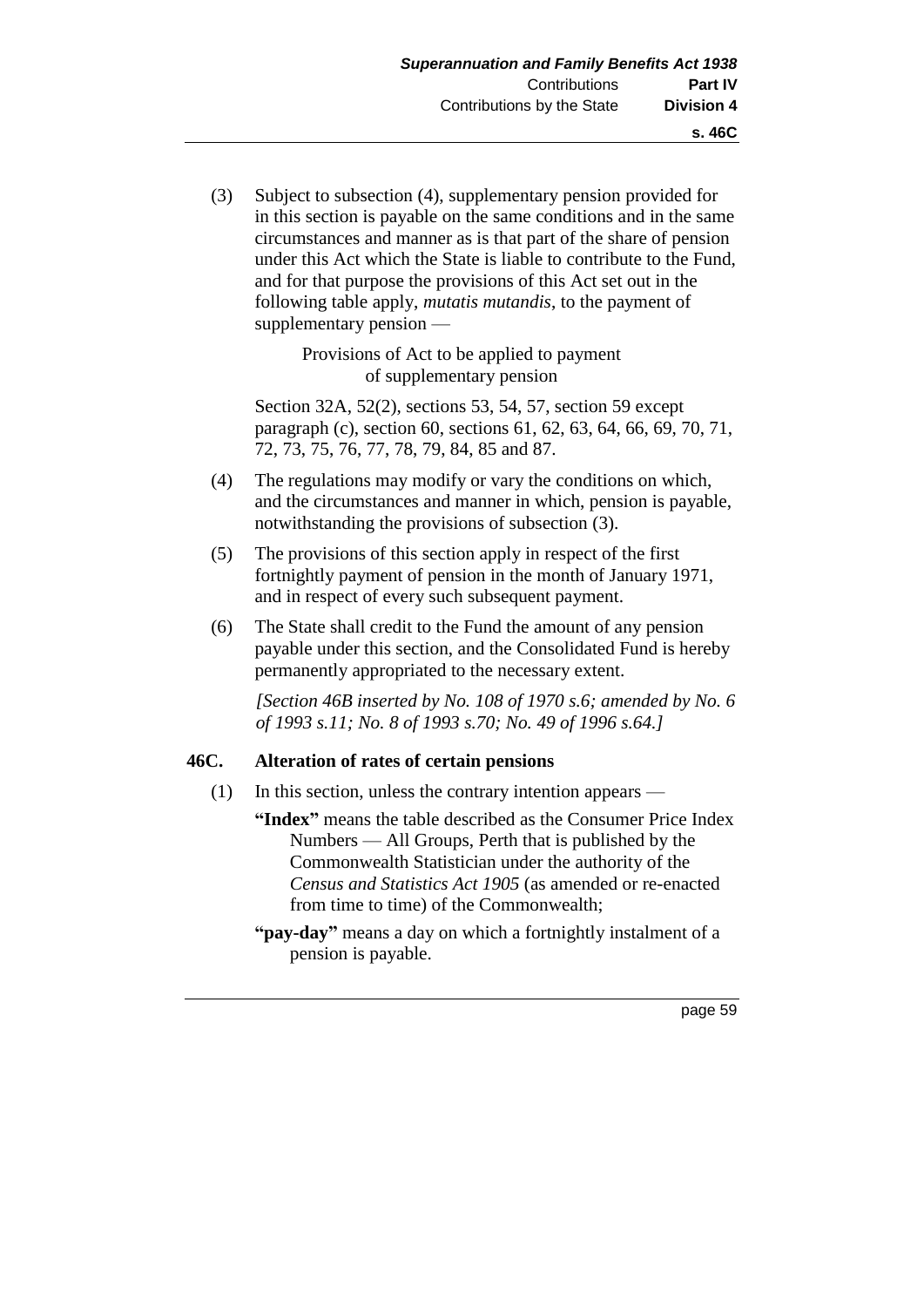(3) Subject to subsection (4), supplementary pension provided for in this section is payable on the same conditions and in the same circumstances and manner as is that part of the share of pension under this Act which the State is liable to contribute to the Fund, and for that purpose the provisions of this Act set out in the following table apply, *mutatis mutandis*, to the payment of supplementary pension —

Provisions of Act to be applied to payment of supplementary pension

Section 32A, 52(2), sections 53, 54, 57, section 59 except paragraph (c), section 60, sections 61, 62, 63, 64, 66, 69, 70, 71, 72, 73, 75, 76, 77, 78, 79, 84, 85 and 87.

(4) The regulations may modify or vary the conditions on which, and the circumstances and manner in which, pension is payable, notwithstanding the provisions of subsection (3).

(5) The provisions of this section apply in respect of the first fortnightly payment of pension in the month of January 1971, and in respect of every such subsequent payment.

(6) The State shall credit to the Fund the amount of any pension payable under this section, and the Consolidated Fund is hereby permanently appropriated to the necessary extent.

*[Section 46B inserted by No. 108 of 1970 s.6; amended by No. 6 of 1993 s.11; No. 8 of 1993 s.70; No. 49 of 1996 s.64.]*

### 46C. Alteration of rates of certain pensions

(1) In this section, unless the contrary intention appears —

**"Index"** means the table described as the Consumer Price Index Numbers — All Groups, Perth that is published by the Commonwealth Statistician under the authority of the *Census and Statistics Act 1905* (as amended or re-enacted from time to time) of the Commonwealth;

**"pay-day"** means a day on which a fortnightly instalment of a pension is payable.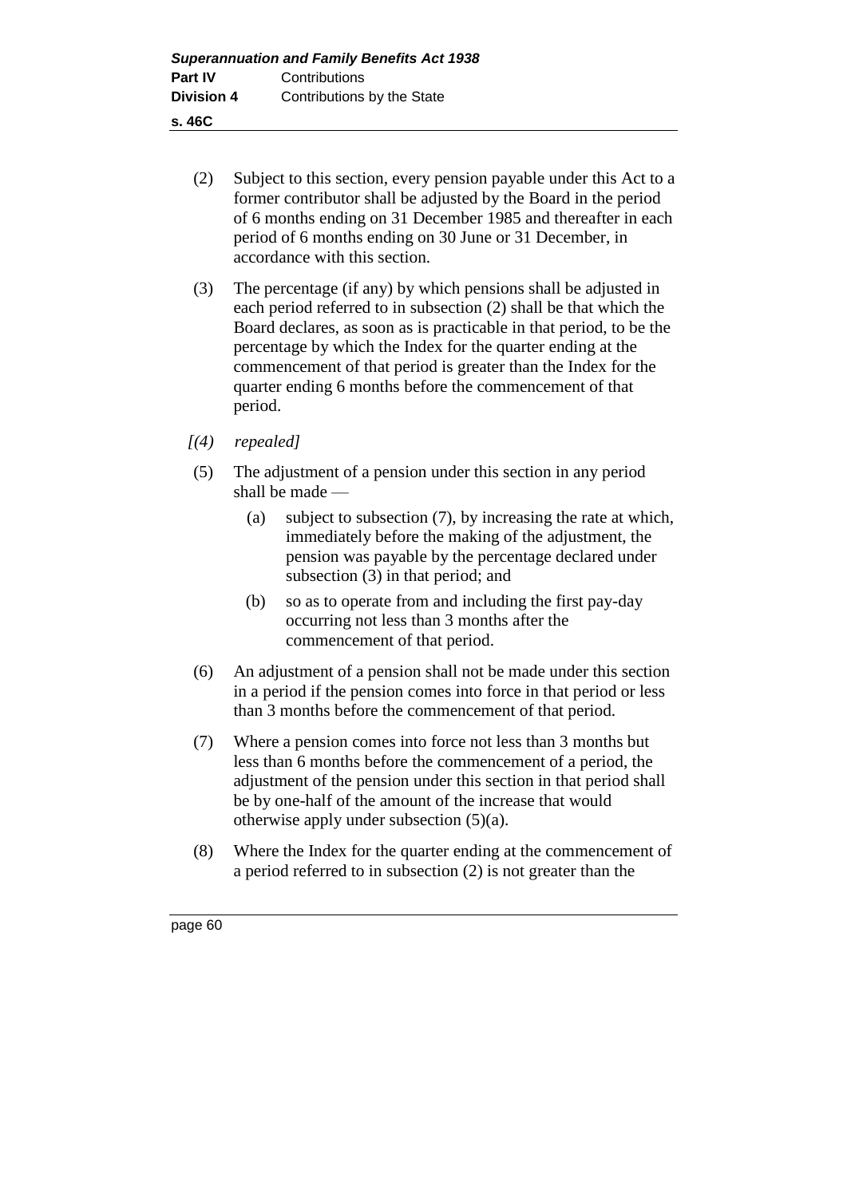(2) Subject to this section, every pension payable under this Act to a former contributor shall be adjusted by the Board in the period of 6 months ending on 31 December 1985 and thereafter in each period of 6 months ending on 30 June or 31 December, in accordance with this section.

(3) The percentage (if any) by which pensions shall be adjusted in each period referred to in subsection (2) shall be that which the Board declares, as soon as is practicable in that period, to be the percentage by which the Index for the quarter ending at the commencement of that period is greater than the Index for the quarter ending 6 months before the commencement of that period.

*[(4) repealed]*

(5) The adjustment of a pension under this section in any period shall be made —

(a) subject to subsection (7), by increasing the rate at which, immediately before the making of the adjustment, the pension was payable by the percentage declared under subsection (3) in that period; and

(b) so as to operate from and including the first pay-day occurring not less than 3 months after the commencement of that period.

(6) An adjustment of a pension shall not be made under this section in a period if the pension comes into force in that period or less than 3 months before the commencement of that period.

(7) Where a pension comes into force not less than 3 months but less than 6 months before the commencement of a period, the adjustment of the pension under this section in that period shall be by one-half of the amount of the increase that would otherwise apply under subsection (5)(a).

(8) Where the Index for the quarter ending at the commencement of a period referred to in subsection (2) is not greater than the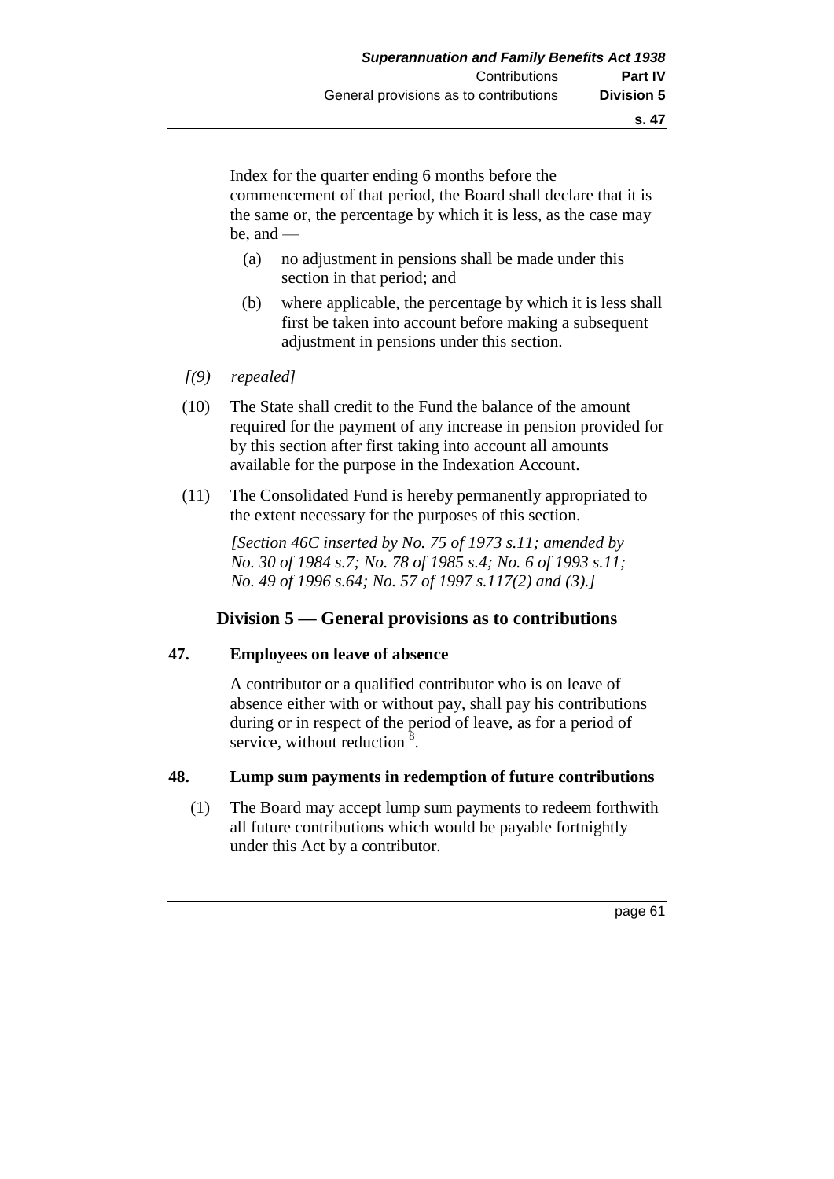Index for the quarter ending 6 months before the commencement of that period, the Board shall declare that it is the same or, the percentage by which it is less, as the case may be, and —

(a) no adjustment in pensions shall be made under this section in that period; and

(b) where applicable, the percentage by which it is less shall first be taken into account before making a subsequent adjustment in pensions under this section.

*[(9) repealed]*

(10) The State shall credit to the Fund the balance of the amount required for the payment of any increase in pension provided for by this section after first taking into account all amounts available for the purpose in the Indexation Account.

(11) The Consolidated Fund is hereby permanently appropriated to the extent necessary for the purposes of this section.

*[Section 46C inserted by No. 75 of 1973 s.11; amended by No. 30 of 1984 s.7; No. 78 of 1985 s.4; No. 6 of 1993 s.11; No. 49 of 1996 s.64; No. 57 of 1997 s.117(2) and (3).]*

## Division 5 — General provisions as to contributions

### 47. Employees on leave of absence

A contributor or a qualified contributor who is on leave of absence either with or without pay, shall pay his contributions during or in respect of the period of leave, as for a period of service, without reduction [8].

### 48. Lump sum payments in redemption of future contributions

(1) The Board may accept lump sum payments to redeem forthwith all future contributions which would be payable fortnightly under this Act by a contributor.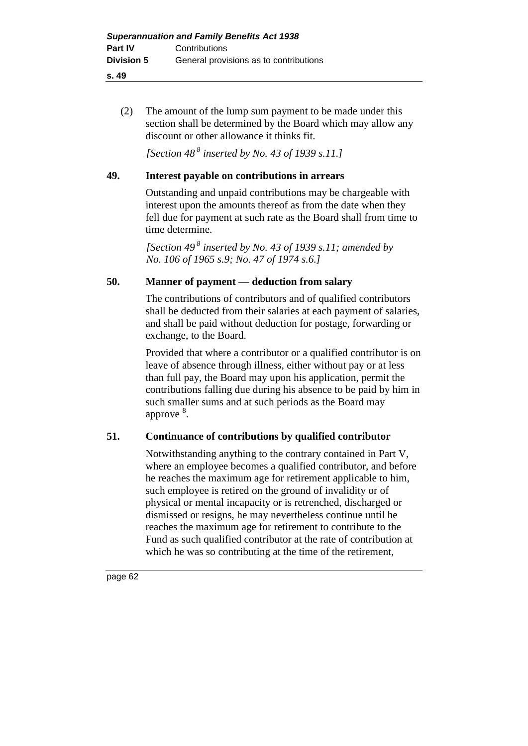(2) The amount of the lump sum payment to be made under this section shall be determined by the Board which may allow any discount or other allowance it thinks fit.

*[Section 48 [8] inserted by No. 43 of 1939 s.11.]*

## 49. Interest payable on contributions in arrears

Outstanding and unpaid contributions may be chargeable with interest upon the amounts thereof as from the date when they fell due for payment at such rate as the Board shall from time to time determine.

*[Section 49 [8] inserted by No. 43 of 1939 s.11; amended by No. 106 of 1965 s.9; No. 47 of 1974 s.6.]*

## 50. Manner of payment — deduction from salary

The contributions of contributors and of qualified contributors shall be deducted from their salaries at each payment of salaries, and shall be paid without deduction for postage, forwarding or exchange, to the Board.

Provided that where a contributor or a qualified contributor is on leave of absence through illness, either without pay or at less than full pay, the Board may upon his application, permit the contributions falling due during his absence to be paid by him in such smaller sums and at such periods as the Board may approve [8].

## 51. Continuance of contributions by qualified contributor

Notwithstanding anything to the contrary contained in Part V, where an employee becomes a qualified contributor, and before he reaches the maximum age for retirement applicable to him, such employee is retired on the ground of invalidity or of physical or mental incapacity or is retrenched, discharged or dismissed or resigns, he may nevertheless continue until he reaches the maximum age for retirement to contribute to the Fund as such qualified contributor at the rate of contribution at which he was so contributing at the time of the retirement,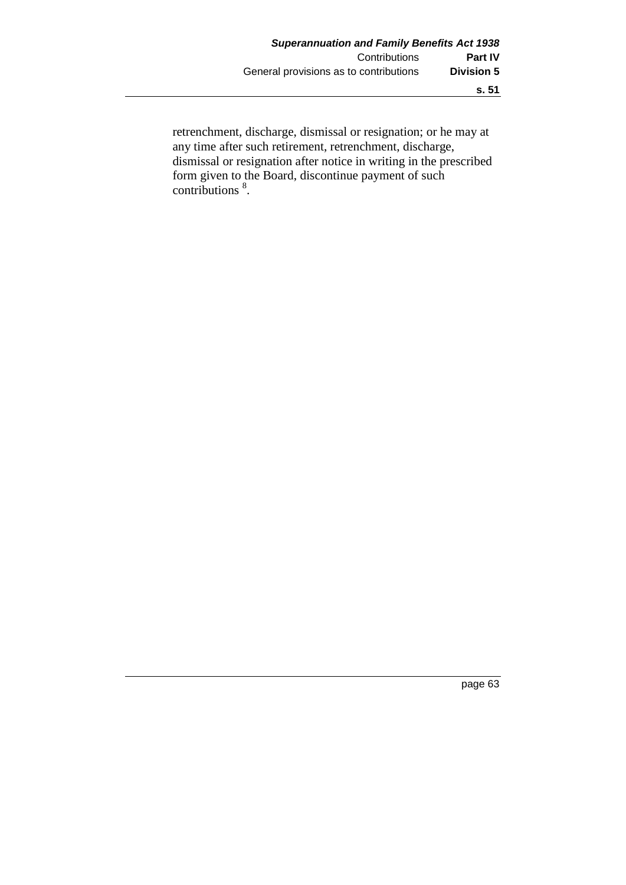retrenchment, discharge, dismissal or resignation; or he may at any time after such retirement, retrenchment, discharge, dismissal or resignation after notice in writing in the prescribed form given to the Board, discontinue payment of such contributions [8].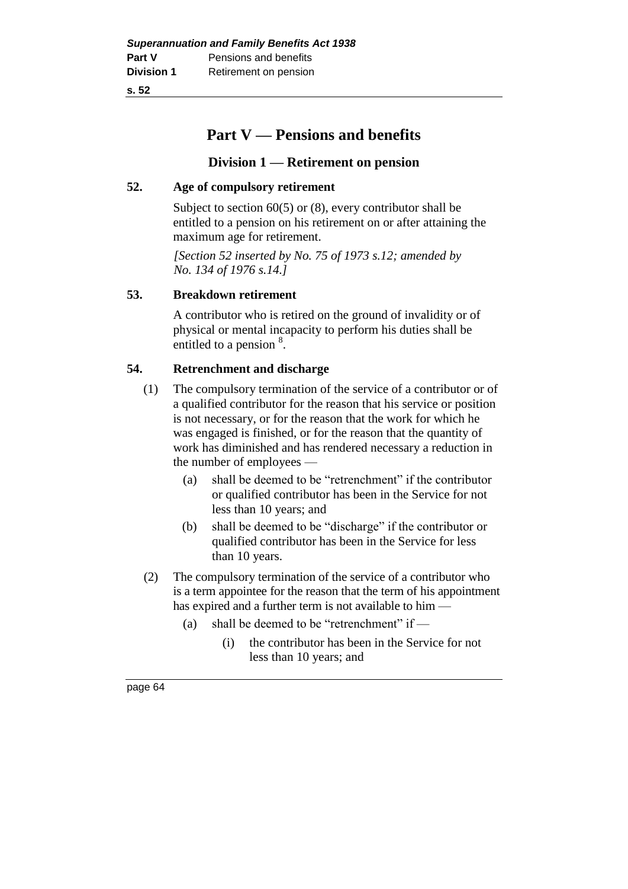# Part V — Pensions and benefits

## Division 1 — Retirement on pension

### 52. Age of compulsory retirement

Subject to section 60(5) or (8), every contributor shall be entitled to a pension on his retirement on or after attaining the maximum age for retirement.

*[Section 52 inserted by No. 75 of 1973 s.12; amended by No. 134 of 1976 s.14.]*

### 53. Breakdown retirement

A contributor who is retired on the ground of invalidity or of physical or mental incapacity to perform his duties shall be entitled to a pension [8].

### 54. Retrenchment and discharge

(1) The compulsory termination of the service of a contributor or of a qualified contributor for the reason that his service or position is not necessary, or for the reason that the work for which he was engaged is finished, or for the reason that the quantity of work has diminished and has rendered necessary a reduction in the number of employees —

- (a) shall be deemed to be "retrenchment" if the contributor or qualified contributor has been in the Service for not less than 10 years; and
- (b) shall be deemed to be "discharge" if the contributor or qualified contributor has been in the Service for less than 10 years.

(2) The compulsory termination of the service of a contributor who is a term appointee for the reason that the term of his appointment has expired and a further term is not available to him —

- (a) shall be deemed to be "retrenchment" if —
  - (i) the contributor has been in the Service for not less than 10 years; and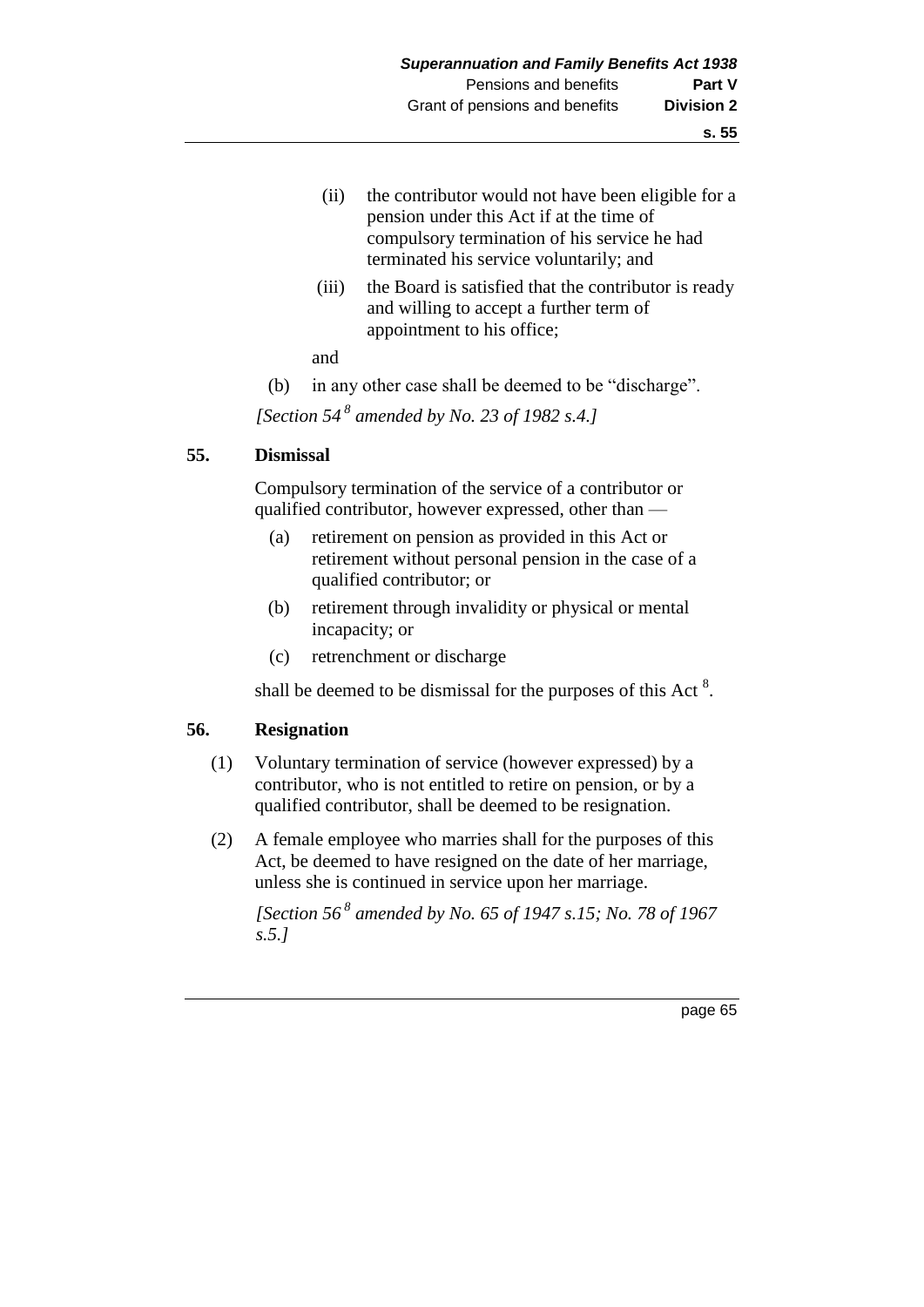(ii) the contributor would not have been eligible for a pension under this Act if at the time of compulsory termination of his service he had terminated his service voluntarily; and

(iii) the Board is satisfied that the contributor is ready and willing to accept a further term of appointment to his office;

and

(b) in any other case shall be deemed to be "discharge".

*[Section 54 [8] amended by No. 23 of 1982 s.4.]*

## 55. Dismissal

Compulsory termination of the service of a contributor or qualified contributor, however expressed, other than —

(a) retirement on pension as provided in this Act or retirement without personal pension in the case of a qualified contributor; or

(b) retirement through invalidity or physical or mental incapacity; or

(c) retrenchment or discharge

shall be deemed to be dismissal for the purposes of this Act [8].

## 56. Resignation

(1) Voluntary termination of service (however expressed) by a contributor, who is not entitled to retire on pension, or by a qualified contributor, shall be deemed to be resignation.

(2) A female employee who marries shall for the purposes of this Act, be deemed to have resigned on the date of her marriage, unless she is continued in service upon her marriage.

*[Section 56 [8] amended by No. 65 of 1947 s.15; No. 78 of 1967 s.5.]*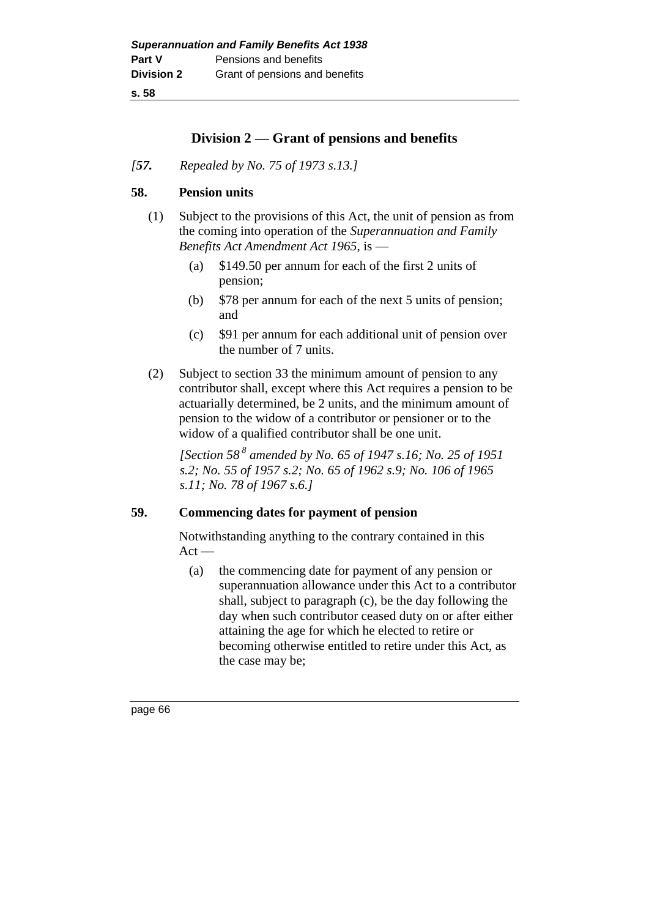## Division 2 — Grant of pensions and benefits

*[**57.** Repealed by No. 75 of 1973 s.13.]*

### 58. Pension units

(1) Subject to the provisions of this Act, the unit of pension as from the coming into operation of the *Superannuation and Family Benefits Act Amendment Act 1965*, is —

(a) $149.50 per annum for each of the first 2 units of pension;

(b) $78 per annum for each of the next 5 units of pension; and

(c) $91 per annum for each additional unit of pension over the number of 7 units.

(2) Subject to section 33 the minimum amount of pension to any contributor shall, except where this Act requires a pension to be actuarially determined, be 2 units, and the minimum amount of pension to the widow of a contributor or pensioner or to the widow of a qualified contributor shall be one unit.

*[Section 58 [8] amended by No. 65 of 1947 s.16; No. 25 of 1951 s.2; No. 55 of 1957 s.2; No. 65 of 1962 s.9; No. 106 of 1965 s.11; No. 78 of 1967 s.6.]*

### 59. Commencing dates for payment of pension

Notwithstanding anything to the contrary contained in this Act —

(a) the commencing date for payment of any pension or superannuation allowance under this Act to a contributor shall, subject to paragraph (c), be the day following the day when such contributor ceased duty on or after either attaining the age for which he elected to retire or becoming otherwise entitled to retire under this Act, as the case may be;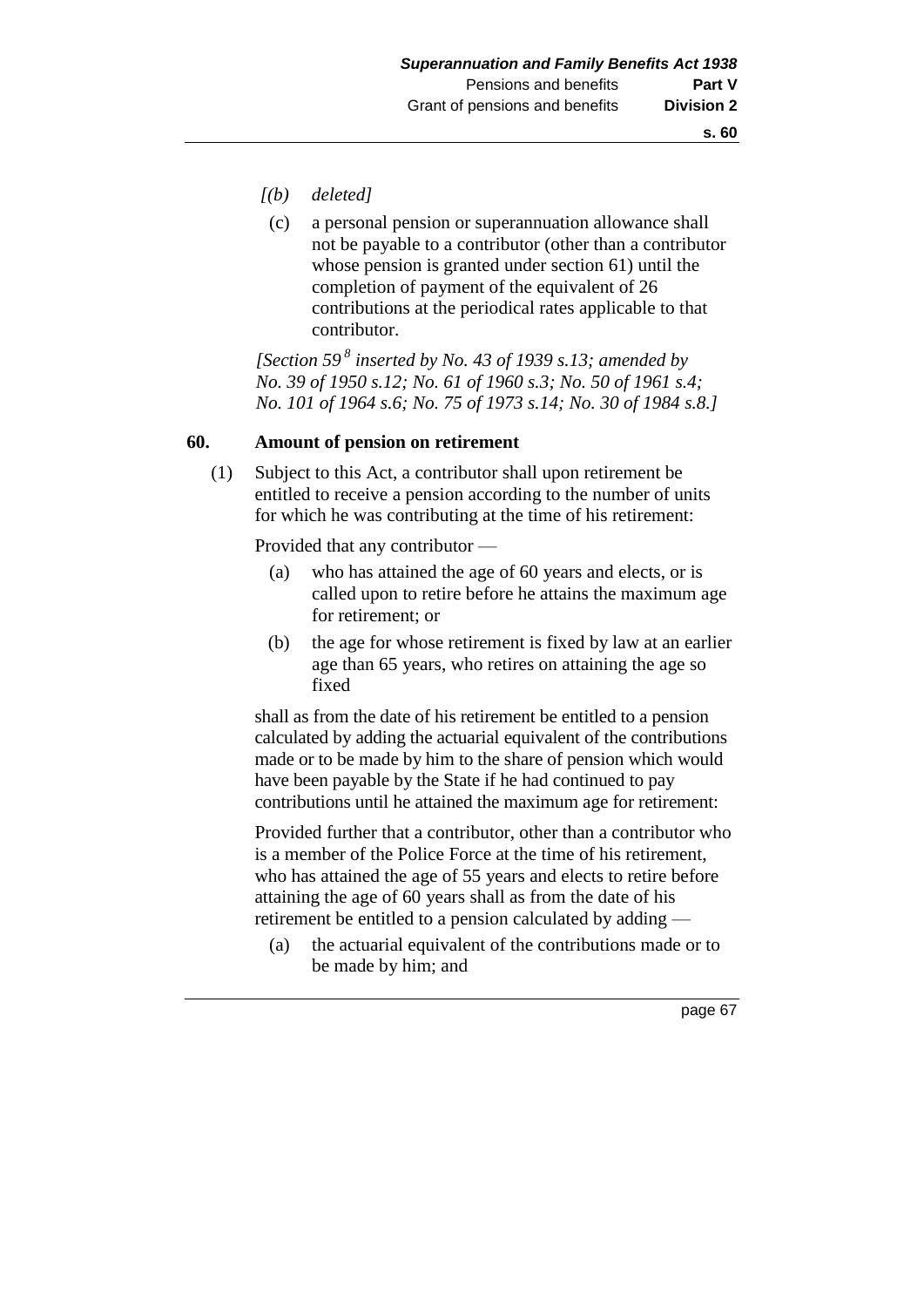*[(b) deleted]*

(c) a personal pension or superannuation allowance shall not be payable to a contributor (other than a contributor whose pension is granted under section 61) until the completion of payment of the equivalent of 26 contributions at the periodical rates applicable to that contributor.

*[Section 59 [8] inserted by No. 43 of 1939 s.13; amended by No. 39 of 1950 s.12; No. 61 of 1960 s.3; No. 50 of 1961 s.4; No. 101 of 1964 s.6; No. 75 of 1973 s.14; No. 30 of 1984 s.8.]*

**60. Amount of pension on retirement**

(1) Subject to this Act, a contributor shall upon retirement be entitled to receive a pension according to the number of units for which he was contributing at the time of his retirement:

Provided that any contributor —

(a) who has attained the age of 60 years and elects, or is called upon to retire before he attains the maximum age for retirement; or

(b) the age for whose retirement is fixed by law at an earlier age than 65 years, who retires on attaining the age so fixed

shall as from the date of his retirement be entitled to a pension calculated by adding the actuarial equivalent of the contributions made or to be made by him to the share of pension which would have been payable by the State if he had continued to pay contributions until he attained the maximum age for retirement:

Provided further that a contributor, other than a contributor who is a member of the Police Force at the time of his retirement, who has attained the age of 55 years and elects to retire before attaining the age of 60 years shall as from the date of his retirement be entitled to a pension calculated by adding —

(a) the actuarial equivalent of the contributions made or to be made by him; and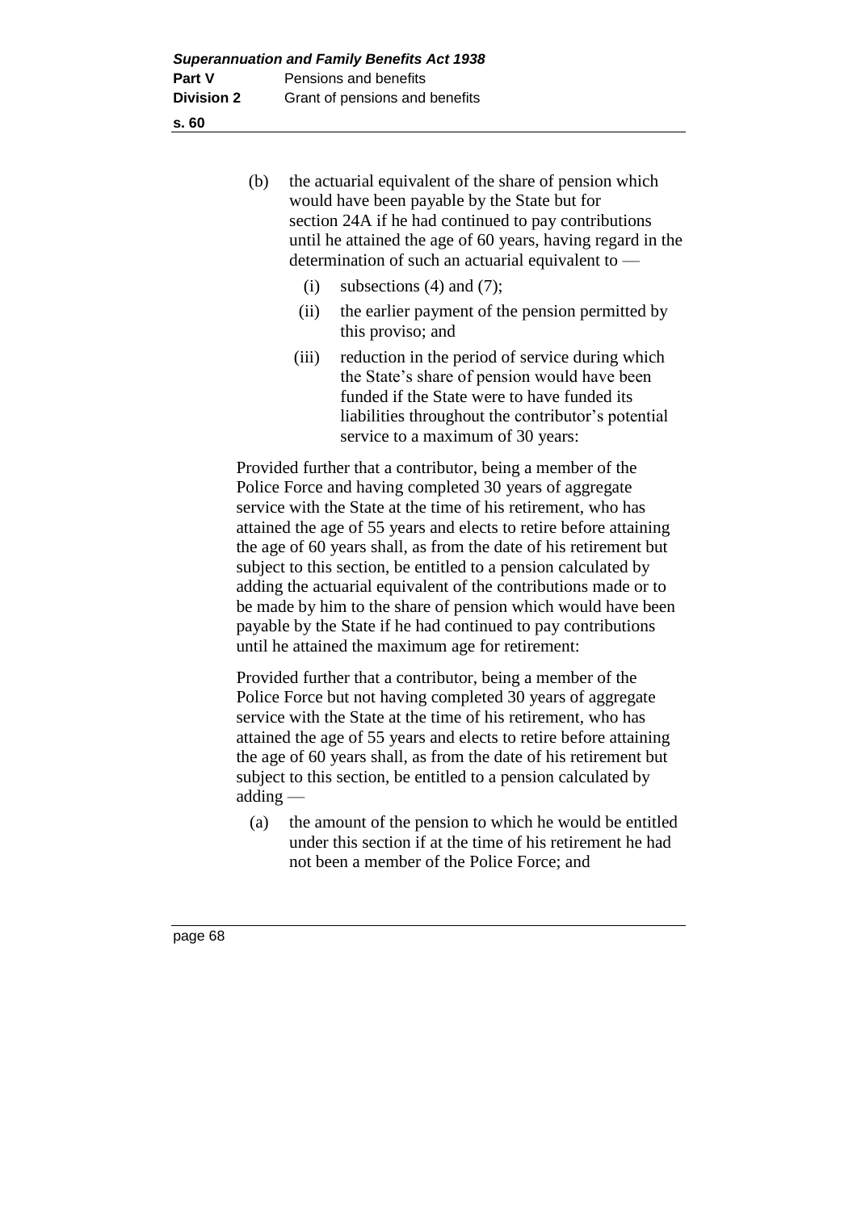(b) the actuarial equivalent of the share of pension which would have been payable by the State but for section 24A if he had continued to pay contributions until he attained the age of 60 years, having regard in the determination of such an actuarial equivalent to —

   (i) subsections (4) and (7);

   (ii) the earlier payment of the pension permitted by this proviso; and

   (iii) reduction in the period of service during which the State's share of pension would have been funded if the State were to have funded its liabilities throughout the contributor's potential service to a maximum of 30 years:

Provided further that a contributor, being a member of the Police Force and having completed 30 years of aggregate service with the State at the time of his retirement, who has attained the age of 55 years and elects to retire before attaining the age of 60 years shall, as from the date of his retirement but subject to this section, be entitled to a pension calculated by adding the actuarial equivalent of the contributions made or to be made by him to the share of pension which would have been payable by the State if he had continued to pay contributions until he attained the maximum age for retirement:

Provided further that a contributor, being a member of the Police Force but not having completed 30 years of aggregate service with the State at the time of his retirement, who has attained the age of 55 years and elects to retire before attaining the age of 60 years shall, as from the date of his retirement but subject to this section, be entitled to a pension calculated by adding —

(a) the amount of the pension to which he would be entitled under this section if at the time of his retirement he had not been a member of the Police Force; and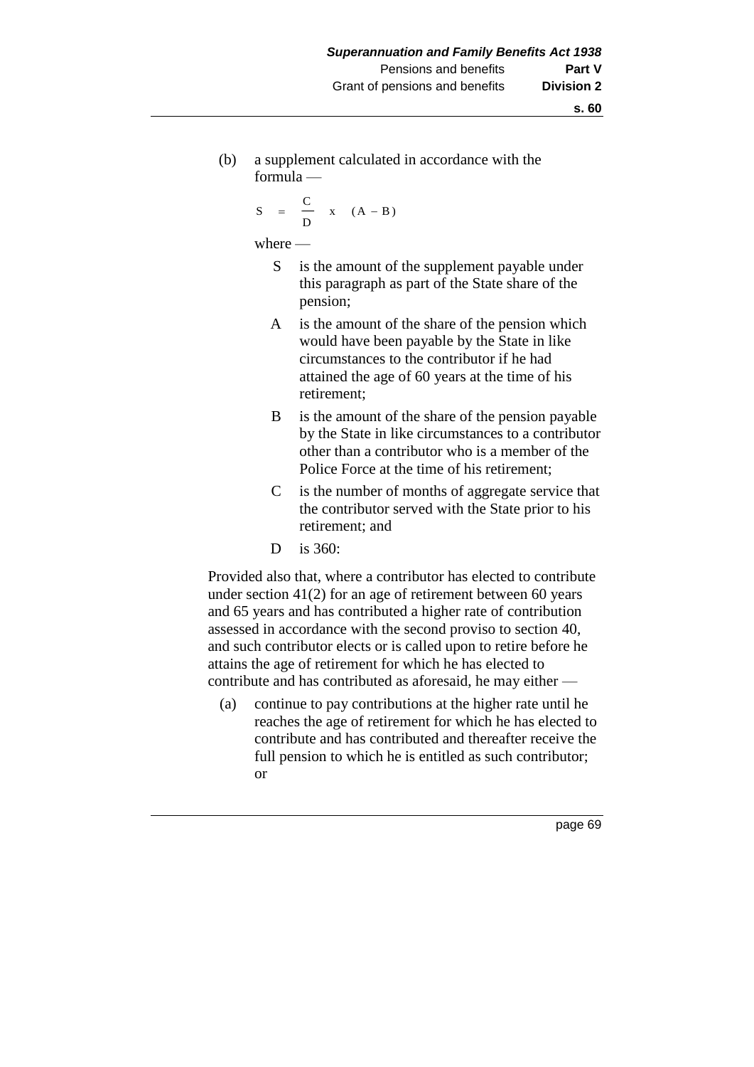(b) a supplement calculated in accordance with the formula —

$$S = \frac{C}{D} \times (A - B)$$

where —

S is the amount of the supplement payable under this paragraph as part of the State share of the pension;

A is the amount of the share of the pension which would have been payable by the State in like circumstances to the contributor if he had attained the age of 60 years at the time of his retirement;

B is the amount of the share of the pension payable by the State in like circumstances to a contributor other than a contributor who is a member of the Police Force at the time of his retirement;

C is the number of months of aggregate service that the contributor served with the State prior to his retirement; and

D is 360:

Provided also that, where a contributor has elected to contribute under section 41(2) for an age of retirement between 60 years and 65 years and has contributed a higher rate of contribution assessed in accordance with the second proviso to section 40, and such contributor elects or is called upon to retire before he attains the age of retirement for which he has elected to contribute and has contributed as aforesaid, he may either —

(a) continue to pay contributions at the higher rate until he reaches the age of retirement for which he has elected to contribute and has contributed and thereafter receive the full pension to which he is entitled as such contributor; or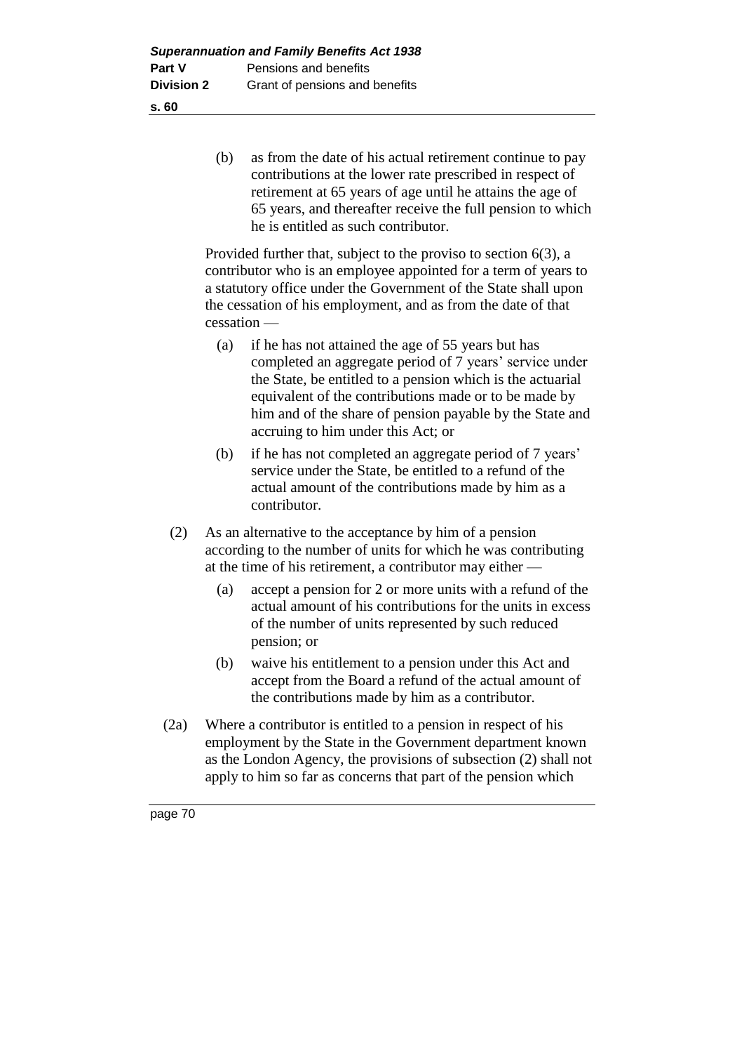(b) as from the date of his actual retirement continue to pay contributions at the lower rate prescribed in respect of retirement at 65 years of age until he attains the age of 65 years, and thereafter receive the full pension to which he is entitled as such contributor.

Provided further that, subject to the proviso to section 6(3), a contributor who is an employee appointed for a term of years to a statutory office under the Government of the State shall upon the cessation of his employment, and as from the date of that cessation —

(a) if he has not attained the age of 55 years but has completed an aggregate period of 7 years' service under the State, be entitled to a pension which is the actuarial equivalent of the contributions made or to be made by him and of the share of pension payable by the State and accruing to him under this Act; or

(b) if he has not completed an aggregate period of 7 years' service under the State, be entitled to a refund of the actual amount of the contributions made by him as a contributor.

(2) As an alternative to the acceptance by him of a pension according to the number of units for which he was contributing at the time of his retirement, a contributor may either —

(a) accept a pension for 2 or more units with a refund of the actual amount of his contributions for the units in excess of the number of units represented by such reduced pension; or

(b) waive his entitlement to a pension under this Act and accept from the Board a refund of the actual amount of the contributions made by him as a contributor.

(2a) Where a contributor is entitled to a pension in respect of his employment by the State in the Government department known as the London Agency, the provisions of subsection (2) shall not apply to him so far as concerns that part of the pension which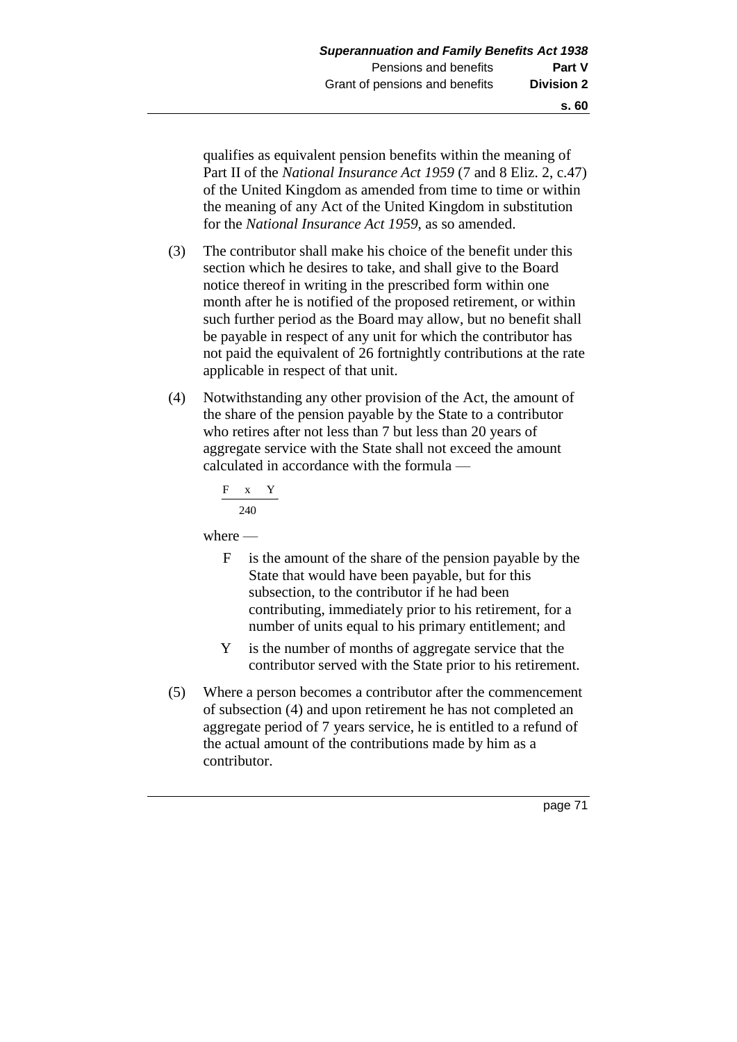qualifies as equivalent pension benefits within the meaning of Part II of the *National Insurance Act 1959* (7 and 8 Eliz. 2, c.47) of the United Kingdom as amended from time to time or within the meaning of any Act of the United Kingdom in substitution for the *National Insurance Act 1959*, as so amended.

(3) The contributor shall make his choice of the benefit under this section which he desires to take, and shall give to the Board notice thereof in writing in the prescribed form within one month after he is notified of the proposed retirement, or within such further period as the Board may allow, but no benefit shall be payable in respect of any unit for which the contributor has not paid the equivalent of 26 fortnightly contributions at the rate applicable in respect of that unit.

(4) Notwithstanding any other provision of the Act, the amount of the share of the pension payable by the State to a contributor who retires after not less than 7 but less than 20 years of aggregate service with the State shall not exceed the amount calculated in accordance with the formula —

$$\frac{F \times Y}{240}$$

where —

F is the amount of the share of the pension payable by the State that would have been payable, but for this subsection, to the contributor if he had been contributing, immediately prior to his retirement, for a number of units equal to his primary entitlement; and

Y is the number of months of aggregate service that the contributor served with the State prior to his retirement.

(5) Where a person becomes a contributor after the commencement of subsection (4) and upon retirement he has not completed an aggregate period of 7 years service, he is entitled to a refund of the actual amount of the contributions made by him as a contributor.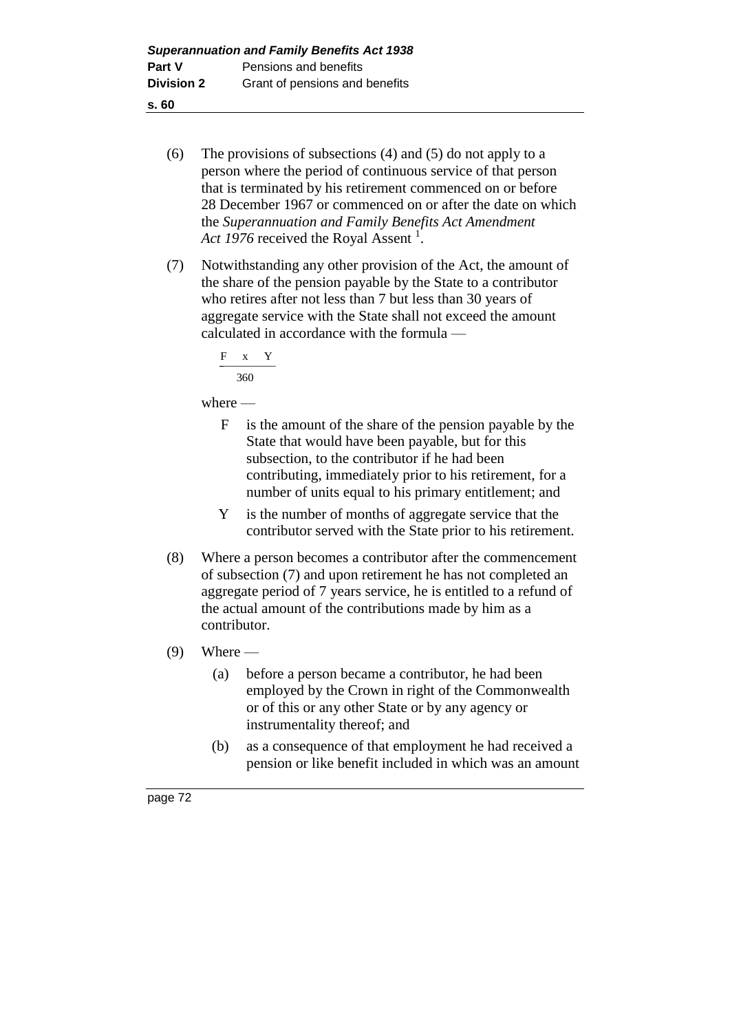(6) The provisions of subsections (4) and (5) do not apply to a person where the period of continuous service of that person that is terminated by his retirement commenced on or before 28 December 1967 or commenced on or after the date on which the *Superannuation and Family Benefits Act Amendment Act 1976* received the Royal Assent [1].

(7) Notwithstanding any other provision of the Act, the amount of the share of the pension payable by the State to a contributor who retires after not less than 7 but less than 30 years of aggregate service with the State shall not exceed the amount calculated in accordance with the formula —

$$\frac{F \times Y}{360}$$

where —

F is the amount of the share of the pension payable by the State that would have been payable, but for this subsection, to the contributor if he had been contributing, immediately prior to his retirement, for a number of units equal to his primary entitlement; and

Y is the number of months of aggregate service that the contributor served with the State prior to his retirement.

(8) Where a person becomes a contributor after the commencement of subsection (7) and upon retirement he has not completed an aggregate period of 7 years service, he is entitled to a refund of the actual amount of the contributions made by him as a contributor.

(9) Where —

(a) before a person became a contributor, he had been employed by the Crown in right of the Commonwealth or of this or any other State or by any agency or instrumentality thereof; and

(b) as a consequence of that employment he had received a pension or like benefit included in which was an amount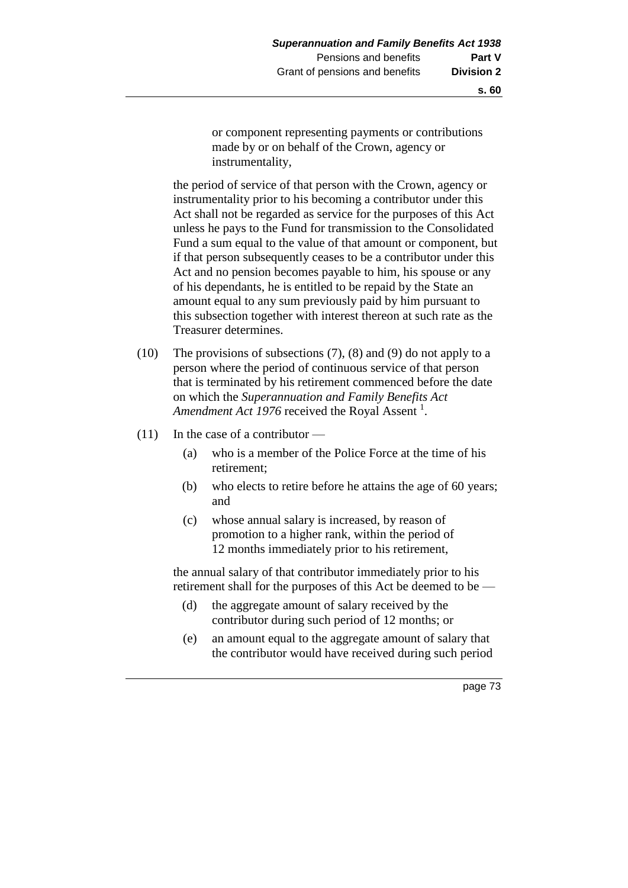or component representing payments or contributions made by or on behalf of the Crown, agency or instrumentality,

the period of service of that person with the Crown, agency or instrumentality prior to his becoming a contributor under this Act shall not be regarded as service for the purposes of this Act unless he pays to the Fund for transmission to the Consolidated Fund a sum equal to the value of that amount or component, but if that person subsequently ceases to be a contributor under this Act and no pension becomes payable to him, his spouse or any of his dependants, he is entitled to be repaid by the State an amount equal to any sum previously paid by him pursuant to this subsection together with interest thereon at such rate as the Treasurer determines.

(10) The provisions of subsections (7), (8) and (9) do not apply to a person where the period of continuous service of that person that is terminated by his retirement commenced before the date on which the *Superannuation and Family Benefits Act Amendment Act 1976* received the Royal Assent [1].

(11) In the case of a contributor —

(a) who is a member of the Police Force at the time of his retirement;

(b) who elects to retire before he attains the age of 60 years; and

(c) whose annual salary is increased, by reason of promotion to a higher rank, within the period of 12 months immediately prior to his retirement,

the annual salary of that contributor immediately prior to his retirement shall for the purposes of this Act be deemed to be —

(d) the aggregate amount of salary received by the contributor during such period of 12 months; or

(e) an amount equal to the aggregate amount of salary that the contributor would have received during such period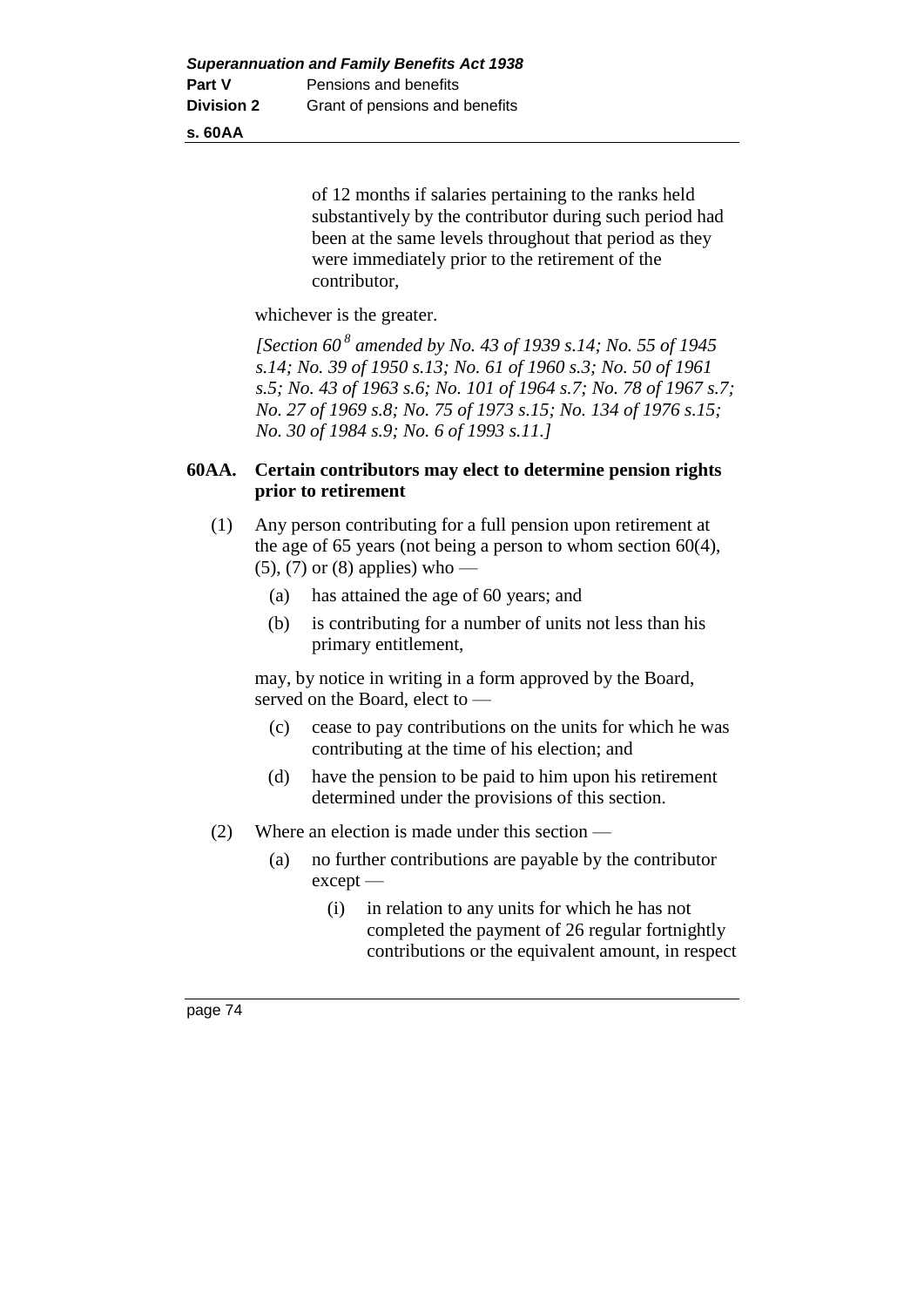of 12 months if salaries pertaining to the ranks held substantively by the contributor during such period had been at the same levels throughout that period as they were immediately prior to the retirement of the contributor,

whichever is the greater.

*[Section 60 [8] amended by No. 43 of 1939 s.14; No. 55 of 1945 s.14; No. 39 of 1950 s.13; No. 61 of 1960 s.3; No. 50 of 1961 s.5; No. 43 of 1963 s.6; No. 101 of 1964 s.7; No. 78 of 1967 s.7; No. 27 of 1969 s.8; No. 75 of 1973 s.15; No. 134 of 1976 s.15; No. 30 of 1984 s.9; No. 6 of 1993 s.11.]*

### 60AA. Certain contributors may elect to determine pension rights prior to retirement

(1) Any person contributing for a full pension upon retirement at the age of 65 years (not being a person to whom section 60(4), (5), (7) or (8) applies) who —

   (a) has attained the age of 60 years; and

   (b) is contributing for a number of units not less than his primary entitlement,

may, by notice in writing in a form approved by the Board, served on the Board, elect to —

   (c) cease to pay contributions on the units for which he was contributing at the time of his election; and

   (d) have the pension to be paid to him upon his retirement determined under the provisions of this section.

(2) Where an election is made under this section —

   (a) no further contributions are payable by the contributor except —

      (i) in relation to any units for which he has not completed the payment of 26 regular fortnightly contributions or the equivalent amount, in respect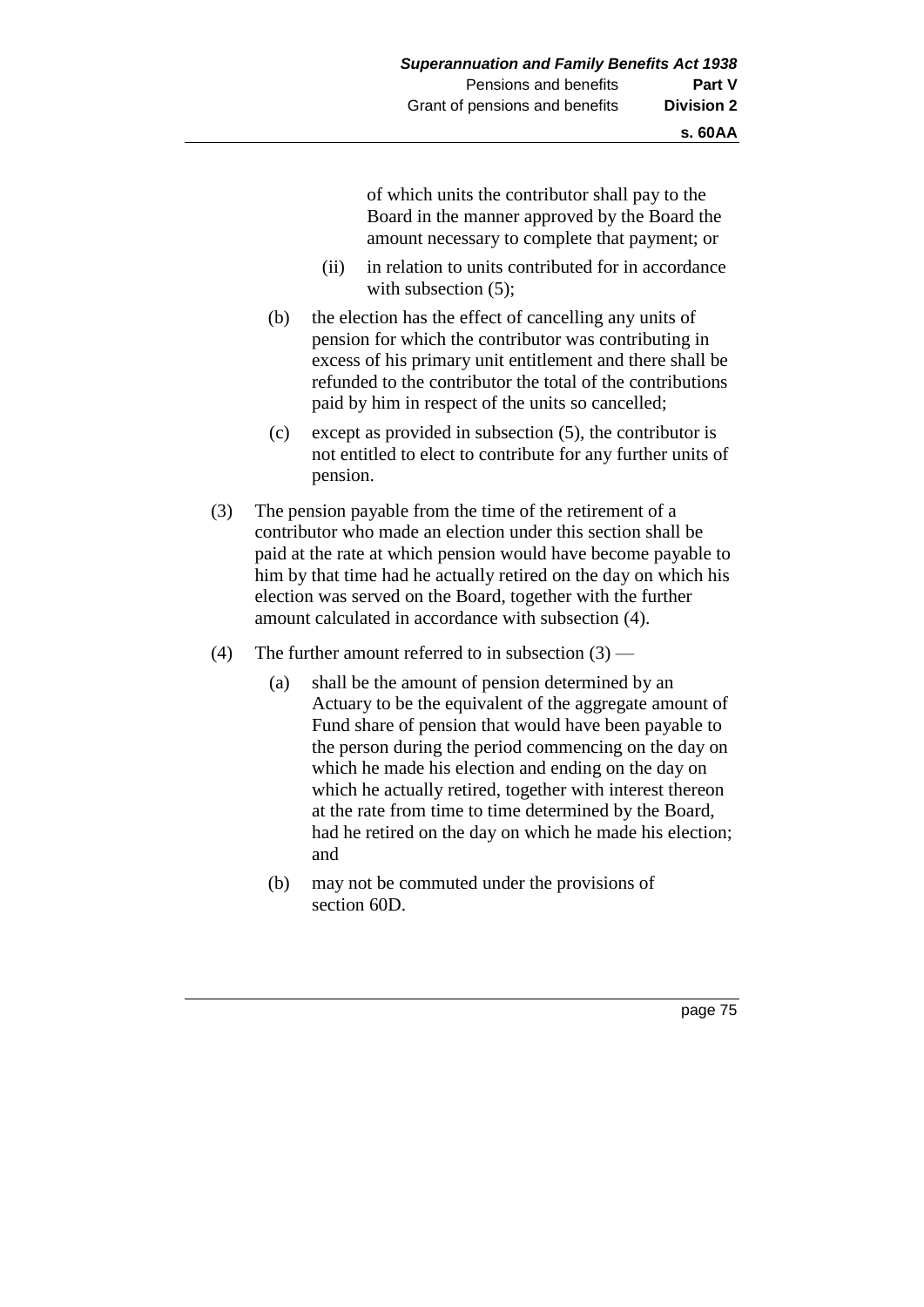of which units the contributor shall pay to the Board in the manner approved by the Board the amount necessary to complete that payment; or

(ii) in relation to units contributed for in accordance with subsection (5);

(b) the election has the effect of cancelling any units of pension for which the contributor was contributing in excess of his primary unit entitlement and there shall be refunded to the contributor the total of the contributions paid by him in respect of the units so cancelled;

(c) except as provided in subsection (5), the contributor is not entitled to elect to contribute for any further units of pension.

(3) The pension payable from the time of the retirement of a contributor who made an election under this section shall be paid at the rate at which pension would have become payable to him by that time had he actually retired on the day on which his election was served on the Board, together with the further amount calculated in accordance with subsection (4).

(4) The further amount referred to in subsection (3) —

(a) shall be the amount of pension determined by an Actuary to be the equivalent of the aggregate amount of Fund share of pension that would have been payable to the person during the period commencing on the day on which he made his election and ending on the day on which he actually retired, together with interest thereon at the rate from time to time determined by the Board, had he retired on the day on which he made his election; and

(b) may not be commuted under the provisions of section 60D.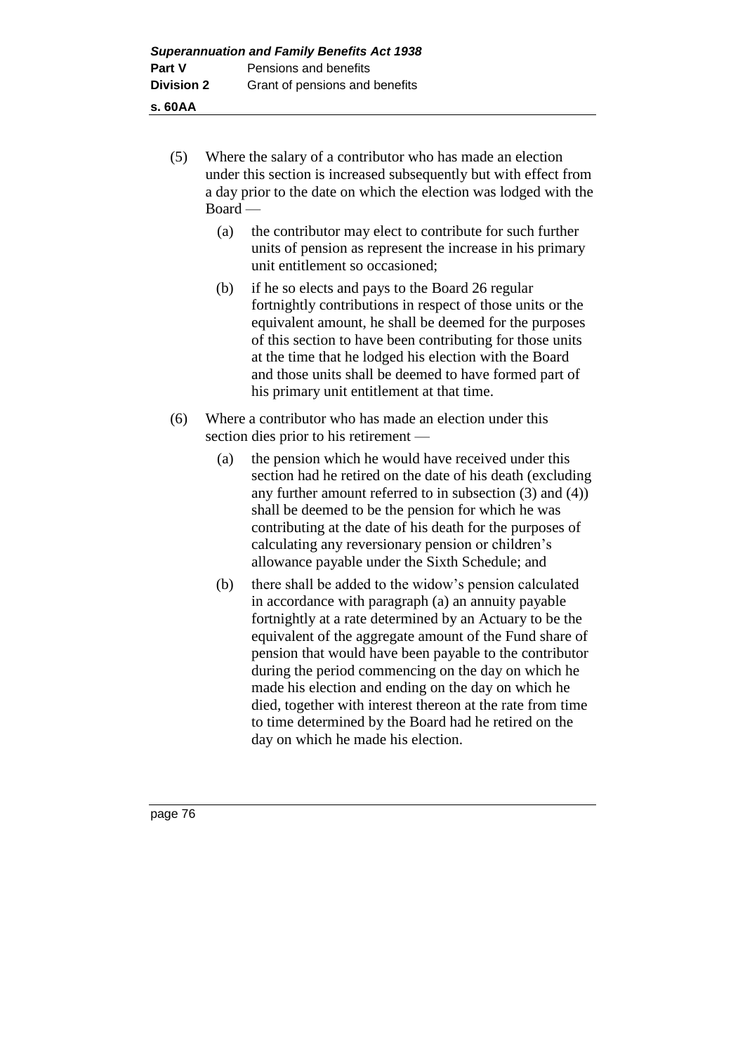(5) Where the salary of a contributor who has made an election under this section is increased subsequently but with effect from a day prior to the date on which the election was lodged with the Board —

   (a) the contributor may elect to contribute for such further units of pension as represent the increase in his primary unit entitlement so occasioned;

   (b) if he so elects and pays to the Board 26 regular fortnightly contributions in respect of those units or the equivalent amount, he shall be deemed for the purposes of this section to have been contributing for those units at the time that he lodged his election with the Board and those units shall be deemed to have formed part of his primary unit entitlement at that time.

(6) Where a contributor who has made an election under this section dies prior to his retirement —

   (a) the pension which he would have received under this section had he retired on the date of his death (excluding any further amount referred to in subsection (3) and (4)) shall be deemed to be the pension for which he was contributing at the date of his death for the purposes of calculating any reversionary pension or children's allowance payable under the Sixth Schedule; and

   (b) there shall be added to the widow's pension calculated in accordance with paragraph (a) an annuity payable fortnightly at a rate determined by an Actuary to be the equivalent of the aggregate amount of the Fund share of pension that would have been payable to the contributor during the period commencing on the day on which he made his election and ending on the day on which he died, together with interest thereon at the rate from time to time determined by the Board had he retired on the day on which he made his election.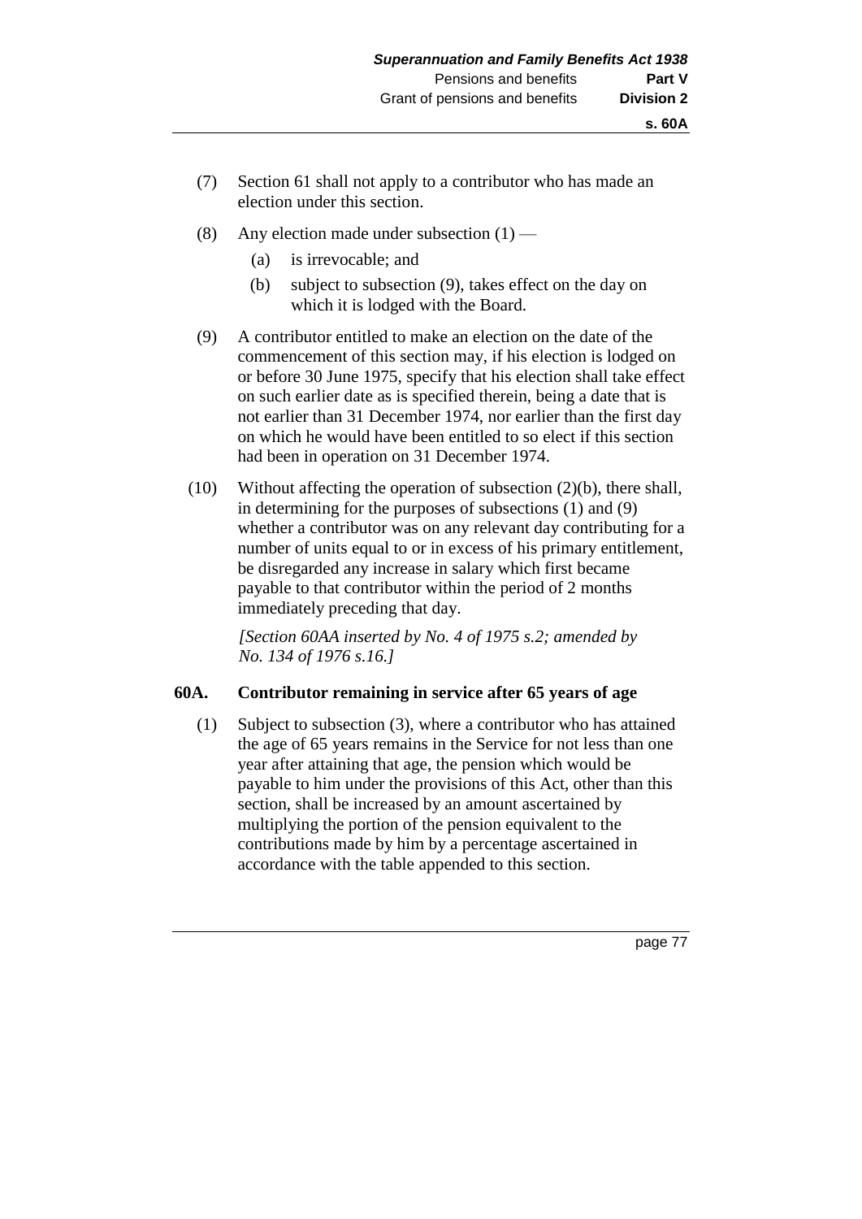(7) Section 61 shall not apply to a contributor who has made an election under this section.

(8) Any election made under subsection (1) —

   (a) is irrevocable; and

   (b) subject to subsection (9), takes effect on the day on which it is lodged with the Board.

(9) A contributor entitled to make an election on the date of the commencement of this section may, if his election is lodged on or before 30 June 1975, specify that his election shall take effect on such earlier date as is specified therein, being a date that is not earlier than 31 December 1974, nor earlier than the first day on which he would have been entitled to so elect if this section had been in operation on 31 December 1974.

(10) Without affecting the operation of subsection (2)(b), there shall, in determining for the purposes of subsections (1) and (9) whether a contributor was on any relevant day contributing for a number of units equal to or in excess of his primary entitlement, be disregarded any increase in salary which first became payable to that contributor within the period of 2 months immediately preceding that day.

*[Section 60AA inserted by No. 4 of 1975 s.2; amended by No. 134 of 1976 s.16.]*

### 60A. Contributor remaining in service after 65 years of age

(1) Subject to subsection (3), where a contributor who has attained the age of 65 years remains in the Service for not less than one year after attaining that age, the pension which would be payable to him under the provisions of this Act, other than this section, shall be increased by an amount ascertained by multiplying the portion of the pension equivalent to the contributions made by him by a percentage ascertained in accordance with the table appended to this section.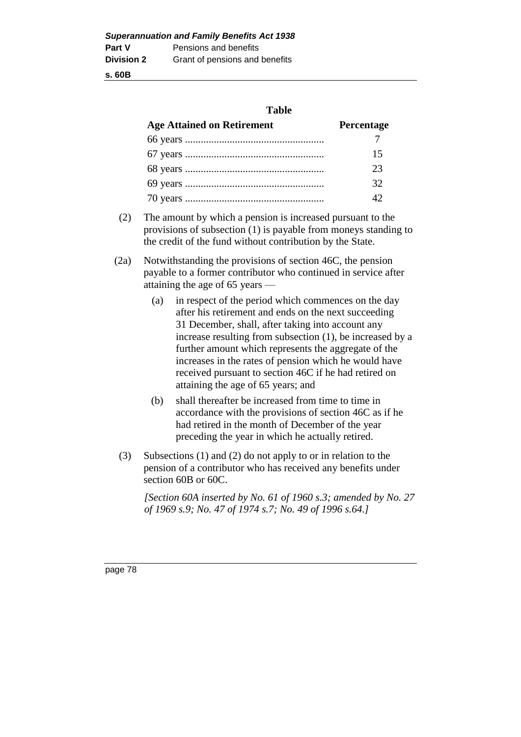**Table**

| Age Attained on Retirement | Percentage |
| --- | --- |
| 66 years .................................................... | 7 |
| 67 years .................................................... | 15 |
| 68 years .................................................... | 23 |
| 69 years .................................................... | 32 |
| 70 years .................................................... | 42 |

(2) The amount by which a pension is increased pursuant to the provisions of subsection (1) is payable from moneys standing to the credit of the fund without contribution by the State.

(2a) Notwithstanding the provisions of section 46C, the pension payable to a former contributor who continued in service after attaining the age of 65 years —

(a) in respect of the period which commences on the day after his retirement and ends on the next succeeding 31 December, shall, after taking into account any increase resulting from subsection (1), be increased by a further amount which represents the aggregate of the increases in the rates of pension which he would have received pursuant to section 46C if he had retired on attaining the age of 65 years; and

(b) shall thereafter be increased from time to time in accordance with the provisions of section 46C as if he had retired in the month of December of the year preceding the year in which he actually retired.

(3) Subsections (1) and (2) do not apply to or in relation to the pension of a contributor who has received any benefits under section 60B or 60C.

*[Section 60A inserted by No. 61 of 1960 s.3; amended by No. 27 of 1969 s.9; No. 47 of 1974 s.7; No. 49 of 1996 s.64.]*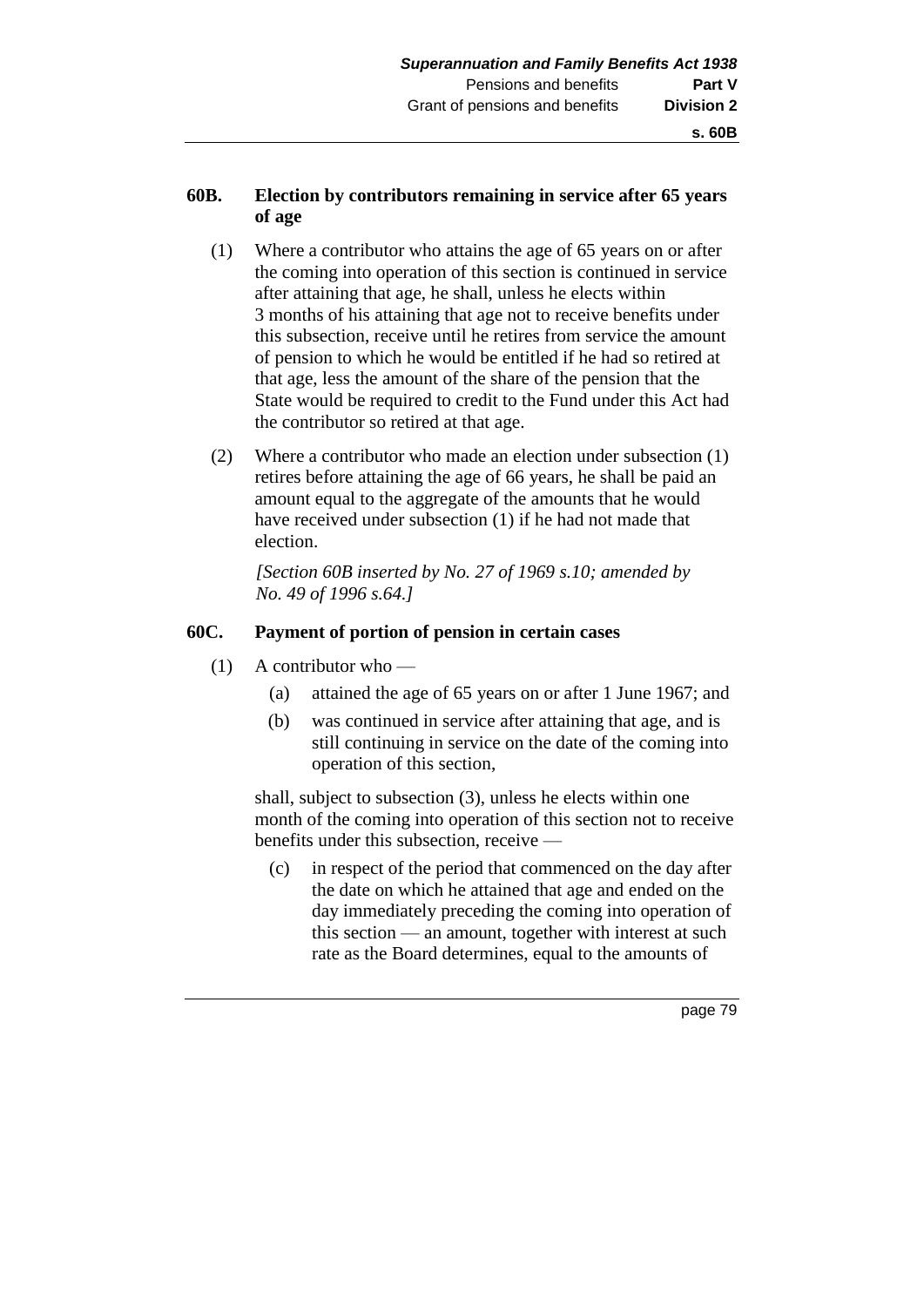## 60B. Election by contributors remaining in service after 65 years of age

(1) Where a contributor who attains the age of 65 years on or after the coming into operation of this section is continued in service after attaining that age, he shall, unless he elects within 3 months of his attaining that age not to receive benefits under this subsection, receive until he retires from service the amount of pension to which he would be entitled if he had so retired at that age, less the amount of the share of the pension that the State would be required to credit to the Fund under this Act had the contributor so retired at that age.

(2) Where a contributor who made an election under subsection (1) retires before attaining the age of 66 years, he shall be paid an amount equal to the aggregate of the amounts that he would have received under subsection (1) if he had not made that election.

*[Section 60B inserted by No. 27 of 1969 s.10; amended by No. 49 of 1996 s.64.]*

## 60C. Payment of portion of pension in certain cases

(1) A contributor who —

- (a) attained the age of 65 years on or after 1 June 1967; and
- (b) was continued in service after attaining that age, and is still continuing in service on the date of the coming into operation of this section,

shall, subject to subsection (3), unless he elects within one month of the coming into operation of this section not to receive benefits under this subsection, receive —

- (c) in respect of the period that commenced on the day after the date on which he attained that age and ended on the day immediately preceding the coming into operation of this section — an amount, together with interest at such rate as the Board determines, equal to the amounts of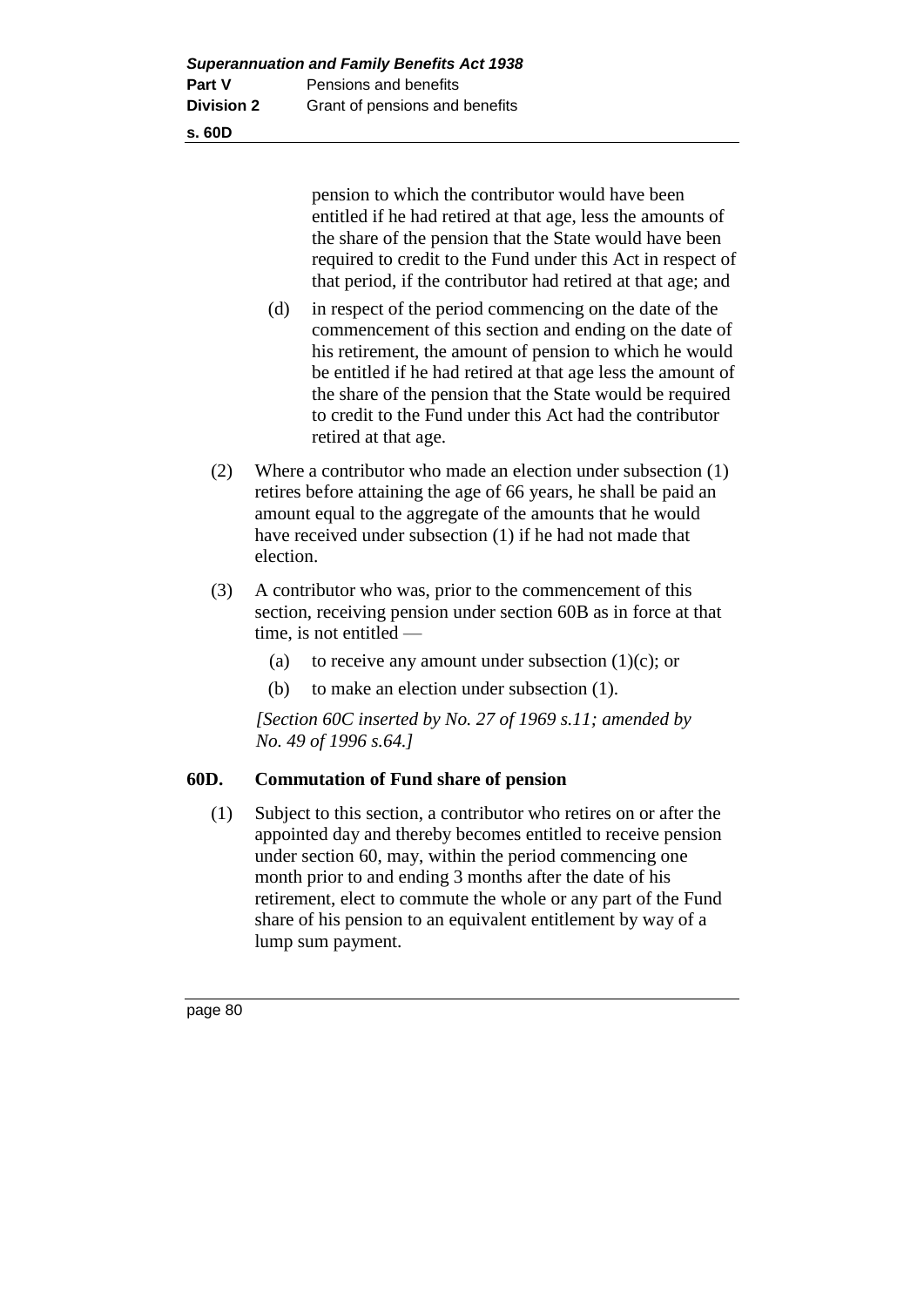pension to which the contributor would have been entitled if he had retired at that age, less the amounts of the share of the pension that the State would have been required to credit to the Fund under this Act in respect of that period, if the contributor had retired at that age; and

(d) in respect of the period commencing on the date of the commencement of this section and ending on the date of his retirement, the amount of pension to which he would be entitled if he had retired at that age less the amount of the share of the pension that the State would be required to credit to the Fund under this Act had the contributor retired at that age.

(2) Where a contributor who made an election under subsection (1) retires before attaining the age of 66 years, he shall be paid an amount equal to the aggregate of the amounts that he would have received under subsection (1) if he had not made that election.

(3) A contributor who was, prior to the commencement of this section, receiving pension under section 60B as in force at that time, is not entitled —

(a) to receive any amount under subsection (1)(c); or

(b) to make an election under subsection (1).

*[Section 60C inserted by No. 27 of 1969 s.11; amended by No. 49 of 1996 s.64.]*

### 60D. Commutation of Fund share of pension

(1) Subject to this section, a contributor who retires on or after the appointed day and thereby becomes entitled to receive pension under section 60, may, within the period commencing one month prior to and ending 3 months after the date of his retirement, elect to commute the whole or any part of the Fund share of his pension to an equivalent entitlement by way of a lump sum payment.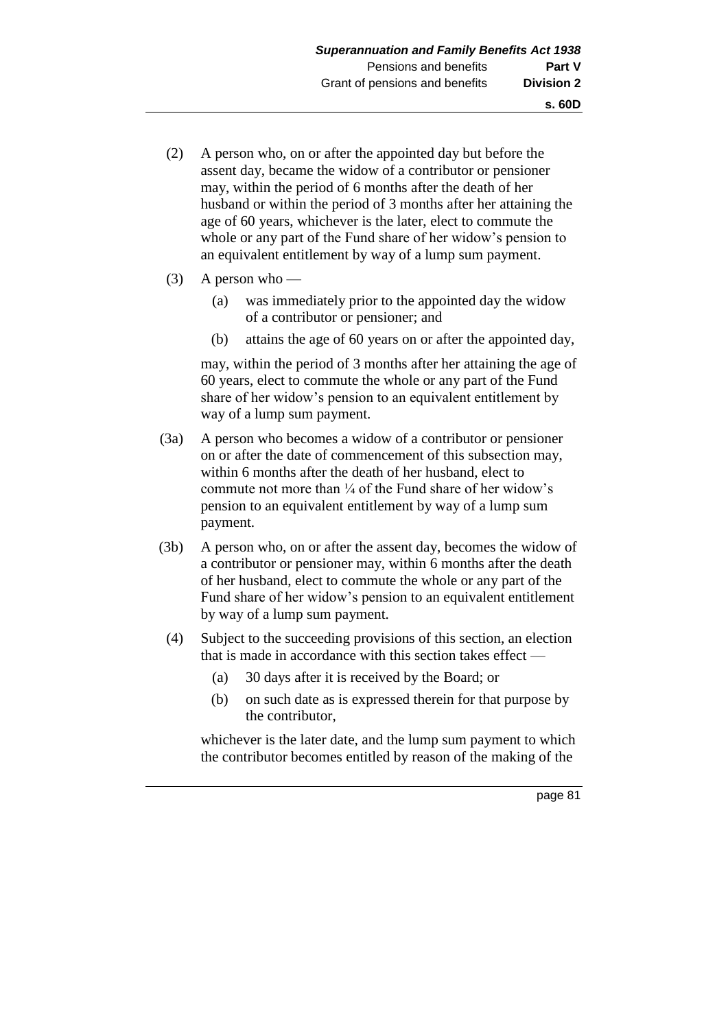(2) A person who, on or after the appointed day but before the assent day, became the widow of a contributor or pensioner may, within the period of 6 months after the death of her husband or within the period of 3 months after her attaining the age of 60 years, whichever is the later, elect to commute the whole or any part of the Fund share of her widow's pension to an equivalent entitlement by way of a lump sum payment.

(3) A person who —

(a) was immediately prior to the appointed day the widow of a contributor or pensioner; and

(b) attains the age of 60 years on or after the appointed day,

may, within the period of 3 months after her attaining the age of 60 years, elect to commute the whole or any part of the Fund share of her widow's pension to an equivalent entitlement by way of a lump sum payment.

(3a) A person who becomes a widow of a contributor or pensioner on or after the date of commencement of this subsection may, within 6 months after the death of her husband, elect to commute not more than ¼ of the Fund share of her widow's pension to an equivalent entitlement by way of a lump sum payment.

(3b) A person who, on or after the assent day, becomes the widow of a contributor or pensioner may, within 6 months after the death of her husband, elect to commute the whole or any part of the Fund share of her widow's pension to an equivalent entitlement by way of a lump sum payment.

(4) Subject to the succeeding provisions of this section, an election that is made in accordance with this section takes effect —

(a) 30 days after it is received by the Board; or

(b) on such date as is expressed therein for that purpose by the contributor,

whichever is the later date, and the lump sum payment to which the contributor becomes entitled by reason of the making of the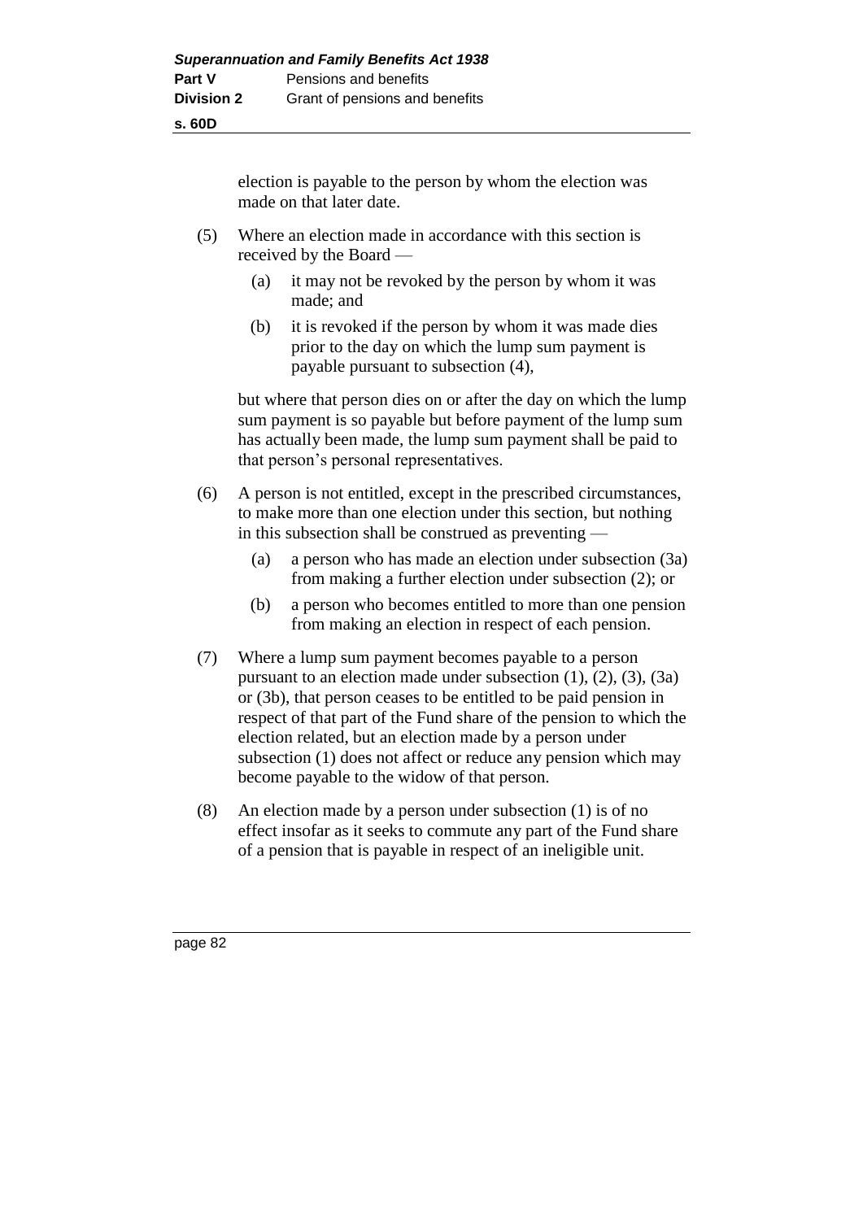election is payable to the person by whom the election was made on that later date.

(5) Where an election made in accordance with this section is received by the Board —

(a) it may not be revoked by the person by whom it was made; and

(b) it is revoked if the person by whom it was made dies prior to the day on which the lump sum payment is payable pursuant to subsection (4),

but where that person dies on or after the day on which the lump sum payment is so payable but before payment of the lump sum has actually been made, the lump sum payment shall be paid to that person's personal representatives.

(6) A person is not entitled, except in the prescribed circumstances, to make more than one election under this section, but nothing in this subsection shall be construed as preventing —

(a) a person who has made an election under subsection (3a) from making a further election under subsection (2); or

(b) a person who becomes entitled to more than one pension from making an election in respect of each pension.

(7) Where a lump sum payment becomes payable to a person pursuant to an election made under subsection (1), (2), (3), (3a) or (3b), that person ceases to be entitled to be paid pension in respect of that part of the Fund share of the pension to which the election related, but an election made by a person under subsection (1) does not affect or reduce any pension which may become payable to the widow of that person.

(8) An election made by a person under subsection (1) is of no effect insofar as it seeks to commute any part of the Fund share of a pension that is payable in respect of an ineligible unit.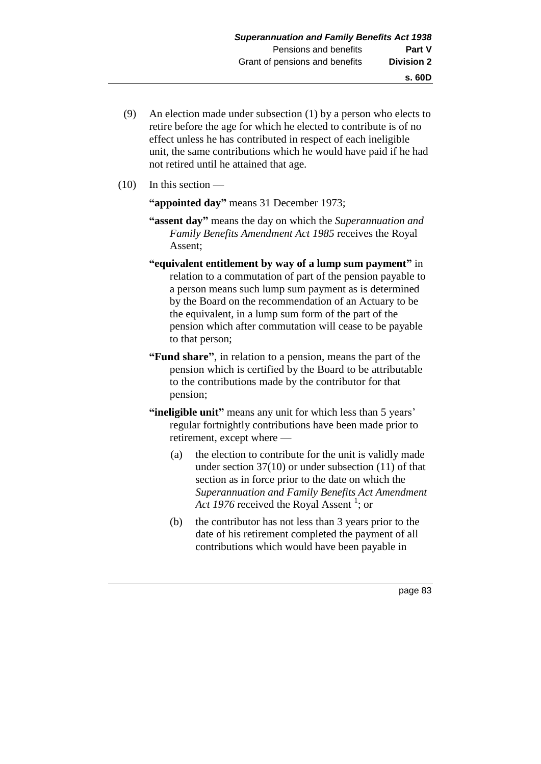(9) An election made under subsection (1) by a person who elects to retire before the age for which he elected to contribute is of no effect unless he has contributed in respect of each ineligible unit, the same contributions which he would have paid if he had not retired until he attained that age.

(10) In this section —

**"appointed day"** means 31 December 1973;

**"assent day"** means the day on which the *Superannuation and Family Benefits Amendment Act 1985* receives the Royal Assent;

**"equivalent entitlement by way of a lump sum payment"** in relation to a commutation of part of the pension payable to a person means such lump sum payment as is determined by the Board on the recommendation of an Actuary to be the equivalent, in a lump sum form of the part of the pension which after commutation will cease to be payable to that person;

**"Fund share"**, in relation to a pension, means the part of the pension which is certified by the Board to be attributable to the contributions made by the contributor for that pension;

**"ineligible unit"** means any unit for which less than 5 years' regular fortnightly contributions have been made prior to retirement, except where —

(a) the election to contribute for the unit is validly made under section 37(10) or under subsection (11) of that section as in force prior to the date on which the *Superannuation and Family Benefits Act Amendment Act 1976* received the Royal Assent [1]; or

(b) the contributor has not less than 3 years prior to the date of his retirement completed the payment of all contributions which would have been payable in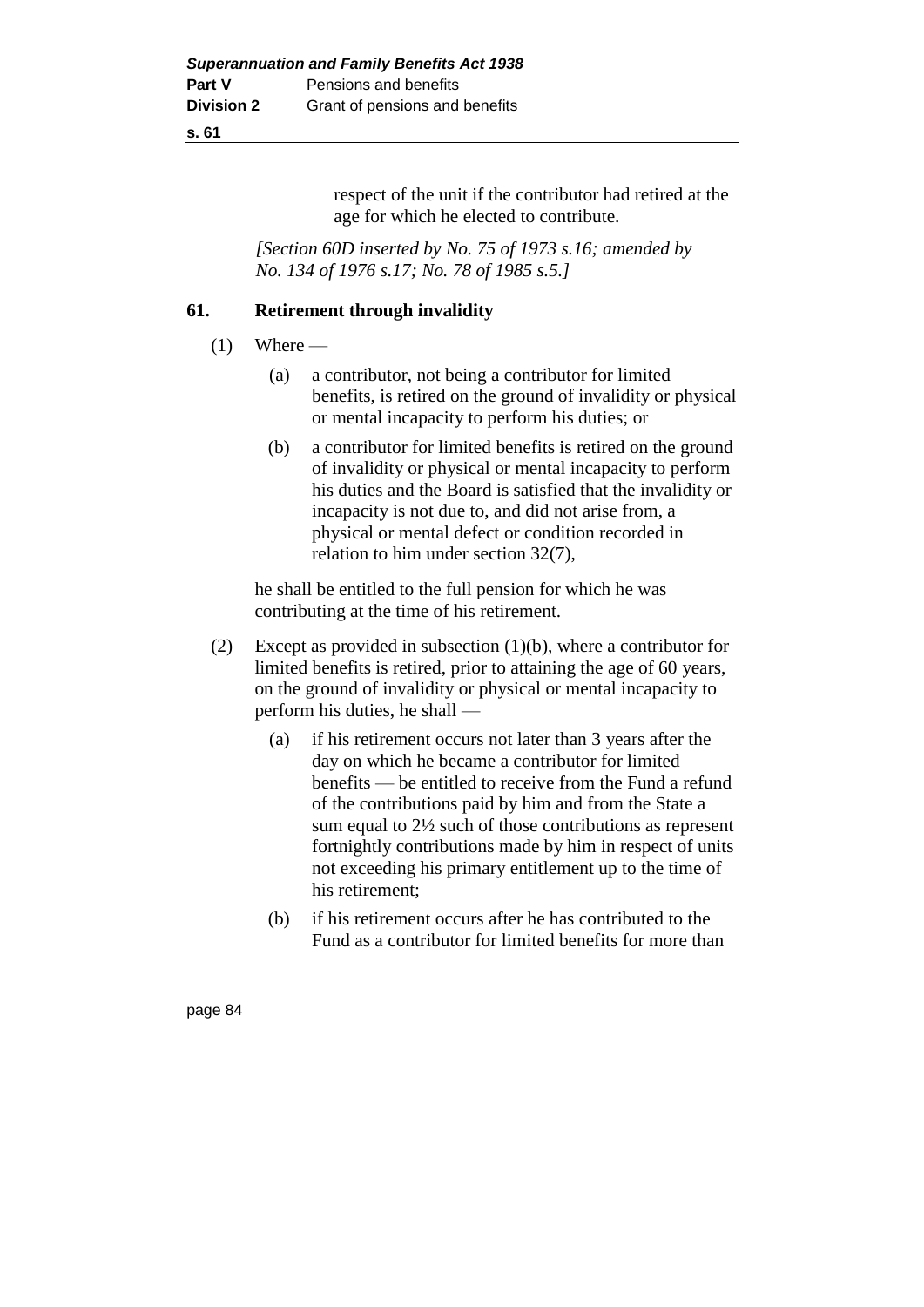respect of the unit if the contributor had retired at the age for which he elected to contribute.

*[Section 60D inserted by No. 75 of 1973 s.16; amended by No. 134 of 1976 s.17; No. 78 of 1985 s.5.]*

## 61. Retirement through invalidity

(1) Where —

(a) a contributor, not being a contributor for limited benefits, is retired on the ground of invalidity or physical or mental incapacity to perform his duties; or

(b) a contributor for limited benefits is retired on the ground of invalidity or physical or mental incapacity to perform his duties and the Board is satisfied that the invalidity or incapacity is not due to, and did not arise from, a physical or mental defect or condition recorded in relation to him under section 32(7),

he shall be entitled to the full pension for which he was contributing at the time of his retirement.

(2) Except as provided in subsection (1)(b), where a contributor for limited benefits is retired, prior to attaining the age of 60 years, on the ground of invalidity or physical or mental incapacity to perform his duties, he shall —

(a) if his retirement occurs not later than 3 years after the day on which he became a contributor for limited benefits — be entitled to receive from the Fund a refund of the contributions paid by him and from the State a sum equal to 2½ such of those contributions as represent fortnightly contributions made by him in respect of units not exceeding his primary entitlement up to the time of his retirement;

(b) if his retirement occurs after he has contributed to the Fund as a contributor for limited benefits for more than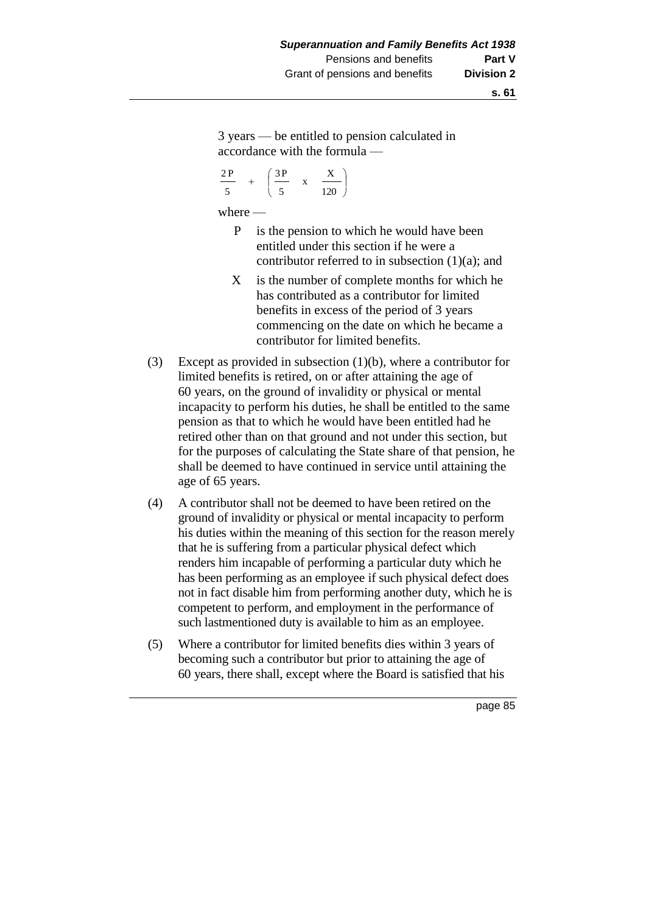3 years — be entitled to pension calculated in accordance with the formula —

$$\frac{2P}{5} + \left(\frac{3P}{5} \times \frac{X}{120}\right)$$

where —

P is the pension to which he would have been entitled under this section if he were a contributor referred to in subsection (1)(a); and

X is the number of complete months for which he has contributed as a contributor for limited benefits in excess of the period of 3 years commencing on the date on which he became a contributor for limited benefits.

(3) Except as provided in subsection (1)(b), where a contributor for limited benefits is retired, on or after attaining the age of 60 years, on the ground of invalidity or physical or mental incapacity to perform his duties, he shall be entitled to the same pension as that to which he would have been entitled had he retired other than on that ground and not under this section, but for the purposes of calculating the State share of that pension, he shall be deemed to have continued in service until attaining the age of 65 years.

(4) A contributor shall not be deemed to have been retired on the ground of invalidity or physical or mental incapacity to perform his duties within the meaning of this section for the reason merely that he is suffering from a particular physical defect which renders him incapable of performing a particular duty which he has been performing as an employee if such physical defect does not in fact disable him from performing another duty, which he is competent to perform, and employment in the performance of such lastmentioned duty is available to him as an employee.

(5) Where a contributor for limited benefits dies within 3 years of becoming such a contributor but prior to attaining the age of 60 years, there shall, except where the Board is satisfied that his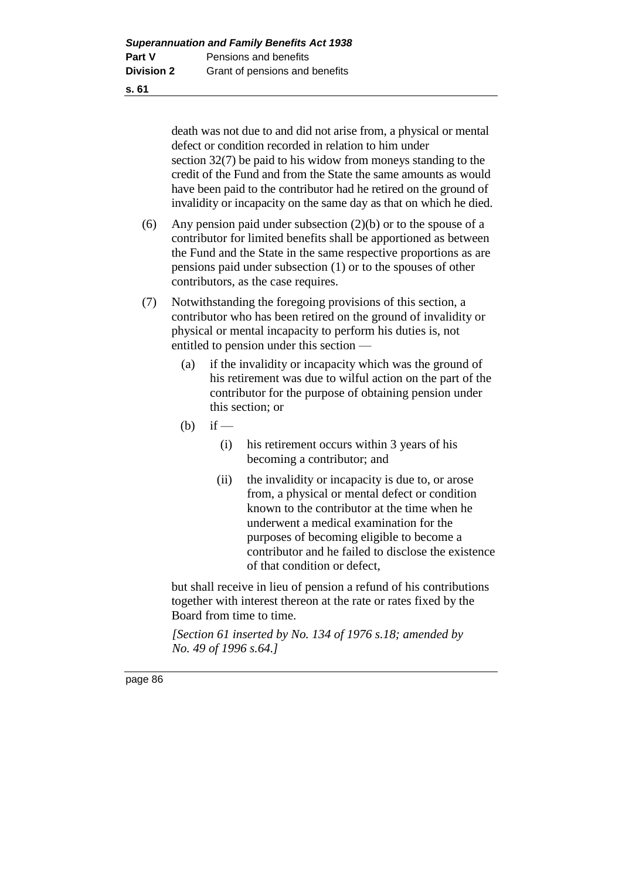death was not due to and did not arise from, a physical or mental defect or condition recorded in relation to him under section 32(7) be paid to his widow from moneys standing to the credit of the Fund and from the State the same amounts as would have been paid to the contributor had he retired on the ground of invalidity or incapacity on the same day as that on which he died.

(6) Any pension paid under subsection (2)(b) or to the spouse of a contributor for limited benefits shall be apportioned as between the Fund and the State in the same respective proportions as are pensions paid under subsection (1) or to the spouses of other contributors, as the case requires.

(7) Notwithstanding the foregoing provisions of this section, a contributor who has been retired on the ground of invalidity or physical or mental incapacity to perform his duties is, not entitled to pension under this section —

(a) if the invalidity or incapacity which was the ground of his retirement was due to wilful action on the part of the contributor for the purpose of obtaining pension under this section; or

(b) if —

(i) his retirement occurs within 3 years of his becoming a contributor; and

(ii) the invalidity or incapacity is due to, or arose from, a physical or mental defect or condition known to the contributor at the time when he underwent a medical examination for the purposes of becoming eligible to become a contributor and he failed to disclose the existence of that condition or defect,

but shall receive in lieu of pension a refund of his contributions together with interest thereon at the rate or rates fixed by the Board from time to time.

*[Section 61 inserted by No. 134 of 1976 s.18; amended by No. 49 of 1996 s.64.]*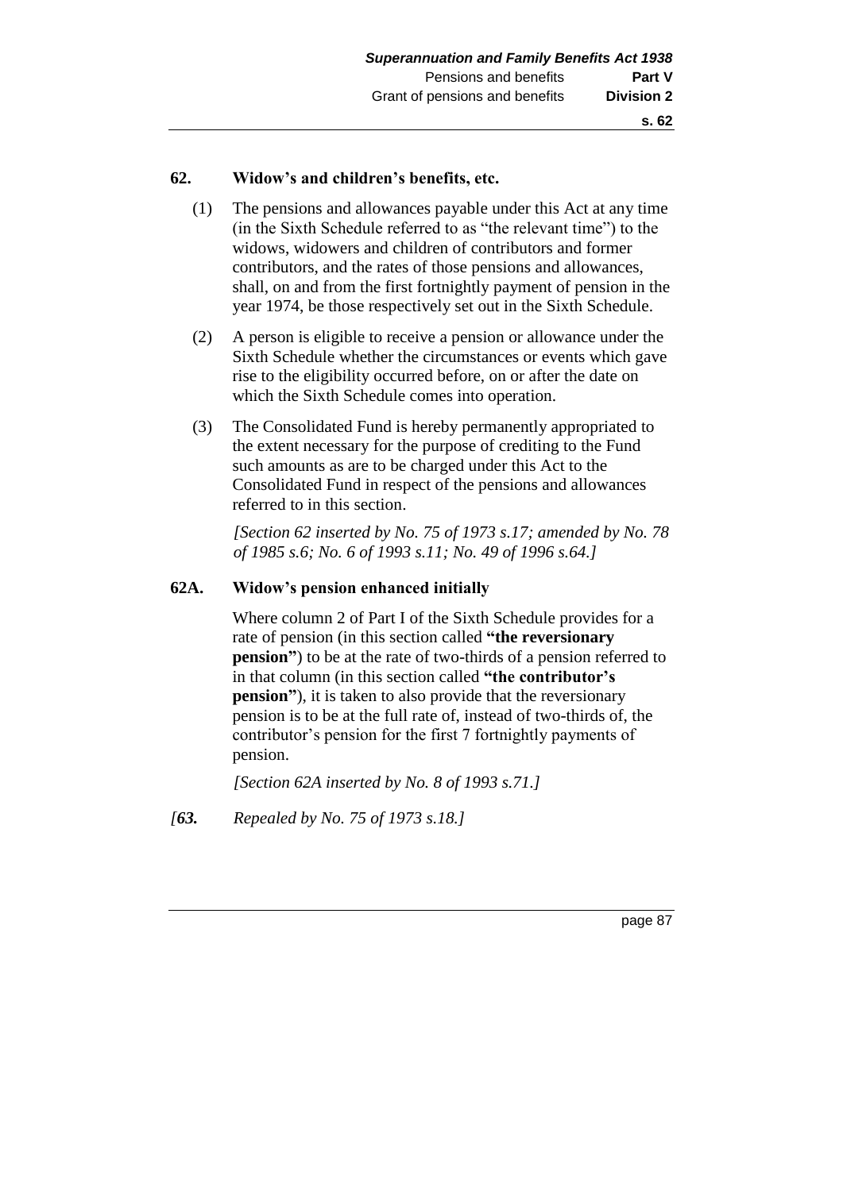### 62. Widow's and children's benefits, etc.

(1) The pensions and allowances payable under this Act at any time (in the Sixth Schedule referred to as "the relevant time") to the widows, widowers and children of contributors and former contributors, and the rates of those pensions and allowances, shall, on and from the first fortnightly payment of pension in the year 1974, be those respectively set out in the Sixth Schedule.

(2) A person is eligible to receive a pension or allowance under the Sixth Schedule whether the circumstances or events which gave rise to the eligibility occurred before, on or after the date on which the Sixth Schedule comes into operation.

(3) The Consolidated Fund is hereby permanently appropriated to the extent necessary for the purpose of crediting to the Fund such amounts as are to be charged under this Act to the Consolidated Fund in respect of the pensions and allowances referred to in this section.

*[Section 62 inserted by No. 75 of 1973 s.17; amended by No. 78 of 1985 s.6; No. 6 of 1993 s.11; No. 49 of 1996 s.64.]*

### 62A. Widow's pension enhanced initially

Where column 2 of Part I of the Sixth Schedule provides for a rate of pension (in this section called **"the reversionary pension"**) to be at the rate of two-thirds of a pension referred to in that column (in this section called **"the contributor's pension"**), it is taken to also provide that the reversionary pension is to be at the full rate of, instead of two-thirds of, the contributor's pension for the first 7 fortnightly payments of pension.

*[Section 62A inserted by No. 8 of 1993 s.71.]*

*[**63.** Repealed by No. 75 of 1973 s.18.]*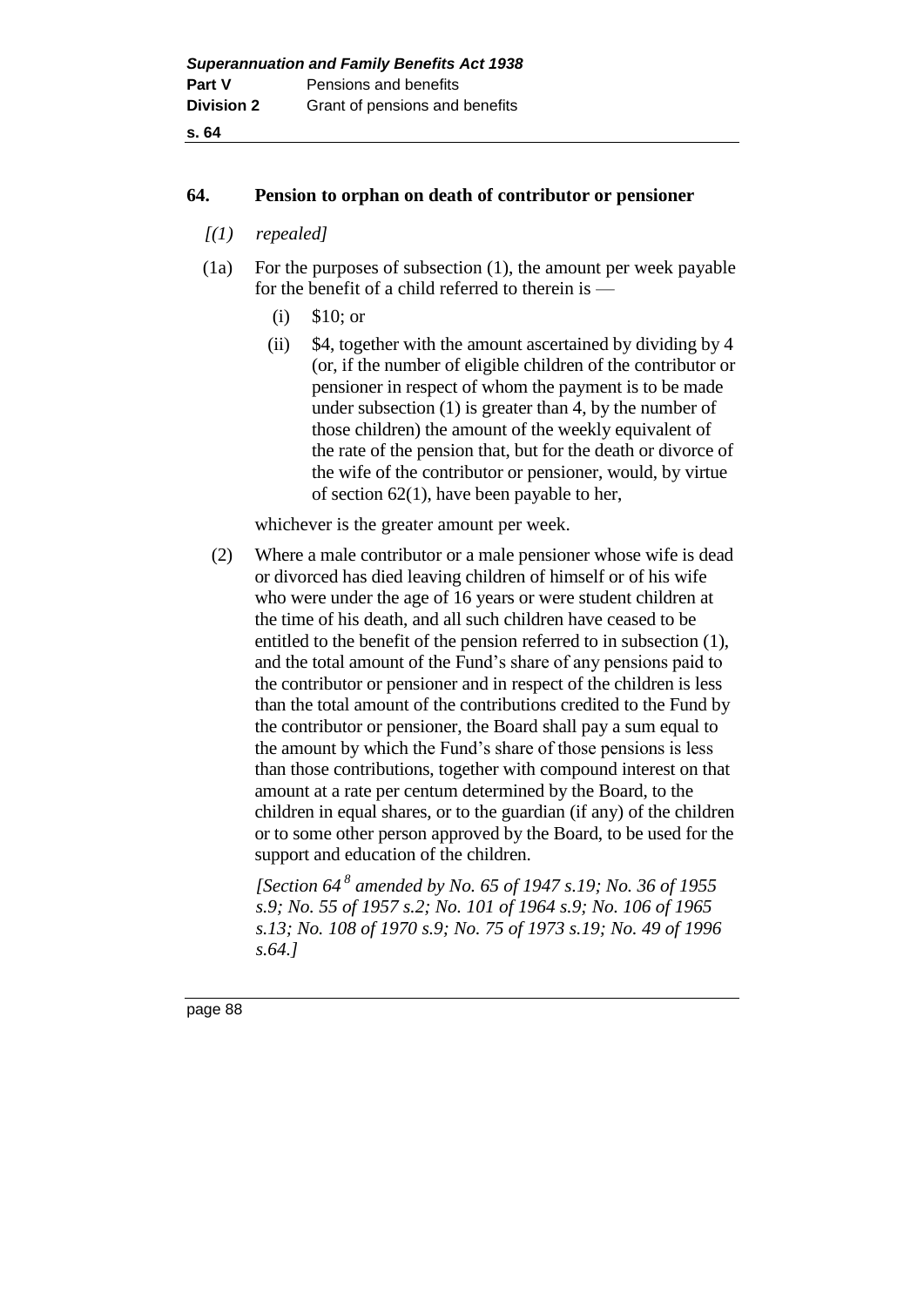## 64. Pension to orphan on death of contributor or pensioner

*[(1) repealed]*

(1a) For the purposes of subsection (1), the amount per week payable for the benefit of a child referred to therein is —

(i) $10; or

(ii) $4, together with the amount ascertained by dividing by 4 (or, if the number of eligible children of the contributor or pensioner in respect of whom the payment is to be made under subsection (1) is greater than 4, by the number of those children) the amount of the weekly equivalent of the rate of the pension that, but for the death or divorce of the wife of the contributor or pensioner, would, by virtue of section 62(1), have been payable to her,

whichever is the greater amount per week.

(2) Where a male contributor or a male pensioner whose wife is dead or divorced has died leaving children of himself or of his wife who were under the age of 16 years or were student children at the time of his death, and all such children have ceased to be entitled to the benefit of the pension referred to in subsection (1), and the total amount of the Fund's share of any pensions paid to the contributor or pensioner and in respect of the children is less than the total amount of the contributions credited to the Fund by the contributor or pensioner, the Board shall pay a sum equal to the amount by which the Fund's share of those pensions is less than those contributions, together with compound interest on that amount at a rate per centum determined by the Board, to the children in equal shares, or to the guardian (if any) of the children or to some other person approved by the Board, to be used for the support and education of the children.

*[Section 64 [8] amended by No. 65 of 1947 s.19; No. 36 of 1955 s.9; No. 55 of 1957 s.2; No. 101 of 1964 s.9; No. 106 of 1965 s.13; No. 108 of 1970 s.9; No. 75 of 1973 s.19; No. 49 of 1996 s.64.]*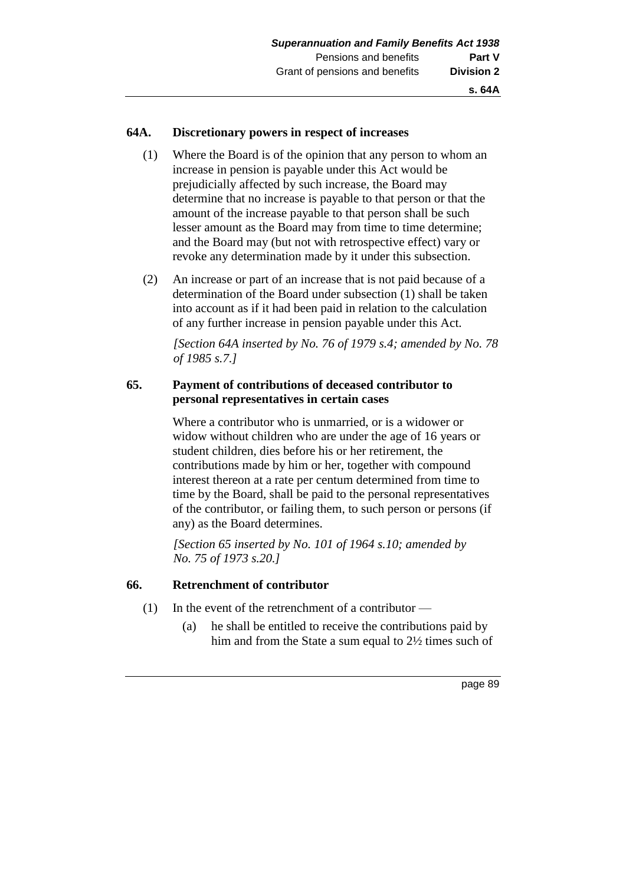### 64A. Discretionary powers in respect of increases

(1) Where the Board is of the opinion that any person to whom an increase in pension is payable under this Act would be prejudicially affected by such increase, the Board may determine that no increase is payable to that person or that the amount of the increase payable to that person shall be such lesser amount as the Board may from time to time determine; and the Board may (but not with retrospective effect) vary or revoke any determination made by it under this subsection.

(2) An increase or part of an increase that is not paid because of a determination of the Board under subsection (1) shall be taken into account as if it had been paid in relation to the calculation of any further increase in pension payable under this Act.

*[Section 64A inserted by No. 76 of 1979 s.4; amended by No. 78 of 1985 s.7.]*

### 65. Payment of contributions of deceased contributor to personal representatives in certain cases

Where a contributor who is unmarried, or is a widower or widow without children who are under the age of 16 years or student children, dies before his or her retirement, the contributions made by him or her, together with compound interest thereon at a rate per centum determined from time to time by the Board, shall be paid to the personal representatives of the contributor, or failing them, to such person or persons (if any) as the Board determines.

*[Section 65 inserted by No. 101 of 1964 s.10; amended by No. 75 of 1973 s.20.]*

### 66. Retrenchment of contributor

(1) In the event of the retrenchment of a contributor —

(a) he shall be entitled to receive the contributions paid by him and from the State a sum equal to 2½ times such of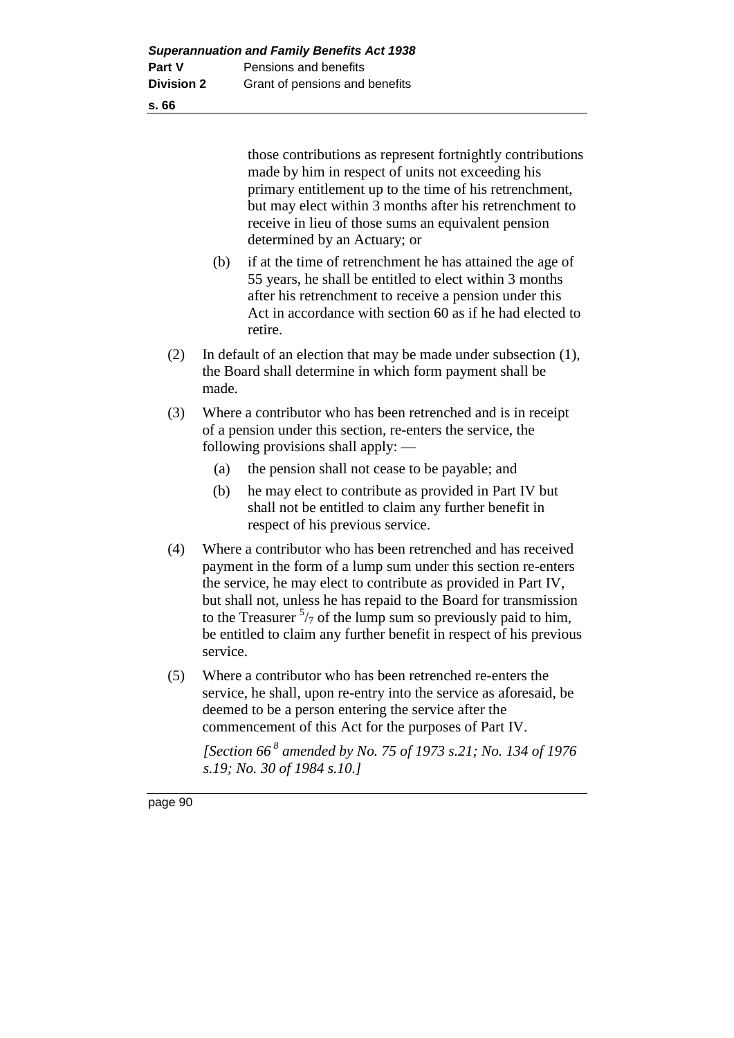those contributions as represent fortnightly contributions made by him in respect of units not exceeding his primary entitlement up to the time of his retrenchment, but may elect within 3 months after his retrenchment to receive in lieu of those sums an equivalent pension determined by an Actuary; or

(b) if at the time of retrenchment he has attained the age of 55 years, he shall be entitled to elect within 3 months after his retrenchment to receive a pension under this Act in accordance with section 60 as if he had elected to retire.

(2) In default of an election that may be made under subsection (1), the Board shall determine in which form payment shall be made.

(3) Where a contributor who has been retrenched and is in receipt of a pension under this section, re-enters the service, the following provisions shall apply: —

(a) the pension shall not cease to be payable; and

(b) he may elect to contribute as provided in Part IV but shall not be entitled to claim any further benefit in respect of his previous service.

(4) Where a contributor who has been retrenched and has received payment in the form of a lump sum under this section re-enters the service, he may elect to contribute as provided in Part IV, but shall not, unless he has repaid to the Board for transmission to the Treasurer $^{5}/_{7}$ of the lump sum so previously paid to him, be entitled to claim any further benefit in respect of his previous service.

(5) Where a contributor who has been retrenched re-enters the service, he shall, upon re-entry into the service as aforesaid, be deemed to be a person entering the service after the commencement of this Act for the purposes of Part IV.

*[Section 66 [8] amended by No. 75 of 1973 s.21; No. 134 of 1976 s.19; No. 30 of 1984 s.10.]*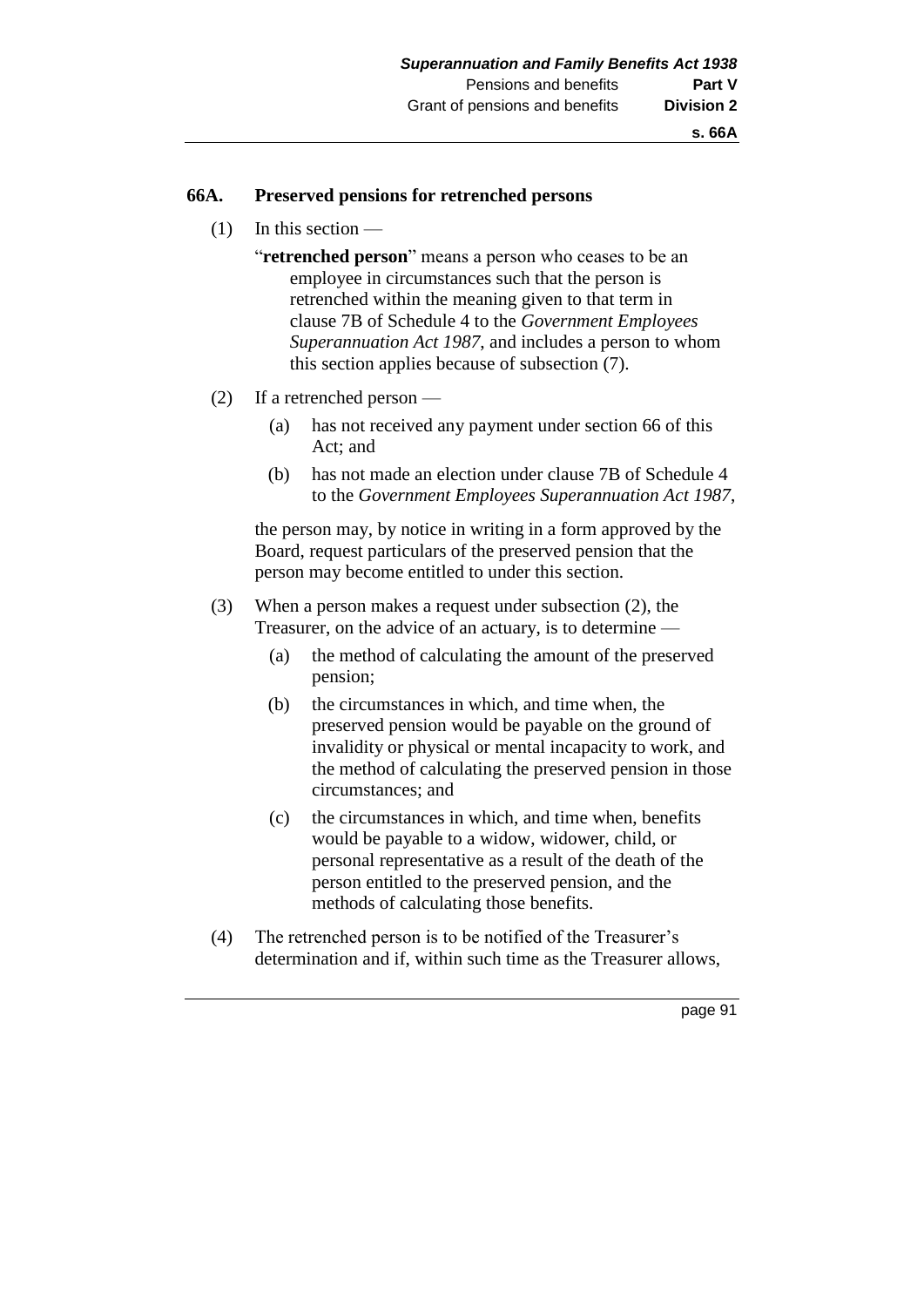## 66A. Preserved pensions for retrenched persons

(1) In this section —

"**retrenched person**" means a person who ceases to be an employee in circumstances such that the person is retrenched within the meaning given to that term in clause 7B of Schedule 4 to the *Government Employees Superannuation Act 1987*, and includes a person to whom this section applies because of subsection (7).

(2) If a retrenched person —

(a) has not received any payment under section 66 of this Act; and

(b) has not made an election under clause 7B of Schedule 4 to the *Government Employees Superannuation Act 1987*,

the person may, by notice in writing in a form approved by the Board, request particulars of the preserved pension that the person may become entitled to under this section.

(3) When a person makes a request under subsection (2), the Treasurer, on the advice of an actuary, is to determine —

(a) the method of calculating the amount of the preserved pension;

(b) the circumstances in which, and time when, the preserved pension would be payable on the ground of invalidity or physical or mental incapacity to work, and the method of calculating the preserved pension in those circumstances; and

(c) the circumstances in which, and time when, benefits would be payable to a widow, widower, child, or personal representative as a result of the death of the person entitled to the preserved pension, and the methods of calculating those benefits.

(4) The retrenched person is to be notified of the Treasurer's determination and if, within such time as the Treasurer allows,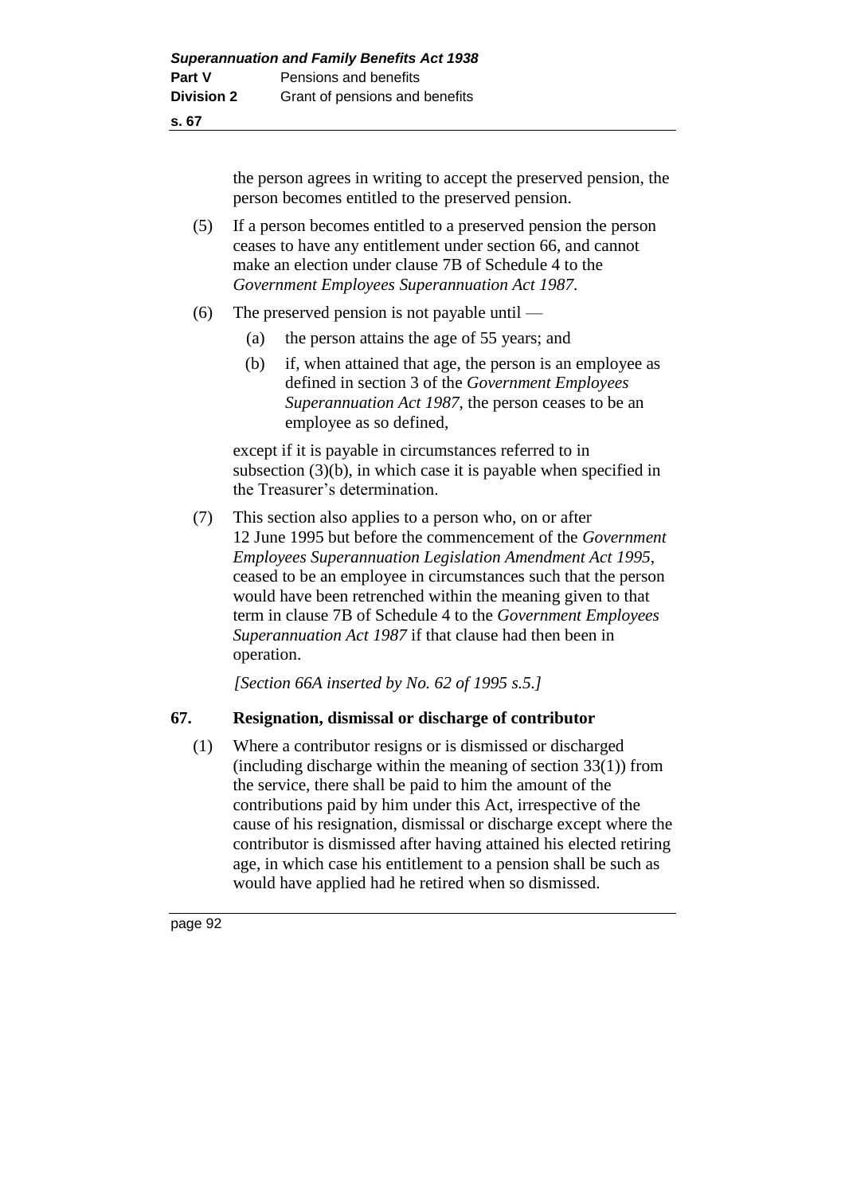the person agrees in writing to accept the preserved pension, the person becomes entitled to the preserved pension.

(5) If a person becomes entitled to a preserved pension the person ceases to have any entitlement under section 66, and cannot make an election under clause 7B of Schedule 4 to the *Government Employees Superannuation Act 1987*.

(6) The preserved pension is not payable until —

  (a) the person attains the age of 55 years; and

  (b) if, when attained that age, the person is an employee as defined in section 3 of the *Government Employees Superannuation Act 1987*, the person ceases to be an employee as so defined,

except if it is payable in circumstances referred to in subsection (3)(b), in which case it is payable when specified in the Treasurer's determination.

(7) This section also applies to a person who, on or after 12 June 1995 but before the commencement of the *Government Employees Superannuation Legislation Amendment Act 1995*, ceased to be an employee in circumstances such that the person would have been retrenched within the meaning given to that term in clause 7B of Schedule 4 to the *Government Employees Superannuation Act 1987* if that clause had then been in operation.

*[Section 66A inserted by No. 62 of 1995 s.5.]*

### 67. Resignation, dismissal or discharge of contributor

(1) Where a contributor resigns or is dismissed or discharged (including discharge within the meaning of section 33(1)) from the service, there shall be paid to him the amount of the contributions paid by him under this Act, irrespective of the cause of his resignation, dismissal or discharge except where the contributor is dismissed after having attained his elected retiring age, in which case his entitlement to a pension shall be such as would have applied had he retired when so dismissed.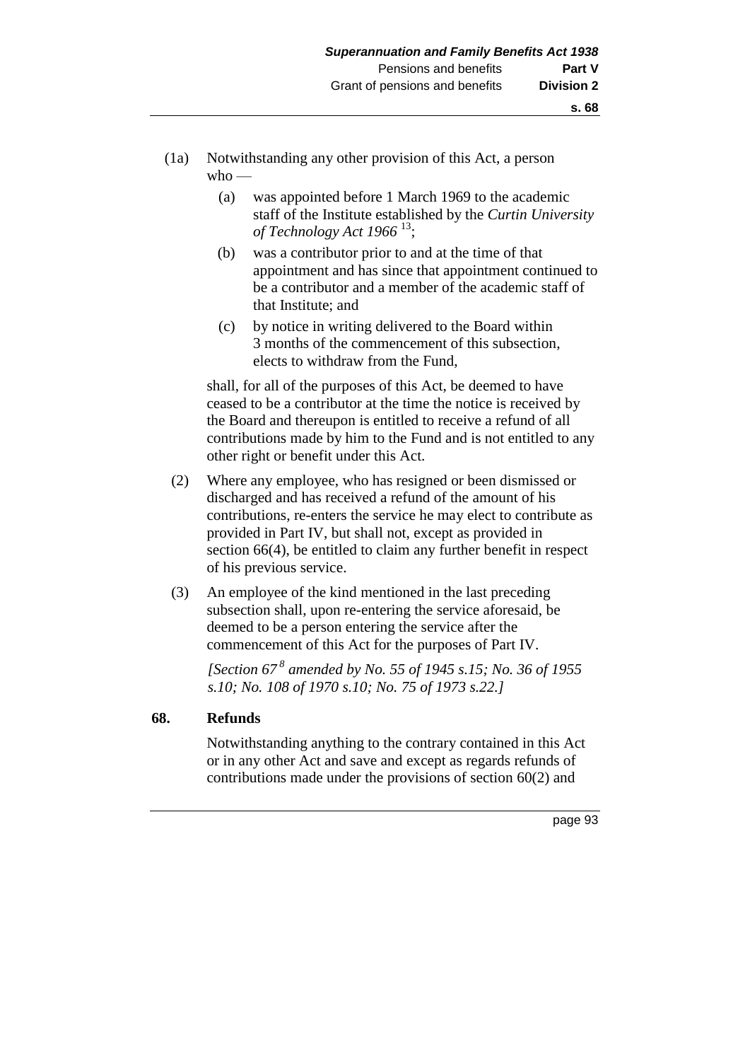(1a) Notwithstanding any other provision of this Act, a person who —

(a) was appointed before 1 March 1969 to the academic staff of the Institute established by the *Curtin University of Technology Act 1966* [13];

(b) was a contributor prior to and at the time of that appointment and has since that appointment continued to be a contributor and a member of the academic staff of that Institute; and

(c) by notice in writing delivered to the Board within 3 months of the commencement of this subsection, elects to withdraw from the Fund,

shall, for all of the purposes of this Act, be deemed to have ceased to be a contributor at the time the notice is received by the Board and thereupon is entitled to receive a refund of all contributions made by him to the Fund and is not entitled to any other right or benefit under this Act.

(2) Where any employee, who has resigned or been dismissed or discharged and has received a refund of the amount of his contributions, re-enters the service he may elect to contribute as provided in Part IV, but shall not, except as provided in section 66(4), be entitled to claim any further benefit in respect of his previous service.

(3) An employee of the kind mentioned in the last preceding subsection shall, upon re-entering the service aforesaid, be deemed to be a person entering the service after the commencement of this Act for the purposes of Part IV.

*[Section 67 [8] amended by No. 55 of 1945 s.15; No. 36 of 1955 s.10; No. 108 of 1970 s.10; No. 75 of 1973 s.22.]*

## 68. Refunds

Notwithstanding anything to the contrary contained in this Act or in any other Act and save and except as regards refunds of contributions made under the provisions of section 60(2) and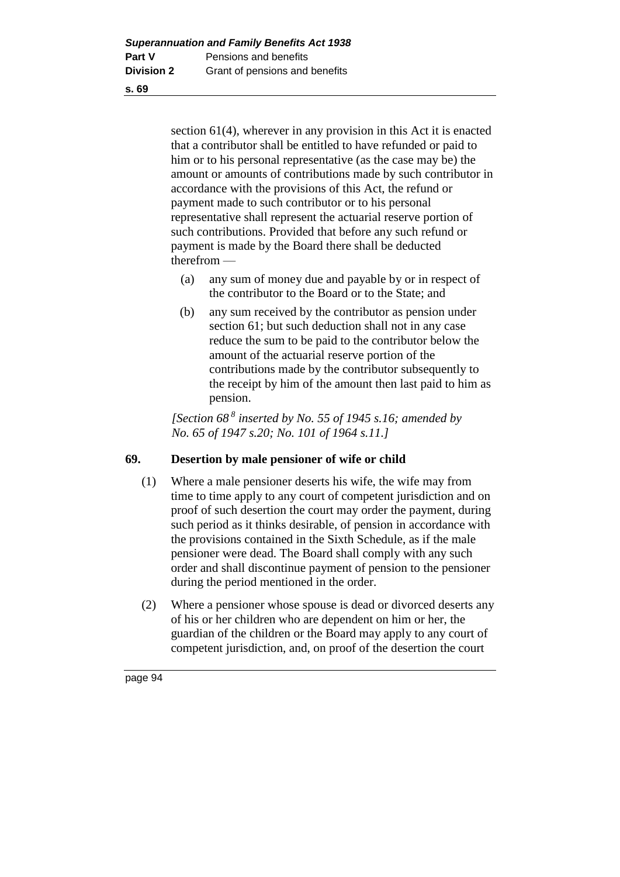section 61(4), wherever in any provision in this Act it is enacted that a contributor shall be entitled to have refunded or paid to him or to his personal representative (as the case may be) the amount or amounts of contributions made by such contributor in accordance with the provisions of this Act, the refund or payment made to such contributor or to his personal representative shall represent the actuarial reserve portion of such contributions. Provided that before any such refund or payment is made by the Board there shall be deducted therefrom —

(a) any sum of money due and payable by or in respect of the contributor to the Board or to the State; and

(b) any sum received by the contributor as pension under section 61; but such deduction shall not in any case reduce the sum to be paid to the contributor below the amount of the actuarial reserve portion of the contributions made by the contributor subsequently to the receipt by him of the amount then last paid to him as pension.

*[Section 68 [8] inserted by No. 55 of 1945 s.16; amended by No. 65 of 1947 s.20; No. 101 of 1964 s.11.]*

**69. Desertion by male pensioner of wife or child**

(1) Where a male pensioner deserts his wife, the wife may from time to time apply to any court of competent jurisdiction and on proof of such desertion the court may order the payment, during such period as it thinks desirable, of pension in accordance with the provisions contained in the Sixth Schedule, as if the male pensioner were dead. The Board shall comply with any such order and shall discontinue payment of pension to the pensioner during the period mentioned in the order.

(2) Where a pensioner whose spouse is dead or divorced deserts any of his or her children who are dependent on him or her, the guardian of the children or the Board may apply to any court of competent jurisdiction, and, on proof of the desertion the court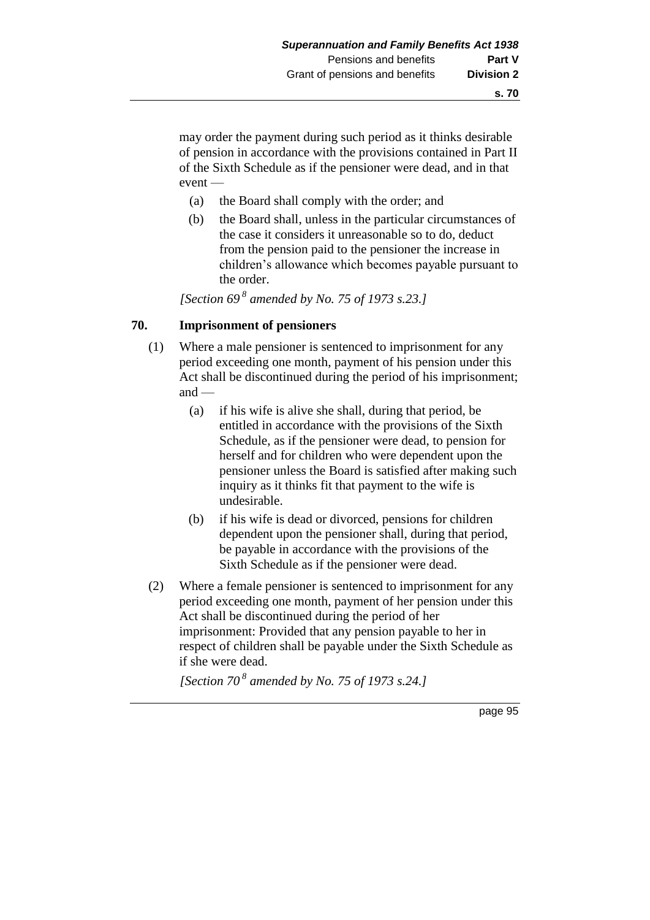may order the payment during such period as it thinks desirable of pension in accordance with the provisions contained in Part II of the Sixth Schedule as if the pensioner were dead, and in that event —

(a) the Board shall comply with the order; and

(b) the Board shall, unless in the particular circumstances of the case it considers it unreasonable so to do, deduct from the pension paid to the pensioner the increase in children's allowance which becomes payable pursuant to the order.

*[Section 69 [8] amended by No. 75 of 1973 s.23.]*

## 70. Imprisonment of pensioners

(1) Where a male pensioner is sentenced to imprisonment for any period exceeding one month, payment of his pension under this Act shall be discontinued during the period of his imprisonment; and —

(a) if his wife is alive she shall, during that period, be entitled in accordance with the provisions of the Sixth Schedule, as if the pensioner were dead, to pension for herself and for children who were dependent upon the pensioner unless the Board is satisfied after making such inquiry as it thinks fit that payment to the wife is undesirable.

(b) if his wife is dead or divorced, pensions for children dependent upon the pensioner shall, during that period, be payable in accordance with the provisions of the Sixth Schedule as if the pensioner were dead.

(2) Where a female pensioner is sentenced to imprisonment for any period exceeding one month, payment of her pension under this Act shall be discontinued during the period of her imprisonment: Provided that any pension payable to her in respect of children shall be payable under the Sixth Schedule as if she were dead.

*[Section 70 [8] amended by No. 75 of 1973 s.24.]*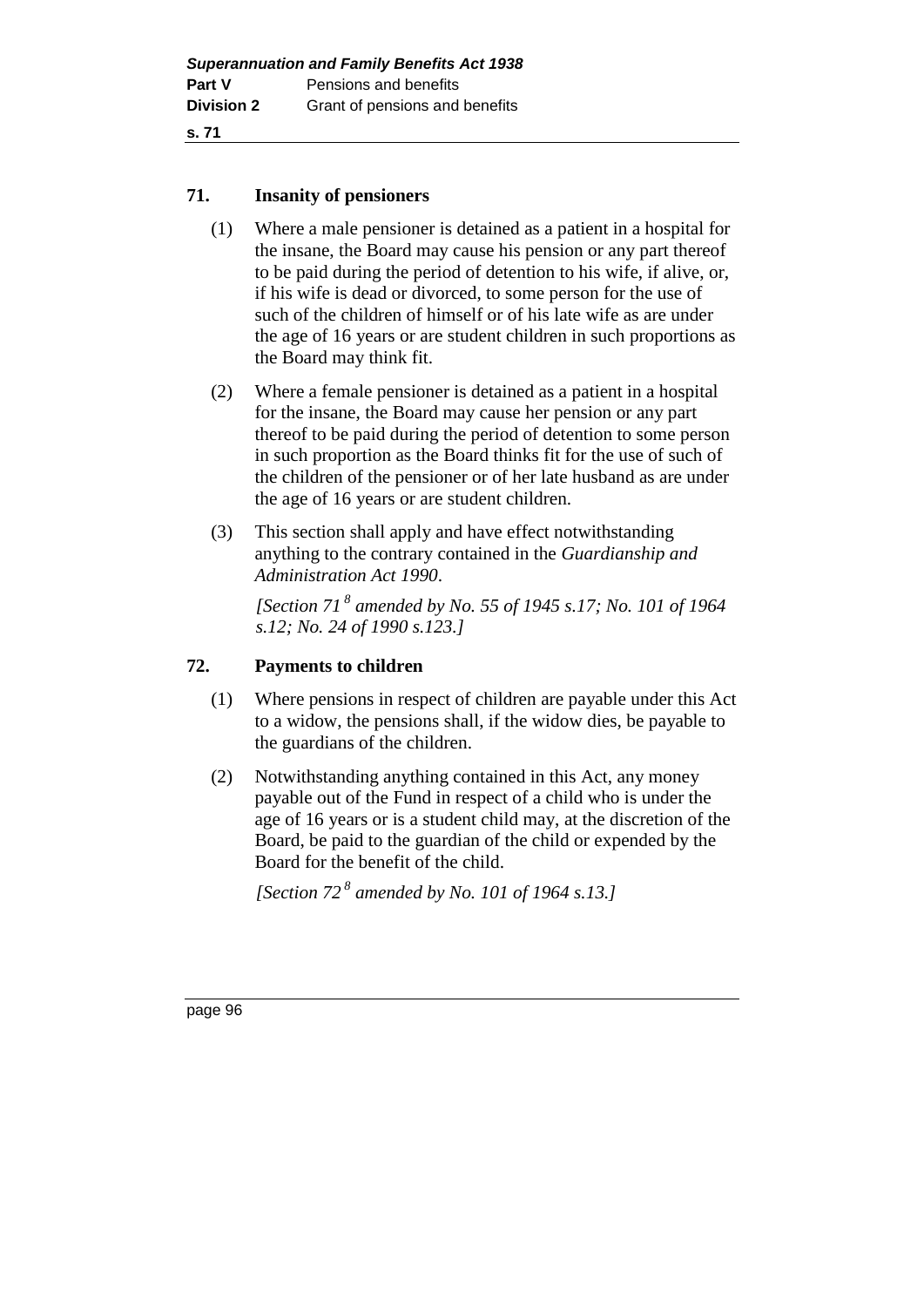## 71. Insanity of pensioners

(1) Where a male pensioner is detained as a patient in a hospital for the insane, the Board may cause his pension or any part thereof to be paid during the period of detention to his wife, if alive, or, if his wife is dead or divorced, to some person for the use of such of the children of himself or of his late wife as are under the age of 16 years or are student children in such proportions as the Board may think fit.

(2) Where a female pensioner is detained as a patient in a hospital for the insane, the Board may cause her pension or any part thereof to be paid during the period of detention to some person in such proportion as the Board thinks fit for the use of such of the children of the pensioner or of her late husband as are under the age of 16 years or are student children.

(3) This section shall apply and have effect notwithstanding anything to the contrary contained in the *Guardianship and Administration Act 1990*.

*[Section 71 [8] amended by No. 55 of 1945 s.17; No. 101 of 1964 s.12; No. 24 of 1990 s.123.]*

## 72. Payments to children

(1) Where pensions in respect of children are payable under this Act to a widow, the pensions shall, if the widow dies, be payable to the guardians of the children.

(2) Notwithstanding anything contained in this Act, any money payable out of the Fund in respect of a child who is under the age of 16 years or is a student child may, at the discretion of the Board, be paid to the guardian of the child or expended by the Board for the benefit of the child.

*[Section 72 [8] amended by No. 101 of 1964 s.13.]*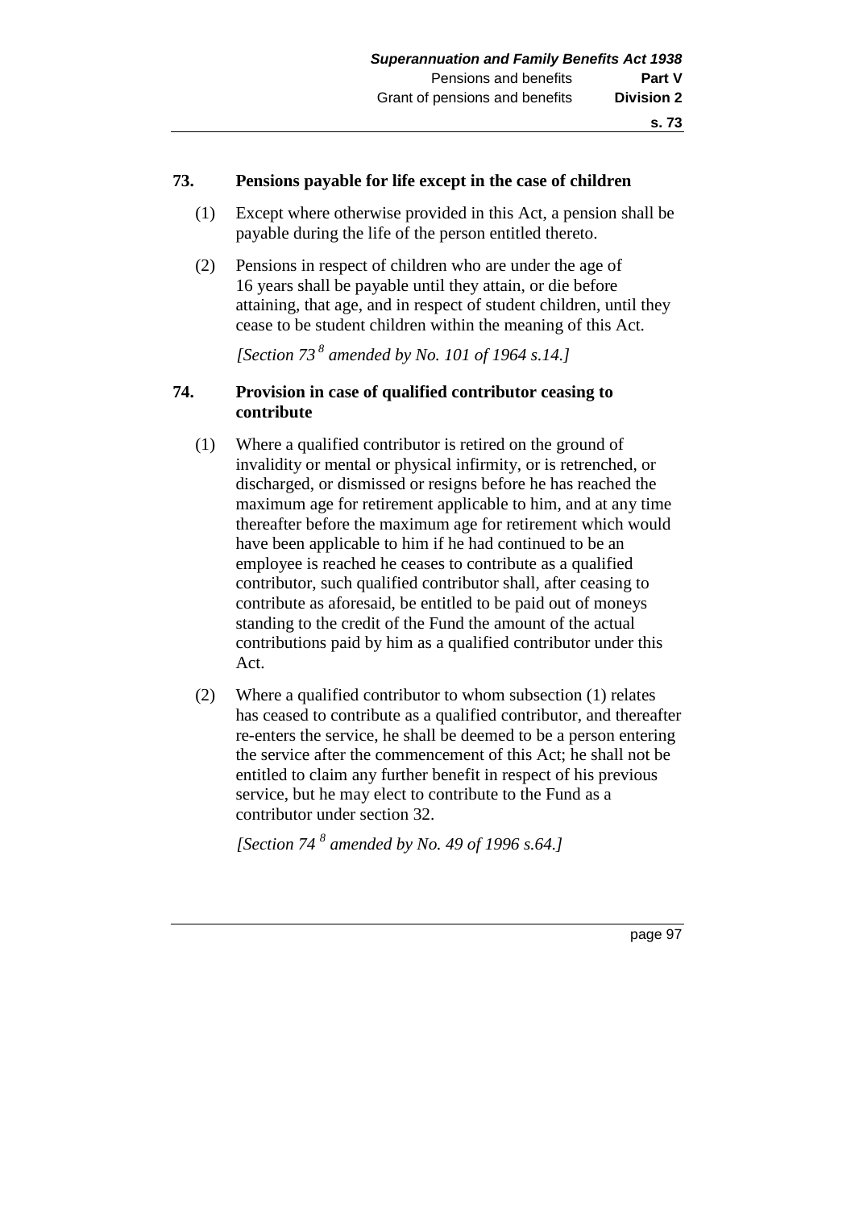## 73. Pensions payable for life except in the case of children

(1) Except where otherwise provided in this Act, a pension shall be payable during the life of the person entitled thereto.

(2) Pensions in respect of children who are under the age of 16 years shall be payable until they attain, or die before attaining, that age, and in respect of student children, until they cease to be student children within the meaning of this Act.

*[Section 73 [8] amended by No. 101 of 1964 s.14.]*

## 74. Provision in case of qualified contributor ceasing to contribute

(1) Where a qualified contributor is retired on the ground of invalidity or mental or physical infirmity, or is retrenched, or discharged, or dismissed or resigns before he has reached the maximum age for retirement applicable to him, and at any time thereafter before the maximum age for retirement which would have been applicable to him if he had continued to be an employee is reached he ceases to contribute as a qualified contributor, such qualified contributor shall, after ceasing to contribute as aforesaid, be entitled to be paid out of moneys standing to the credit of the Fund the amount of the actual contributions paid by him as a qualified contributor under this Act.

(2) Where a qualified contributor to whom subsection (1) relates has ceased to contribute as a qualified contributor, and thereafter re-enters the service, he shall be deemed to be a person entering the service after the commencement of this Act; he shall not be entitled to claim any further benefit in respect of his previous service, but he may elect to contribute to the Fund as a contributor under section 32.

*[Section 74 [8] amended by No. 49 of 1996 s.64.]*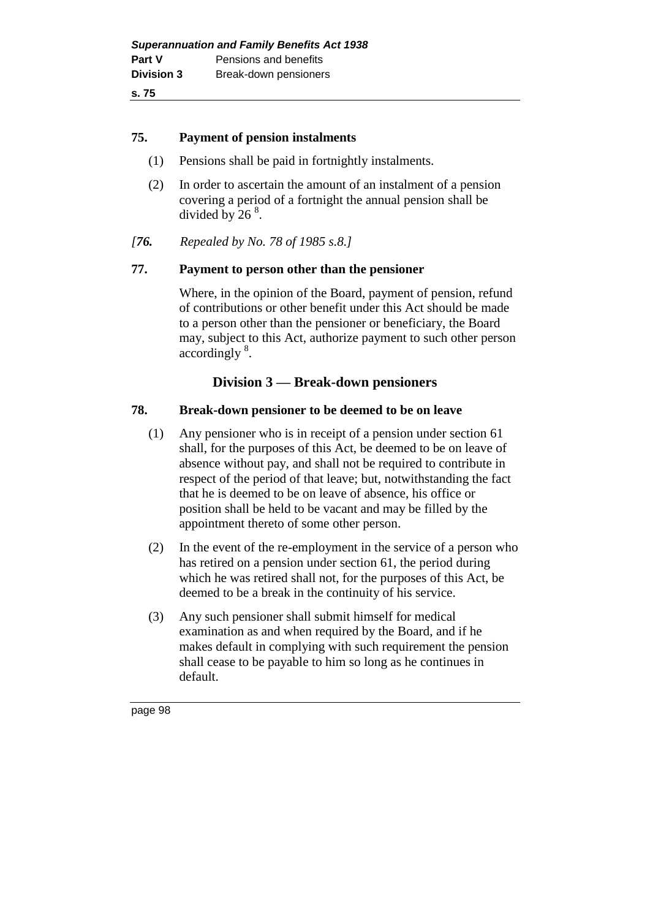## 75. Payment of pension instalments

(1) Pensions shall be paid in fortnightly instalments.

(2) In order to ascertain the amount of an instalment of a pension covering a period of a fortnight the annual pension shall be divided by 26 [8].

*[**76.** Repealed by No. 78 of 1985 s.8.]*

## 77. Payment to person other than the pensioner

Where, in the opinion of the Board, payment of pension, refund of contributions or other benefit under this Act should be made to a person other than the pensioner or beneficiary, the Board may, subject to this Act, authorize payment to such other person accordingly [8].

# Division 3 — Break-down pensioners

## 78. Break-down pensioner to be deemed to be on leave

(1) Any pensioner who is in receipt of a pension under section 61 shall, for the purposes of this Act, be deemed to be on leave of absence without pay, and shall not be required to contribute in respect of the period of that leave; but, notwithstanding the fact that he is deemed to be on leave of absence, his office or position shall be held to be vacant and may be filled by the appointment thereto of some other person.

(2) In the event of the re-employment in the service of a person who has retired on a pension under section 61, the period during which he was retired shall not, for the purposes of this Act, be deemed to be a break in the continuity of his service.

(3) Any such pensioner shall submit himself for medical examination as and when required by the Board, and if he makes default in complying with such requirement the pension shall cease to be payable to him so long as he continues in default.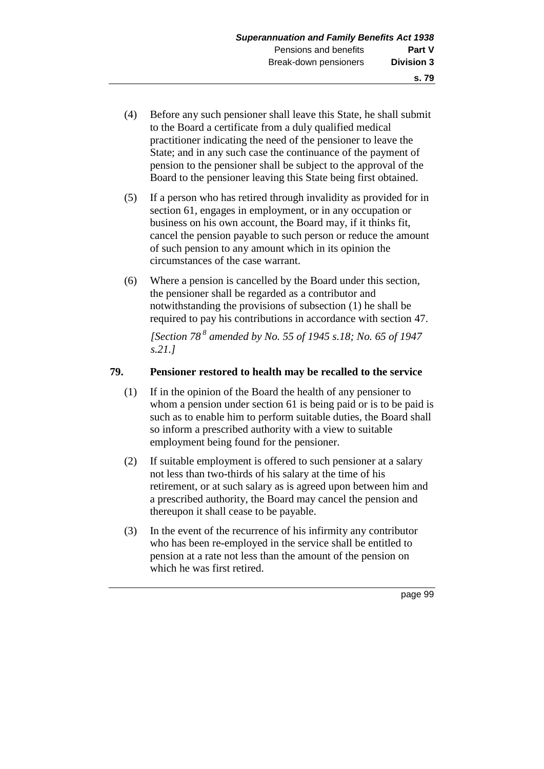(4) Before any such pensioner shall leave this State, he shall submit to the Board a certificate from a duly qualified medical practitioner indicating the need of the pensioner to leave the State; and in any such case the continuance of the payment of pension to the pensioner shall be subject to the approval of the Board to the pensioner leaving this State being first obtained.

(5) If a person who has retired through invalidity as provided for in section 61, engages in employment, or in any occupation or business on his own account, the Board may, if it thinks fit, cancel the pension payable to such person or reduce the amount of such pension to any amount which in its opinion the circumstances of the case warrant.

(6) Where a pension is cancelled by the Board under this section, the pensioner shall be regarded as a contributor and notwithstanding the provisions of subsection (1) he shall be required to pay his contributions in accordance with section 47.

*[Section 78 [8] amended by No. 55 of 1945 s.18; No. 65 of 1947 s.21.]*

### 79. Pensioner restored to health may be recalled to the service

(1) If in the opinion of the Board the health of any pensioner to whom a pension under section 61 is being paid or is to be paid is such as to enable him to perform suitable duties, the Board shall so inform a prescribed authority with a view to suitable employment being found for the pensioner.

(2) If suitable employment is offered to such pensioner at a salary not less than two-thirds of his salary at the time of his retirement, or at such salary as is agreed upon between him and a prescribed authority, the Board may cancel the pension and thereupon it shall cease to be payable.

(3) In the event of the recurrence of his infirmity any contributor who has been re-employed in the service shall be entitled to pension at a rate not less than the amount of the pension on which he was first retired.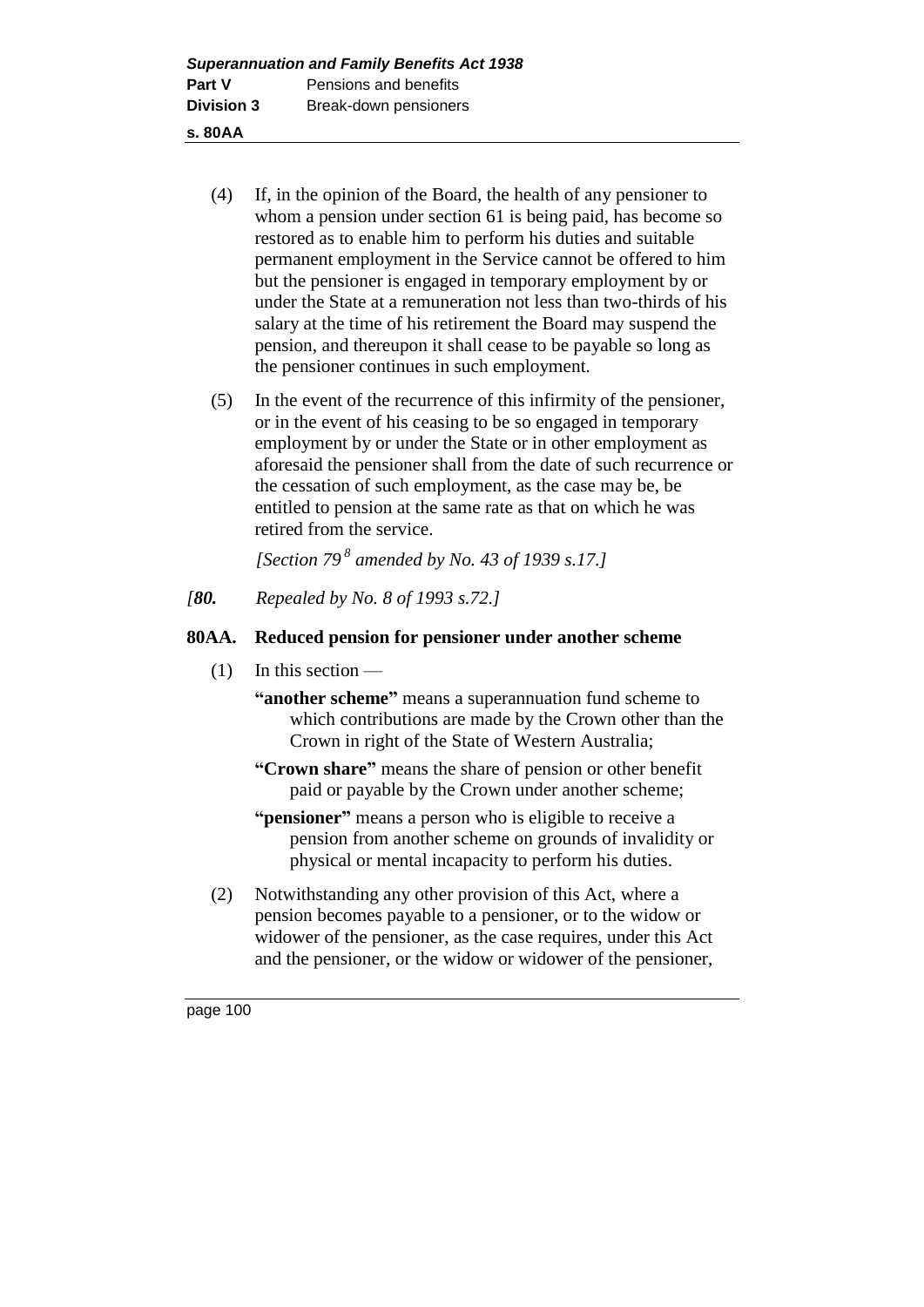(4) If, in the opinion of the Board, the health of any pensioner to whom a pension under section 61 is being paid, has become so restored as to enable him to perform his duties and suitable permanent employment in the Service cannot be offered to him but the pensioner is engaged in temporary employment by or under the State at a remuneration not less than two-thirds of his salary at the time of his retirement the Board may suspend the pension, and thereupon it shall cease to be payable so long as the pensioner continues in such employment.

(5) In the event of the recurrence of this infirmity of the pensioner, or in the event of his ceasing to be so engaged in temporary employment by or under the State or in other employment as aforesaid the pensioner shall from the date of such recurrence or the cessation of such employment, as the case may be, be entitled to pension at the same rate as that on which he was retired from the service.

*[Section 79 [8] amended by No. 43 of 1939 s.17.]*

*[**80.** Repealed by No. 8 of 1993 s.72.]*

### 80AA. Reduced pension for pensioner under another scheme

(1) In this section —

**"another scheme"** means a superannuation fund scheme to which contributions are made by the Crown other than the Crown in right of the State of Western Australia;

**"Crown share"** means the share of pension or other benefit paid or payable by the Crown under another scheme;

**"pensioner"** means a person who is eligible to receive a pension from another scheme on grounds of invalidity or physical or mental incapacity to perform his duties.

(2) Notwithstanding any other provision of this Act, where a pension becomes payable to a pensioner, or to the widow or widower of the pensioner, as the case requires, under this Act and the pensioner, or the widow or widower of the pensioner,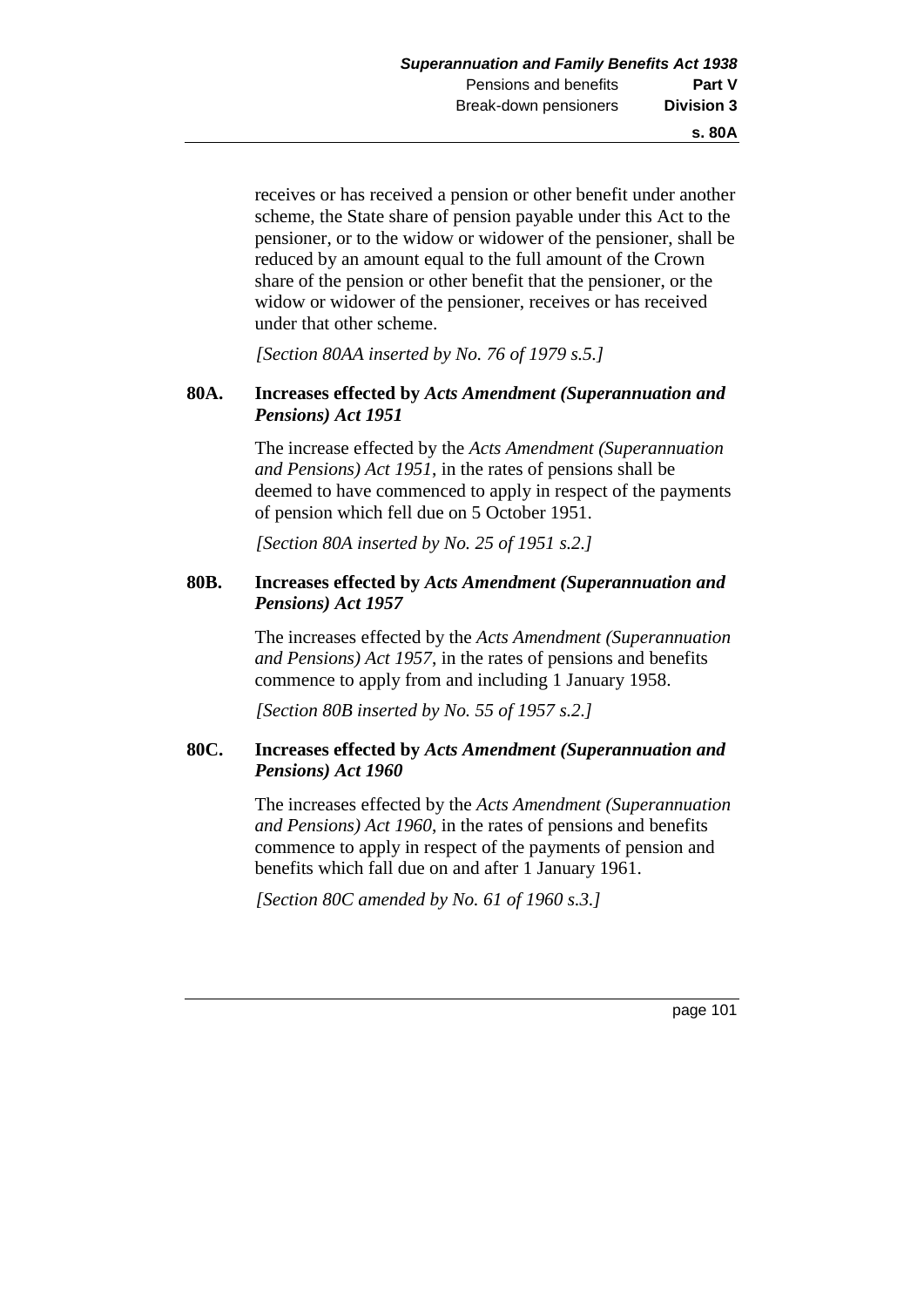receives or has received a pension or other benefit under another scheme, the State share of pension payable under this Act to the pensioner, or to the widow or widower of the pensioner, shall be reduced by an amount equal to the full amount of the Crown share of the pension or other benefit that the pensioner, or the widow or widower of the pensioner, receives or has received under that other scheme.

*[Section 80AA inserted by No. 76 of 1979 s.5.]*

### 80A. Increases effected by *Acts Amendment (Superannuation and Pensions) Act 1951*

The increase effected by the *Acts Amendment (Superannuation and Pensions) Act 1951*, in the rates of pensions shall be deemed to have commenced to apply in respect of the payments of pension which fell due on 5 October 1951.

*[Section 80A inserted by No. 25 of 1951 s.2.]*

### 80B. Increases effected by *Acts Amendment (Superannuation and Pensions) Act 1957*

The increases effected by the *Acts Amendment (Superannuation and Pensions) Act 1957*, in the rates of pensions and benefits commence to apply from and including 1 January 1958.

*[Section 80B inserted by No. 55 of 1957 s.2.]*

### 80C. Increases effected by *Acts Amendment (Superannuation and Pensions) Act 1960*

The increases effected by the *Acts Amendment (Superannuation and Pensions) Act 1960*, in the rates of pensions and benefits commence to apply in respect of the payments of pension and benefits which fall due on and after 1 January 1961.

*[Section 80C amended by No. 61 of 1960 s.3.]*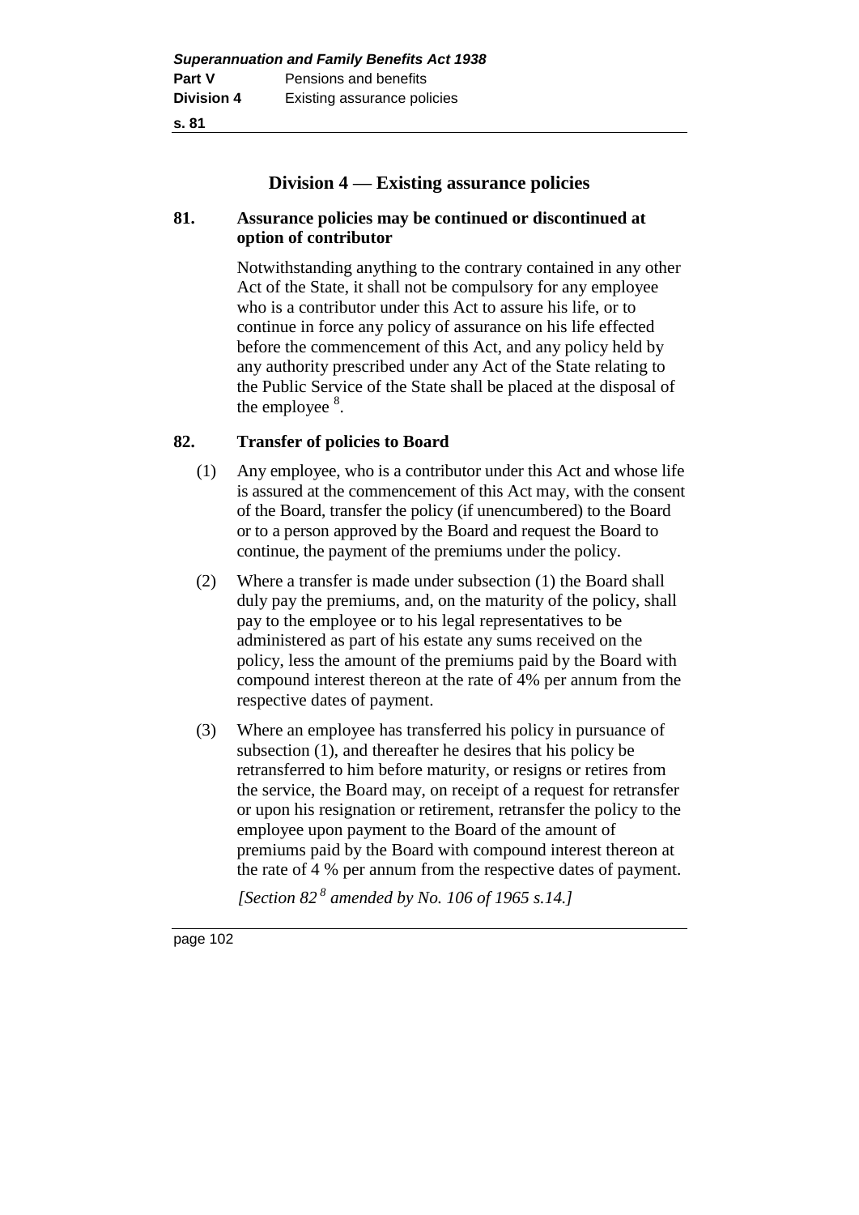## Division 4 — Existing assurance policies

### 81. Assurance policies may be continued or discontinued at option of contributor

Notwithstanding anything to the contrary contained in any other Act of the State, it shall not be compulsory for any employee who is a contributor under this Act to assure his life, or to continue in force any policy of assurance on his life effected before the commencement of this Act, and any policy held by any authority prescribed under any Act of the State relating to the Public Service of the State shall be placed at the disposal of the employee [8].

### 82. Transfer of policies to Board

(1) Any employee, who is a contributor under this Act and whose life is assured at the commencement of this Act may, with the consent of the Board, transfer the policy (if unencumbered) to the Board or to a person approved by the Board and request the Board to continue, the payment of the premiums under the policy.

(2) Where a transfer is made under subsection (1) the Board shall duly pay the premiums, and, on the maturity of the policy, shall pay to the employee or to his legal representatives to be administered as part of his estate any sums received on the policy, less the amount of the premiums paid by the Board with compound interest thereon at the rate of 4% per annum from the respective dates of payment.

(3) Where an employee has transferred his policy in pursuance of subsection (1), and thereafter he desires that his policy be retransferred to him before maturity, or resigns or retires from the service, the Board may, on receipt of a request for retransfer or upon his resignation or retirement, retransfer the policy to the employee upon payment to the Board of the amount of premiums paid by the Board with compound interest thereon at the rate of 4 % per annum from the respective dates of payment.

*[Section 82 [8] amended by No. 106 of 1965 s.14.]*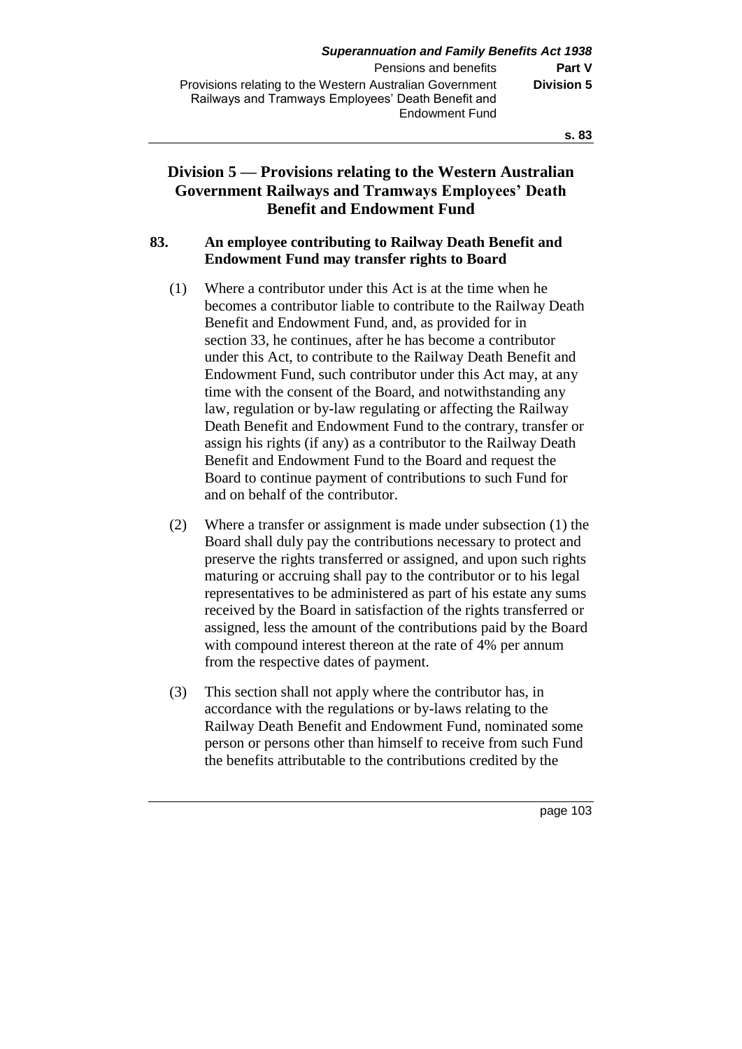## Division 5 — Provisions relating to the Western Australian Government Railways and Tramways Employees' Death Benefit and Endowment Fund

### 83. An employee contributing to Railway Death Benefit and Endowment Fund may transfer rights to Board

(1) Where a contributor under this Act is at the time when he becomes a contributor liable to contribute to the Railway Death Benefit and Endowment Fund, and, as provided for in section 33, he continues, after he has become a contributor under this Act, to contribute to the Railway Death Benefit and Endowment Fund, such contributor under this Act may, at any time with the consent of the Board, and notwithstanding any law, regulation or by-law regulating or affecting the Railway Death Benefit and Endowment Fund to the contrary, transfer or assign his rights (if any) as a contributor to the Railway Death Benefit and Endowment Fund to the Board and request the Board to continue payment of contributions to such Fund for and on behalf of the contributor.

(2) Where a transfer or assignment is made under subsection (1) the Board shall duly pay the contributions necessary to protect and preserve the rights transferred or assigned, and upon such rights maturing or accruing shall pay to the contributor or to his legal representatives to be administered as part of his estate any sums received by the Board in satisfaction of the rights transferred or assigned, less the amount of the contributions paid by the Board with compound interest thereon at the rate of 4% per annum from the respective dates of payment.

(3) This section shall not apply where the contributor has, in accordance with the regulations or by-laws relating to the Railway Death Benefit and Endowment Fund, nominated some person or persons other than himself to receive from such Fund the benefits attributable to the contributions credited by the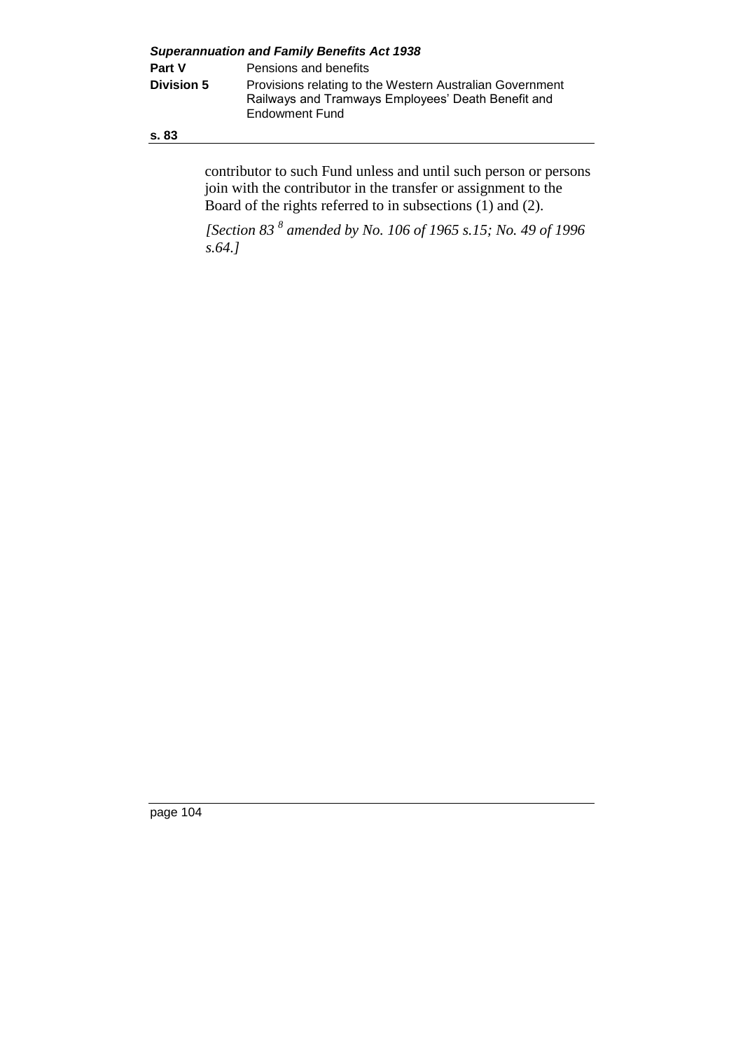contributor to such Fund unless and until such person or persons join with the contributor in the transfer or assignment to the Board of the rights referred to in subsections (1) and (2).

*[Section 83 [8] amended by No. 106 of 1965 s.15; No. 49 of 1996 s.64.]*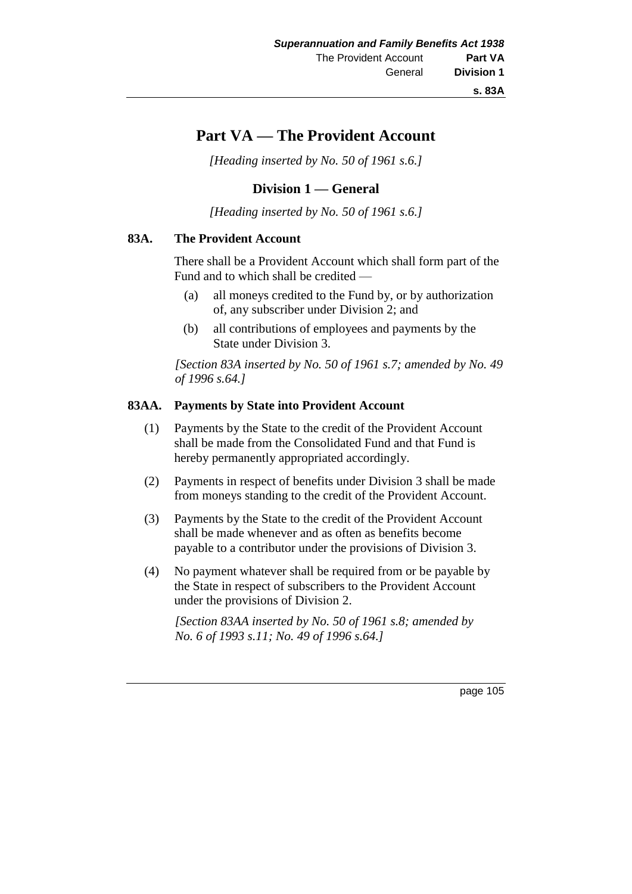# Part VA — The Provident Account

*[Heading inserted by No. 50 of 1961 s.6.]*

## Division 1 — General

*[Heading inserted by No. 50 of 1961 s.6.]*

### 83A. The Provident Account

There shall be a Provident Account which shall form part of the Fund and to which shall be credited —

- (a) all moneys credited to the Fund by, or by authorization of, any subscriber under Division 2; and
- (b) all contributions of employees and payments by the State under Division 3.

*[Section 83A inserted by No. 50 of 1961 s.7; amended by No. 49 of 1996 s.64.]*

### 83AA. Payments by State into Provident Account

(1) Payments by the State to the credit of the Provident Account shall be made from the Consolidated Fund and that Fund is hereby permanently appropriated accordingly.

(2) Payments in respect of benefits under Division 3 shall be made from moneys standing to the credit of the Provident Account.

(3) Payments by the State to the credit of the Provident Account shall be made whenever and as often as benefits become payable to a contributor under the provisions of Division 3.

(4) No payment whatever shall be required from or be payable by the State in respect of subscribers to the Provident Account under the provisions of Division 2.

*[Section 83AA inserted by No. 50 of 1961 s.8; amended by No. 6 of 1993 s.11; No. 49 of 1996 s.64.]*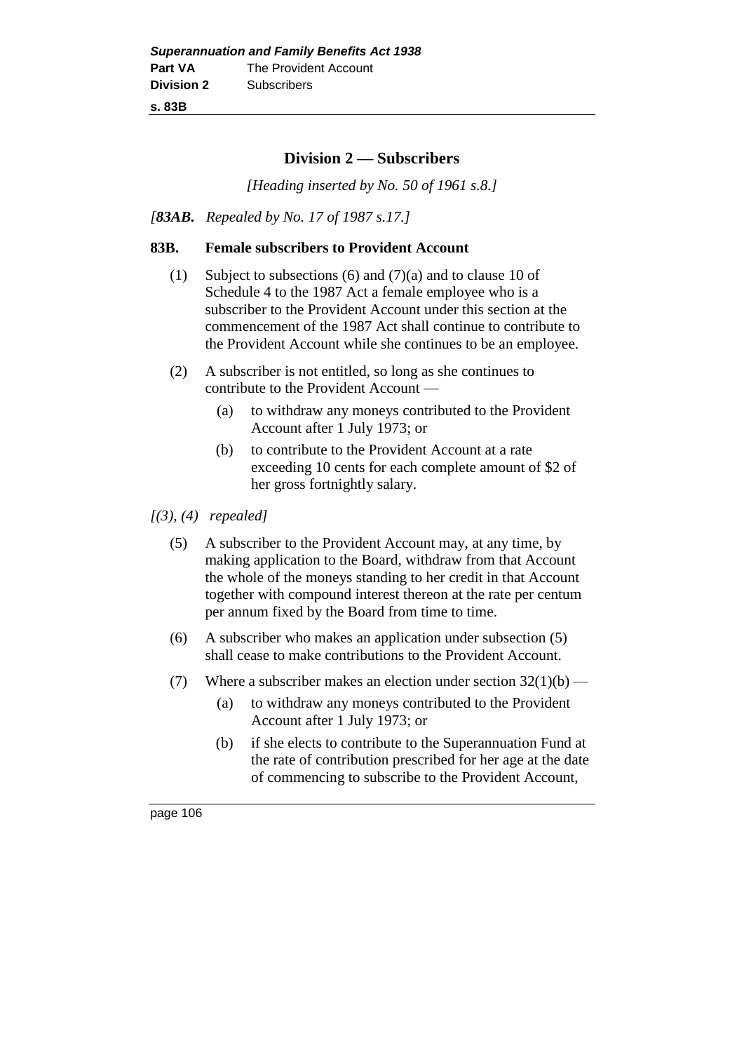## Division 2 — Subscribers

*[Heading inserted by No. 50 of 1961 s.8.]*

*[**83AB.** Repealed by No. 17 of 1987 s.17.]*

### 83B. Female subscribers to Provident Account

(1) Subject to subsections (6) and (7)(a) and to clause 10 of Schedule 4 to the 1987 Act a female employee who is a subscriber to the Provident Account under this section at the commencement of the 1987 Act shall continue to contribute to the Provident Account while she continues to be an employee.

(2) A subscriber is not entitled, so long as she continues to contribute to the Provident Account —

- (a) to withdraw any moneys contributed to the Provident Account after 1 July 1973; or
- (b) to contribute to the Provident Account at a rate exceeding 10 cents for each complete amount of $2 of her gross fortnightly salary.

*[(3), (4) repealed]*

(5) A subscriber to the Provident Account may, at any time, by making application to the Board, withdraw from that Account the whole of the moneys standing to her credit in that Account together with compound interest thereon at the rate per centum per annum fixed by the Board from time to time.

(6) A subscriber who makes an application under subsection (5) shall cease to make contributions to the Provident Account.

(7) Where a subscriber makes an election under section 32(1)(b) —

- (a) to withdraw any moneys contributed to the Provident Account after 1 July 1973; or
- (b) if she elects to contribute to the Superannuation Fund at the rate of contribution prescribed for her age at the date of commencing to subscribe to the Provident Account,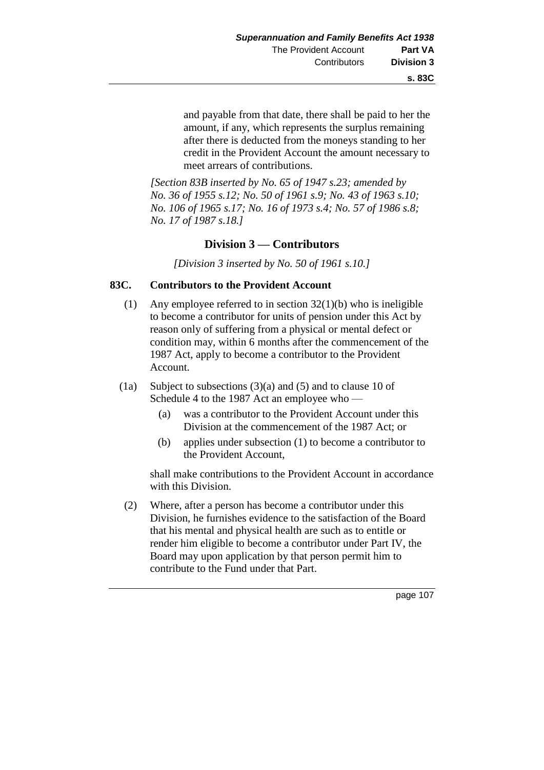and payable from that date, there shall be paid to her the amount, if any, which represents the surplus remaining after there is deducted from the moneys standing to her credit in the Provident Account the amount necessary to meet arrears of contributions.

*[Section 83B inserted by No. 65 of 1947 s.23; amended by No. 36 of 1955 s.12; No. 50 of 1961 s.9; No. 43 of 1963 s.10; No. 106 of 1965 s.17; No. 16 of 1973 s.4; No. 57 of 1986 s.8; No. 17 of 1987 s.18.]*

## Division 3 — Contributors

*[Division 3 inserted by No. 50 of 1961 s.10.]*

### 83C. Contributors to the Provident Account

(1) Any employee referred to in section 32(1)(b) who is ineligible to become a contributor for units of pension under this Act by reason only of suffering from a physical or mental defect or condition may, within 6 months after the commencement of the 1987 Act, apply to become a contributor to the Provident Account.

(1a) Subject to subsections (3)(a) and (5) and to clause 10 of Schedule 4 to the 1987 Act an employee who —

- (a) was a contributor to the Provident Account under this Division at the commencement of the 1987 Act; or
- (b) applies under subsection (1) to become a contributor to the Provident Account,

shall make contributions to the Provident Account in accordance with this Division.

(2) Where, after a person has become a contributor under this Division, he furnishes evidence to the satisfaction of the Board that his mental and physical health are such as to entitle or render him eligible to become a contributor under Part IV, the Board may upon application by that person permit him to contribute to the Fund under that Part.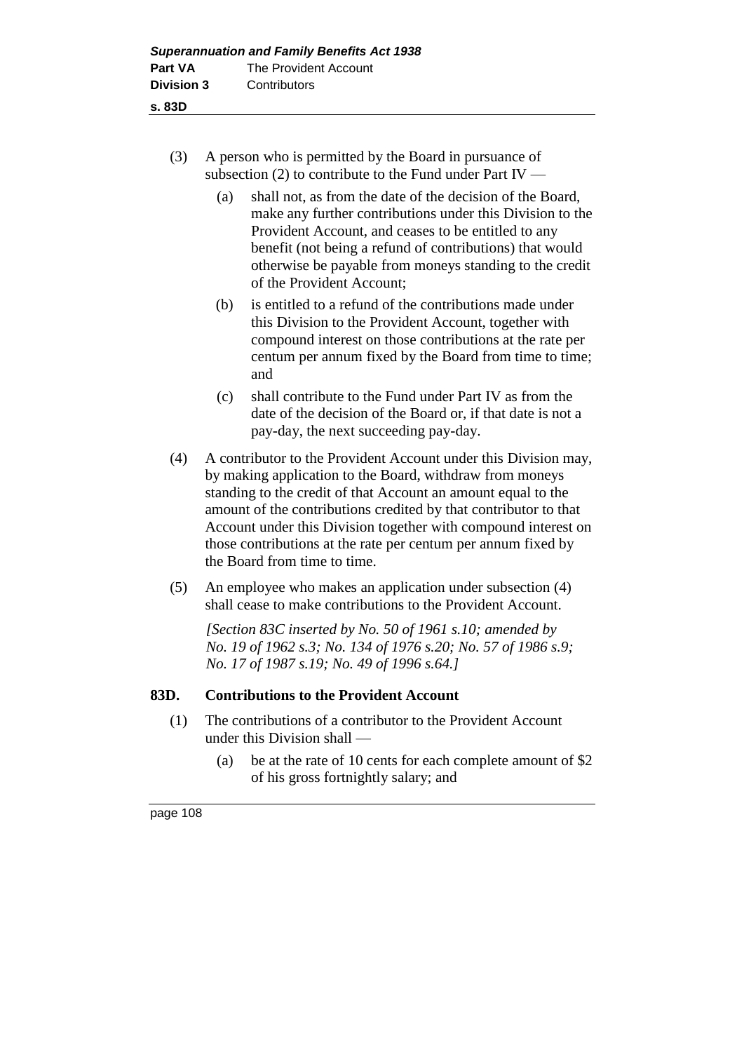(3) A person who is permitted by the Board in pursuance of subsection (2) to contribute to the Fund under Part IV —

  (a) shall not, as from the date of the decision of the Board, make any further contributions under this Division to the Provident Account, and ceases to be entitled to any benefit (not being a refund of contributions) that would otherwise be payable from moneys standing to the credit of the Provident Account;

  (b) is entitled to a refund of the contributions made under this Division to the Provident Account, together with compound interest on those contributions at the rate per centum per annum fixed by the Board from time to time; and

  (c) shall contribute to the Fund under Part IV as from the date of the decision of the Board or, if that date is not a pay-day, the next succeeding pay-day.

(4) A contributor to the Provident Account under this Division may, by making application to the Board, withdraw from moneys standing to the credit of that Account an amount equal to the amount of the contributions credited by that contributor to that Account under this Division together with compound interest on those contributions at the rate per centum per annum fixed by the Board from time to time.

(5) An employee who makes an application under subsection (4) shall cease to make contributions to the Provident Account.

*[Section 83C inserted by No. 50 of 1961 s.10; amended by No. 19 of 1962 s.3; No. 134 of 1976 s.20; No. 57 of 1986 s.9; No. 17 of 1987 s.19; No. 49 of 1996 s.64.]*

### 83D. Contributions to the Provident Account

(1) The contributions of a contributor to the Provident Account under this Division shall —

  (a) be at the rate of 10 cents for each complete amount of $2 of his gross fortnightly salary; and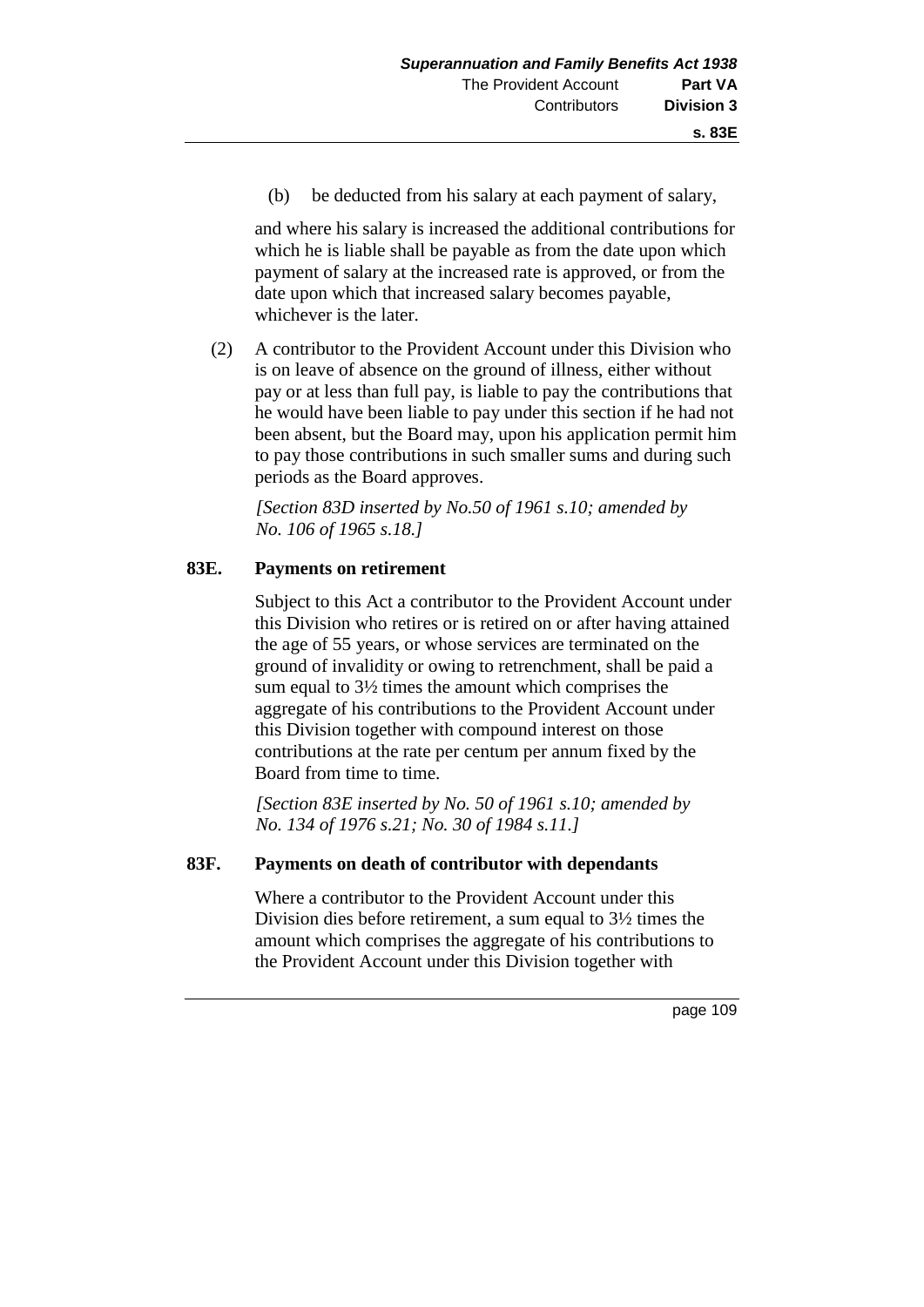(b) be deducted from his salary at each payment of salary,

and where his salary is increased the additional contributions for which he is liable shall be payable as from the date upon which payment of salary at the increased rate is approved, or from the date upon which that increased salary becomes payable, whichever is the later.

(2) A contributor to the Provident Account under this Division who is on leave of absence on the ground of illness, either without pay or at less than full pay, is liable to pay the contributions that he would have been liable to pay under this section if he had not been absent, but the Board may, upon his application permit him to pay those contributions in such smaller sums and during such periods as the Board approves.

*[Section 83D inserted by No.50 of 1961 s.10; amended by No. 106 of 1965 s.18.]*

**83E. Payments on retirement**

Subject to this Act a contributor to the Provident Account under this Division who retires or is retired on or after having attained the age of 55 years, or whose services are terminated on the ground of invalidity or owing to retrenchment, shall be paid a sum equal to 3½ times the amount which comprises the aggregate of his contributions to the Provident Account under this Division together with compound interest on those contributions at the rate per centum per annum fixed by the Board from time to time.

*[Section 83E inserted by No. 50 of 1961 s.10; amended by No. 134 of 1976 s.21; No. 30 of 1984 s.11.]*

**83F. Payments on death of contributor with dependants**

Where a contributor to the Provident Account under this Division dies before retirement, a sum equal to 3½ times the amount which comprises the aggregate of his contributions to the Provident Account under this Division together with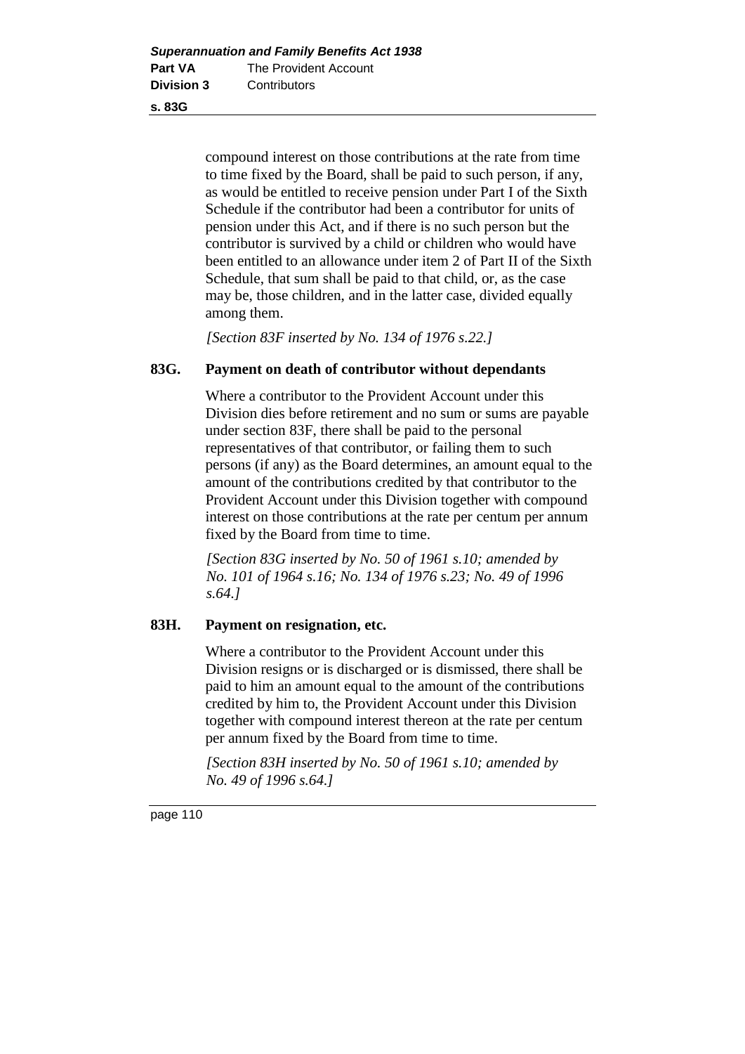compound interest on those contributions at the rate from time to time fixed by the Board, shall be paid to such person, if any, as would be entitled to receive pension under Part I of the Sixth Schedule if the contributor had been a contributor for units of pension under this Act, and if there is no such person but the contributor is survived by a child or children who would have been entitled to an allowance under item 2 of Part II of the Sixth Schedule, that sum shall be paid to that child, or, as the case may be, those children, and in the latter case, divided equally among them.

*[Section 83F inserted by No. 134 of 1976 s.22.]*

## 83G. Payment on death of contributor without dependants

Where a contributor to the Provident Account under this Division dies before retirement and no sum or sums are payable under section 83F, there shall be paid to the personal representatives of that contributor, or failing them to such persons (if any) as the Board determines, an amount equal to the amount of the contributions credited by that contributor to the Provident Account under this Division together with compound interest on those contributions at the rate per centum per annum fixed by the Board from time to time.

*[Section 83G inserted by No. 50 of 1961 s.10; amended by No. 101 of 1964 s.16; No. 134 of 1976 s.23; No. 49 of 1996 s.64.]*

## 83H. Payment on resignation, etc.

Where a contributor to the Provident Account under this Division resigns or is discharged or is dismissed, there shall be paid to him an amount equal to the amount of the contributions credited by him to, the Provident Account under this Division together with compound interest thereon at the rate per centum per annum fixed by the Board from time to time.

*[Section 83H inserted by No. 50 of 1961 s.10; amended by No. 49 of 1996 s.64.]*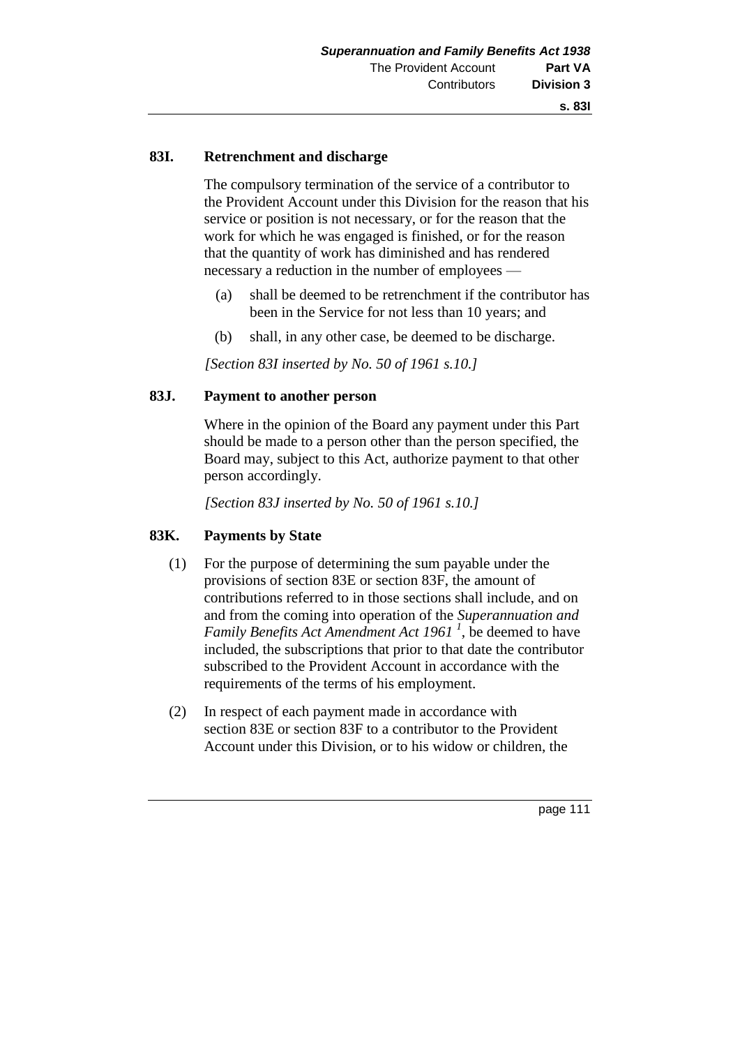## 83I. Retrenchment and discharge

The compulsory termination of the service of a contributor to the Provident Account under this Division for the reason that his service or position is not necessary, or for the reason that the work for which he was engaged is finished, or for the reason that the quantity of work has diminished and has rendered necessary a reduction in the number of employees —

(a) shall be deemed to be retrenchment if the contributor has been in the Service for not less than 10 years; and

(b) shall, in any other case, be deemed to be discharge.

*[Section 83I inserted by No. 50 of 1961 s.10.]*

## 83J. Payment to another person

Where in the opinion of the Board any payment under this Part should be made to a person other than the person specified, the Board may, subject to this Act, authorize payment to that other person accordingly.

*[Section 83J inserted by No. 50 of 1961 s.10.]*

## 83K. Payments by State

(1) For the purpose of determining the sum payable under the provisions of section 83E or section 83F, the amount of contributions referred to in those sections shall include, and on and from the coming into operation of the *Superannuation and Family Benefits Act Amendment Act 1961* [1], be deemed to have included, the subscriptions that prior to that date the contributor subscribed to the Provident Account in accordance with the requirements of the terms of his employment.

(2) In respect of each payment made in accordance with section 83E or section 83F to a contributor to the Provident Account under this Division, or to his widow or children, the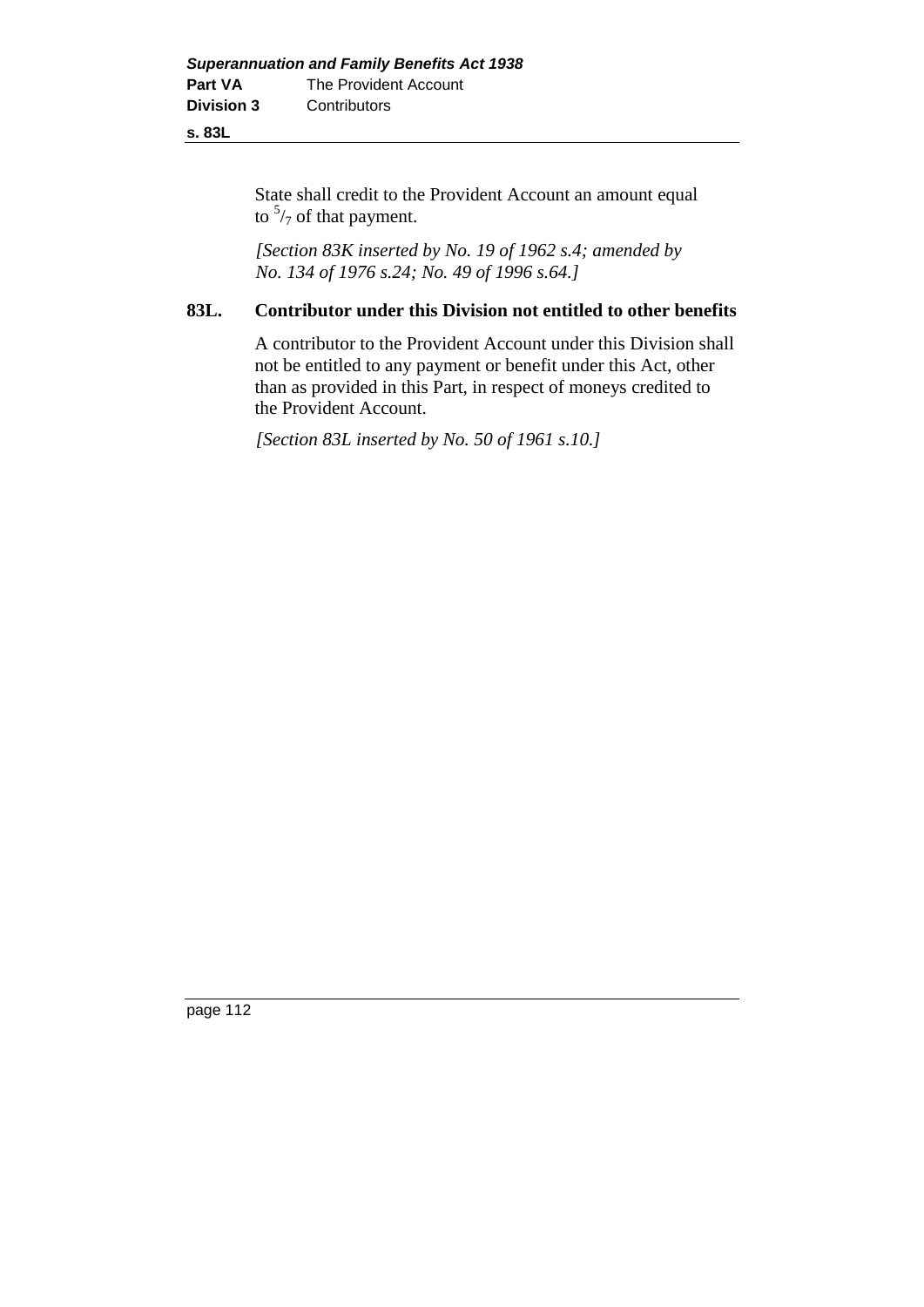State shall credit to the Provident Account an amount equal to $^{5}/_{7}$ of that payment.

*[Section 83K inserted by No. 19 of 1962 s.4; amended by No. 134 of 1976 s.24; No. 49 of 1996 s.64.]*

## 83L. Contributor under this Division not entitled to other benefits

A contributor to the Provident Account under this Division shall not be entitled to any payment or benefit under this Act, other than as provided in this Part, in respect of moneys credited to the Provident Account.

*[Section 83L inserted by No. 50 of 1961 s.10.]*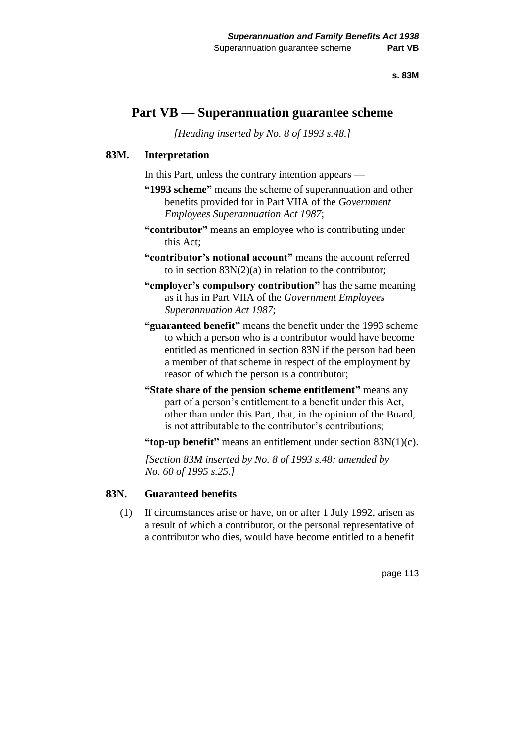# Part VB — Superannuation guarantee scheme

*[Heading inserted by No. 8 of 1993 s.48.]*

## 83M. Interpretation

In this Part, unless the contrary intention appears —

**"1993 scheme"** means the scheme of superannuation and other benefits provided for in Part VIIA of the *Government Employees Superannuation Act 1987*;

**"contributor"** means an employee who is contributing under this Act;

**"contributor's notional account"** means the account referred to in section 83N(2)(a) in relation to the contributor;

**"employer's compulsory contribution"** has the same meaning as it has in Part VIIA of the *Government Employees Superannuation Act 1987*;

**"guaranteed benefit"** means the benefit under the 1993 scheme to which a person who is a contributor would have become entitled as mentioned in section 83N if the person had been a member of that scheme in respect of the employment by reason of which the person is a contributor;

**"State share of the pension scheme entitlement"** means any part of a person's entitlement to a benefit under this Act, other than under this Part, that, in the opinion of the Board, is not attributable to the contributor's contributions;

**"top-up benefit"** means an entitlement under section 83N(1)(c).

*[Section 83M inserted by No. 8 of 1993 s.48; amended by No. 60 of 1995 s.25.]*

## 83N. Guaranteed benefits

(1) If circumstances arise or have, on or after 1 July 1992, arisen as a result of which a contributor, or the personal representative of a contributor who dies, would have become entitled to a benefit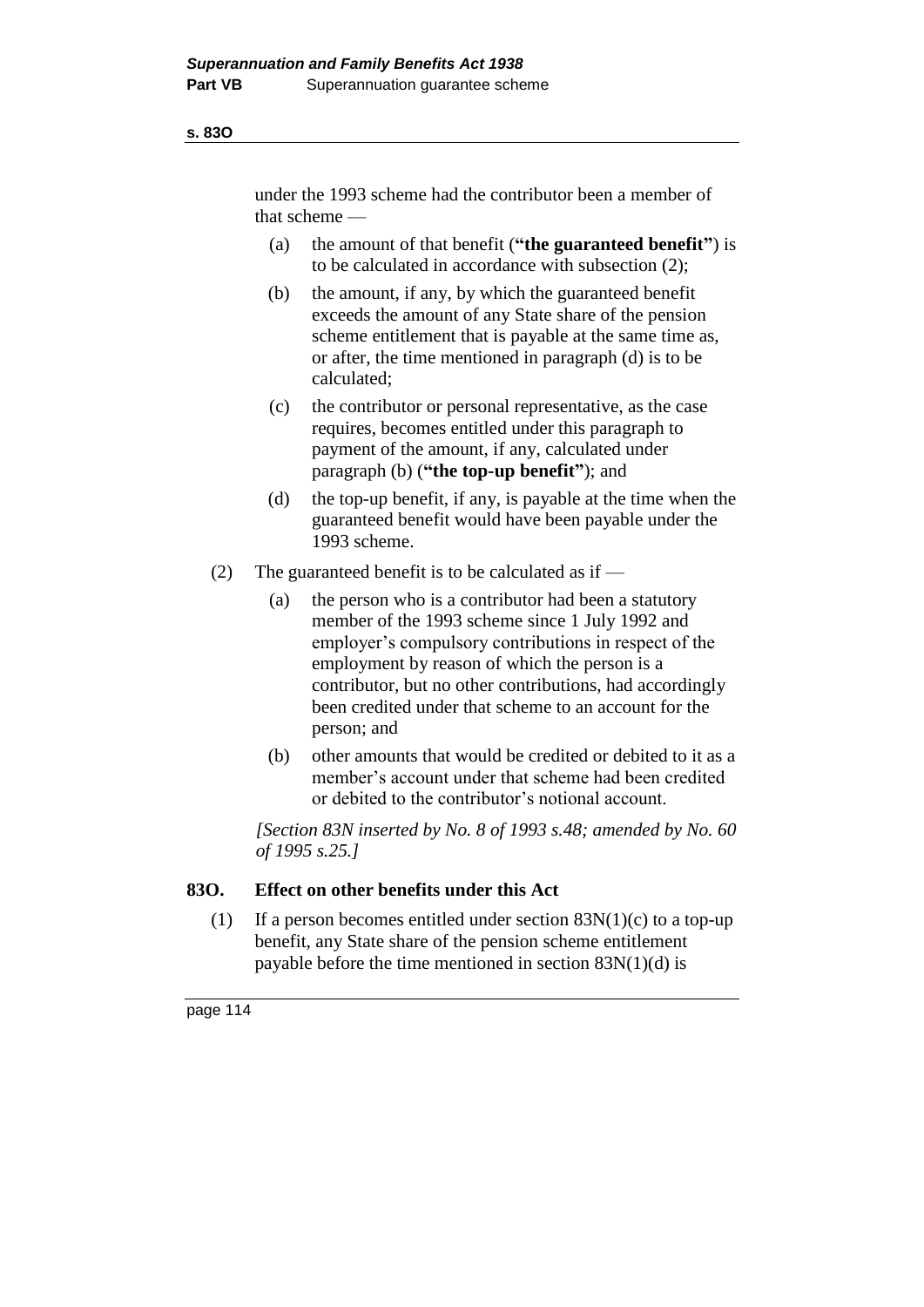under the 1993 scheme had the contributor been a member of that scheme —

(a) the amount of that benefit (**"the guaranteed benefit"**) is to be calculated in accordance with subsection (2);

(b) the amount, if any, by which the guaranteed benefit exceeds the amount of any State share of the pension scheme entitlement that is payable at the same time as, or after, the time mentioned in paragraph (d) is to be calculated;

(c) the contributor or personal representative, as the case requires, becomes entitled under this paragraph to payment of the amount, if any, calculated under paragraph (b) (**"the top-up benefit"**); and

(d) the top-up benefit, if any, is payable at the time when the guaranteed benefit would have been payable under the 1993 scheme.

(2) The guaranteed benefit is to be calculated as if —

(a) the person who is a contributor had been a statutory member of the 1993 scheme since 1 July 1992 and employer's compulsory contributions in respect of the employment by reason of which the person is a contributor, but no other contributions, had accordingly been credited under that scheme to an account for the person; and

(b) other amounts that would be credited or debited to it as a member's account under that scheme had been credited or debited to the contributor's notional account.

*[Section 83N inserted by No. 8 of 1993 s.48; amended by No. 60 of 1995 s.25.]*

### 83O. Effect on other benefits under this Act

(1) If a person becomes entitled under section 83N(1)(c) to a top-up benefit, any State share of the pension scheme entitlement payable before the time mentioned in section 83N(1)(d) is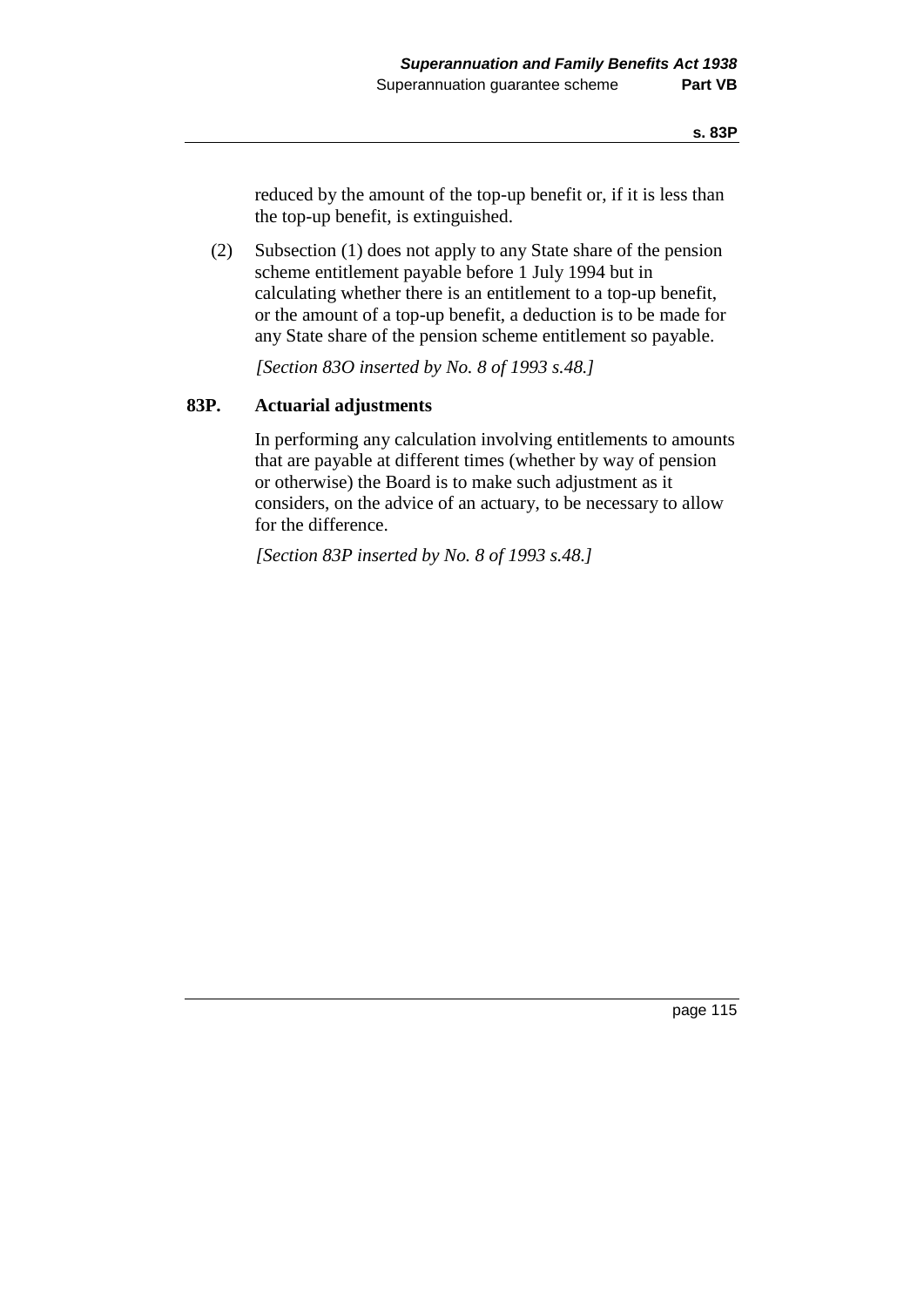reduced by the amount of the top-up benefit or, if it is less than the top-up benefit, is extinguished.

(2) Subsection (1) does not apply to any State share of the pension scheme entitlement payable before 1 July 1994 but in calculating whether there is an entitlement to a top-up benefit, or the amount of a top-up benefit, a deduction is to be made for any State share of the pension scheme entitlement so payable.

*[Section 83O inserted by No. 8 of 1993 s.48.]*

### 83P. Actuarial adjustments

In performing any calculation involving entitlements to amounts that are payable at different times (whether by way of pension or otherwise) the Board is to make such adjustment as it considers, on the advice of an actuary, to be necessary to allow for the difference.

*[Section 83P inserted by No. 8 of 1993 s.48.]*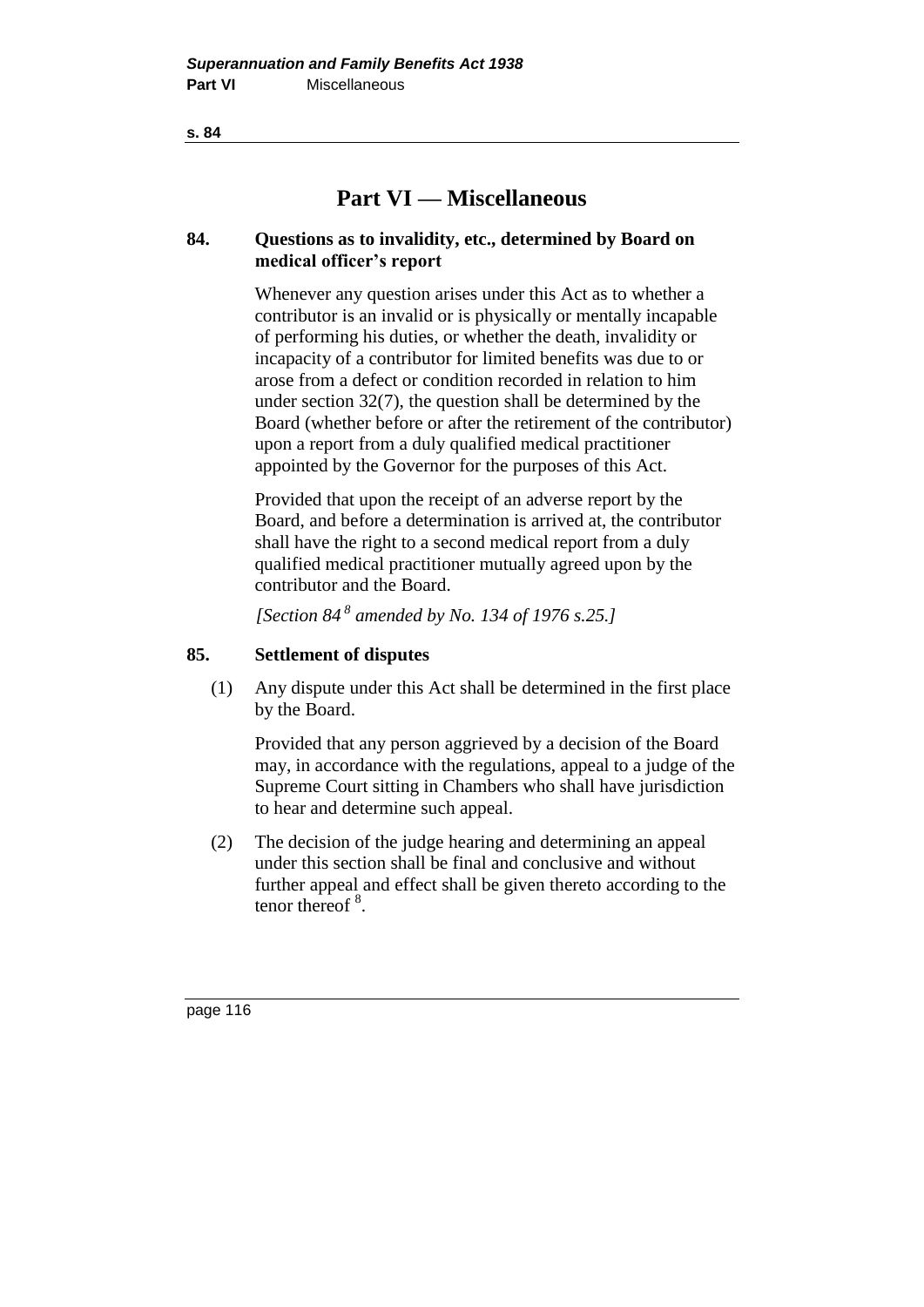# Part VI — Miscellaneous

## 84. Questions as to invalidity, etc., determined by Board on medical officer's report

Whenever any question arises under this Act as to whether a contributor is an invalid or is physically or mentally incapable of performing his duties, or whether the death, invalidity or incapacity of a contributor for limited benefits was due to or arose from a defect or condition recorded in relation to him under section 32(7), the question shall be determined by the Board (whether before or after the retirement of the contributor) upon a report from a duly qualified medical practitioner appointed by the Governor for the purposes of this Act.

Provided that upon the receipt of an adverse report by the Board, and before a determination is arrived at, the contributor shall have the right to a second medical report from a duly qualified medical practitioner mutually agreed upon by the contributor and the Board.

*[Section 84 [8] amended by No. 134 of 1976 s.25.]*

## 85. Settlement of disputes

(1) Any dispute under this Act shall be determined in the first place by the Board.

Provided that any person aggrieved by a decision of the Board may, in accordance with the regulations, appeal to a judge of the Supreme Court sitting in Chambers who shall have jurisdiction to hear and determine such appeal.

(2) The decision of the judge hearing and determining an appeal under this section shall be final and conclusive and without further appeal and effect shall be given thereto according to the tenor thereof [8].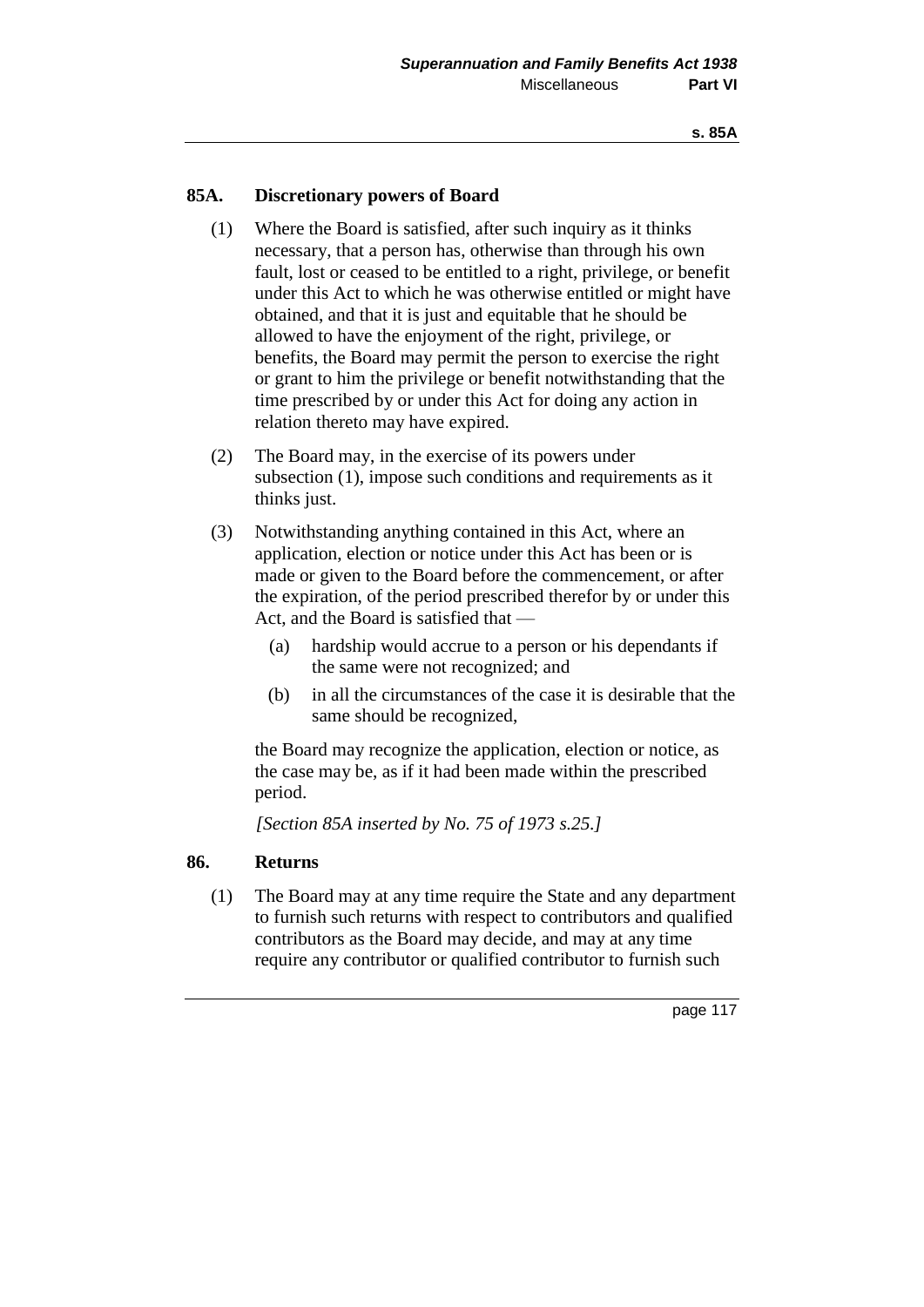## 85A. Discretionary powers of Board

(1) Where the Board is satisfied, after such inquiry as it thinks necessary, that a person has, otherwise than through his own fault, lost or ceased to be entitled to a right, privilege, or benefit under this Act to which he was otherwise entitled or might have obtained, and that it is just and equitable that he should be allowed to have the enjoyment of the right, privilege, or benefits, the Board may permit the person to exercise the right or grant to him the privilege or benefit notwithstanding that the time prescribed by or under this Act for doing any action in relation thereto may have expired.

(2) The Board may, in the exercise of its powers under subsection (1), impose such conditions and requirements as it thinks just.

(3) Notwithstanding anything contained in this Act, where an application, election or notice under this Act has been or is made or given to the Board before the commencement, or after the expiration, of the period prescribed therefor by or under this Act, and the Board is satisfied that —

(a) hardship would accrue to a person or his dependants if the same were not recognized; and

(b) in all the circumstances of the case it is desirable that the same should be recognized,

the Board may recognize the application, election or notice, as the case may be, as if it had been made within the prescribed period.

*[Section 85A inserted by No. 75 of 1973 s.25.]*

## 86. Returns

(1) The Board may at any time require the State and any department to furnish such returns with respect to contributors and qualified contributors as the Board may decide, and may at any time require any contributor or qualified contributor to furnish such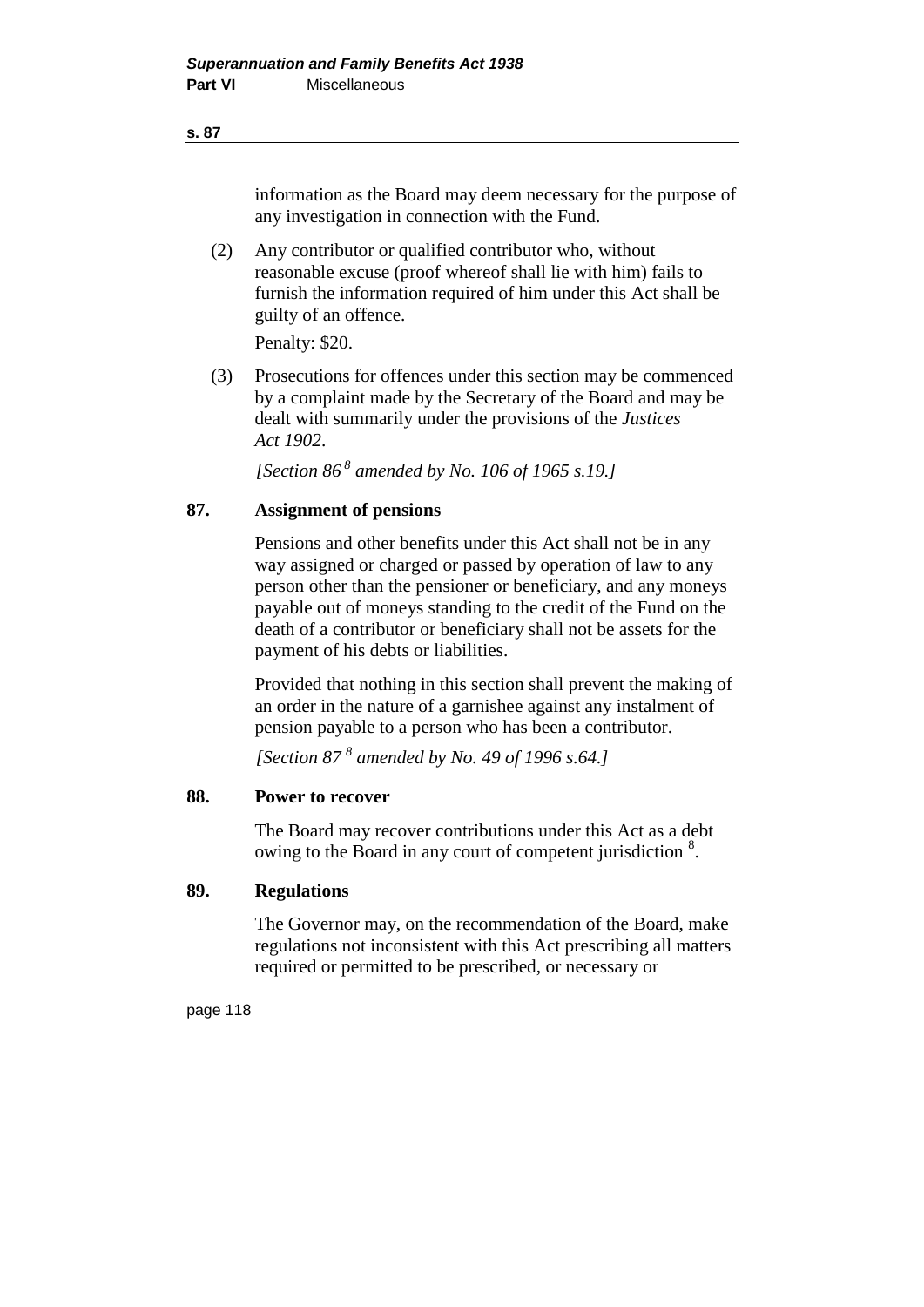information as the Board may deem necessary for the purpose of any investigation in connection with the Fund.

(2) Any contributor or qualified contributor who, without reasonable excuse (proof whereof shall lie with him) fails to furnish the information required of him under this Act shall be guilty of an offence.

Penalty: $20.

(3) Prosecutions for offences under this section may be commenced by a complaint made by the Secretary of the Board and may be dealt with summarily under the provisions of the *Justices Act 1902*.

*[Section 86 [8] amended by No. 106 of 1965 s.19.]*

## 87. Assignment of pensions

Pensions and other benefits under this Act shall not be in any way assigned or charged or passed by operation of law to any person other than the pensioner or beneficiary, and any moneys payable out of moneys standing to the credit of the Fund on the death of a contributor or beneficiary shall not be assets for the payment of his debts or liabilities.

Provided that nothing in this section shall prevent the making of an order in the nature of a garnishee against any instalment of pension payable to a person who has been a contributor.

*[Section 87 [8] amended by No. 49 of 1996 s.64.]*

## 88. Power to recover

The Board may recover contributions under this Act as a debt owing to the Board in any court of competent jurisdiction [8].

## 89. Regulations

The Governor may, on the recommendation of the Board, make regulations not inconsistent with this Act prescribing all matters required or permitted to be prescribed, or necessary or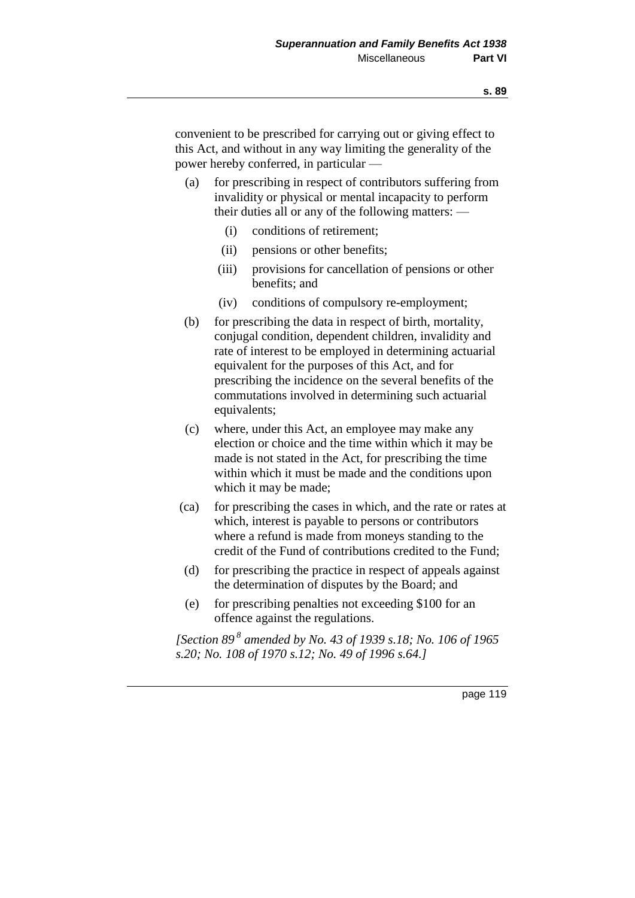convenient to be prescribed for carrying out or giving effect to this Act, and without in any way limiting the generality of the power hereby conferred, in particular —

(a) for prescribing in respect of contributors suffering from invalidity or physical or mental incapacity to perform their duties all or any of the following matters: —

  (i) conditions of retirement;

  (ii) pensions or other benefits;

  (iii) provisions for cancellation of pensions or other benefits; and

  (iv) conditions of compulsory re-employment;

(b) for prescribing the data in respect of birth, mortality, conjugal condition, dependent children, invalidity and rate of interest to be employed in determining actuarial equivalent for the purposes of this Act, and for prescribing the incidence on the several benefits of the commutations involved in determining such actuarial equivalents;

(c) where, under this Act, an employee may make any election or choice and the time within which it may be made is not stated in the Act, for prescribing the time within which it must be made and the conditions upon which it may be made;

(ca) for prescribing the cases in which, and the rate or rates at which, interest is payable to persons or contributors where a refund is made from moneys standing to the credit of the Fund of contributions credited to the Fund;

(d) for prescribing the practice in respect of appeals against the determination of disputes by the Board; and

(e) for prescribing penalties not exceeding $100 for an offence against the regulations.

*[Section 89 [8] amended by No. 43 of 1939 s.18; No. 106 of 1965 s.20; No. 108 of 1970 s.12; No. 49 of 1996 s.64.]*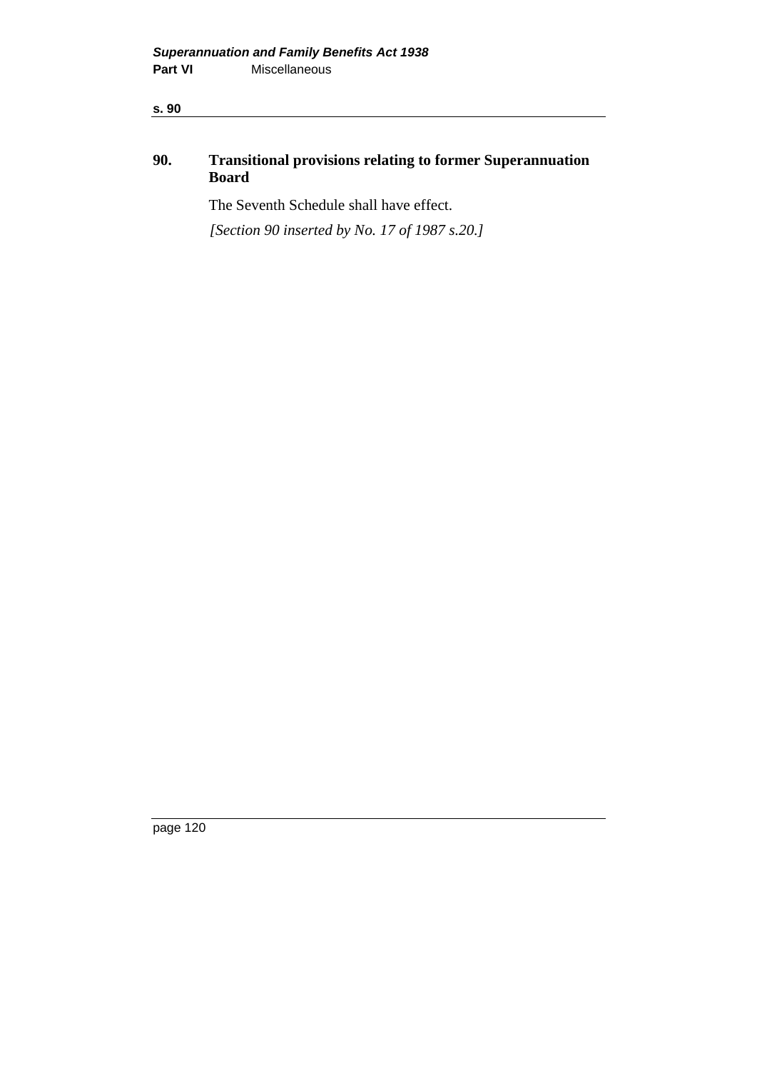## 90. Transitional provisions relating to former Superannuation Board

The Seventh Schedule shall have effect.

*[Section 90 inserted by No. 17 of 1987 s.20.]*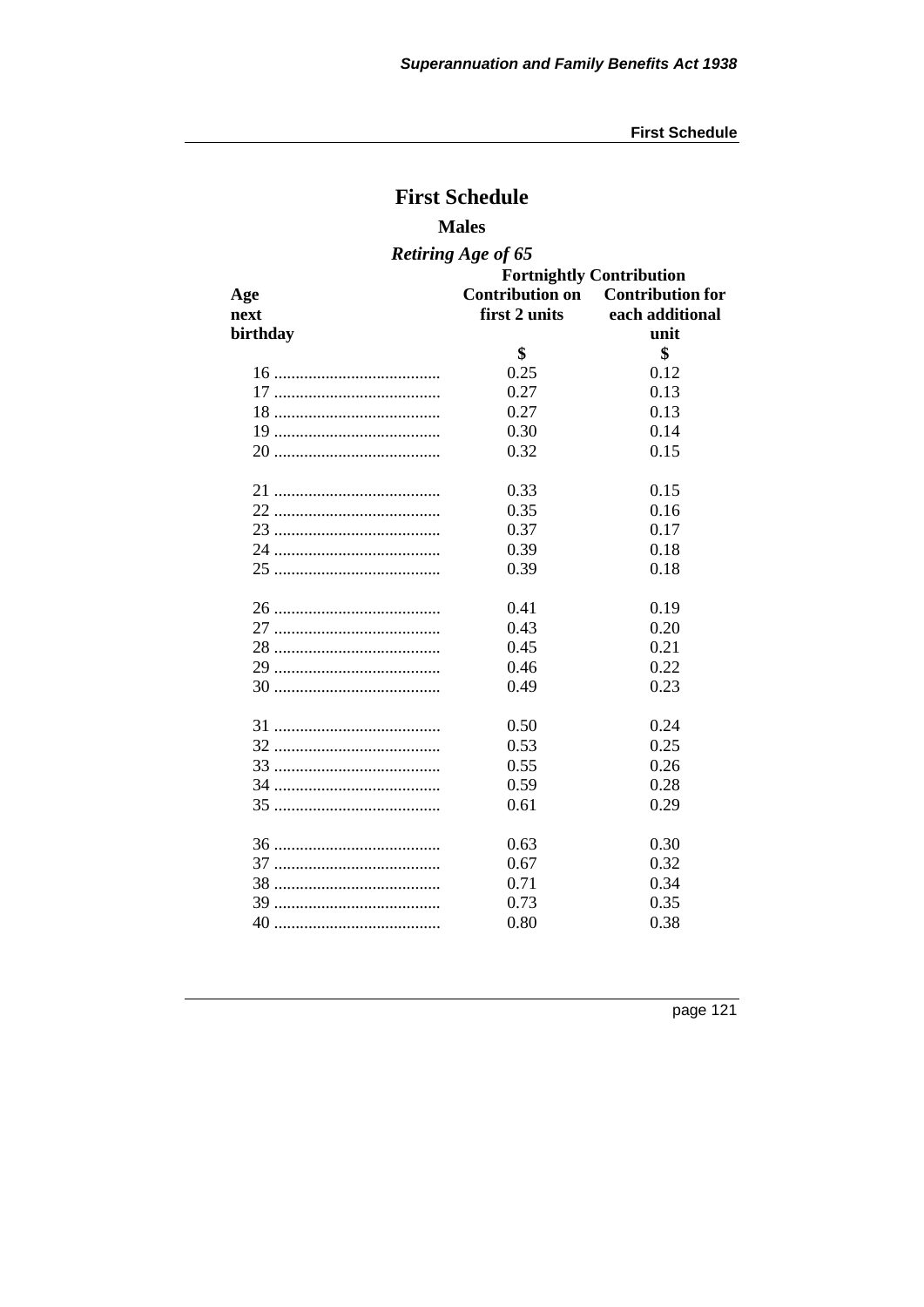# First Schedule

## Males

### *Retiring Age of 65*

| Age next birthday | Fortnightly Contribution | |
|---|---|---|
| | Contribution on first 2 units | Contribution for each additional unit |
| | $ | $ |
| 16 | 0.25 | 0.12 |
| 17 | 0.27 | 0.13 |
| 18 | 0.27 | 0.13 |
| 19 | 0.30 | 0.14 |
| 20 | 0.32 | 0.15 |
| 21 | 0.33 | 0.15 |
| 22 | 0.35 | 0.16 |
| 23 | 0.37 | 0.17 |
| 24 | 0.39 | 0.18 |
| 25 | 0.39 | 0.18 |
| 26 | 0.41 | 0.19 |
| 27 | 0.43 | 0.20 |
| 28 | 0.45 | 0.21 |
| 29 | 0.46 | 0.22 |
| 30 | 0.49 | 0.23 |
| 31 | 0.50 | 0.24 |
| 32 | 0.53 | 0.25 |
| 33 | 0.55 | 0.26 |
| 34 | 0.59 | 0.28 |
| 35 | 0.61 | 0.29 |
| 36 | 0.63 | 0.30 |
| 37 | 0.67 | 0.32 |
| 38 | 0.71 | 0.34 |
| 39 | 0.73 | 0.35 |
| 40 | 0.80 | 0.38 |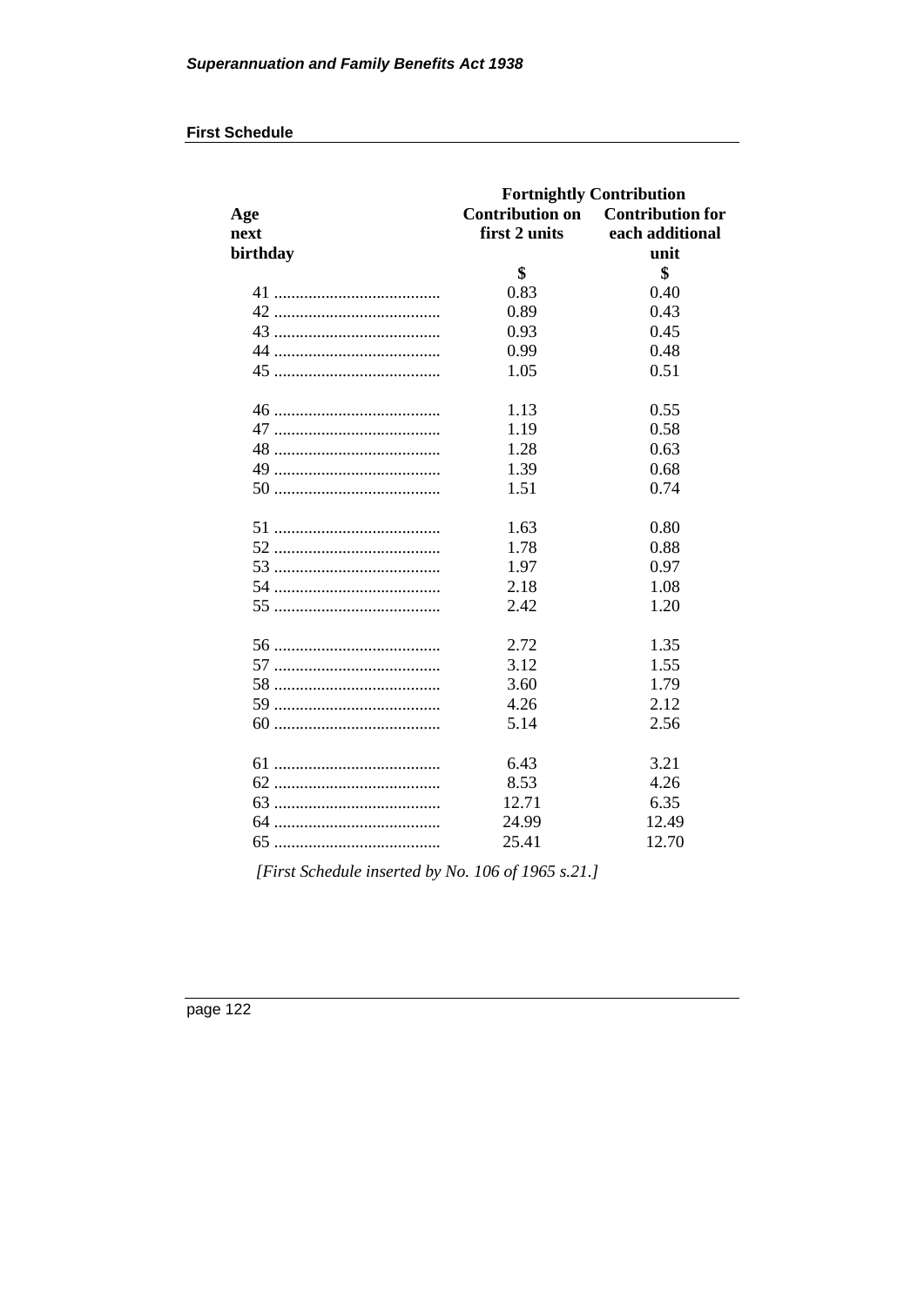## First Schedule

| Age next birthday | Fortnightly Contribution — Contribution on first 2 units | Fortnightly Contribution — Contribution for each additional unit |
|---|---|---|
| | $ | $ |
| 41 | 0.83 | 0.40 |
| 42 | 0.89 | 0.43 |
| 43 | 0.93 | 0.45 |
| 44 | 0.99 | 0.48 |
| 45 | 1.05 | 0.51 |
| 46 | 1.13 | 0.55 |
| 47 | 1.19 | 0.58 |
| 48 | 1.28 | 0.63 |
| 49 | 1.39 | 0.68 |
| 50 | 1.51 | 0.74 |
| 51 | 1.63 | 0.80 |
| 52 | 1.78 | 0.88 |
| 53 | 1.97 | 0.97 |
| 54 | 2.18 | 1.08 |
| 55 | 2.42 | 1.20 |
| 56 | 2.72 | 1.35 |
| 57 | 3.12 | 1.55 |
| 58 | 3.60 | 1.79 |
| 59 | 4.26 | 2.12 |
| 60 | 5.14 | 2.56 |
| 61 | 6.43 | 3.21 |
| 62 | 8.53 | 4.26 |
| 63 | 12.71 | 6.35 |
| 64 | 24.99 | 12.49 |
| 65 | 25.41 | 12.70 |

*[First Schedule inserted by No. 106 of 1965 s.21.]*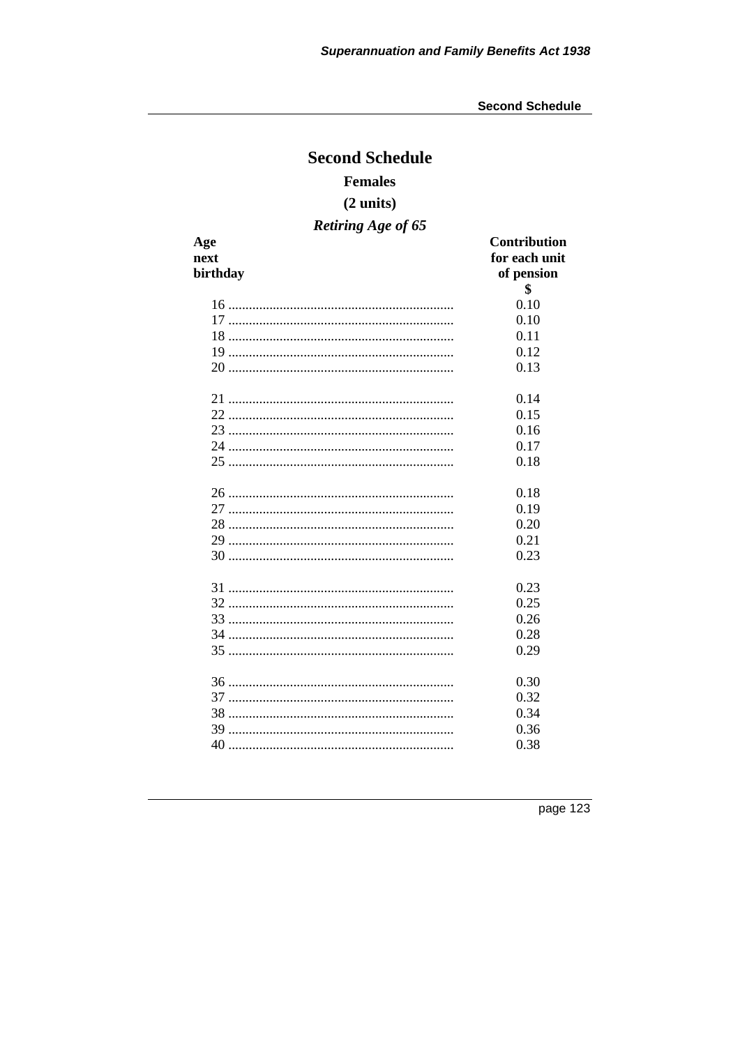# Second Schedule

## Females

## (2 units)

### *Retiring Age of 65*

| Age next birthday | Contribution for each unit of pension $ |
|---|---|
| 16 | 0.10 |
| 17 | 0.10 |
| 18 | 0.11 |
| 19 | 0.12 |
| 20 | 0.13 |
| 21 | 0.14 |
| 22 | 0.15 |
| 23 | 0.16 |
| 24 | 0.17 |
| 25 | 0.18 |
| 26 | 0.18 |
| 27 | 0.19 |
| 28 | 0.20 |
| 29 | 0.21 |
| 30 | 0.23 |
| 31 | 0.23 |
| 32 | 0.25 |
| 33 | 0.26 |
| 34 | 0.28 |
| 35 | 0.29 |
| 36 | 0.30 |
| 37 | 0.32 |
| 38 | 0.34 |
| 39 | 0.36 |
| 40 | 0.38 |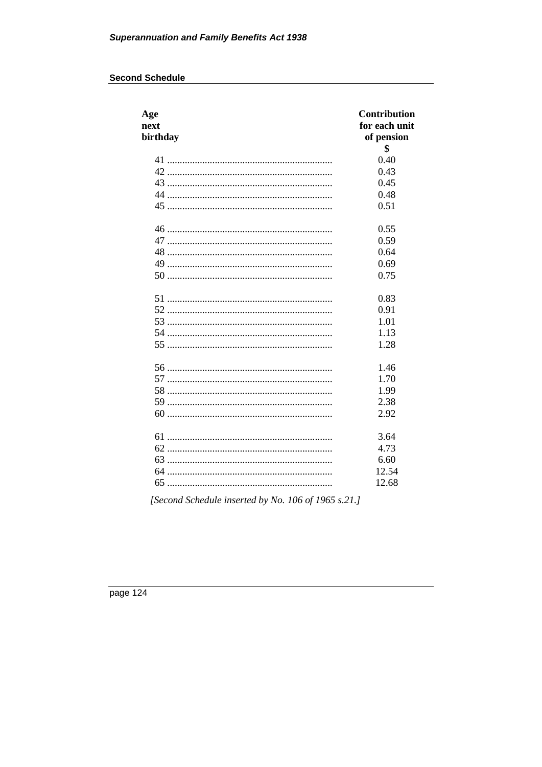## Second Schedule

| Age next birthday | Contribution for each unit of pension $ |
|---|---|
| 41 | 0.40 |
| 42 | 0.43 |
| 43 | 0.45 |
| 44 | 0.48 |
| 45 | 0.51 |
| 46 | 0.55 |
| 47 | 0.59 |
| 48 | 0.64 |
| 49 | 0.69 |
| 50 | 0.75 |
| 51 | 0.83 |
| 52 | 0.91 |
| 53 | 1.01 |
| 54 | 1.13 |
| 55 | 1.28 |
| 56 | 1.46 |
| 57 | 1.70 |
| 58 | 1.99 |
| 59 | 2.38 |
| 60 | 2.92 |
| 61 | 3.64 |
| 62 | 4.73 |
| 63 | 6.60 |
| 64 | 12.54 |
| 65 | 12.68 |

*[Second Schedule inserted by No. 106 of 1965 s.21.]*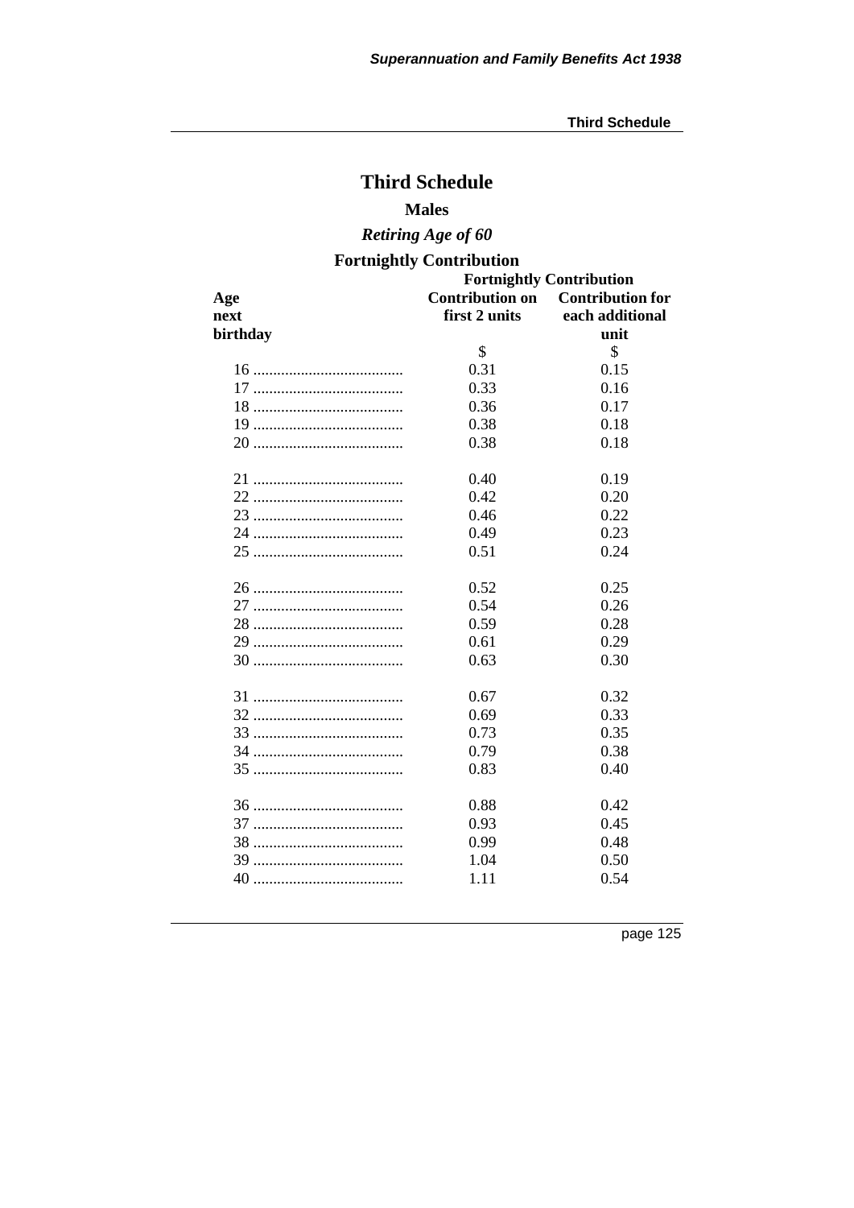# Third Schedule

## Males

### *Retiring Age of 60*

### Fortnightly Contribution

| Age next birthday | Fortnightly Contribution | |
|---|---|---|
| | Contribution on first 2 units | Contribution for each additional unit |
| | $ | $ |
| 16 | 0.31 | 0.15 |
| 17 | 0.33 | 0.16 |
| 18 | 0.36 | 0.17 |
| 19 | 0.38 | 0.18 |
| 20 | 0.38 | 0.18 |
| 21 | 0.40 | 0.19 |
| 22 | 0.42 | 0.20 |
| 23 | 0.46 | 0.22 |
| 24 | 0.49 | 0.23 |
| 25 | 0.51 | 0.24 |
| 26 | 0.52 | 0.25 |
| 27 | 0.54 | 0.26 |
| 28 | 0.59 | 0.28 |
| 29 | 0.61 | 0.29 |
| 30 | 0.63 | 0.30 |
| 31 | 0.67 | 0.32 |
| 32 | 0.69 | 0.33 |
| 33 | 0.73 | 0.35 |
| 34 | 0.79 | 0.38 |
| 35 | 0.83 | 0.40 |
| 36 | 0.88 | 0.42 |
| 37 | 0.93 | 0.45 |
| 38 | 0.99 | 0.48 |
| 39 | 1.04 | 0.50 |
| 40 | 1.11 | 0.54 |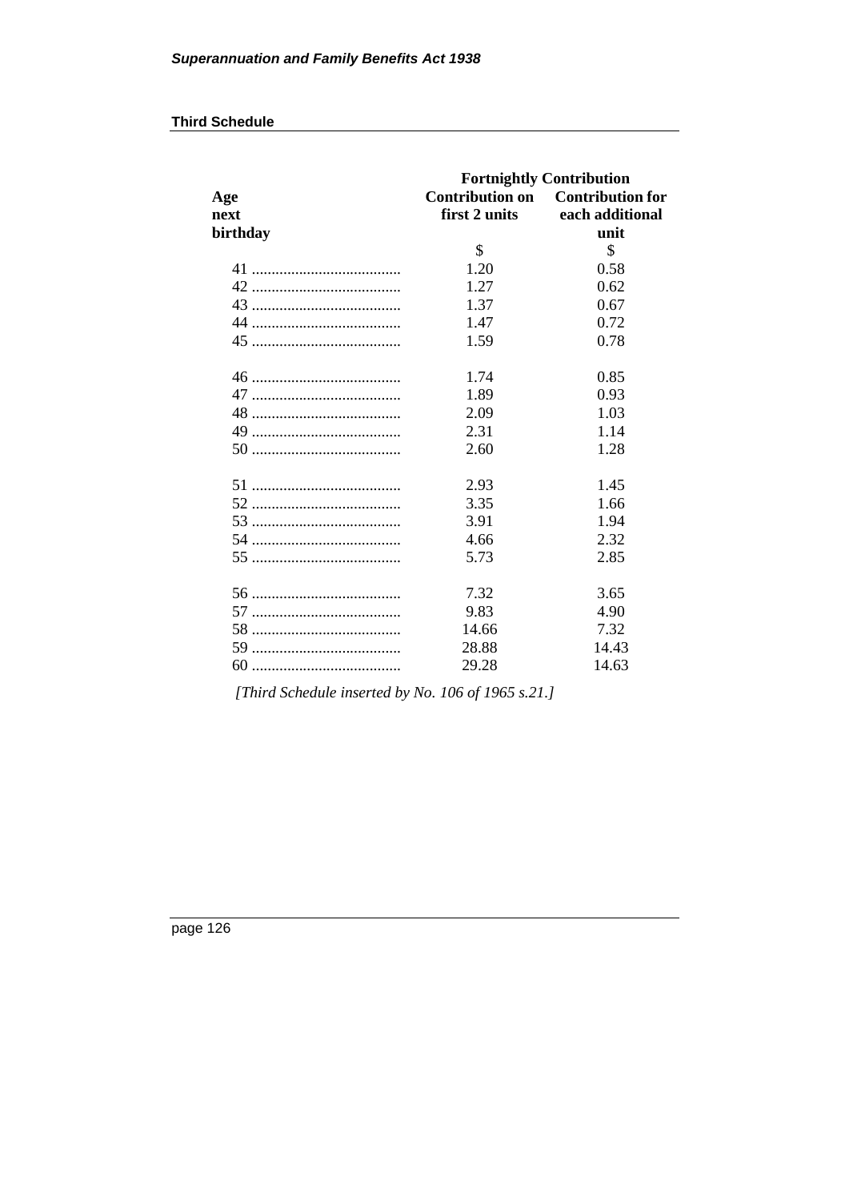## Third Schedule

| Age next birthday | Fortnightly Contribution | |
|---|---|---|
| | Contribution on first 2 units | Contribution for each additional unit |
| | $ | $ |
| 41 | 1.20 | 0.58 |
| 42 | 1.27 | 0.62 |
| 43 | 1.37 | 0.67 |
| 44 | 1.47 | 0.72 |
| 45 | 1.59 | 0.78 |
| 46 | 1.74 | 0.85 |
| 47 | 1.89 | 0.93 |
| 48 | 2.09 | 1.03 |
| 49 | 2.31 | 1.14 |
| 50 | 2.60 | 1.28 |
| 51 | 2.93 | 1.45 |
| 52 | 3.35 | 1.66 |
| 53 | 3.91 | 1.94 |
| 54 | 4.66 | 2.32 |
| 55 | 5.73 | 2.85 |
| 56 | 7.32 | 3.65 |
| 57 | 9.83 | 4.90 |
| 58 | 14.66 | 7.32 |
| 59 | 28.88 | 14.43 |
| 60 | 29.28 | 14.63 |

*[Third Schedule inserted by No. 106 of 1965 s.21.]*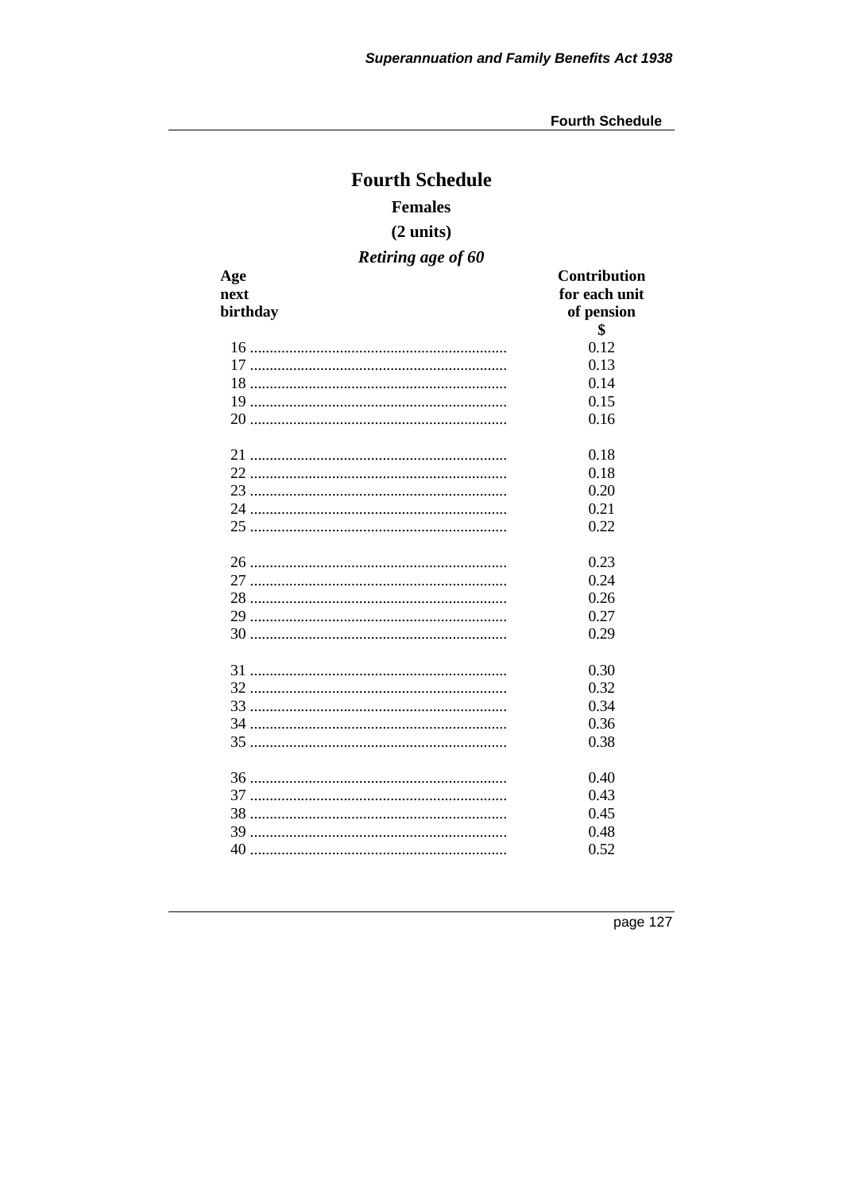# Fourth Schedule

## Females

## (2 units)

### *Retiring age of 60*

| Age next birthday | Contribution for each unit of pension $ |
|---|---|
| 16 | 0.12 |
| 17 | 0.13 |
| 18 | 0.14 |
| 19 | 0.15 |
| 20 | 0.16 |
| 21 | 0.18 |
| 22 | 0.18 |
| 23 | 0.20 |
| 24 | 0.21 |
| 25 | 0.22 |
| 26 | 0.23 |
| 27 | 0.24 |
| 28 | 0.26 |
| 29 | 0.27 |
| 30 | 0.29 |
| 31 | 0.30 |
| 32 | 0.32 |
| 33 | 0.34 |
| 34 | 0.36 |
| 35 | 0.38 |
| 36 | 0.40 |
| 37 | 0.43 |
| 38 | 0.45 |
| 39 | 0.48 |
| 40 | 0.52 |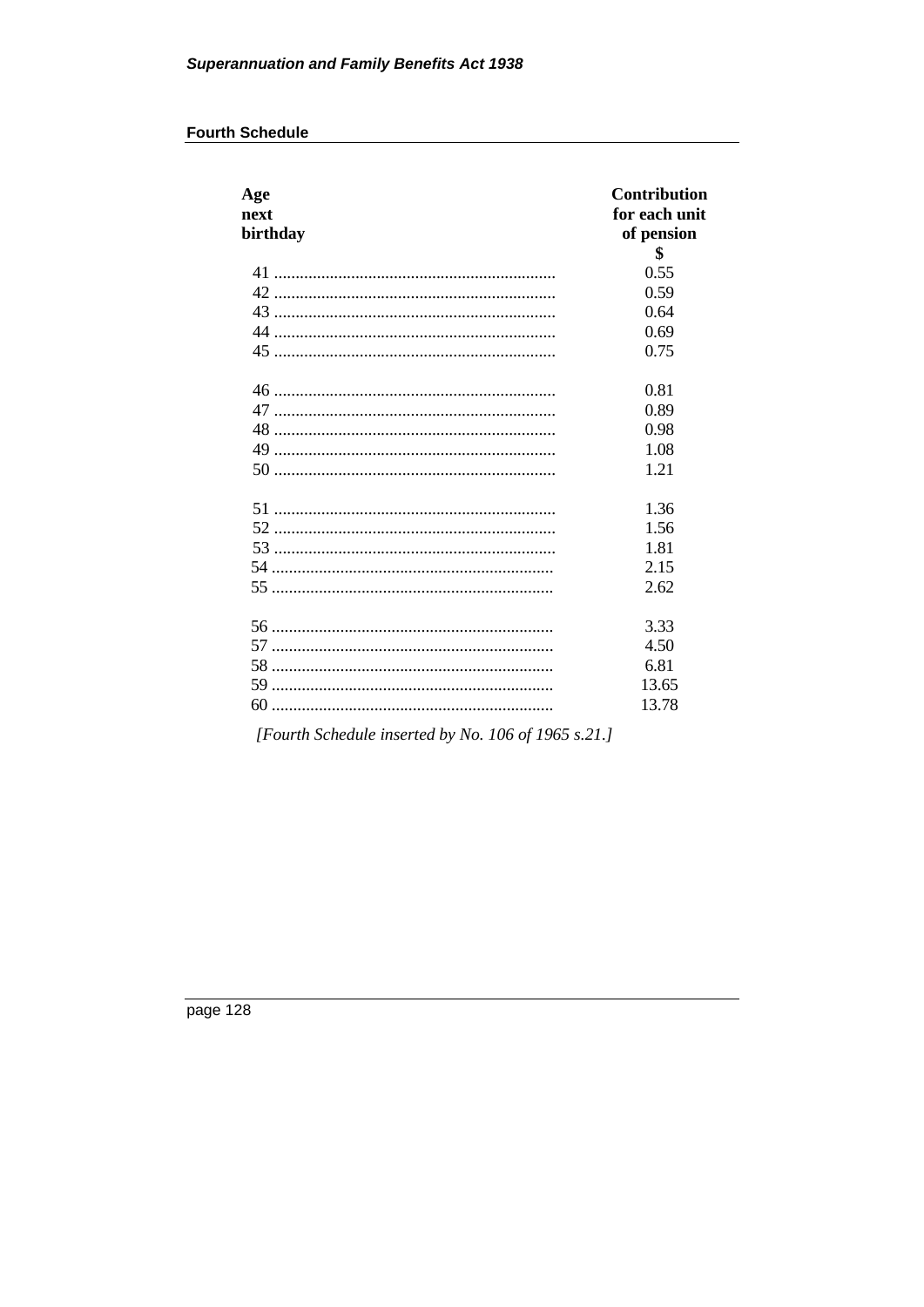## Fourth Schedule

| Age next birthday | Contribution for each unit of pension $ |
|---|---|
| 41 | 0.55 |
| 42 | 0.59 |
| 43 | 0.64 |
| 44 | 0.69 |
| 45 | 0.75 |
| 46 | 0.81 |
| 47 | 0.89 |
| 48 | 0.98 |
| 49 | 1.08 |
| 50 | 1.21 |
| 51 | 1.36 |
| 52 | 1.56 |
| 53 | 1.81 |
| 54 | 2.15 |
| 55 | 2.62 |
| 56 | 3.33 |
| 57 | 4.50 |
| 58 | 6.81 |
| 59 | 13.65 |
| 60 | 13.78 |

*[Fourth Schedule inserted by No. 106 of 1965 s.21.]*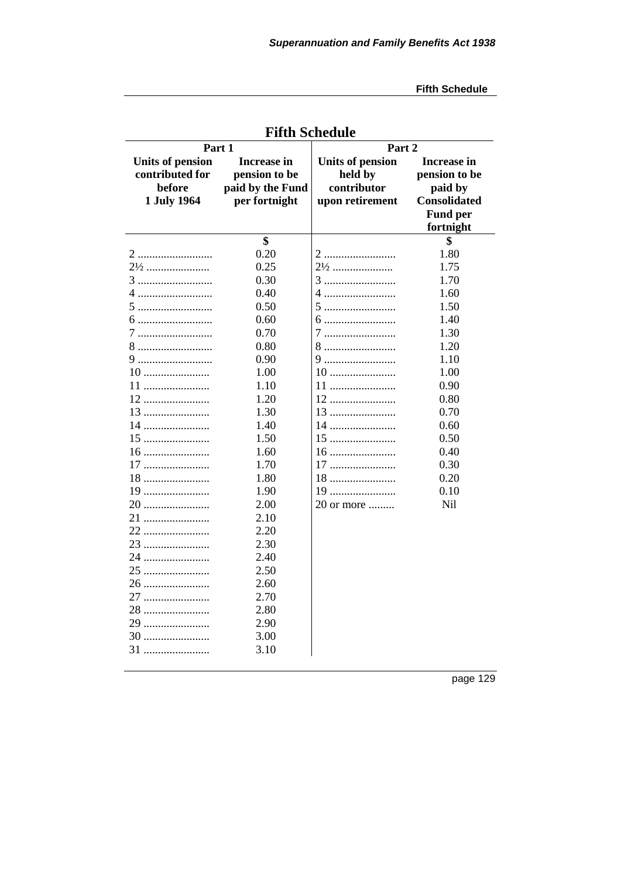# Fifth Schedule

| Part 1 | | Part 2 | |
|---|---|---|---|
| **Units of pension contributed for before 1 July 1964** | **Increase in pension to be paid by the Fund per fortnight** | **Units of pension held by contributor upon retirement** | **Increase in pension to be paid by Consolidated Fund per fortnight** |
| | $ | | $ |
| 2 .......................... | 0.20 | 2 ......................... | 1.80 |
| 2½ ...................... | 0.25 | 2½ ..................... | 1.75 |
| 3 .......................... | 0.30 | 3 ......................... | 1.70 |
| 4 .......................... | 0.40 | 4 ......................... | 1.60 |
| 5 .......................... | 0.50 | 5 ......................... | 1.50 |
| 6 .......................... | 0.60 | 6 ......................... | 1.40 |
| 7 .......................... | 0.70 | 7 ......................... | 1.30 |
| 8 .......................... | 0.80 | 8 ......................... | 1.20 |
| 9 .......................... | 0.90 | 9 ......................... | 1.10 |
| 10 ....................... | 1.00 | 10 ....................... | 1.00 |
| 11 ....................... | 1.10 | 11 ....................... | 0.90 |
| 12 ....................... | 1.20 | 12 ....................... | 0.80 |
| 13 ....................... | 1.30 | 13 ....................... | 0.70 |
| 14 ....................... | 1.40 | 14 ....................... | 0.60 |
| 15 ....................... | 1.50 | 15 ....................... | 0.50 |
| 16 ....................... | 1.60 | 16 ....................... | 0.40 |
| 17 ....................... | 1.70 | 17 ....................... | 0.30 |
| 18 ....................... | 1.80 | 18 ....................... | 0.20 |
| 19 ....................... | 1.90 | 19 ....................... | 0.10 |
| 20 ....................... | 2.00 | 20 or more ......... | Nil |
| 21 ....................... | 2.10 | | |
| 22 ....................... | 2.20 | | |
| 23 ....................... | 2.30 | | |
| 24 ....................... | 2.40 | | |
| 25 ....................... | 2.50 | | |
| 26 ....................... | 2.60 | | |
| 27 ....................... | 2.70 | | |
| 28 ....................... | 2.80 | | |
| 29 ....................... | 2.90 | | |
| 30 ....................... | 3.00 | | |
| 31 ....................... | 3.10 | | |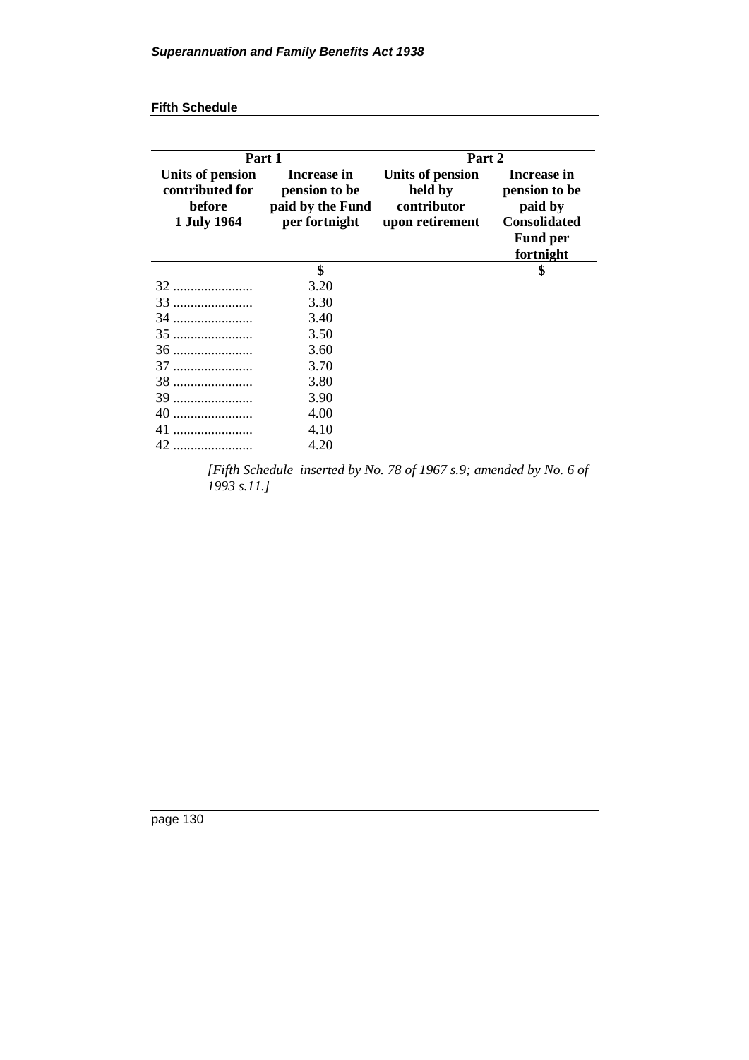**Fifth Schedule**

| Part 1 | | Part 2 | |
|---|---|---|---|
| **Units of pension contributed for before 1 July 1964** | **Increase in pension to be paid by the Fund per fortnight** | **Units of pension held by contributor upon retirement** | **Increase in pension to be paid by Consolidated Fund per fortnight** |
| | **$** | | **$** |
| 32 ....................... | 3.20 | | |
| 33 ....................... | 3.30 | | |
| 34 ....................... | 3.40 | | |
| 35 ....................... | 3.50 | | |
| 36 ....................... | 3.60 | | |
| 37 ....................... | 3.70 | | |
| 38 ....................... | 3.80 | | |
| 39 ....................... | 3.90 | | |
| 40 ....................... | 4.00 | | |
| 41 ....................... | 4.10 | | |
| 42 ....................... | 4.20 | | |

*[Fifth Schedule inserted by No. 78 of 1967 s.9; amended by No. 6 of 1993 s.11.]*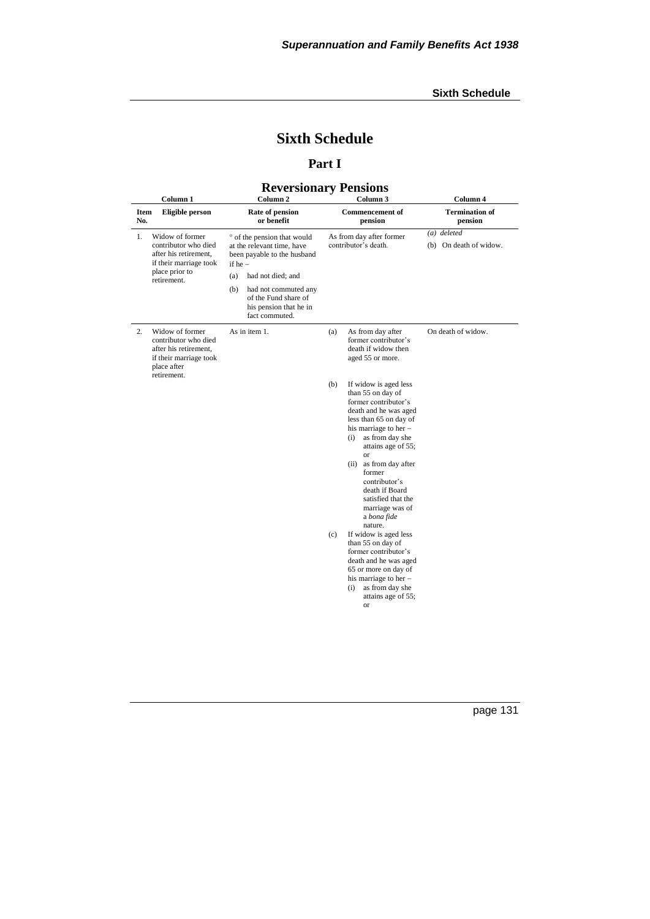# Sixth Schedule

## Part I

### Reversionary Pensions

| Column 1 | | Column 2 | Column 3 | Column 4 |
|---|---|---|---|---|
| **Item No.** | **Eligible person** | **Rate of pension or benefit** | **Commencement of pension** | **Termination of pension** |
| 1. | Widow of former contributor who died after his retirement, if their marriage took place prior to retirement. | ° of the pension that would at the relevant time, have been payable to the husband if he – (a) had not died; and (b) had not commuted any of the Fund share of his pension that he in fact commuted. | As from day after former contributor's death. | *(a) deleted* (b) On death of widow. |
| 2. | Widow of former contributor who died after his retirement, if their marriage took place after retirement. | As in item 1. | (a) As from day after former contributor's death if widow then aged 55 or more. (b) If widow is aged less than 55 on day of former contributor's death and he was aged less than 65 on day of his marriage to her – (i) as from day she attains age of 55; or (ii) as from day after former contributor's death if Board satisfied that the marriage was of a *bona fide* nature. (c) If widow is aged less than 55 on day of former contributor's death and he was aged 65 or more on day of his marriage to her – (i) as from day she attains age of 55; or | On death of widow. |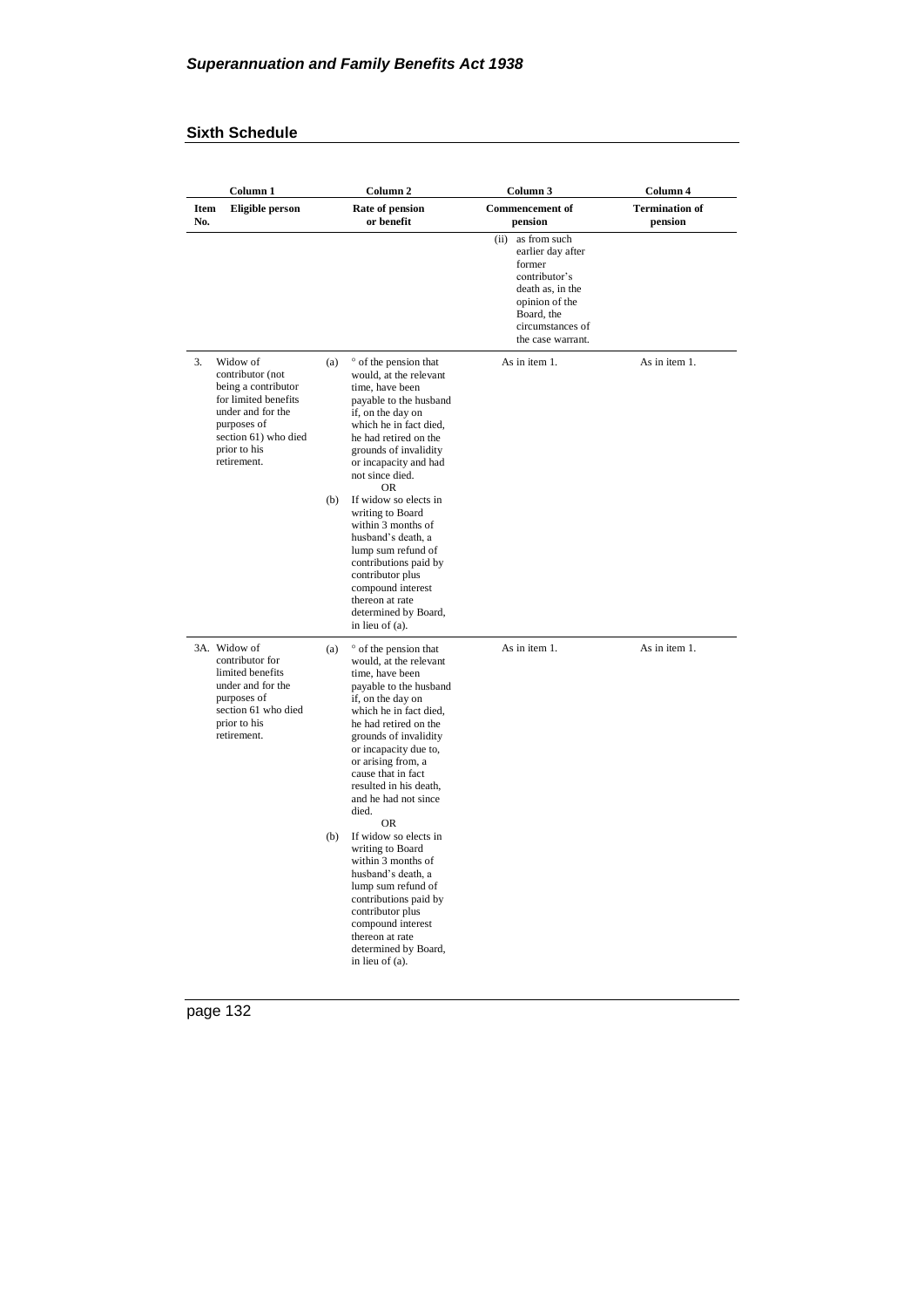## Sixth Schedule

| Column 1 | | Column 2 | Column 3 | Column 4 |
|---|---|---|---|---|
| **Item No.** | **Eligible person** | **Rate of pension or benefit** | **Commencement of pension** | **Termination of pension** |
| | | | (ii) as from such earlier day after former contributor's death as, in the opinion of the Board, the circumstances of the case warrant. | |
| 3. | Widow of contributor (not being a contributor for limited benefits under and for the purposes of section 61) who died prior to his retirement. | (a) ° of the pension that would, at the relevant time, have been payable to the husband if, on the day on which he in fact died, he had retired on the grounds of invalidity or incapacity and had not since died.<br>OR<br>(b) If widow so elects in writing to Board within 3 months of husband's death, a lump sum refund of contributions paid by contributor plus compound interest thereon at rate determined by Board, in lieu of (a). | As in item 1. | As in item 1. |
| 3A. | Widow of contributor for limited benefits under and for the purposes of section 61 who died prior to his retirement. | (a) ° of the pension that would, at the relevant time, have been payable to the husband if, on the day on which he in fact died, he had retired on the grounds of invalidity or incapacity due to, or arising from, a cause that in fact resulted in his death, and he had not since died.<br>OR<br>(b) If widow so elects in writing to Board within 3 months of husband's death, a lump sum refund of contributions paid by contributor plus compound interest thereon at rate determined by Board, in lieu of (a). | As in item 1. | As in item 1. |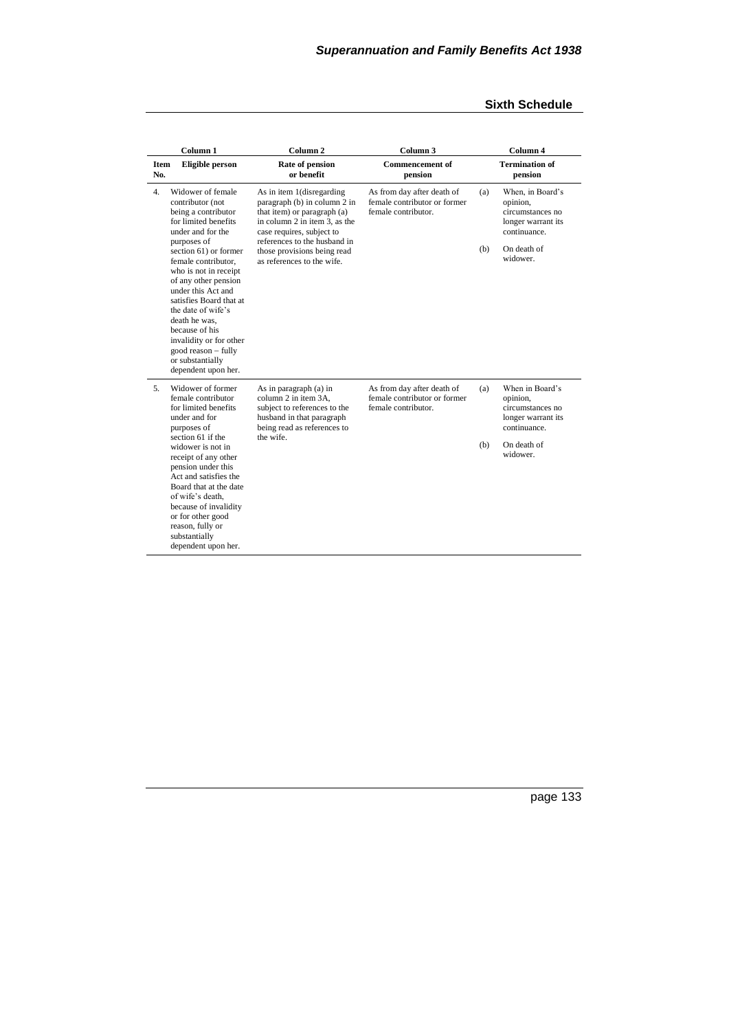## Sixth Schedule

| Column 1 | | Column 2 | Column 3 | Column 4 |
|---|---|---|---|---|
| **Item No.** | **Eligible person** | **Rate of pension or benefit** | **Commencement of pension** | **Termination of pension** |
| 4. | Widower of female contributor (not being a contributor for limited benefits under and for the purposes of section 61) or former female contributor, who is not in receipt of any other pension under this Act and satisfies Board that at the date of wife's death he was, because of his invalidity or for other good reason – fully or substantially dependent upon her. | As in item 1(disregarding paragraph (b) in column 2 in that item) or paragraph (a) in column 2 in item 3, as the case requires, subject to references to the husband in those provisions being read as references to the wife. | As from day after death of female contributor or former female contributor. | (a) When, in Board's opinion, circumstances no longer warrant its continuance.<br>(b) On death of widower. |
| 5. | Widower of former female contributor for limited benefits under and for purposes of section 61 if the widower is not in receipt of any other pension under this Act and satisfies the Board that at the date of wife's death, because of invalidity or for other good reason, fully or substantially dependent upon her. | As in paragraph (a) in column 2 in item 3A, subject to references to the husband in that paragraph being read as references to the wife. | As from day after death of female contributor or former female contributor. | (a) When in Board's opinion, circumstances no longer warrant its continuance.<br>(b) On death of widower. |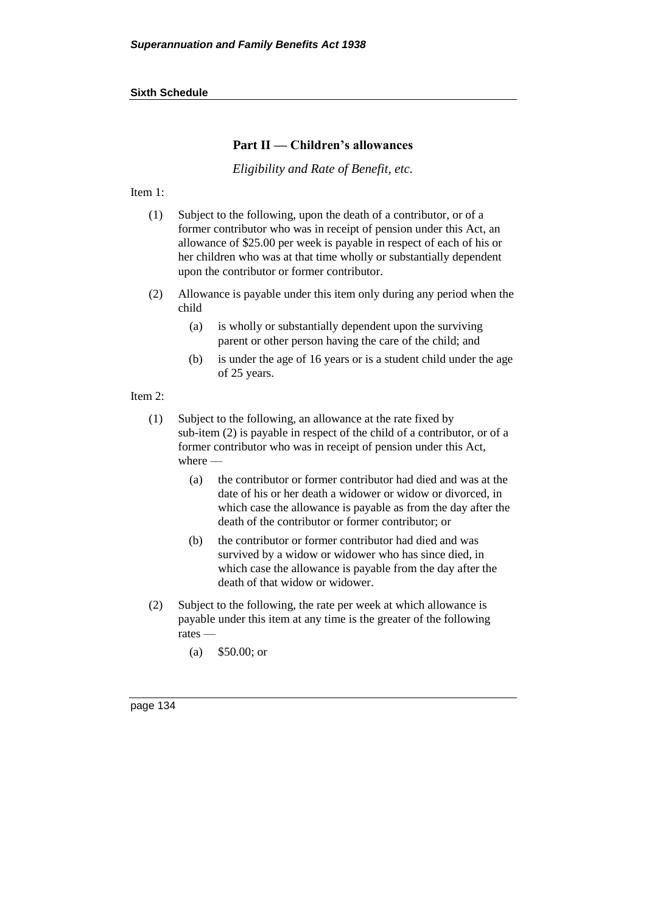## Part II — Children's allowances

*Eligibility and Rate of Benefit, etc.*

Item 1:

(1) Subject to the following, upon the death of a contributor, or of a former contributor who was in receipt of pension under this Act, an allowance of $25.00 per week is payable in respect of each of his or her children who was at that time wholly or substantially dependent upon the contributor or former contributor.

(2) Allowance is payable under this item only during any period when the child

(a) is wholly or substantially dependent upon the surviving parent or other person having the care of the child; and

(b) is under the age of 16 years or is a student child under the age of 25 years.

Item 2:

(1) Subject to the following, an allowance at the rate fixed by sub-item (2) is payable in respect of the child of a contributor, or of a former contributor who was in receipt of pension under this Act, where —

(a) the contributor or former contributor had died and was at the date of his or her death a widower or widow or divorced, in which case the allowance is payable as from the day after the death of the contributor or former contributor; or

(b) the contributor or former contributor had died and was survived by a widow or widower who has since died, in which case the allowance is payable from the day after the death of that widow or widower.

(2) Subject to the following, the rate per week at which allowance is payable under this item at any time is the greater of the following rates —

(a) $50.00; or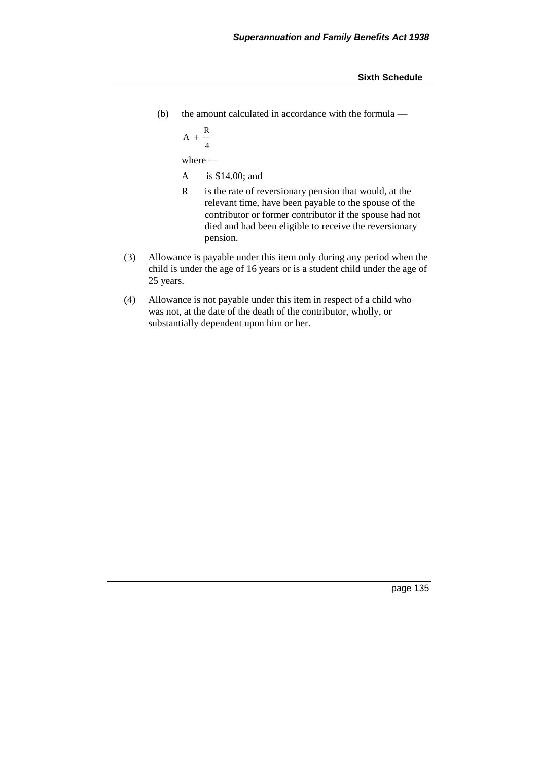(b) the amount calculated in accordance with the formula —

$$A + \frac{R}{4}$$

where —

A is \$14.00; and

R is the rate of reversionary pension that would, at the relevant time, have been payable to the spouse of the contributor or former contributor if the spouse had not died and had been eligible to receive the reversionary pension.

(3) Allowance is payable under this item only during any period when the child is under the age of 16 years or is a student child under the age of 25 years.

(4) Allowance is not payable under this item in respect of a child who was not, at the date of the death of the contributor, wholly, or substantially dependent upon him or her.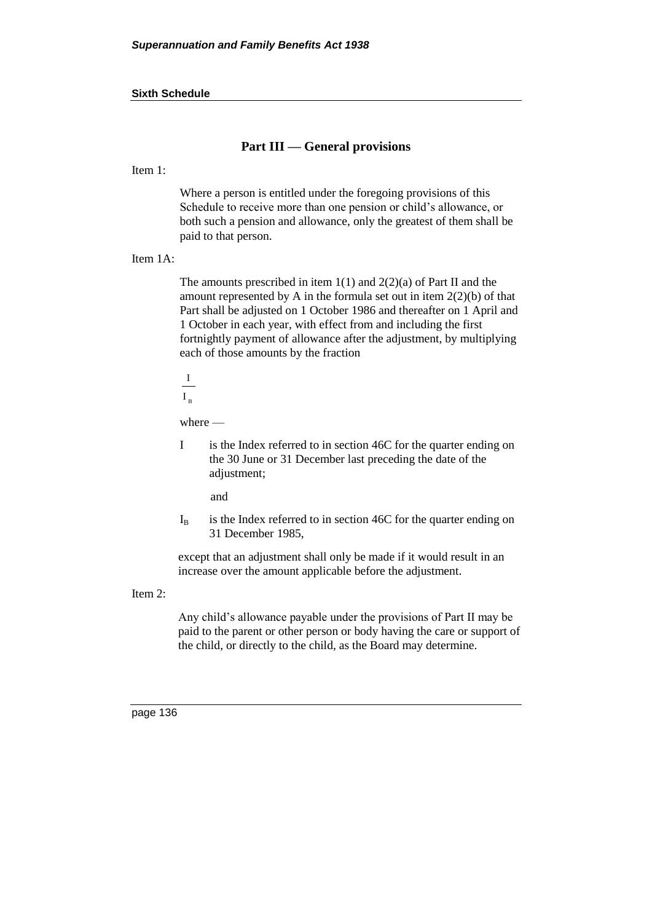## Part III — General provisions

Item 1:

Where a person is entitled under the foregoing provisions of this Schedule to receive more than one pension or child's allowance, or both such a pension and allowance, only the greatest of them shall be paid to that person.

Item 1A:

The amounts prescribed in item 1(1) and 2(2)(a) of Part II and the amount represented by A in the formula set out in item 2(2)(b) of that Part shall be adjusted on 1 October 1986 and thereafter on 1 April and 1 October in each year, with effect from and including the first fortnightly payment of allowance after the adjustment, by multiplying each of those amounts by the fraction

$$\frac{I}{I_B}$$

where —

$I$ is the Index referred to in section 46C for the quarter ending on the 30 June or 31 December last preceding the date of the adjustment;

and

$I_B$ is the Index referred to in section 46C for the quarter ending on 31 December 1985,

except that an adjustment shall only be made if it would result in an increase over the amount applicable before the adjustment.

Item 2:

Any child's allowance payable under the provisions of Part II may be paid to the parent or other person or body having the care or support of the child, or directly to the child, as the Board may determine.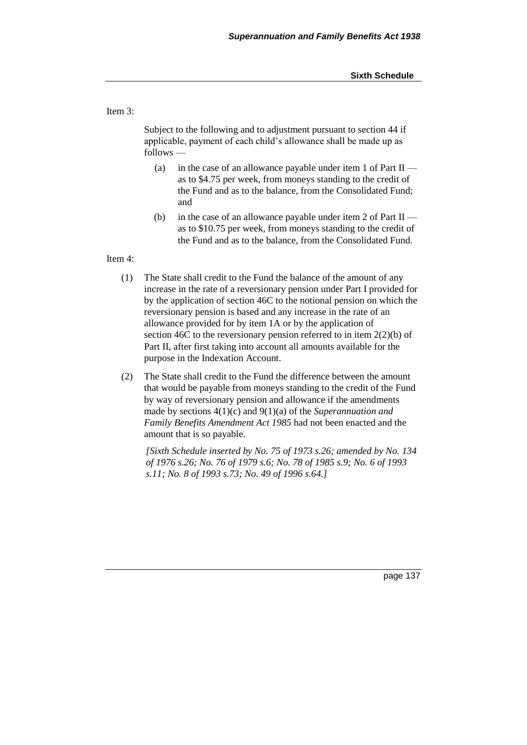Item 3:

Subject to the following and to adjustment pursuant to section 44 if applicable, payment of each child's allowance shall be made up as follows —

(a) in the case of an allowance payable under item 1 of Part II — as to $4.75 per week, from moneys standing to the credit of the Fund and as to the balance, from the Consolidated Fund; and

(b) in the case of an allowance payable under item 2 of Part II — as to $10.75 per week, from moneys standing to the credit of the Fund and as to the balance, from the Consolidated Fund.

Item 4:

(1) The State shall credit to the Fund the balance of the amount of any increase in the rate of a reversionary pension under Part I provided for by the application of section 46C to the notional pension on which the reversionary pension is based and any increase in the rate of an allowance provided for by item 1A or by the application of section 46C to the reversionary pension referred to in item 2(2)(b) of Part II, after first taking into account all amounts available for the purpose in the Indexation Account.

(2) The State shall credit to the Fund the difference between the amount that would be payable from moneys standing to the credit of the Fund by way of reversionary pension and allowance if the amendments made by sections 4(1)(c) and 9(1)(a) of the *Superannuation and Family Benefits Amendment Act 1985* had not been enacted and the amount that is so payable.

*[Sixth Schedule inserted by No. 75 of 1973 s.26; amended by No. 134 of 1976 s.26; No. 76 of 1979 s.6; No. 78 of 1985 s.9; No. 6 of 1993 s.11; No. 8 of 1993 s.73; No. 49 of 1996 s.64.]*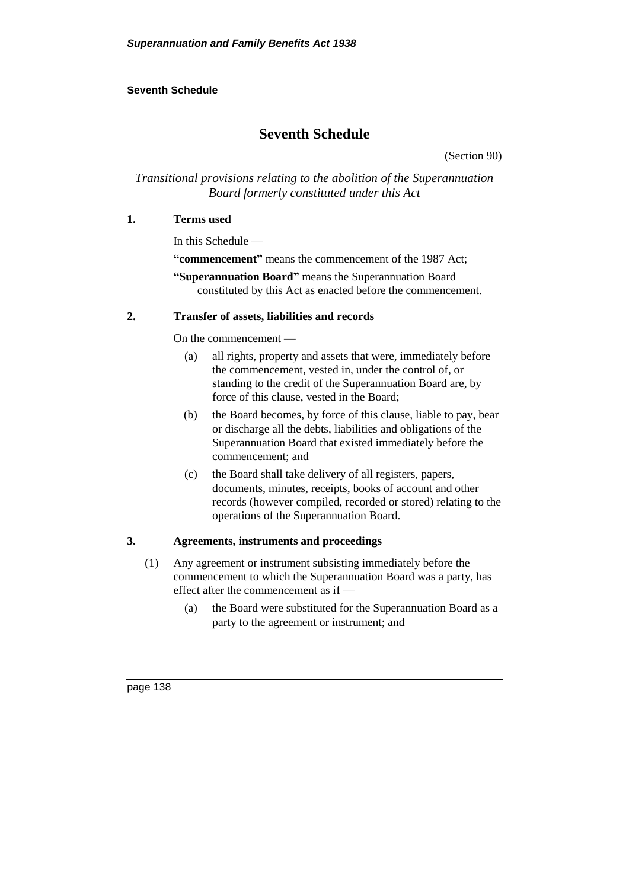# Seventh Schedule

(Section 90)

*Transitional provisions relating to the abolition of the Superannuation Board formerly constituted under this Act*

## 1. Terms used

In this Schedule —

**"commencement"** means the commencement of the 1987 Act;

**"Superannuation Board"** means the Superannuation Board constituted by this Act as enacted before the commencement.

## 2. Transfer of assets, liabilities and records

On the commencement —

(a) all rights, property and assets that were, immediately before the commencement, vested in, under the control of, or standing to the credit of the Superannuation Board are, by force of this clause, vested in the Board;

(b) the Board becomes, by force of this clause, liable to pay, bear or discharge all the debts, liabilities and obligations of the Superannuation Board that existed immediately before the commencement; and

(c) the Board shall take delivery of all registers, papers, documents, minutes, receipts, books of account and other records (however compiled, recorded or stored) relating to the operations of the Superannuation Board.

## 3. Agreements, instruments and proceedings

(1) Any agreement or instrument subsisting immediately before the commencement to which the Superannuation Board was a party, has effect after the commencement as if —

(a) the Board were substituted for the Superannuation Board as a party to the agreement or instrument; and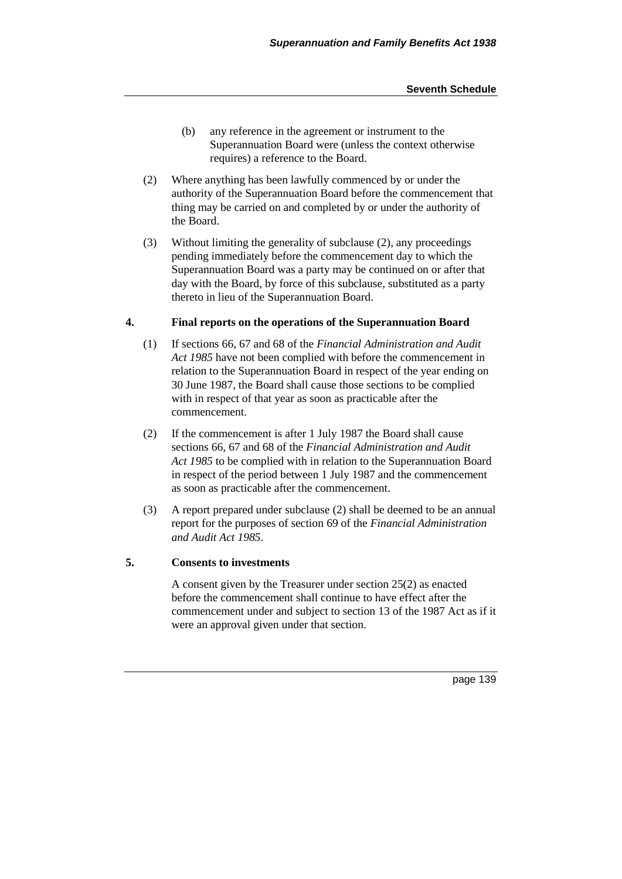(b) any reference in the agreement or instrument to the Superannuation Board were (unless the context otherwise requires) a reference to the Board.

(2) Where anything has been lawfully commenced by or under the authority of the Superannuation Board before the commencement that thing may be carried on and completed by or under the authority of the Board.

(3) Without limiting the generality of subclause (2), any proceedings pending immediately before the commencement day to which the Superannuation Board was a party may be continued on or after that day with the Board, by force of this subclause, substituted as a party thereto in lieu of the Superannuation Board.

**4. Final reports on the operations of the Superannuation Board**

(1) If sections 66, 67 and 68 of the *Financial Administration and Audit Act 1985* have not been complied with before the commencement in relation to the Superannuation Board in respect of the year ending on 30 June 1987, the Board shall cause those sections to be complied with in respect of that year as soon as practicable after the commencement.

(2) If the commencement is after 1 July 1987 the Board shall cause sections 66, 67 and 68 of the *Financial Administration and Audit Act 1985* to be complied with in relation to the Superannuation Board in respect of the period between 1 July 1987 and the commencement as soon as practicable after the commencement.

(3) A report prepared under subclause (2) shall be deemed to be an annual report for the purposes of section 69 of the *Financial Administration and Audit Act 1985*.

**5. Consents to investments**

A consent given by the Treasurer under section 25(2) as enacted before the commencement shall continue to have effect after the commencement under and subject to section 13 of the 1987 Act as if it were an approval given under that section.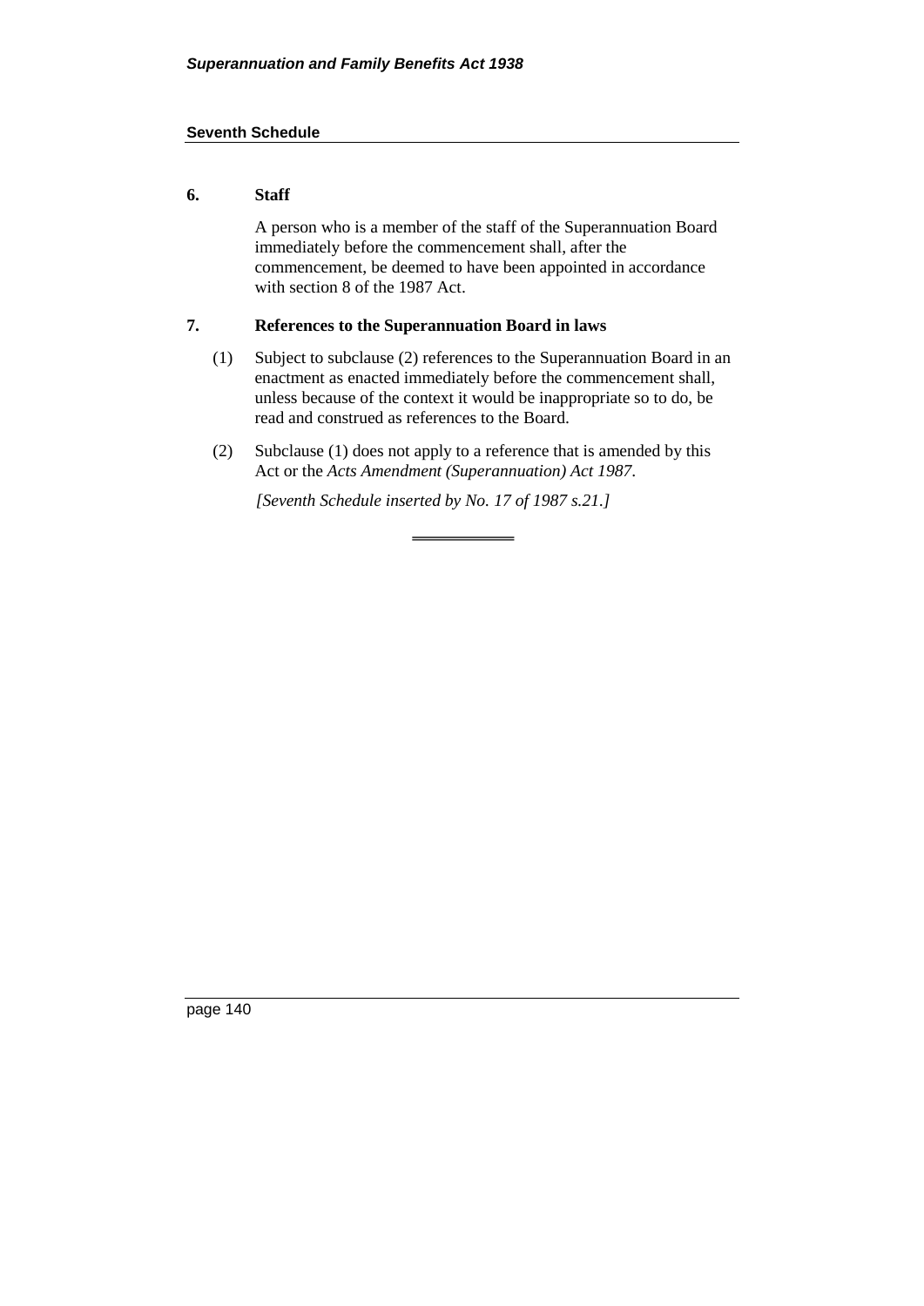## 6. Staff

A person who is a member of the staff of the Superannuation Board immediately before the commencement shall, after the commencement, be deemed to have been appointed in accordance with section 8 of the 1987 Act.

## 7. References to the Superannuation Board in laws

(1) Subject to subclause (2) references to the Superannuation Board in an enactment as enacted immediately before the commencement shall, unless because of the context it would be inappropriate so to do, be read and construed as references to the Board.

(2) Subclause (1) does not apply to a reference that is amended by this Act or the *Acts Amendment (Superannuation) Act 1987*.

*[Seventh Schedule inserted by No. 17 of 1987 s.21.]*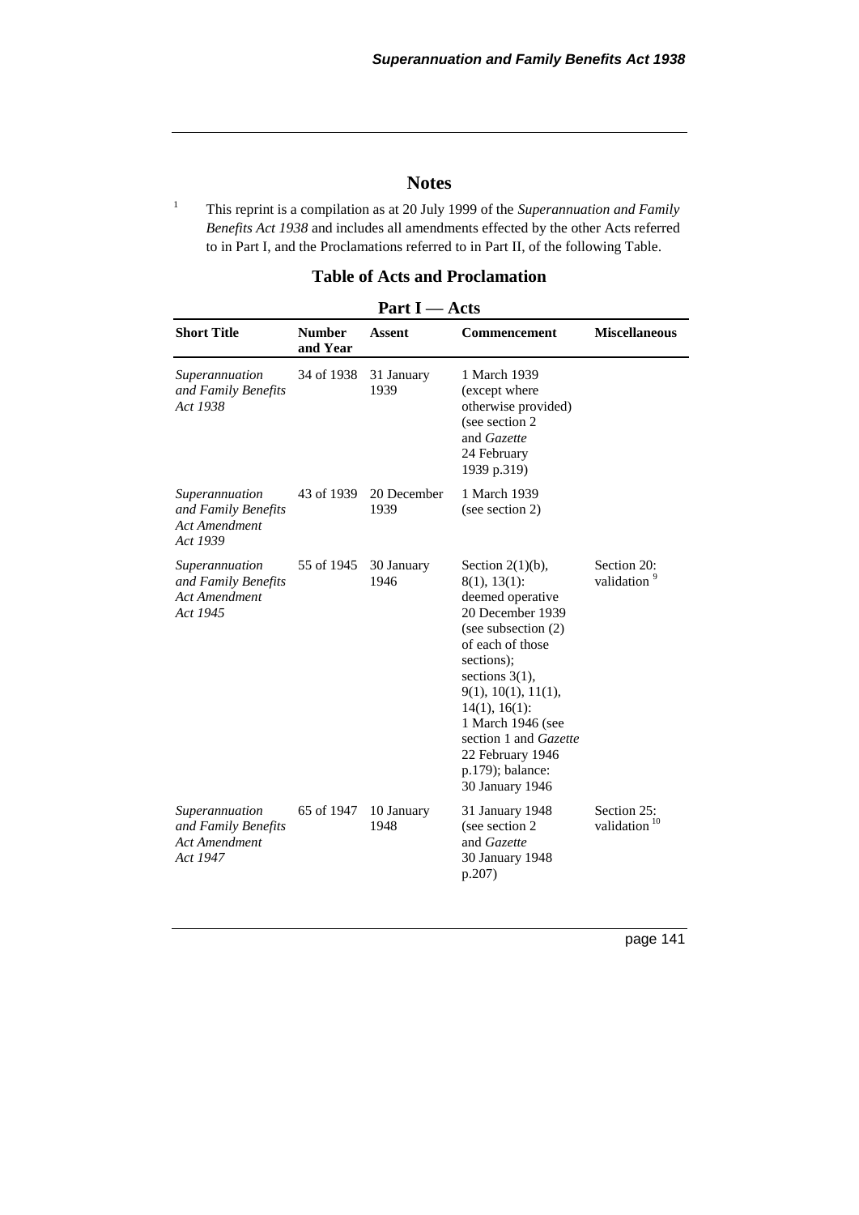# Notes

[1] This reprint is a compilation as at 20 July 1999 of the *Superannuation and Family Benefits Act 1938* and includes all amendments effected by the other Acts referred to in Part I, and the Proclamations referred to in Part II, of the following Table.

## Table of Acts and Proclamation

### Part I — Acts

| Short Title | Number and Year | Assent | Commencement | Miscellaneous |
|---|---|---|---|---|
| *Superannuation and Family Benefits Act 1938* | 34 of 1938 | 31 January 1939 | 1 March 1939 (except where otherwise provided) (see section 2 and *Gazette* 24 February 1939 p.319) | |
| *Superannuation and Family Benefits Act Amendment Act 1939* | 43 of 1939 | 20 December 1939 | 1 March 1939 (see section 2) | |
| *Superannuation and Family Benefits Act Amendment Act 1945* | 55 of 1945 | 30 January 1946 | Section 2(1)(b), 8(1), 13(1): deemed operative 20 December 1939 (see subsection (2) of each of those sections); sections 3(1), 9(1), 10(1), 11(1), 14(1), 16(1): 1 March 1946 (see section 1 and *Gazette* 22 February 1946 p.179); balance: 30 January 1946 | Section 20: validation [9] |
| *Superannuation and Family Benefits Act Amendment Act 1947* | 65 of 1947 | 10 January 1948 | 31 January 1948 (see section 2 and *Gazette* 30 January 1948 p.207) | Section 25: validation [10] |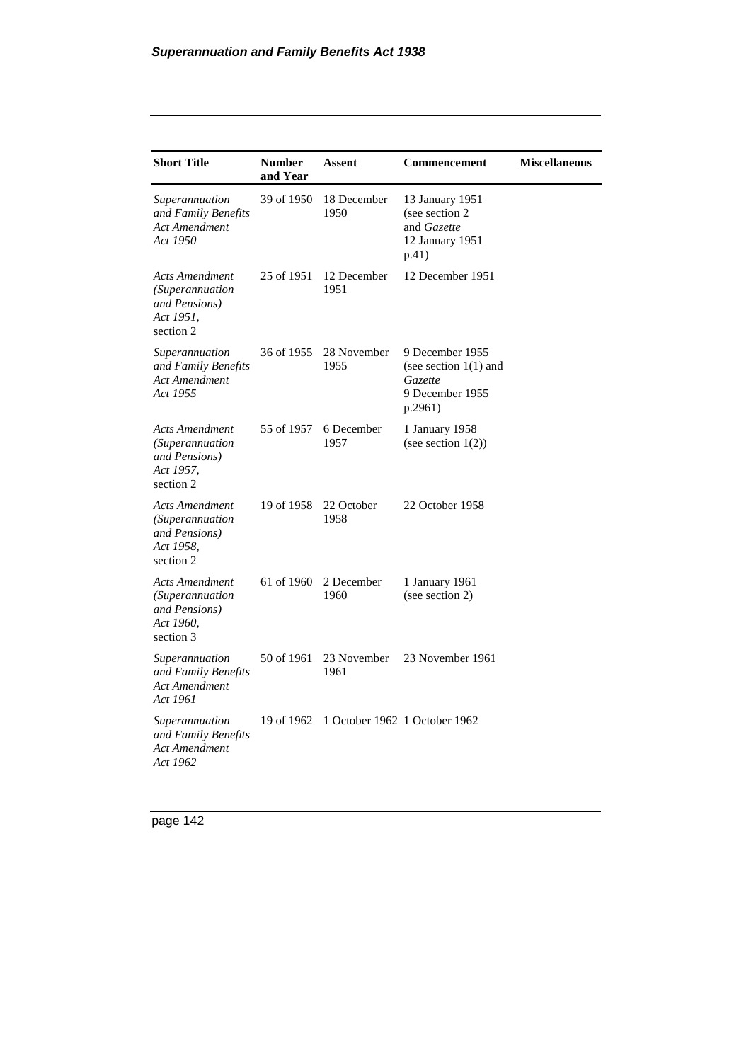| Short Title | Number and Year | Assent | Commencement | Miscellaneous |
|---|---|---|---|---|
| *Superannuation and Family Benefits Act Amendment Act 1950* | 39 of 1950 | 18 December 1950 | 13 January 1951 (see section 2 and *Gazette* 12 January 1951 p.41) | |
| *Acts Amendment (Superannuation and Pensions) Act 1951*, section 2 | 25 of 1951 | 12 December 1951 | 12 December 1951 | |
| *Superannuation and Family Benefits Act Amendment Act 1955* | 36 of 1955 | 28 November 1955 | 9 December 1955 (see section 1(1) and *Gazette* 9 December 1955 p.2961) | |
| *Acts Amendment (Superannuation and Pensions) Act 1957*, section 2 | 55 of 1957 | 6 December 1957 | 1 January 1958 (see section 1(2)) | |
| *Acts Amendment (Superannuation and Pensions) Act 1958*, section 2 | 19 of 1958 | 22 October 1958 | 22 October 1958 | |
| *Acts Amendment (Superannuation and Pensions) Act 1960*, section 3 | 61 of 1960 | 2 December 1960 | 1 January 1961 (see section 2) | |
| *Superannuation and Family Benefits Act Amendment Act 1961* | 50 of 1961 | 23 November 1961 | 23 November 1961 | |
| *Superannuation and Family Benefits Act Amendment Act 1962* | 19 of 1962 | 1 October 1962 | 1 October 1962 | |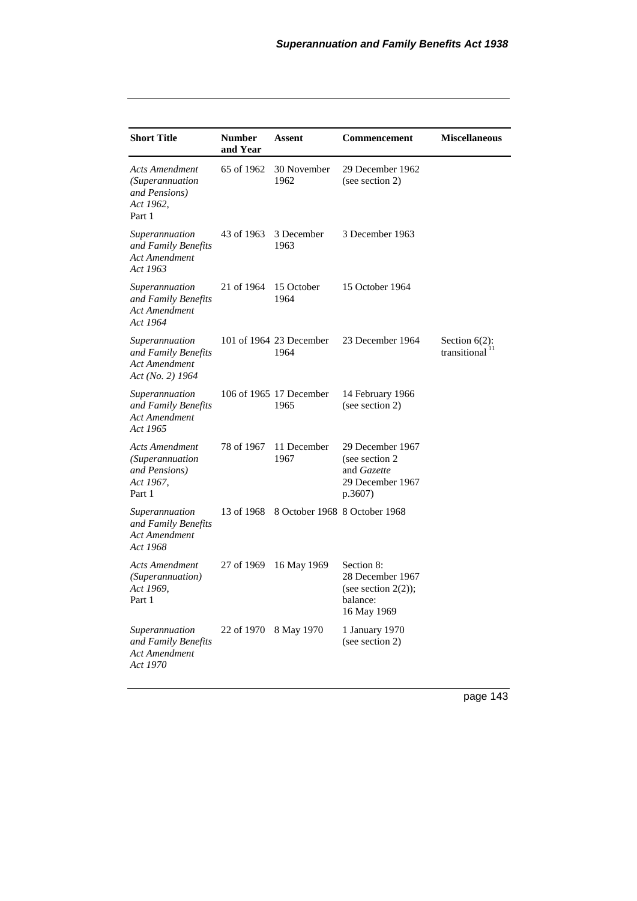| **Short Title** | **Number and Year** | **Assent** | **Commencement** | **Miscellaneous** |
|---|---|---|---|---|
| *Acts Amendment (Superannuation and Pensions) Act 1962*, Part 1 | 65 of 1962 | 30 November 1962 | 29 December 1962 (see section 2) | |
| *Superannuation and Family Benefits Act Amendment Act 1963* | 43 of 1963 | 3 December 1963 | 3 December 1963 | |
| *Superannuation and Family Benefits Act Amendment Act 1964* | 21 of 1964 | 15 October 1964 | 15 October 1964 | |
| *Superannuation and Family Benefits Act Amendment Act (No. 2) 1964* | 101 of 1964 | 23 December 1964 | 23 December 1964 | Section 6(2): transitional [11] |
| *Superannuation and Family Benefits Act Amendment Act 1965* | 106 of 1965 | 17 December 1965 | 14 February 1966 (see section 2) | |
| *Acts Amendment (Superannuation and Pensions) Act 1967*, Part 1 | 78 of 1967 | 11 December 1967 | 29 December 1967 (see section 2 and *Gazette* 29 December 1967 p.3607) | |
| *Superannuation and Family Benefits Act Amendment Act 1968* | 13 of 1968 | 8 October 1968 | 8 October 1968 | |
| *Acts Amendment (Superannuation) Act 1969*, Part 1 | 27 of 1969 | 16 May 1969 | Section 8: 28 December 1967 (see section 2(2)); balance: 16 May 1969 | |
| *Superannuation and Family Benefits Act Amendment Act 1970* | 22 of 1970 | 8 May 1970 | 1 January 1970 (see section 2) | |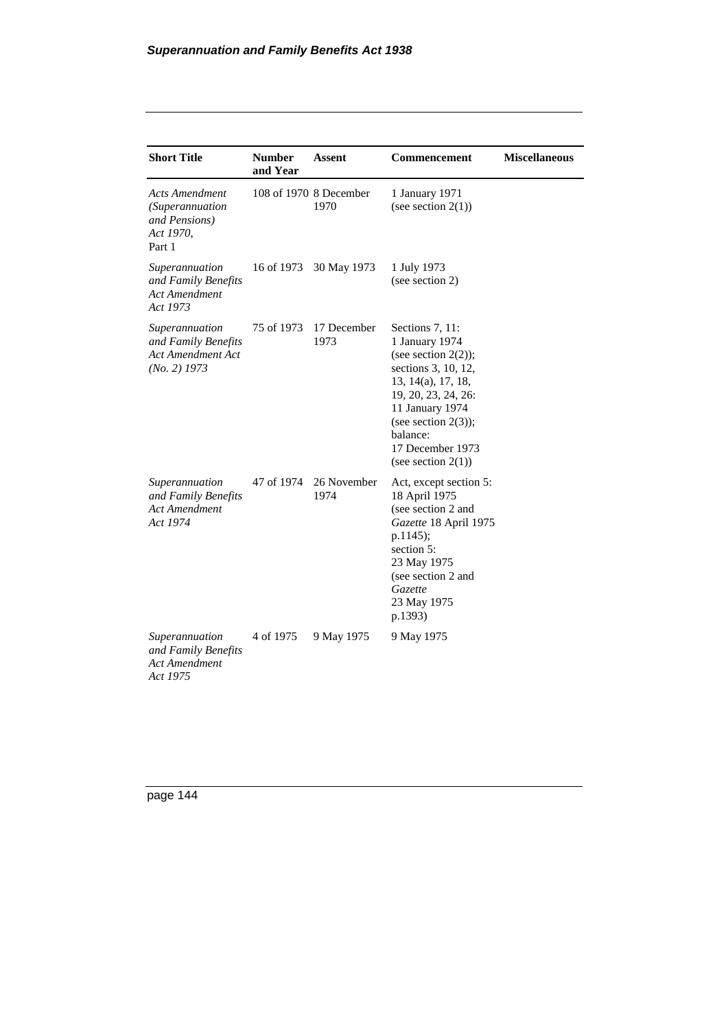| Short Title | Number and Year | Assent | Commencement | Miscellaneous |
|---|---|---|---|---|
| *Acts Amendment (Superannuation and Pensions) Act 1970*, Part 1 | 108 of 1970 | 8 December 1970 | 1 January 1971 (see section 2(1)) | |
| *Superannuation and Family Benefits Act Amendment Act 1973* | 16 of 1973 | 30 May 1973 | 1 July 1973 (see section 2) | |
| *Superannuation and Family Benefits Act Amendment Act (No. 2) 1973* | 75 of 1973 | 17 December 1973 | Sections 7, 11: 1 January 1974 (see section 2(2)); sections 3, 10, 12, 13, 14(a), 17, 18, 19, 20, 23, 24, 26: 11 January 1974 (see section 2(3)); balance: 17 December 1973 (see section 2(1)) | |
| *Superannuation and Family Benefits Act Amendment Act 1974* | 47 of 1974 | 26 November 1974 | Act, except section 5: 18 April 1975 (see section 2 and *Gazette* 18 April 1975 p.1145); section 5: 23 May 1975 (see section 2 and *Gazette* 23 May 1975 p.1393) | |
| *Superannuation and Family Benefits Act Amendment Act 1975* | 4 of 1975 | 9 May 1975 | 9 May 1975 | |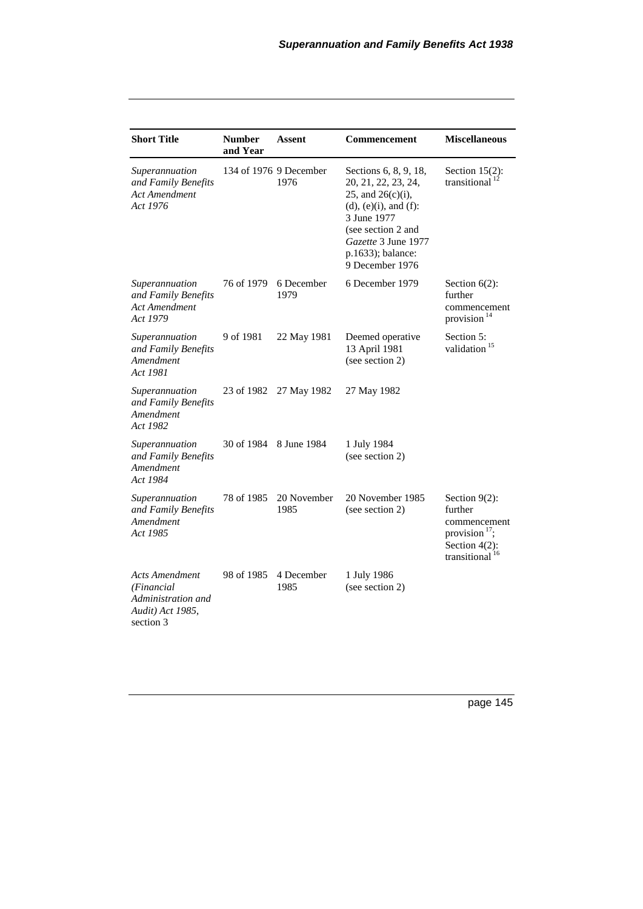| Short Title | Number and Year | Assent | Commencement | Miscellaneous |
|---|---|---|---|---|
| *Superannuation and Family Benefits Act Amendment Act 1976* | 134 of 1976 | 9 December 1976 | Sections 6, 8, 9, 18, 20, 21, 22, 23, 24, 25, and 26(c)(i), (d), (e)(i), and (f): 3 June 1977 (see section 2 and *Gazette* 3 June 1977 p.1633); balance: 9 December 1976 | Section 15(2): transitional [12] |
| *Superannuation and Family Benefits Act Amendment Act 1979* | 76 of 1979 | 6 December 1979 | 6 December 1979 | Section 6(2): further commencement provision [14] |
| *Superannuation and Family Benefits Amendment Act 1981* | 9 of 1981 | 22 May 1981 | Deemed operative 13 April 1981 (see section 2) | Section 5: validation [15] |
| *Superannuation and Family Benefits Amendment Act 1982* | 23 of 1982 | 27 May 1982 | 27 May 1982 | |
| *Superannuation and Family Benefits Amendment Act 1984* | 30 of 1984 | 8 June 1984 | 1 July 1984 (see section 2) | |
| *Superannuation and Family Benefits Amendment Act 1985* | 78 of 1985 | 20 November 1985 | 20 November 1985 (see section 2) | Section 9(2): further commencement provision [17]; Section 4(2): transitional [16] |
| *Acts Amendment (Financial Administration and Audit) Act 1985*, section 3 | 98 of 1985 | 4 December 1985 | 1 July 1986 (see section 2) | |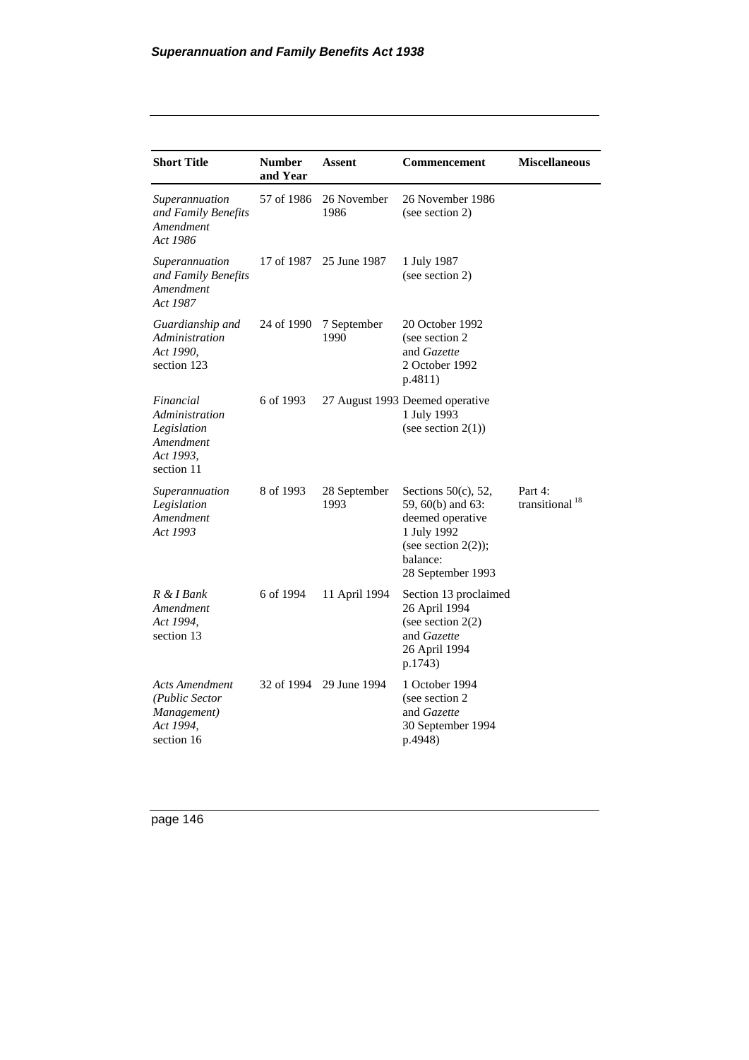| Short Title | Number and Year | Assent | Commencement | Miscellaneous |
|---|---|---|---|---|
| *Superannuation and Family Benefits Amendment Act 1986* | 57 of 1986 | 26 November 1986 | 26 November 1986 (see section 2) | |
| *Superannuation and Family Benefits Amendment Act 1987* | 17 of 1987 | 25 June 1987 | 1 July 1987 (see section 2) | |
| *Guardianship and Administration Act 1990*, section 123 | 24 of 1990 | 7 September 1990 | 20 October 1992 (see section 2 and *Gazette* 2 October 1992 p.4811) | |
| *Financial Administration Legislation Amendment Act 1993*, section 11 | 6 of 1993 | 27 August 1993 | Deemed operative 1 July 1993 (see section 2(1)) | |
| *Superannuation Legislation Amendment Act 1993* | 8 of 1993 | 28 September 1993 | Sections 50(c), 52, 59, 60(b) and 63: deemed operative 1 July 1992 (see section 2(2)); balance: 28 September 1993 | Part 4: transitional [18] |
| *R & I Bank Amendment Act 1994*, section 13 | 6 of 1994 | 11 April 1994 | Section 13 proclaimed 26 April 1994 (see section 2(2) and *Gazette* 26 April 1994 p.1743) | |
| *Acts Amendment (Public Sector Management) Act 1994*, section 16 | 32 of 1994 | 29 June 1994 | 1 October 1994 (see section 2 and *Gazette* 30 September 1994 p.4948) | |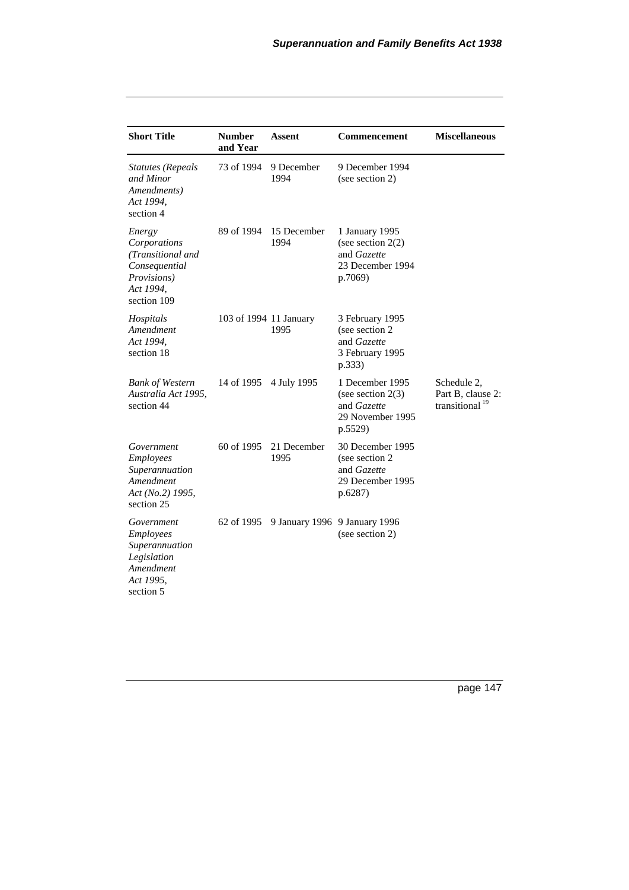| Short Title | Number and Year | Assent | Commencement | Miscellaneous |
|---|---|---|---|---|
| *Statutes (Repeals and Minor Amendments) Act 1994*, section 4 | 73 of 1994 | 9 December 1994 | 9 December 1994 (see section 2) | |
| *Energy Corporations (Transitional and Consequential Provisions) Act 1994*, section 109 | 89 of 1994 | 15 December 1994 | 1 January 1995 (see section 2(2) and *Gazette* 23 December 1994 p.7069) | |
| *Hospitals Amendment Act 1994*, section 18 | 103 of 1994 | 11 January 1995 | 3 February 1995 (see section 2 and *Gazette* 3 February 1995 p.333) | |
| *Bank of Western Australia Act 1995*, section 44 | 14 of 1995 | 4 July 1995 | 1 December 1995 (see section 2(3) and *Gazette* 29 November 1995 p.5529) | Schedule 2, Part B, clause 2: transitional [19] |
| *Government Employees Superannuation Amendment Act (No.2) 1995*, section 25 | 60 of 1995 | 21 December 1995 | 30 December 1995 (see section 2 and *Gazette* 29 December 1995 p.6287) | |
| *Government Employees Superannuation Legislation Amendment Act 1995*, section 5 | 62 of 1995 | 9 January 1996 | 9 January 1996 (see section 2) | |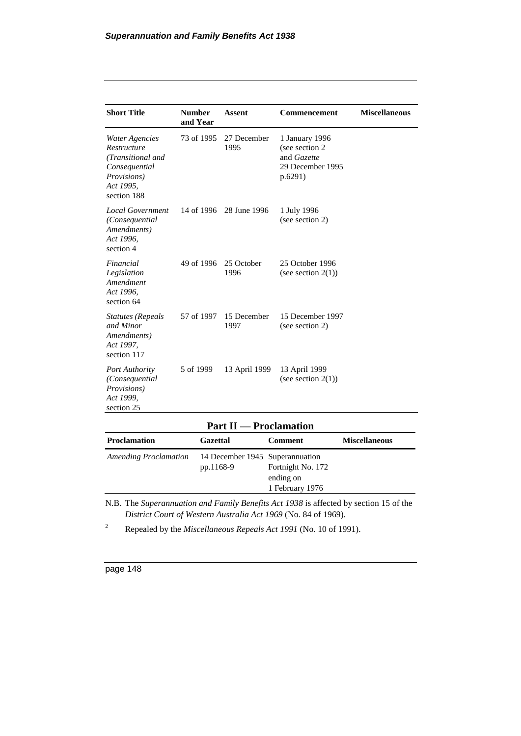| Short Title | Number and Year | Assent | Commencement | Miscellaneous |
|---|---|---|---|---|
| *Water Agencies Restructure (Transitional and Consequential Provisions) Act 1995*, section 188 | 73 of 1995 | 27 December 1995 | 1 January 1996 (see section 2 and *Gazette* 29 December 1995 p.6291) | |
| *Local Government (Consequential Amendments) Act 1996*, section 4 | 14 of 1996 | 28 June 1996 | 1 July 1996 (see section 2) | |
| *Financial Legislation Amendment Act 1996*, section 64 | 49 of 1996 | 25 October 1996 | 25 October 1996 (see section 2(1)) | |
| *Statutes (Repeals and Minor Amendments) Act 1997*, section 117 | 57 of 1997 | 15 December 1997 | 15 December 1997 (see section 2) | |
| *Port Authority (Consequential Provisions) Act 1999*, section 25 | 5 of 1999 | 13 April 1999 | 13 April 1999 (see section 2(1)) | |

## Part II — Proclamation

| Proclamation | Gazettal | Comment | Miscellaneous |
|---|---|---|---|
| *Amending Proclamation* | 14 December 1945 pp.1168-9 | Superannuation Fortnight No. 172 ending on 1 February 1976 | |

N.B. The *Superannuation and Family Benefits Act 1938* is affected by section 15 of the *District Court of Western Australia Act 1969* (No. 84 of 1969).

[2] Repealed by the *Miscellaneous Repeals Act 1991* (No. 10 of 1991).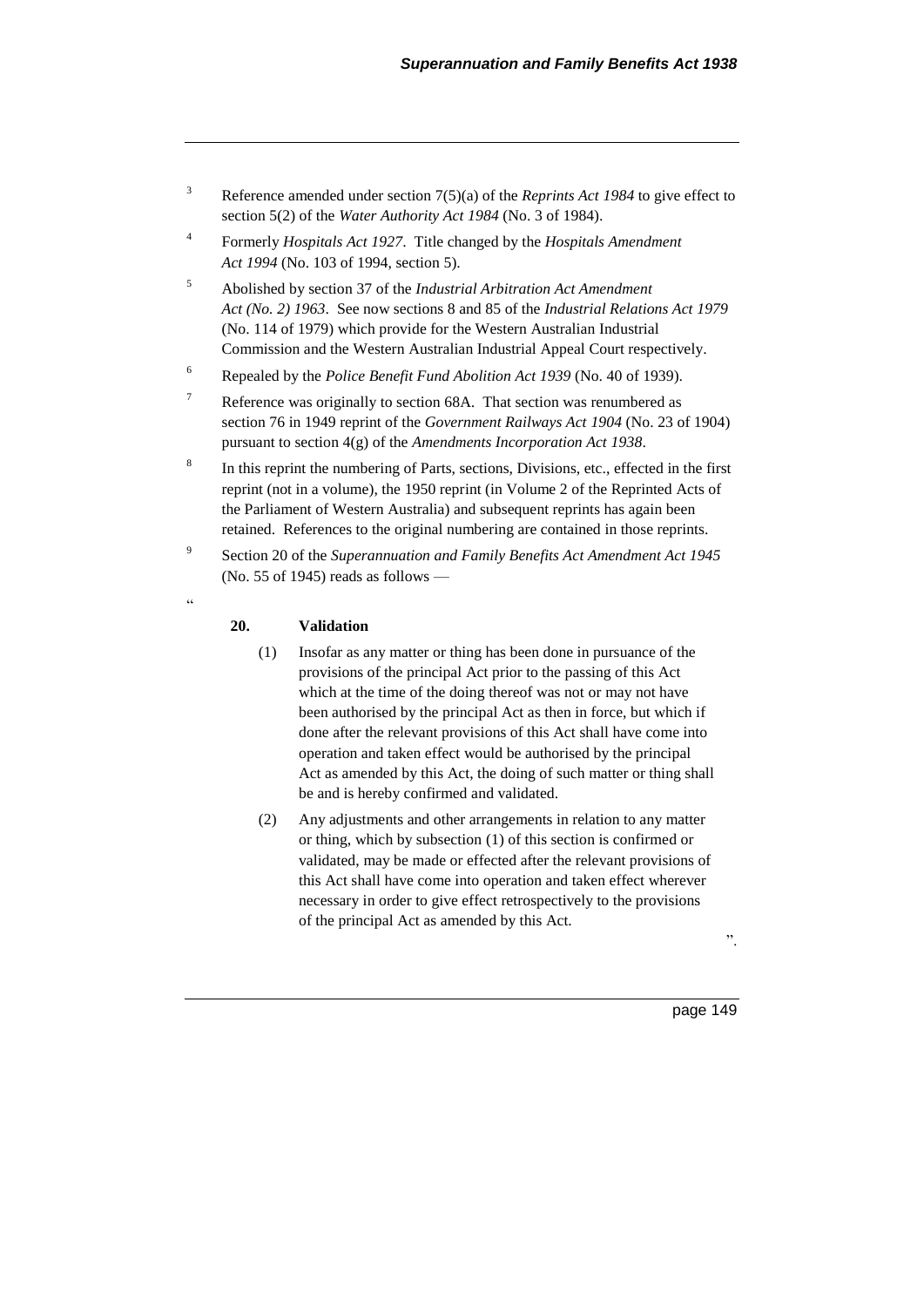[3] Reference amended under section 7(5)(a) of the *Reprints Act 1984* to give effect to section 5(2) of the *Water Authority Act 1984* (No. 3 of 1984).

[4] Formerly *Hospitals Act 1927*. Title changed by the *Hospitals Amendment Act 1994* (No. 103 of 1994, section 5).

[5] Abolished by section 37 of the *Industrial Arbitration Act Amendment Act (No. 2) 1963*. See now sections 8 and 85 of the *Industrial Relations Act 1979* (No. 114 of 1979) which provide for the Western Australian Industrial Commission and the Western Australian Industrial Appeal Court respectively.

[6] Repealed by the *Police Benefit Fund Abolition Act 1939* (No. 40 of 1939).

[7] Reference was originally to section 68A. That section was renumbered as section 76 in 1949 reprint of the *Government Railways Act 1904* (No. 23 of 1904) pursuant to section 4(g) of the *Amendments Incorporation Act 1938*.

[8] In this reprint the numbering of Parts, sections, Divisions, etc., effected in the first reprint (not in a volume), the 1950 reprint (in Volume 2 of the Reprinted Acts of the Parliament of Western Australia) and subsequent reprints has again been retained. References to the original numbering are contained in those reprints.

[9] Section 20 of the *Superannuation and Family Benefits Act Amendment Act 1945* (No. 55 of 1945) reads as follows —

"

**20. Validation**

(1) Insofar as any matter or thing has been done in pursuance of the provisions of the principal Act prior to the passing of this Act which at the time of the doing thereof was not or may not have been authorised by the principal Act as then in force, but which if done after the relevant provisions of this Act shall have come into operation and taken effect would be authorised by the principal Act as amended by this Act, the doing of such matter or thing shall be and is hereby confirmed and validated.

(2) Any adjustments and other arrangements in relation to any matter or thing, which by subsection (1) of this section is confirmed or validated, may be made or effected after the relevant provisions of this Act shall have come into operation and taken effect wherever necessary in order to give effect retrospectively to the provisions of the principal Act as amended by this Act.

".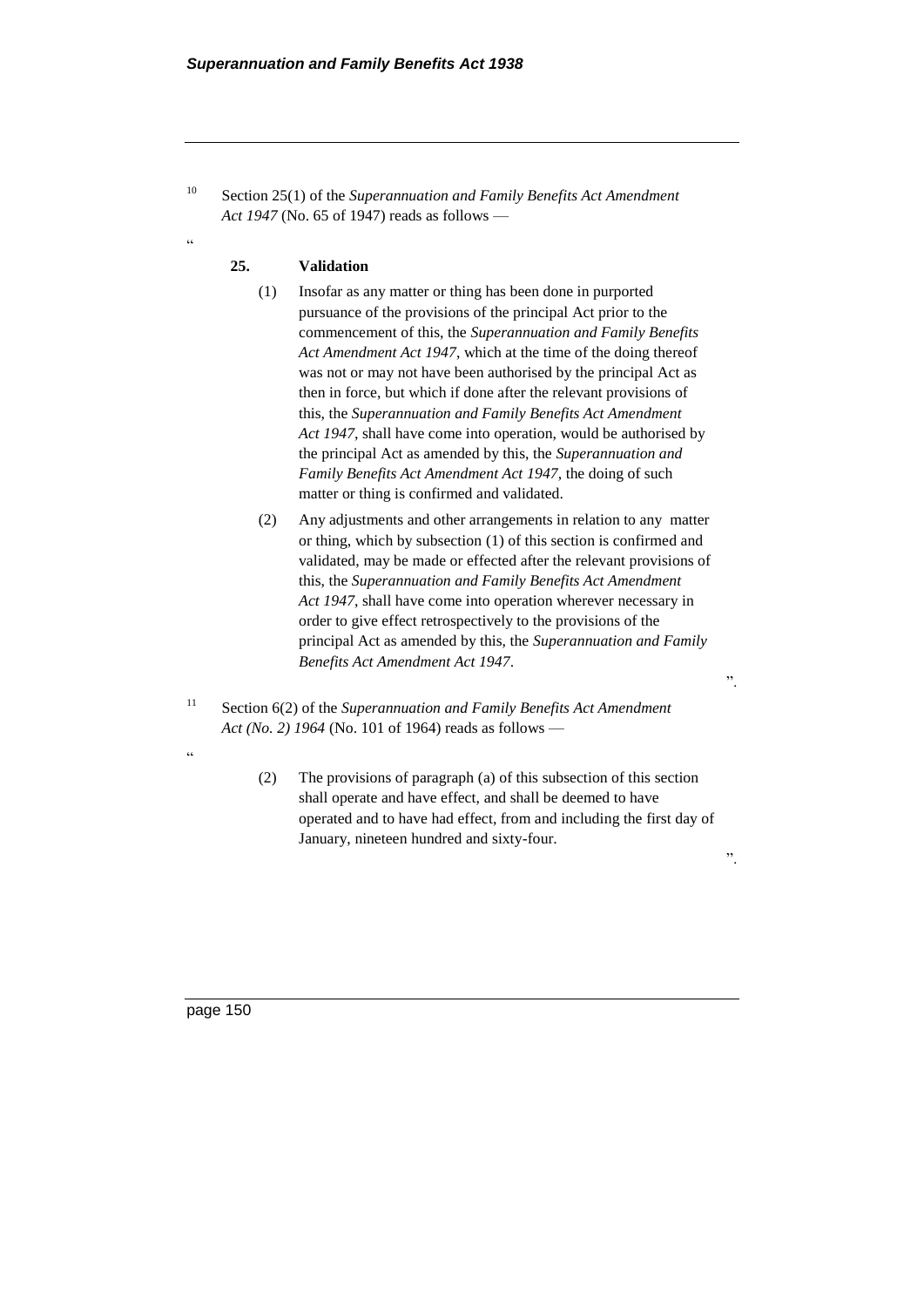[10] Section 25(1) of the *Superannuation and Family Benefits Act Amendment Act 1947* (No. 65 of 1947) reads as follows —

"

**25. Validation**

(1) Insofar as any matter or thing has been done in purported pursuance of the provisions of the principal Act prior to the commencement of this, the *Superannuation and Family Benefits Act Amendment Act 1947*, which at the time of the doing thereof was not or may not have been authorised by the principal Act as then in force, but which if done after the relevant provisions of this, the *Superannuation and Family Benefits Act Amendment Act 1947*, shall have come into operation, would be authorised by the principal Act as amended by this, the *Superannuation and Family Benefits Act Amendment Act 1947*, the doing of such matter or thing is confirmed and validated.

(2) Any adjustments and other arrangements in relation to any matter or thing, which by subsection (1) of this section is confirmed and validated, may be made or effected after the relevant provisions of this, the *Superannuation and Family Benefits Act Amendment Act 1947*, shall have come into operation wherever necessary in order to give effect retrospectively to the provisions of the principal Act as amended by this, the *Superannuation and Family Benefits Act Amendment Act 1947*.

".

[11] Section 6(2) of the *Superannuation and Family Benefits Act Amendment Act (No. 2) 1964* (No. 101 of 1964) reads as follows —

"

(2) The provisions of paragraph (a) of this subsection of this section shall operate and have effect, and shall be deemed to have operated and to have had effect, from and including the first day of January, nineteen hundred and sixty-four.

".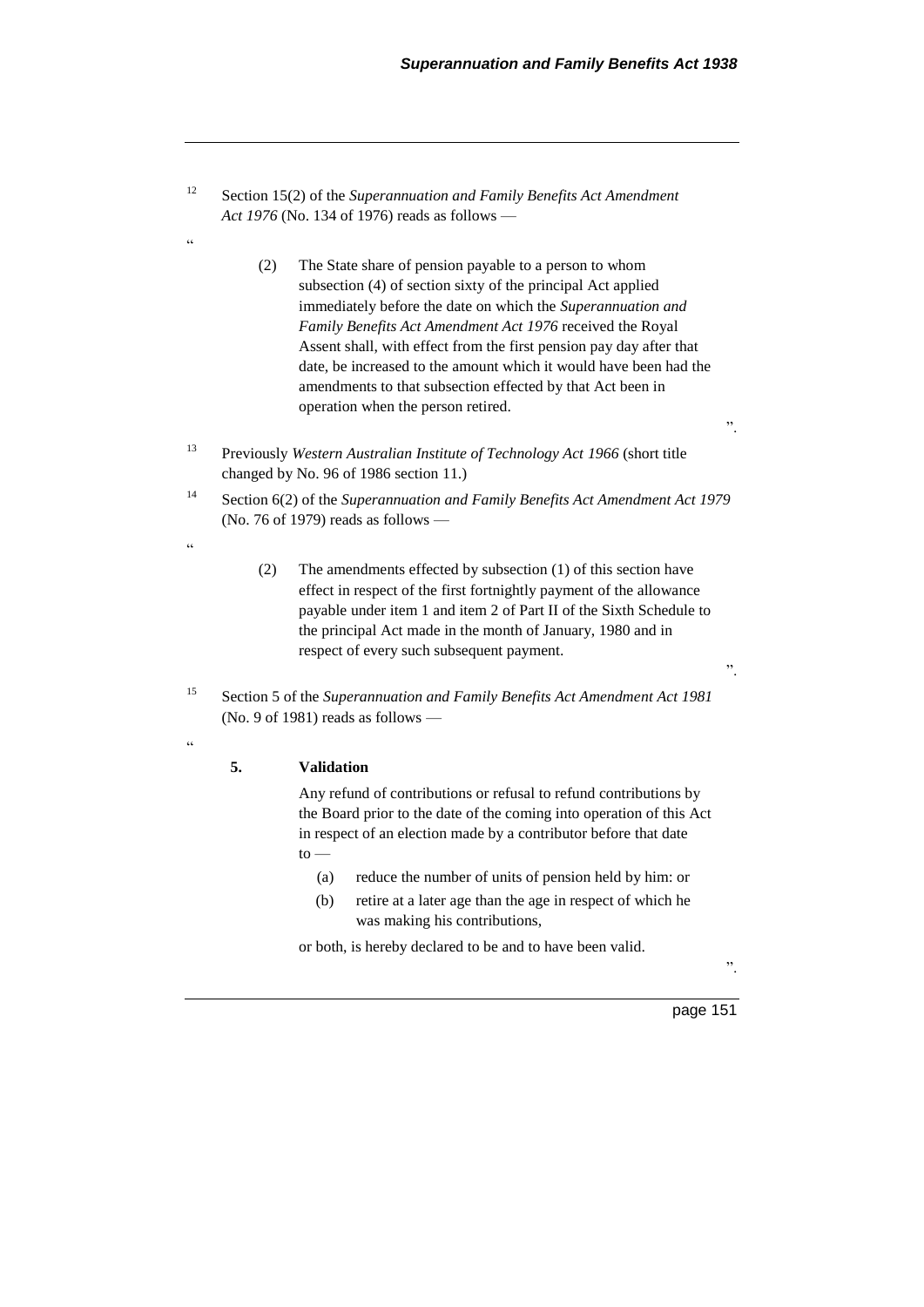[12] Section 15(2) of the *Superannuation and Family Benefits Act Amendment Act 1976* (No. 134 of 1976) reads as follows —

"

(2) The State share of pension payable to a person to whom subsection (4) of section sixty of the principal Act applied immediately before the date on which the *Superannuation and Family Benefits Act Amendment Act 1976* received the Royal Assent shall, with effect from the first pension pay day after that date, be increased to the amount which it would have been had the amendments to that subsection effected by that Act been in operation when the person retired.

".

[13] Previously *Western Australian Institute of Technology Act 1966* (short title changed by No. 96 of 1986 section 11.)

[14] Section 6(2) of the *Superannuation and Family Benefits Act Amendment Act 1979* (No. 76 of 1979) reads as follows —

"

(2) The amendments effected by subsection (1) of this section have effect in respect of the first fortnightly payment of the allowance payable under item 1 and item 2 of Part II of the Sixth Schedule to the principal Act made in the month of January, 1980 and in respect of every such subsequent payment.

".

[15] Section 5 of the *Superannuation and Family Benefits Act Amendment Act 1981* (No. 9 of 1981) reads as follows —

"

**5. Validation**

Any refund of contributions or refusal to refund contributions by the Board prior to the date of the coming into operation of this Act in respect of an election made by a contributor before that date to —

(a) reduce the number of units of pension held by him: or

(b) retire at a later age than the age in respect of which he was making his contributions,

or both, is hereby declared to be and to have been valid.

".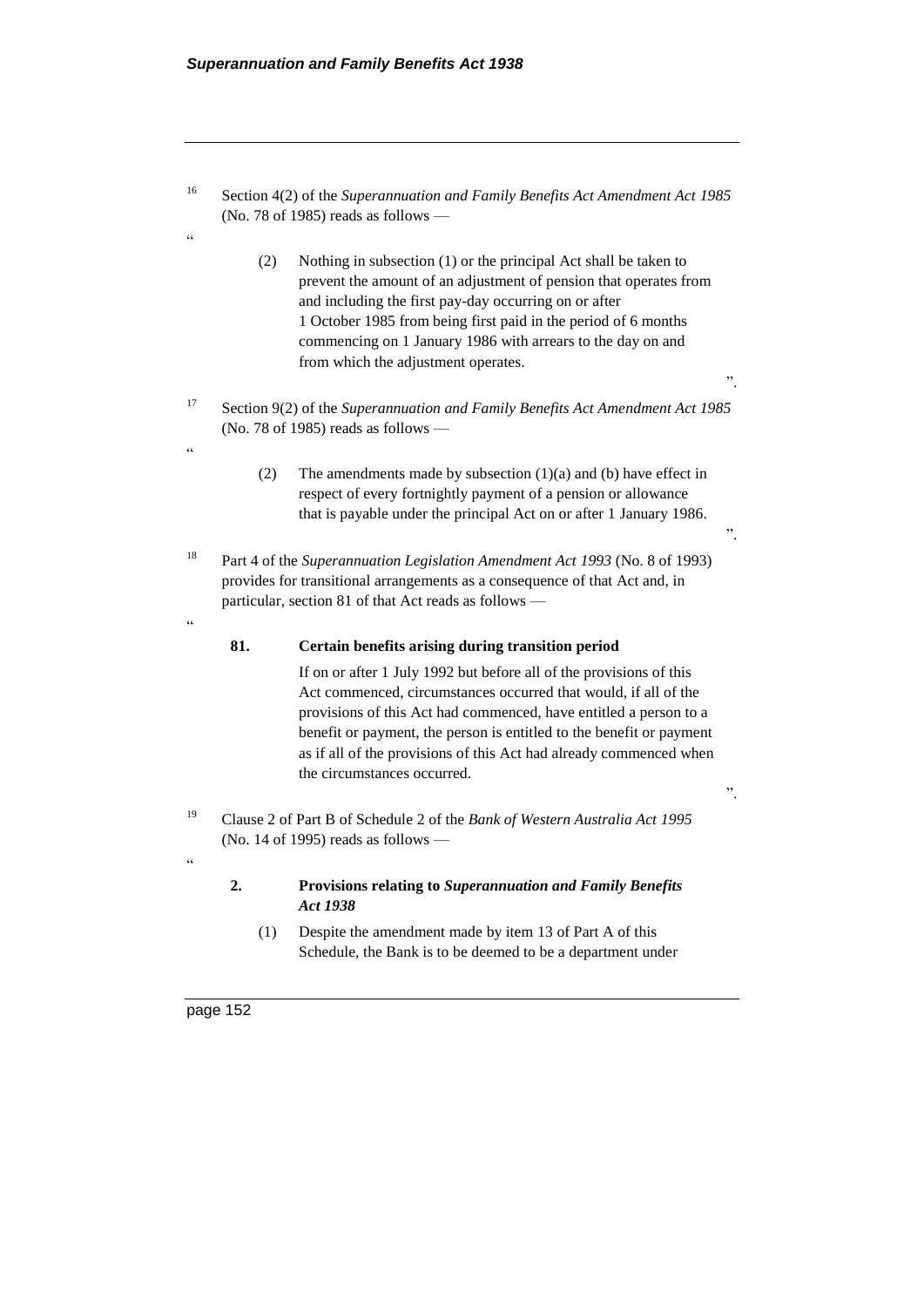[16] Section 4(2) of the *Superannuation and Family Benefits Act Amendment Act 1985* (No. 78 of 1985) reads as follows —

"

(2) Nothing in subsection (1) or the principal Act shall be taken to prevent the amount of an adjustment of pension that operates from and including the first pay-day occurring on or after 1 October 1985 from being first paid in the period of 6 months commencing on 1 January 1986 with arrears to the day on and from which the adjustment operates.

".

[17] Section 9(2) of the *Superannuation and Family Benefits Act Amendment Act 1985* (No. 78 of 1985) reads as follows —

"

(2) The amendments made by subsection (1)(a) and (b) have effect in respect of every fortnightly payment of a pension or allowance that is payable under the principal Act on or after 1 January 1986.

".

[18] Part 4 of the *Superannuation Legislation Amendment Act 1993* (No. 8 of 1993) provides for transitional arrangements as a consequence of that Act and, in particular, section 81 of that Act reads as follows —

"

**81. Certain benefits arising during transition period**

If on or after 1 July 1992 but before all of the provisions of this Act commenced, circumstances occurred that would, if all of the provisions of this Act had commenced, have entitled a person to a benefit or payment, the person is entitled to the benefit or payment as if all of the provisions of this Act had already commenced when the circumstances occurred.

".

[19] Clause 2 of Part B of Schedule 2 of the *Bank of Western Australia Act 1995* (No. 14 of 1995) reads as follows —

"

**2. Provisions relating to *Superannuation and Family Benefits Act 1938***

(1) Despite the amendment made by item 13 of Part A of this Schedule, the Bank is to be deemed to be a department under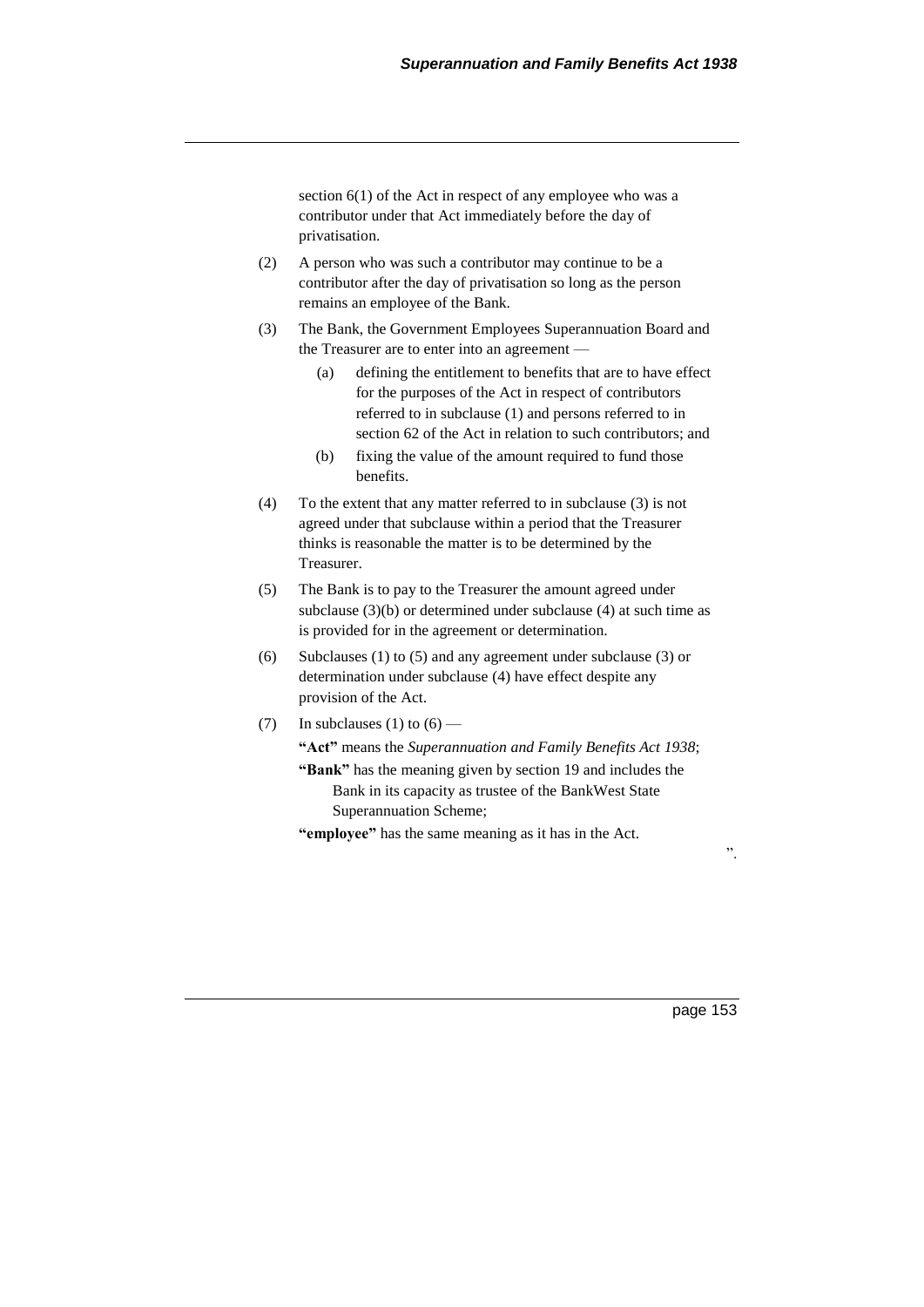section 6(1) of the Act in respect of any employee who was a contributor under that Act immediately before the day of privatisation.

(2) A person who was such a contributor may continue to be a contributor after the day of privatisation so long as the person remains an employee of the Bank.

(3) The Bank, the Government Employees Superannuation Board and the Treasurer are to enter into an agreement —

(a) defining the entitlement to benefits that are to have effect for the purposes of the Act in respect of contributors referred to in subclause (1) and persons referred to in section 62 of the Act in relation to such contributors; and

(b) fixing the value of the amount required to fund those benefits.

(4) To the extent that any matter referred to in subclause (3) is not agreed under that subclause within a period that the Treasurer thinks is reasonable the matter is to be determined by the Treasurer.

(5) The Bank is to pay to the Treasurer the amount agreed under subclause (3)(b) or determined under subclause (4) at such time as is provided for in the agreement or determination.

(6) Subclauses (1) to (5) and any agreement under subclause (3) or determination under subclause (4) have effect despite any provision of the Act.

(7) In subclauses (1) to (6) —

**"Act"** means the *Superannuation and Family Benefits Act 1938*;

**"Bank"** has the meaning given by section 19 and includes the Bank in its capacity as trustee of the BankWest State Superannuation Scheme;

**"employee"** has the same meaning as it has in the Act.

".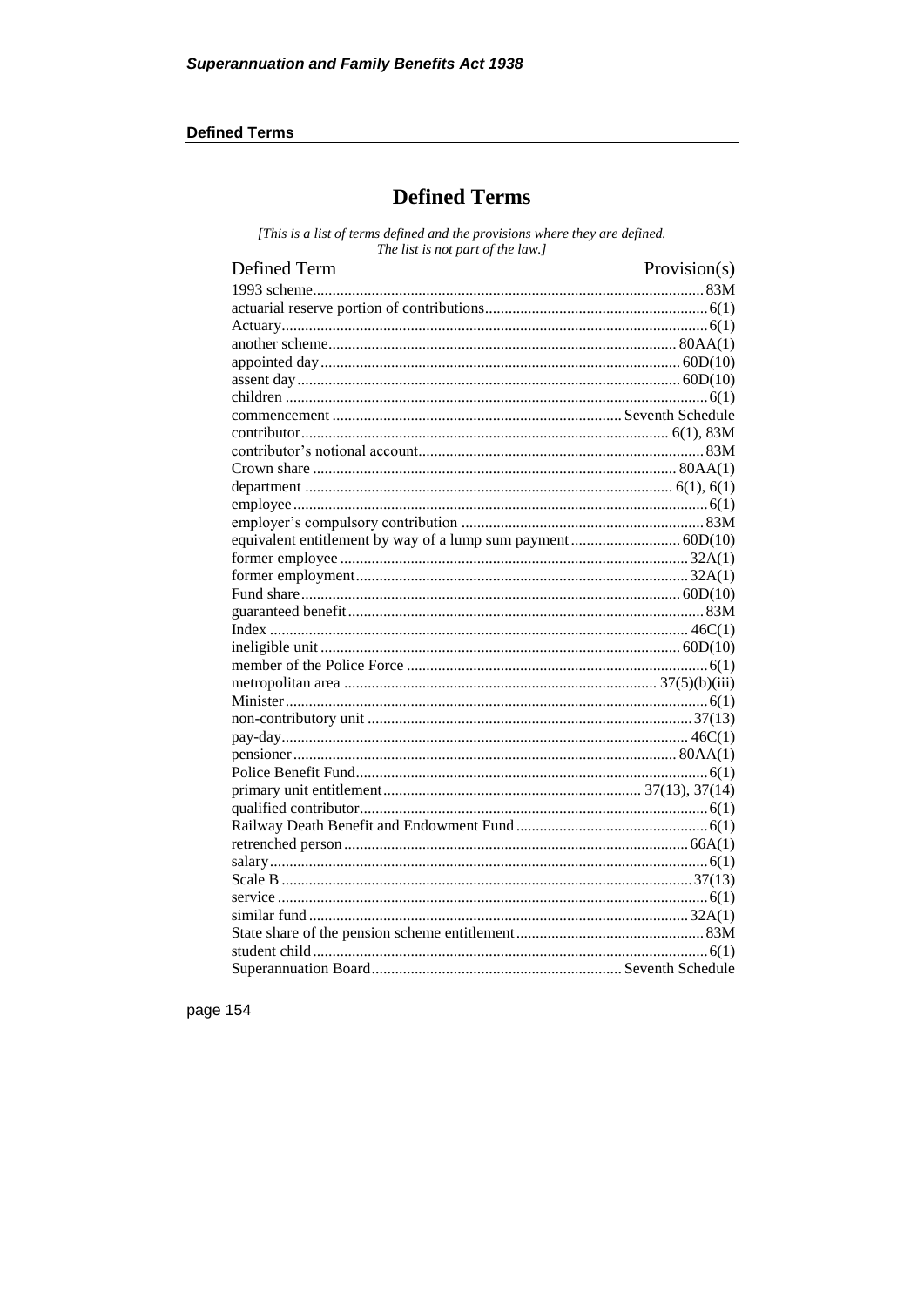# Defined Terms

*[This is a list of terms defined and the provisions where they are defined. The list is not part of the law.]*

| Defined Term | Provision(s) |
|---|---|
| 1993 scheme | 83M |
| actuarial reserve portion of contributions | 6(1) |
| Actuary | 6(1) |
| another scheme | 80AA(1) |
| appointed day | 60D(10) |
| assent day | 60D(10) |
| children | 6(1) |
| commencement | Seventh Schedule |
| contributor | 6(1), 83M |
| contributor's notional account | 83M |
| Crown share | 80AA(1) |
| department | 6(1), 6(1) |
| employee | 6(1) |
| employer's compulsory contribution | 83M |
| equivalent entitlement by way of a lump sum payment | 60D(10) |
| former employee | 32A(1) |
| former employment | 32A(1) |
| Fund share | 60D(10) |
| guaranteed benefit | 83M |
| Index | 46C(1) |
| ineligible unit | 60D(10) |
| member of the Police Force | 6(1) |
| metropolitan area | 37(5)(b)(iii) |
| Minister | 6(1) |
| non-contributory unit | 37(13) |
| pay-day | 46C(1) |
| pensioner | 80AA(1) |
| Police Benefit Fund | 6(1) |
| primary unit entitlement | 37(13), 37(14) |
| qualified contributor | 6(1) |
| Railway Death Benefit and Endowment Fund | 6(1) |
| retrenched person | 66A(1) |
| salary | 6(1) |
| Scale B | 37(13) |
| service | 6(1) |
| similar fund | 32A(1) |
| State share of the pension scheme entitlement | 83M |
| student child | 6(1) |
| Superannuation Board | Seventh Schedule |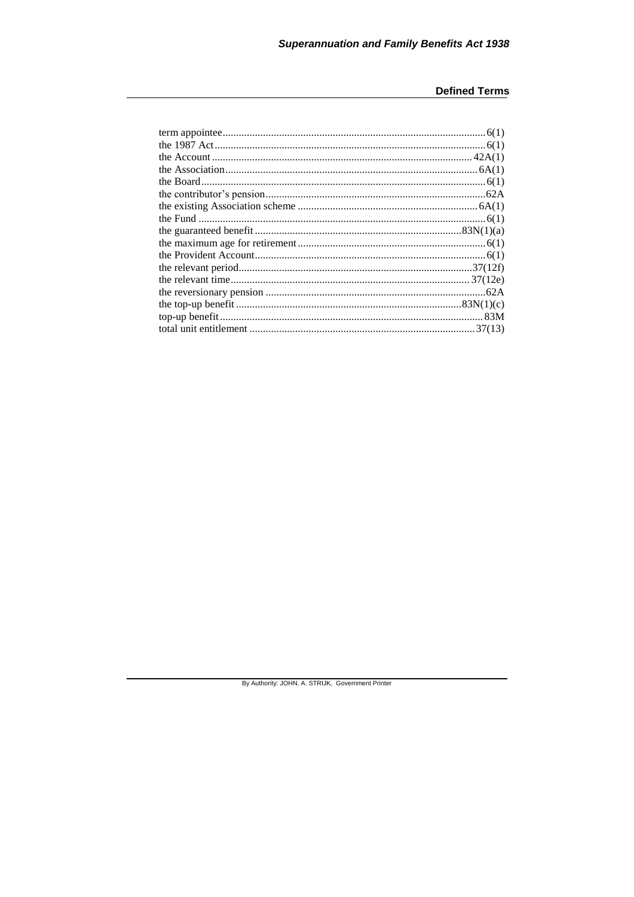## Defined Terms

term appointee ........................................................................................ 6(1)
the 1987 Act ........................................................................................ 6(1)
the Account ........................................................................................ 42A(1)
the Association ........................................................................................ 6A(1)
the Board ........................................................................................ 6(1)
the contributor's pension ........................................................................................ 62A
the existing Association scheme ........................................................................................ 6A(1)
the Fund ........................................................................................ 6(1)
the guaranteed benefit ........................................................................................ 83N(1)(a)
the maximum age for retirement ........................................................................................ 6(1)
the Provident Account ........................................................................................ 6(1)
the relevant period ........................................................................................ 37(12f)
the relevant time ........................................................................................ 37(12e)
the reversionary pension ........................................................................................ 62A
the top-up benefit ........................................................................................ 83N(1)(c)
top-up benefit ........................................................................................ 83M
total unit entitlement ........................................................................................ 37(13)

By Authority: JOHN. A. STRIJK, Government Printer